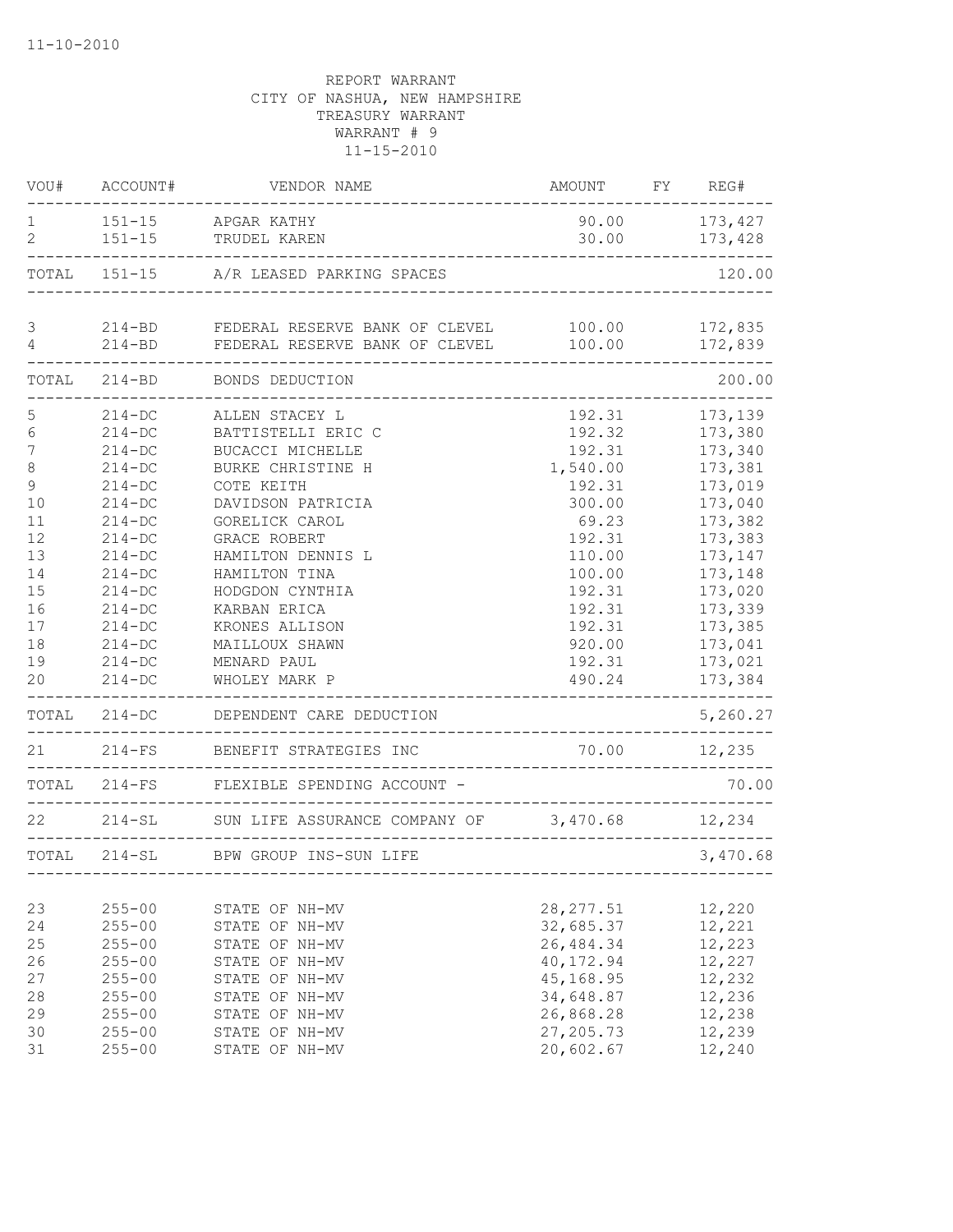11-10-2010

REPORT WARRANT
CITY OF NASHUA, NEW HAMPSHIRE
TREASURY WARRANT
WARRANT # 9
11-15-2010

| VOU# | ACCOUNT# | VENDOR NAME | AMOUNT | FY | REG# |
|---|---|---|---|---|---|
| 1 | 151-15 | APGAR KATHY | 90.00 | | 173,427 |
| 2 | 151-15 | TRUDEL KAREN | 30.00 | | 173,428 |
| TOTAL | 151-15 | A/R LEASED PARKING SPACES | | | 120.00 |
| 3 | 214-BD | FEDERAL RESERVE BANK OF CLEVEL | 100.00 | | 172,835 |
| 4 | 214-BD | FEDERAL RESERVE BANK OF CLEVEL | 100.00 | | 172,839 |
| TOTAL | 214-BD | BONDS DEDUCTION | | | 200.00 |
| 5 | 214-DC | ALLEN STACEY L | 192.31 | | 173,139 |
| 6 | 214-DC | BATTISTELLI ERIC C | 192.32 | | 173,380 |
| 7 | 214-DC | BUCACCI MICHELLE | 192.31 | | 173,340 |
| 8 | 214-DC | BURKE CHRISTINE H | 1,540.00 | | 173,381 |
| 9 | 214-DC | COTE KEITH | 192.31 | | 173,019 |
| 10 | 214-DC | DAVIDSON PATRICIA | 300.00 | | 173,040 |
| 11 | 214-DC | GORELICK CAROL | 69.23 | | 173,382 |
| 12 | 214-DC | GRACE ROBERT | 192.31 | | 173,383 |
| 13 | 214-DC | HAMILTON DENNIS L | 110.00 | | 173,147 |
| 14 | 214-DC | HAMILTON TINA | 100.00 | | 173,148 |
| 15 | 214-DC | HODGDON CYNTHIA | 192.31 | | 173,020 |
| 16 | 214-DC | KARBAN ERICA | 192.31 | | 173,339 |
| 17 | 214-DC | KRONES ALLISON | 192.31 | | 173,385 |
| 18 | 214-DC | MAILLOUX SHAWN | 920.00 | | 173,041 |
| 19 | 214-DC | MENARD PAUL | 192.31 | | 173,021 |
| 20 | 214-DC | WHOLEY MARK P | 490.24 | | 173,384 |
| TOTAL | 214-DC | DEPENDENT CARE DEDUCTION | | | 5,260.27 |
| 21 | 214-FS | BENEFIT STRATEGIES INC | 70.00 | | 12,235 |
| TOTAL | 214-FS | FLEXIBLE SPENDING ACCOUNT - | | | 70.00 |
| 22 | 214-SL | SUN LIFE ASSURANCE COMPANY OF | 3,470.68 | | 12,234 |
| TOTAL | 214-SL | BPW GROUP INS-SUN LIFE | | | 3,470.68 |
| 23 | 255-00 | STATE OF NH-MV | 28,277.51 | | 12,220 |
| 24 | 255-00 | STATE OF NH-MV | 32,685.37 | | 12,221 |
| 25 | 255-00 | STATE OF NH-MV | 26,484.34 | | 12,223 |
| 26 | 255-00 | STATE OF NH-MV | 40,172.94 | | 12,227 |
| 27 | 255-00 | STATE OF NH-MV | 45,168.95 | | 12,232 |
| 28 | 255-00 | STATE OF NH-MV | 34,648.87 | | 12,236 |
| 29 | 255-00 | STATE OF NH-MV | 26,868.28 | | 12,238 |
| 30 | 255-00 | STATE OF NH-MV | 27,205.73 | | 12,239 |
| 31 | 255-00 | STATE OF NH-MV | 20,602.67 | | 12,240 |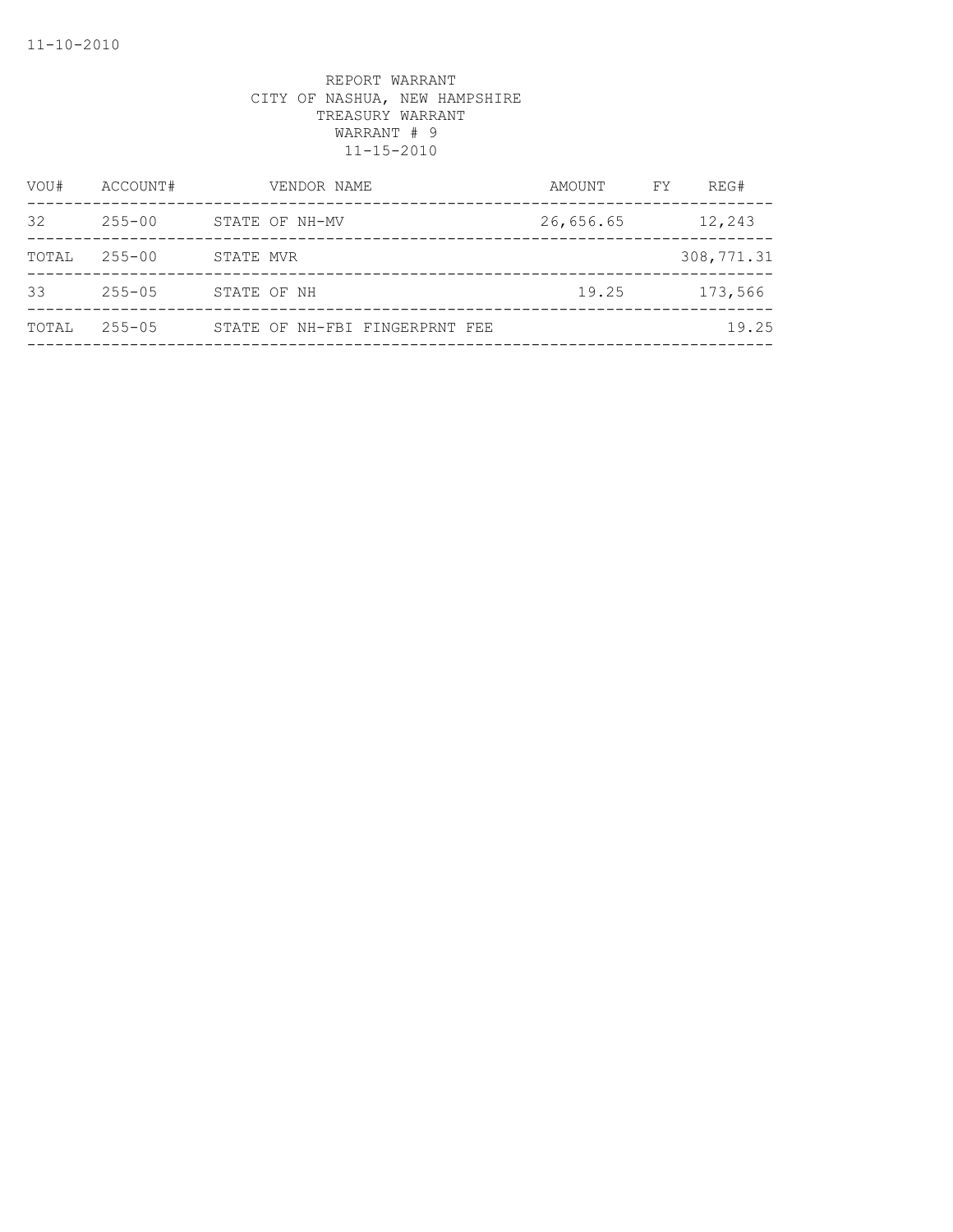REPORT WARRANT
CITY OF NASHUA, NEW HAMPSHIRE
TREASURY WARRANT
WARRANT # 9
11-15-2010

| VOU# | ACCOUNT# | VENDOR NAME | AMOUNT | FY | REG# |
|---|---|---|---|---|---|
| 32 | 255-00 | STATE OF NH-MV | 26,656.65 | | 12,243 |
| TOTAL | 255-00 | STATE MVR | | | 308,771.31 |
| 33 | 255-05 | STATE OF NH | 19.25 | | 173,566 |
| TOTAL | 255-05 | STATE OF NH-FBI FINGERPRNT FEE | | | 19.25 |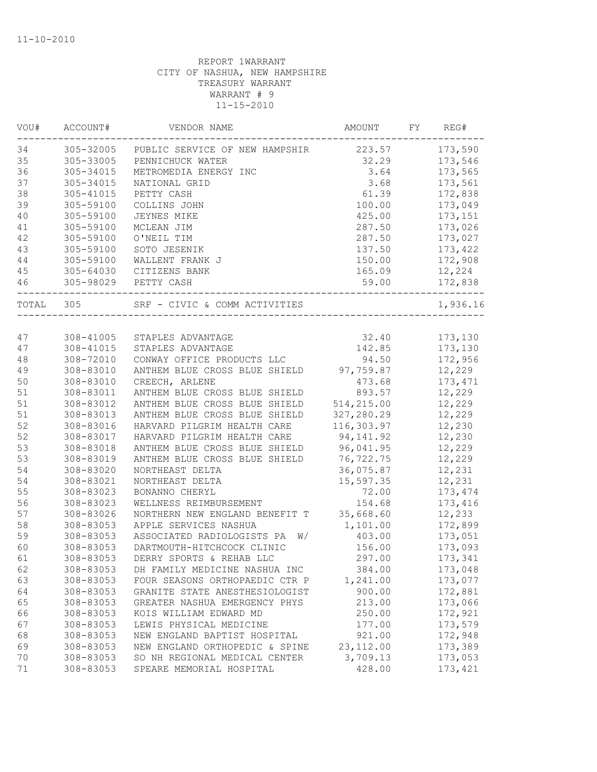11-10-2010

REPORT 1WARRANT
CITY OF NASHUA, NEW HAMPSHIRE
TREASURY WARRANT
WARRANT # 9
11-15-2010

| VOU# | ACCOUNT# | VENDOR NAME | AMOUNT | FY | REG# |
|---|---|---|---|---|---|
| 34 | 305-32005 | PUBLIC SERVICE OF NEW HAMPSHIR | 223.57 | | 173,590 |
| 35 | 305-33005 | PENNICHUCK WATER | 32.29 | | 173,546 |
| 36 | 305-34015 | METROMEDIA ENERGY INC | 3.64 | | 173,565 |
| 37 | 305-34015 | NATIONAL GRID | 3.68 | | 173,561 |
| 38 | 305-41015 | PETTY CASH | 61.39 | | 172,838 |
| 39 | 305-59100 | COLLINS JOHN | 100.00 | | 173,049 |
| 40 | 305-59100 | JEYNES MIKE | 425.00 | | 173,151 |
| 41 | 305-59100 | MCLEAN JIM | 287.50 | | 173,026 |
| 42 | 305-59100 | O'NEIL TIM | 287.50 | | 173,027 |
| 43 | 305-59100 | SOTO JESENIK | 137.50 | | 173,422 |
| 44 | 305-59100 | WALLENT FRANK J | 150.00 | | 172,908 |
| 45 | 305-64030 | CITIZENS BANK | 165.09 | | 12,224 |
| 46 | 305-98029 | PETTY CASH | 59.00 | | 172,838 |
| TOTAL | 305 | SRF - CIVIC & COMM ACTIVITIES | | | 1,936.16 |

| VOU# | ACCOUNT# | VENDOR NAME | AMOUNT | FY | REG# |
|---|---|---|---|---|---|
| 47 | 308-41005 | STAPLES ADVANTAGE | 32.40 | | 173,130 |
| 47 | 308-41015 | STAPLES ADVANTAGE | 142.85 | | 173,130 |
| 48 | 308-72010 | CONWAY OFFICE PRODUCTS LLC | 94.50 | | 172,956 |
| 49 | 308-83010 | ANTHEM BLUE CROSS BLUE SHIELD | 97,759.87 | | 12,229 |
| 50 | 308-83010 | CREECH, ARLENE | 473.68 | | 173,471 |
| 51 | 308-83011 | ANTHEM BLUE CROSS BLUE SHIELD | 893.57 | | 12,229 |
| 51 | 308-83012 | ANTHEM BLUE CROSS BLUE SHIELD | 514,215.00 | | 12,229 |
| 51 | 308-83013 | ANTHEM BLUE CROSS BLUE SHIELD | 327,280.29 | | 12,229 |
| 52 | 308-83016 | HARVARD PILGRIM HEALTH CARE | 116,303.97 | | 12,230 |
| 52 | 308-83017 | HARVARD PILGRIM HEALTH CARE | 94,141.92 | | 12,230 |
| 53 | 308-83018 | ANTHEM BLUE CROSS BLUE SHIELD | 96,041.95 | | 12,229 |
| 53 | 308-83019 | ANTHEM BLUE CROSS BLUE SHIELD | 76,722.75 | | 12,229 |
| 54 | 308-83020 | NORTHEAST DELTA | 36,075.87 | | 12,231 |
| 54 | 308-83021 | NORTHEAST DELTA | 15,597.35 | | 12,231 |
| 55 | 308-83023 | BONANNO CHERYL | 72.00 | | 173,474 |
| 56 | 308-83023 | WELLNESS REIMBURSEMENT | 154.68 | | 173,416 |
| 57 | 308-83026 | NORTHERN NEW ENGLAND BENEFIT T | 35,668.60 | | 12,233 |
| 58 | 308-83053 | APPLE SERVICES NASHUA | 1,101.00 | | 172,899 |
| 59 | 308-83053 | ASSOCIATED RADIOLOGISTS PA W/ | 403.00 | | 173,051 |
| 60 | 308-83053 | DARTMOUTH-HITCHCOCK CLINIC | 156.00 | | 173,093 |
| 61 | 308-83053 | DERRY SPORTS & REHAB LLC | 297.00 | | 173,341 |
| 62 | 308-83053 | DH FAMILY MEDICINE NASHUA INC | 384.00 | | 173,048 |
| 63 | 308-83053 | FOUR SEASONS ORTHOPAEDIC CTR P | 1,241.00 | | 173,077 |
| 64 | 308-83053 | GRANITE STATE ANESTHESIOLOGIST | 900.00 | | 172,881 |
| 65 | 308-83053 | GREATER NASHUA EMERGENCY PHYS | 213.00 | | 173,066 |
| 66 | 308-83053 | KOIS WILLIAM EDWARD MD | 250.00 | | 172,921 |
| 67 | 308-83053 | LEWIS PHYSICAL MEDICINE | 177.00 | | 173,579 |
| 68 | 308-83053 | NEW ENGLAND BAPTIST HOSPITAL | 921.00 | | 172,948 |
| 69 | 308-83053 | NEW ENGLAND ORTHOPEDIC & SPINE | 23,112.00 | | 173,389 |
| 70 | 308-83053 | SO NH REGIONAL MEDICAL CENTER | 3,709.13 | | 173,053 |
| 71 | 308-83053 | SPEARE MEMORIAL HOSPITAL | 428.00 | | 173,421 |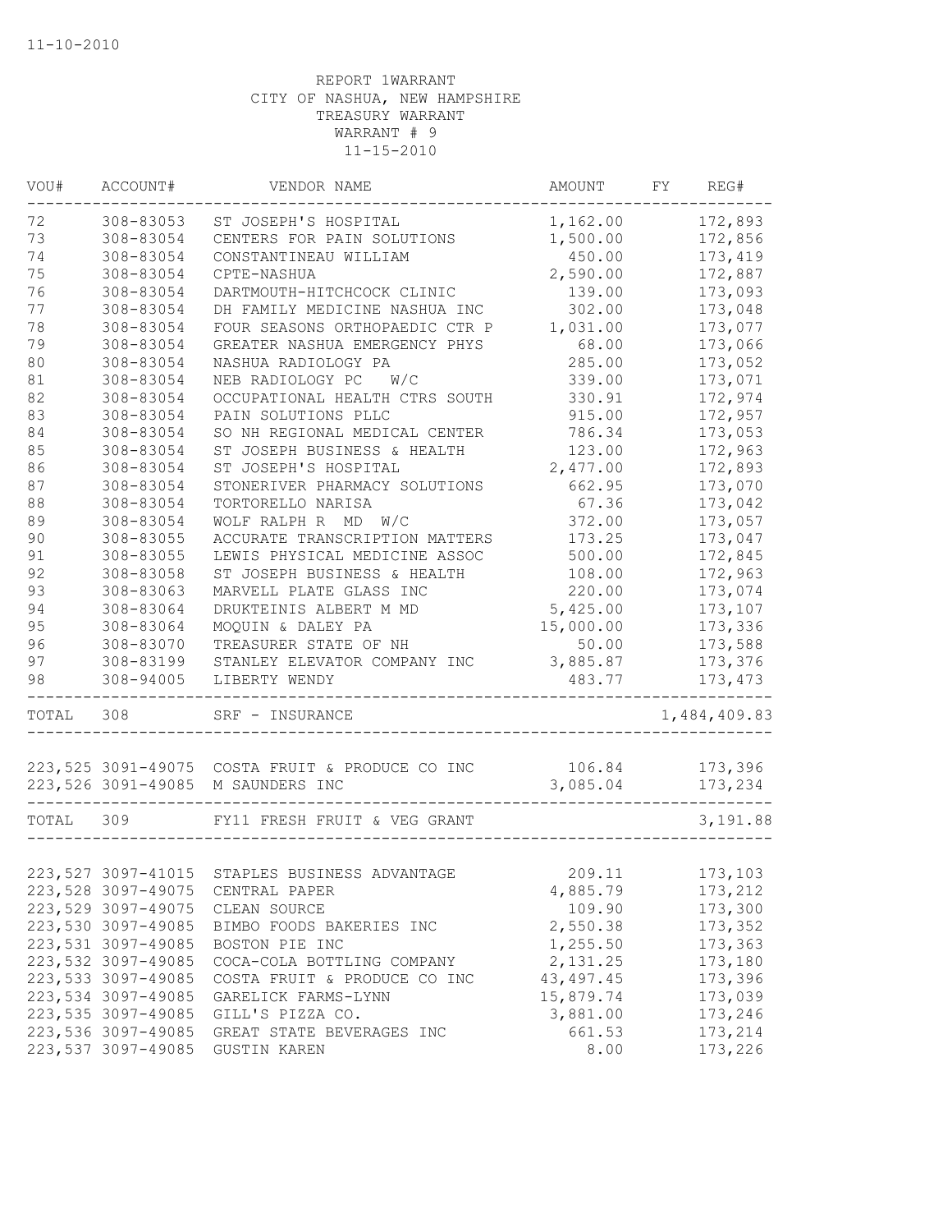11-10-2010

REPORT 1WARRANT
CITY OF NASHUA, NEW HAMPSHIRE
TREASURY WARRANT
WARRANT # 9
11-15-2010

| VOU# | ACCOUNT# | VENDOR NAME | AMOUNT | FY | REG# |
|---|---|---|---|---|---|
| 72 | 308-83053 | ST JOSEPH'S HOSPITAL | 1,162.00 | | 172,893 |
| 73 | 308-83054 | CENTERS FOR PAIN SOLUTIONS | 1,500.00 | | 172,856 |
| 74 | 308-83054 | CONSTANTINEAU WILLIAM | 450.00 | | 173,419 |
| 75 | 308-83054 | CPTE-NASHUA | 2,590.00 | | 172,887 |
| 76 | 308-83054 | DARTMOUTH-HITCHCOCK CLINIC | 139.00 | | 173,093 |
| 77 | 308-83054 | DH FAMILY MEDICINE NASHUA INC | 302.00 | | 173,048 |
| 78 | 308-83054 | FOUR SEASONS ORTHOPAEDIC CTR P | 1,031.00 | | 173,077 |
| 79 | 308-83054 | GREATER NASHUA EMERGENCY PHYS | 68.00 | | 173,066 |
| 80 | 308-83054 | NASHUA RADIOLOGY PA | 285.00 | | 173,052 |
| 81 | 308-83054 | NEB RADIOLOGY PC W/C | 339.00 | | 173,071 |
| 82 | 308-83054 | OCCUPATIONAL HEALTH CTRS SOUTH | 330.91 | | 172,974 |
| 83 | 308-83054 | PAIN SOLUTIONS PLLC | 915.00 | | 172,957 |
| 84 | 308-83054 | SO NH REGIONAL MEDICAL CENTER | 786.34 | | 173,053 |
| 85 | 308-83054 | ST JOSEPH BUSINESS & HEALTH | 123.00 | | 172,963 |
| 86 | 308-83054 | ST JOSEPH'S HOSPITAL | 2,477.00 | | 172,893 |
| 87 | 308-83054 | STONERIVER PHARMACY SOLUTIONS | 662.95 | | 173,070 |
| 88 | 308-83054 | TORTORELLO NARISA | 67.36 | | 173,042 |
| 89 | 308-83054 | WOLF RALPH R MD W/C | 372.00 | | 173,057 |
| 90 | 308-83055 | ACCURATE TRANSCRIPTION MATTERS | 173.25 | | 173,047 |
| 91 | 308-83055 | LEWIS PHYSICAL MEDICINE ASSOC | 500.00 | | 172,845 |
| 92 | 308-83058 | ST JOSEPH BUSINESS & HEALTH | 108.00 | | 172,963 |
| 93 | 308-83063 | MARVELL PLATE GLASS INC | 220.00 | | 173,074 |
| 94 | 308-83064 | DRUKTEINIS ALBERT M MD | 5,425.00 | | 173,107 |
| 95 | 308-83064 | MOQUIN & DALEY PA | 15,000.00 | | 173,336 |
| 96 | 308-83070 | TREASURER STATE OF NH | 50.00 | | 173,588 |
| 97 | 308-83199 | STANLEY ELEVATOR COMPANY INC | 3,885.87 | | 173,376 |
| 98 | 308-94005 | LIBERTY WENDY | 483.77 | | 173,473 |
| TOTAL | 308 | SRF - INSURANCE | | | 1,484,409.83 |
| 223,525 | 3091-49075 | COSTA FRUIT & PRODUCE CO INC | 106.84 | | 173,396 |
| 223,526 | 3091-49085 | M SAUNDERS INC | 3,085.04 | | 173,234 |
| TOTAL | 309 | FY11 FRESH FRUIT & VEG GRANT | | | 3,191.88 |
| 223,527 | 3097-41015 | STAPLES BUSINESS ADVANTAGE | 209.11 | | 173,103 |
| 223,528 | 3097-49075 | CENTRAL PAPER | 4,885.79 | | 173,212 |
| 223,529 | 3097-49075 | CLEAN SOURCE | 109.90 | | 173,300 |
| 223,530 | 3097-49085 | BIMBO FOODS BAKERIES INC | 2,550.38 | | 173,352 |
| 223,531 | 3097-49085 | BOSTON PIE INC | 1,255.50 | | 173,363 |
| 223,532 | 3097-49085 | COCA-COLA BOTTLING COMPANY | 2,131.25 | | 173,180 |
| 223,533 | 3097-49085 | COSTA FRUIT & PRODUCE CO INC | 43,497.45 | | 173,396 |
| 223,534 | 3097-49085 | GARELICK FARMS-LYNN | 15,879.74 | | 173,039 |
| 223,535 | 3097-49085 | GILL'S PIZZA CO. | 3,881.00 | | 173,246 |
| 223,536 | 3097-49085 | GREAT STATE BEVERAGES INC | 661.53 | | 173,214 |
| 223,537 | 3097-49085 | GUSTIN KAREN | 8.00 | | 173,226 |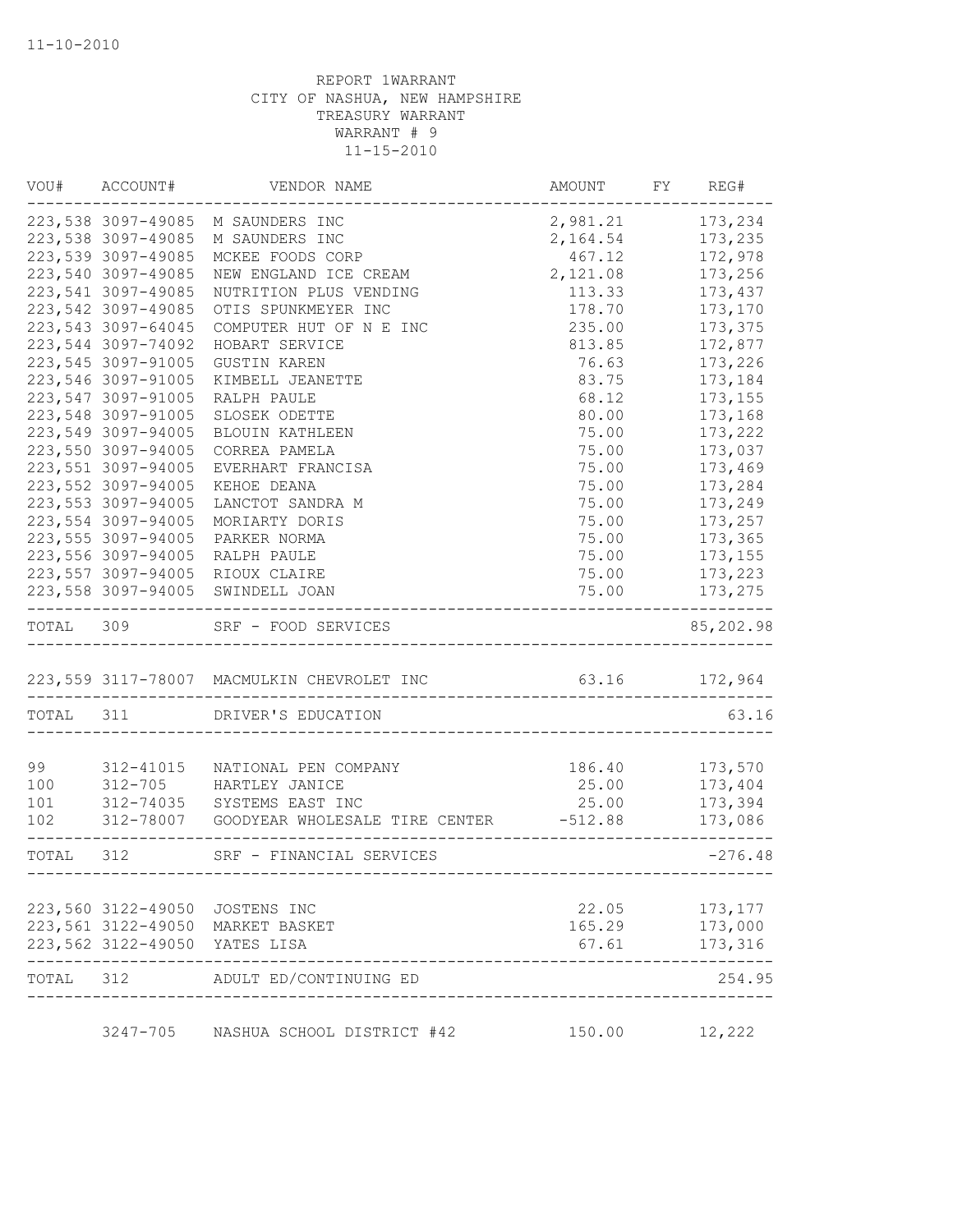11-10-2010

REPORT 1WARRANT
CITY OF NASHUA, NEW HAMPSHIRE
TREASURY WARRANT
WARRANT # 9
11-15-2010

| VOU# | ACCOUNT# | VENDOR NAME | AMOUNT | FY | REG# |
|---|---|---|---|---|---|
| 223,538 | 3097-49085 | M SAUNDERS INC | 2,981.21 | | 173,234 |
| 223,538 | 3097-49085 | M SAUNDERS INC | 2,164.54 | | 173,235 |
| 223,539 | 3097-49085 | MCKEE FOODS CORP | 467.12 | | 172,978 |
| 223,540 | 3097-49085 | NEW ENGLAND ICE CREAM | 2,121.08 | | 173,256 |
| 223,541 | 3097-49085 | NUTRITION PLUS VENDING | 113.33 | | 173,437 |
| 223,542 | 3097-49085 | OTIS SPUNKMEYER INC | 178.70 | | 173,170 |
| 223,543 | 3097-64045 | COMPUTER HUT OF N E INC | 235.00 | | 173,375 |
| 223,544 | 3097-74092 | HOBART SERVICE | 813.85 | | 172,877 |
| 223,545 | 3097-91005 | GUSTIN KAREN | 76.63 | | 173,226 |
| 223,546 | 3097-91005 | KIMBELL JEANETTE | 83.75 | | 173,184 |
| 223,547 | 3097-91005 | RALPH PAULE | 68.12 | | 173,155 |
| 223,548 | 3097-91005 | SLOSEK ODETTE | 80.00 | | 173,168 |
| 223,549 | 3097-94005 | BLOUIN KATHLEEN | 75.00 | | 173,222 |
| 223,550 | 3097-94005 | CORREA PAMELA | 75.00 | | 173,037 |
| 223,551 | 3097-94005 | EVERHART FRANCISA | 75.00 | | 173,469 |
| 223,552 | 3097-94005 | KEHOE DEANA | 75.00 | | 173,284 |
| 223,553 | 3097-94005 | LANCTOT SANDRA M | 75.00 | | 173,249 |
| 223,554 | 3097-94005 | MORIARTY DORIS | 75.00 | | 173,257 |
| 223,555 | 3097-94005 | PARKER NORMA | 75.00 | | 173,365 |
| 223,556 | 3097-94005 | RALPH PAULE | 75.00 | | 173,155 |
| 223,557 | 3097-94005 | RIOUX CLAIRE | 75.00 | | 173,223 |
| 223,558 | 3097-94005 | SWINDELL JOAN | 75.00 | | 173,275 |
| TOTAL | 309 | SRF - FOOD SERVICES | | | 85,202.98 |
| 223,559 | 3117-78007 | MACMULKIN CHEVROLET INC | 63.16 | | 172,964 |
| TOTAL | 311 | DRIVER'S EDUCATION | | | 63.16 |
| 99 | 312-41015 | NATIONAL PEN COMPANY | 186.40 | | 173,570 |
| 100 | 312-705 | HARTLEY JANICE | 25.00 | | 173,404 |
| 101 | 312-74035 | SYSTEMS EAST INC | 25.00 | | 173,394 |
| 102 | 312-78007 | GOODYEAR WHOLESALE TIRE CENTER | -512.88 | | 173,086 |
| TOTAL | 312 | SRF - FINANCIAL SERVICES | | | -276.48 |
| 223,560 | 3122-49050 | JOSTENS INC | 22.05 | | 173,177 |
| 223,561 | 3122-49050 | MARKET BASKET | 165.29 | | 173,000 |
| 223,562 | 3122-49050 | YATES LISA | 67.61 | | 173,316 |
| TOTAL | 312 | ADULT ED/CONTINUING ED | | | 254.95 |
| | 3247-705 | NASHUA SCHOOL DISTRICT #42 | 150.00 | | 12,222 |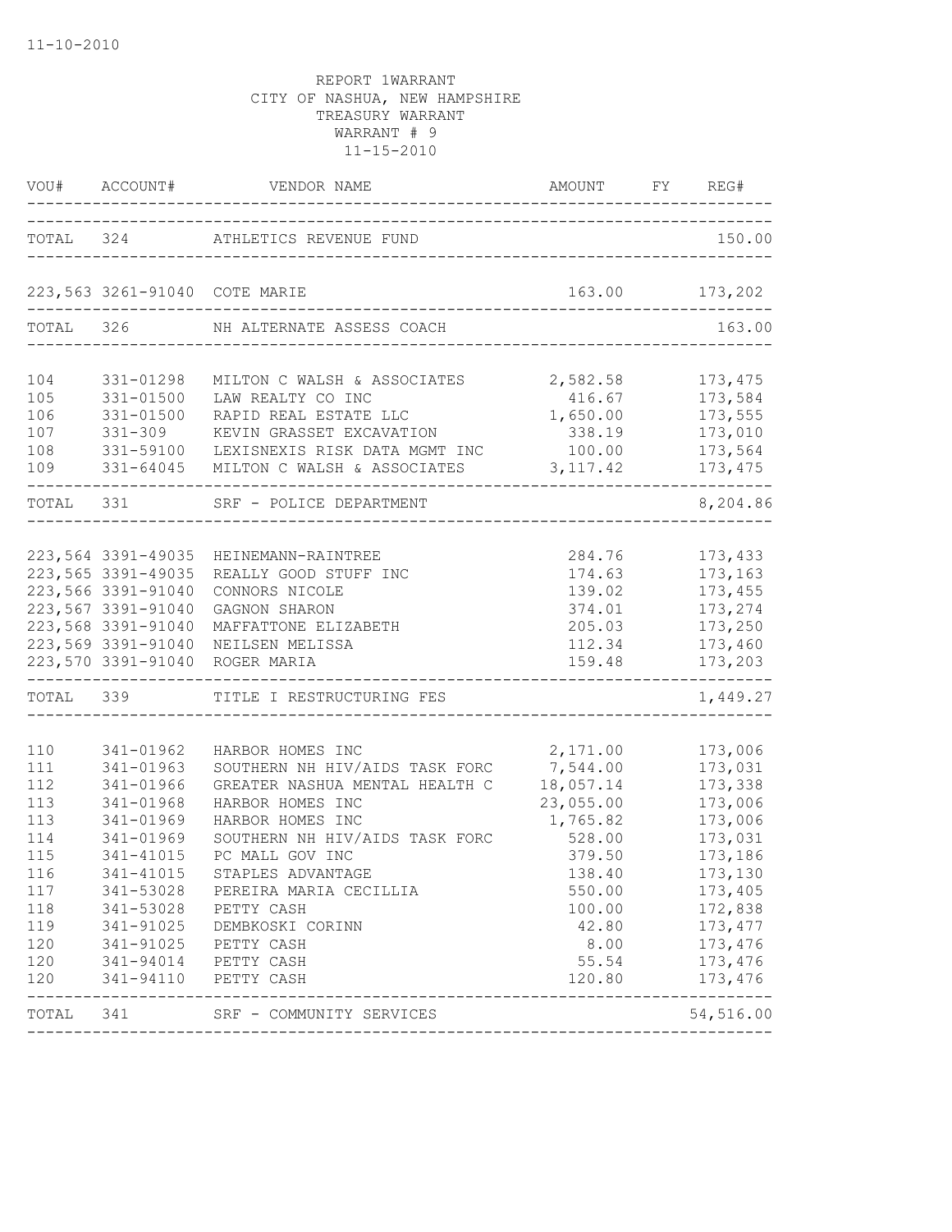11-10-2010

REPORT 1WARRANT
CITY OF NASHUA, NEW HAMPSHIRE
TREASURY WARRANT
WARRANT # 9
11-15-2010

| VOU# | ACCOUNT# | VENDOR NAME | AMOUNT | FY | REG# |
|---|---|---|---|---|---|
| TOTAL | 324 | ATHLETICS REVENUE FUND | | | 150.00 |
| 223,563 | 3261-91040 | COTE MARIE | 163.00 | | 173,202 |
| TOTAL | 326 | NH ALTERNATE ASSESS COACH | | | 163.00 |
| 104 | 331-01298 | MILTON C WALSH & ASSOCIATES | 2,582.58 | | 173,475 |
| 105 | 331-01500 | LAW REALTY CO INC | 416.67 | | 173,584 |
| 106 | 331-01500 | RAPID REAL ESTATE LLC | 1,650.00 | | 173,555 |
| 107 | 331-309 | KEVIN GRASSET EXCAVATION | 338.19 | | 173,010 |
| 108 | 331-59100 | LEXISNEXIS RISK DATA MGMT INC | 100.00 | | 173,564 |
| 109 | 331-64045 | MILTON C WALSH & ASSOCIATES | 3,117.42 | | 173,475 |
| TOTAL | 331 | SRF - POLICE DEPARTMENT | | | 8,204.86 |
| 223,564 | 3391-49035 | HEINEMANN-RAINTREE | 284.76 | | 173,433 |
| 223,565 | 3391-49035 | REALLY GOOD STUFF INC | 174.63 | | 173,163 |
| 223,566 | 3391-91040 | CONNORS NICOLE | 139.02 | | 173,455 |
| 223,567 | 3391-91040 | GAGNON SHARON | 374.01 | | 173,274 |
| 223,568 | 3391-91040 | MAFFATTONE ELIZABETH | 205.03 | | 173,250 |
| 223,569 | 3391-91040 | NEILSEN MELISSA | 112.34 | | 173,460 |
| 223,570 | 3391-91040 | ROGER MARIA | 159.48 | | 173,203 |
| TOTAL | 339 | TITLE I RESTRUCTURING FES | | | 1,449.27 |
| 110 | 341-01962 | HARBOR HOMES INC | 2,171.00 | | 173,006 |
| 111 | 341-01963 | SOUTHERN NH HIV/AIDS TASK FORC | 7,544.00 | | 173,031 |
| 112 | 341-01966 | GREATER NASHUA MENTAL HEALTH C | 18,057.14 | | 173,338 |
| 113 | 341-01968 | HARBOR HOMES INC | 23,055.00 | | 173,006 |
| 113 | 341-01969 | HARBOR HOMES INC | 1,765.82 | | 173,006 |
| 114 | 341-01969 | SOUTHERN NH HIV/AIDS TASK FORC | 528.00 | | 173,031 |
| 115 | 341-41015 | PC MALL GOV INC | 379.50 | | 173,186 |
| 116 | 341-41015 | STAPLES ADVANTAGE | 138.40 | | 173,130 |
| 117 | 341-53028 | PEREIRA MARIA CECILLIA | 550.00 | | 173,405 |
| 118 | 341-53028 | PETTY CASH | 100.00 | | 172,838 |
| 119 | 341-91025 | DEMBKOSKI CORINN | 42.80 | | 173,477 |
| 120 | 341-91025 | PETTY CASH | 8.00 | | 173,476 |
| 120 | 341-94014 | PETTY CASH | 55.54 | | 173,476 |
| 120 | 341-94110 | PETTY CASH | 120.80 | | 173,476 |
| TOTAL | 341 | SRF - COMMUNITY SERVICES | | | 54,516.00 |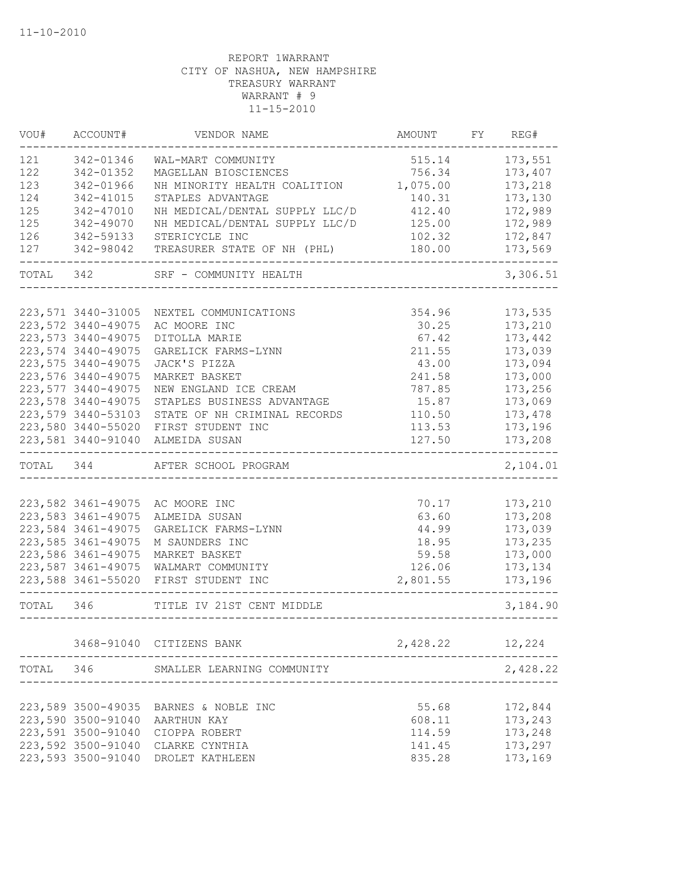11-10-2010

REPORT 1WARRANT
CITY OF NASHUA, NEW HAMPSHIRE
TREASURY WARRANT
WARRANT # 9
11-15-2010

| VOU# | ACCOUNT# | VENDOR NAME | AMOUNT | FY | REG# |
|---|---|---|---|---|---|
| 121 | 342-01346 | WAL-MART COMMUNITY | 515.14 | | 173,551 |
| 122 | 342-01352 | MAGELLAN BIOSCIENCES | 756.34 | | 173,407 |
| 123 | 342-01966 | NH MINORITY HEALTH COALITION | 1,075.00 | | 173,218 |
| 124 | 342-41015 | STAPLES ADVANTAGE | 140.31 | | 173,130 |
| 125 | 342-47010 | NH MEDICAL/DENTAL SUPPLY LLC/D | 412.40 | | 172,989 |
| 125 | 342-49070 | NH MEDICAL/DENTAL SUPPLY LLC/D | 125.00 | | 172,989 |
| 126 | 342-59133 | STERICYCLE INC | 102.32 | | 172,847 |
| 127 | 342-98042 | TREASURER STATE OF NH (PHL) | 180.00 | | 173,569 |
| TOTAL | 342 | SRF - COMMUNITY HEALTH | | | 3,306.51 |
| 223,571 | 3440-31005 | NEXTEL COMMUNICATIONS | 354.96 | | 173,535 |
| 223,572 | 3440-49075 | AC MOORE INC | 30.25 | | 173,210 |
| 223,573 | 3440-49075 | DITOLLA MARIE | 67.42 | | 173,442 |
| 223,574 | 3440-49075 | GARELICK FARMS-LYNN | 211.55 | | 173,039 |
| 223,575 | 3440-49075 | JACK'S PIZZA | 43.00 | | 173,094 |
| 223,576 | 3440-49075 | MARKET BASKET | 241.58 | | 173,000 |
| 223,577 | 3440-49075 | NEW ENGLAND ICE CREAM | 787.85 | | 173,256 |
| 223,578 | 3440-49075 | STAPLES BUSINESS ADVANTAGE | 15.87 | | 173,069 |
| 223,579 | 3440-53103 | STATE OF NH CRIMINAL RECORDS | 110.50 | | 173,478 |
| 223,580 | 3440-55020 | FIRST STUDENT INC | 113.53 | | 173,196 |
| 223,581 | 3440-91040 | ALMEIDA SUSAN | 127.50 | | 173,208 |
| TOTAL | 344 | AFTER SCHOOL PROGRAM | | | 2,104.01 |
| 223,582 | 3461-49075 | AC MOORE INC | 70.17 | | 173,210 |
| 223,583 | 3461-49075 | ALMEIDA SUSAN | 63.60 | | 173,208 |
| 223,584 | 3461-49075 | GARELICK FARMS-LYNN | 44.99 | | 173,039 |
| 223,585 | 3461-49075 | M SAUNDERS INC | 18.95 | | 173,235 |
| 223,586 | 3461-49075 | MARKET BASKET | 59.58 | | 173,000 |
| 223,587 | 3461-49075 | WALMART COMMUNITY | 126.06 | | 173,134 |
| 223,588 | 3461-55020 | FIRST STUDENT INC | 2,801.55 | | 173,196 |
| TOTAL | 346 | TITLE IV 21ST CENT MIDDLE | | | 3,184.90 |
| | 3468-91040 | CITIZENS BANK | 2,428.22 | | 12,224 |
| TOTAL | 346 | SMALLER LEARNING COMMUNITY | | | 2,428.22 |
| 223,589 | 3500-49035 | BARNES & NOBLE INC | 55.68 | | 172,844 |
| 223,590 | 3500-91040 | AARTHUN KAY | 608.11 | | 173,243 |
| 223,591 | 3500-91040 | CIOPPA ROBERT | 114.59 | | 173,248 |
| 223,592 | 3500-91040 | CLARKE CYNTHIA | 141.45 | | 173,297 |
| 223,593 | 3500-91040 | DROLET KATHLEEN | 835.28 | | 173,169 |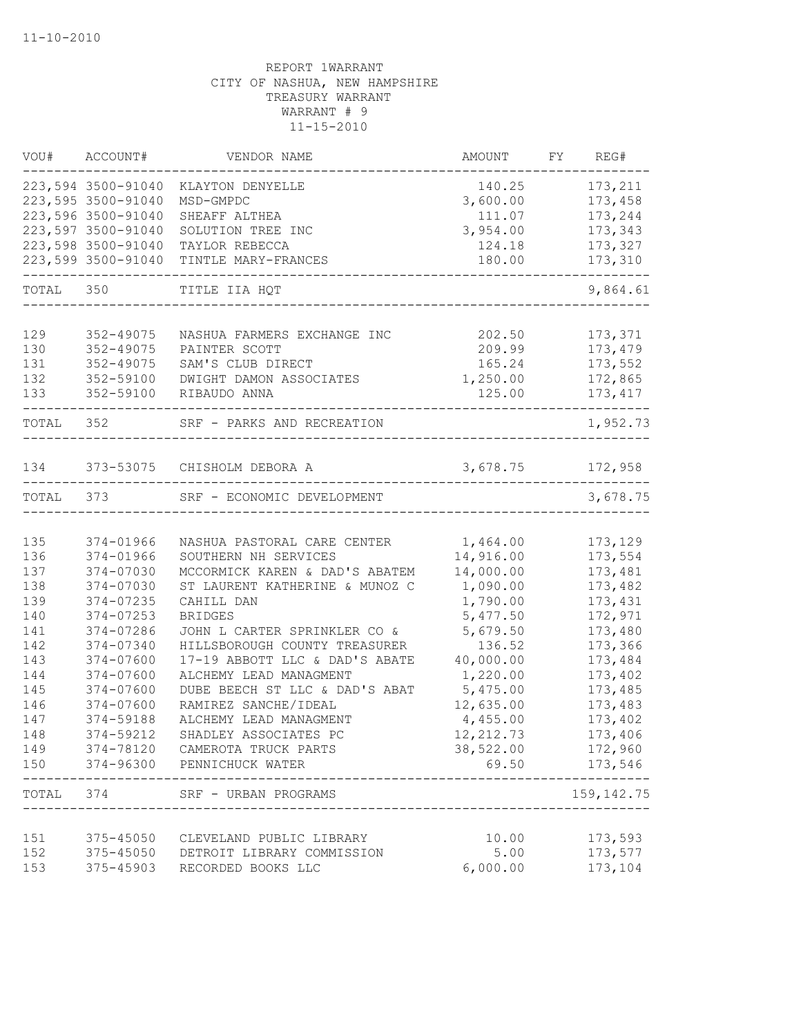REPORT 1WARRANT
CITY OF NASHUA, NEW HAMPSHIRE
TREASURY WARRANT
WARRANT # 9
11-15-2010

| VOU# | ACCOUNT# | VENDOR NAME | AMOUNT | FY | REG# |
|---|---|---|---|---|---|
| 223,594 | 3500-91040 | KLAYTON DENYELLE | 140.25 | | 173,211 |
| 223,595 | 3500-91040 | MSD-GMPDC | 3,600.00 | | 173,458 |
| 223,596 | 3500-91040 | SHEAFF ALTHEA | 111.07 | | 173,244 |
| 223,597 | 3500-91040 | SOLUTION TREE INC | 3,954.00 | | 173,343 |
| 223,598 | 3500-91040 | TAYLOR REBECCA | 124.18 | | 173,327 |
| 223,599 | 3500-91040 | TINTLE MARY-FRANCES | 180.00 | | 173,310 |
| TOTAL | 350 | TITLE IIA HQT | | | 9,864.61 |
| 129 | 352-49075 | NASHUA FARMERS EXCHANGE INC | 202.50 | | 173,371 |
| 130 | 352-49075 | PAINTER SCOTT | 209.99 | | 173,479 |
| 131 | 352-49075 | SAM'S CLUB DIRECT | 165.24 | | 173,552 |
| 132 | 352-59100 | DWIGHT DAMON ASSOCIATES | 1,250.00 | | 172,865 |
| 133 | 352-59100 | RIBAUDO ANNA | 125.00 | | 173,417 |
| TOTAL | 352 | SRF - PARKS AND RECREATION | | | 1,952.73 |
| 134 | 373-53075 | CHISHOLM DEBORA A | 3,678.75 | | 172,958 |
| TOTAL | 373 | SRF - ECONOMIC DEVELOPMENT | | | 3,678.75 |
| 135 | 374-01966 | NASHUA PASTORAL CARE CENTER | 1,464.00 | | 173,129 |
| 136 | 374-01966 | SOUTHERN NH SERVICES | 14,916.00 | | 173,554 |
| 137 | 374-07030 | MCCORMICK KAREN & DAD'S ABATEM | 14,000.00 | | 173,481 |
| 138 | 374-07030 | ST LAURENT KATHERINE & MUNOZ C | 1,090.00 | | 173,482 |
| 139 | 374-07235 | CAHILL DAN | 1,790.00 | | 173,431 |
| 140 | 374-07253 | BRIDGES | 5,477.50 | | 172,971 |
| 141 | 374-07286 | JOHN L CARTER SPRINKLER CO & | 5,679.50 | | 173,480 |
| 142 | 374-07340 | HILLSBOROUGH COUNTY TREASURER | 136.52 | | 173,366 |
| 143 | 374-07600 | 17-19 ABBOTT LLC & DAD'S ABATE | 40,000.00 | | 173,484 |
| 144 | 374-07600 | ALCHEMY LEAD MANAGMENT | 1,220.00 | | 173,402 |
| 145 | 374-07600 | DUBE BEECH ST LLC & DAD'S ABAT | 5,475.00 | | 173,485 |
| 146 | 374-07600 | RAMIREZ SANCHE/IDEAL | 12,635.00 | | 173,483 |
| 147 | 374-59188 | ALCHEMY LEAD MANAGMENT | 4,455.00 | | 173,402 |
| 148 | 374-59212 | SHADLEY ASSOCIATES PC | 12,212.73 | | 173,406 |
| 149 | 374-78120 | CAMEROTA TRUCK PARTS | 38,522.00 | | 172,960 |
| 150 | 374-96300 | PENNICHUCK WATER | 69.50 | | 173,546 |
| TOTAL | 374 | SRF - URBAN PROGRAMS | | | 159,142.75 |
| 151 | 375-45050 | CLEVELAND PUBLIC LIBRARY | 10.00 | | 173,593 |
| 152 | 375-45050 | DETROIT LIBRARY COMMISSION | 5.00 | | 173,577 |
| 153 | 375-45903 | RECORDED BOOKS LLC | 6,000.00 | | 173,104 |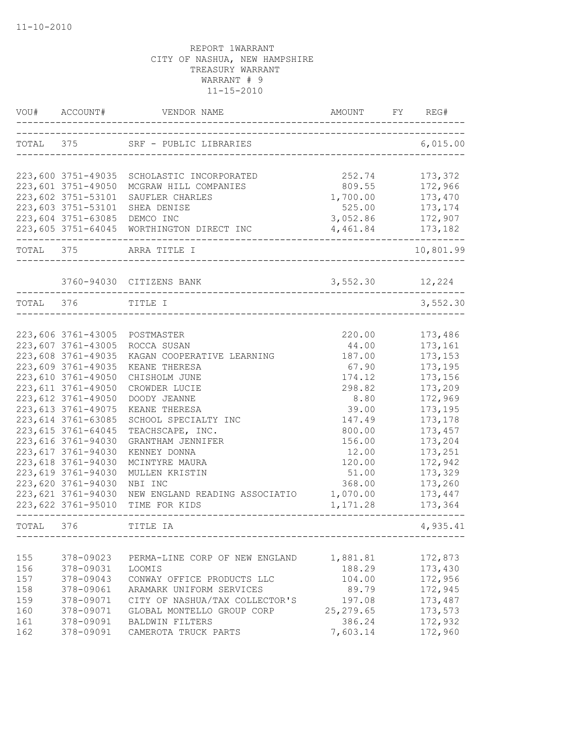11-10-2010

REPORT 1WARRANT
CITY OF NASHUA, NEW HAMPSHIRE
TREASURY WARRANT
WARRANT # 9
11-15-2010

| VOU# | ACCOUNT# | VENDOR NAME | AMOUNT | FY | REG# |
|---|---|---|---|---|---|
| TOTAL | 375 | SRF - PUBLIC LIBRARIES | | | 6,015.00 |
| 223,600 | 3751-49035 | SCHOLASTIC INCORPORATED | 252.74 | | 173,372 |
| 223,601 | 3751-49050 | MCGRAW HILL COMPANIES | 809.55 | | 172,966 |
| 223,602 | 3751-53101 | SAUFLER CHARLES | 1,700.00 | | 173,470 |
| 223,603 | 3751-53101 | SHEA DENISE | 525.00 | | 173,174 |
| 223,604 | 3751-63085 | DEMCO INC | 3,052.86 | | 172,907 |
| 223,605 | 3751-64045 | WORTHINGTON DIRECT INC | 4,461.84 | | 173,182 |
| TOTAL | 375 | ARRA TITLE I | | | 10,801.99 |
| | 3760-94030 | CITIZENS BANK | 3,552.30 | | 12,224 |
| TOTAL | 376 | TITLE I | | | 3,552.30 |
| 223,606 | 3761-43005 | POSTMASTER | 220.00 | | 173,486 |
| 223,607 | 3761-43005 | ROCCA SUSAN | 44.00 | | 173,161 |
| 223,608 | 3761-49035 | KAGAN COOPERATIVE LEARNING | 187.00 | | 173,153 |
| 223,609 | 3761-49035 | KEANE THERESA | 67.90 | | 173,195 |
| 223,610 | 3761-49050 | CHISHOLM JUNE | 174.12 | | 173,156 |
| 223,611 | 3761-49050 | CROWDER LUCIE | 298.82 | | 173,209 |
| 223,612 | 3761-49050 | DOODY JEANNE | 8.80 | | 172,969 |
| 223,613 | 3761-49075 | KEANE THERESA | 39.00 | | 173,195 |
| 223,614 | 3761-63085 | SCHOOL SPECIALTY INC | 147.49 | | 173,178 |
| 223,615 | 3761-64045 | TEACHSCAPE, INC. | 800.00 | | 173,457 |
| 223,616 | 3761-94030 | GRANTHAM JENNIFER | 156.00 | | 173,204 |
| 223,617 | 3761-94030 | KENNEY DONNA | 12.00 | | 173,251 |
| 223,618 | 3761-94030 | MCINTYRE MAURA | 120.00 | | 172,942 |
| 223,619 | 3761-94030 | MULLEN KRISTIN | 51.00 | | 173,329 |
| 223,620 | 3761-94030 | NBI INC | 368.00 | | 173,260 |
| 223,621 | 3761-94030 | NEW ENGLAND READING ASSOCIATIO | 1,070.00 | | 173,447 |
| 223,622 | 3761-95010 | TIME FOR KIDS | 1,171.28 | | 173,364 |
| TOTAL | 376 | TITLE IA | | | 4,935.41 |
| 155 | 378-09023 | PERMA-LINE CORP OF NEW ENGLAND | 1,881.81 | | 172,873 |
| 156 | 378-09031 | LOOMIS | 188.29 | | 173,430 |
| 157 | 378-09043 | CONWAY OFFICE PRODUCTS LLC | 104.00 | | 172,956 |
| 158 | 378-09061 | ARAMARK UNIFORM SERVICES | 89.79 | | 172,945 |
| 159 | 378-09071 | CITY OF NASHUA/TAX COLLECTOR'S | 197.08 | | 173,487 |
| 160 | 378-09071 | GLOBAL MONTELLO GROUP CORP | 25,279.65 | | 173,573 |
| 161 | 378-09091 | BALDWIN FILTERS | 386.24 | | 172,932 |
| 162 | 378-09091 | CAMEROTA TRUCK PARTS | 7,603.14 | | 172,960 |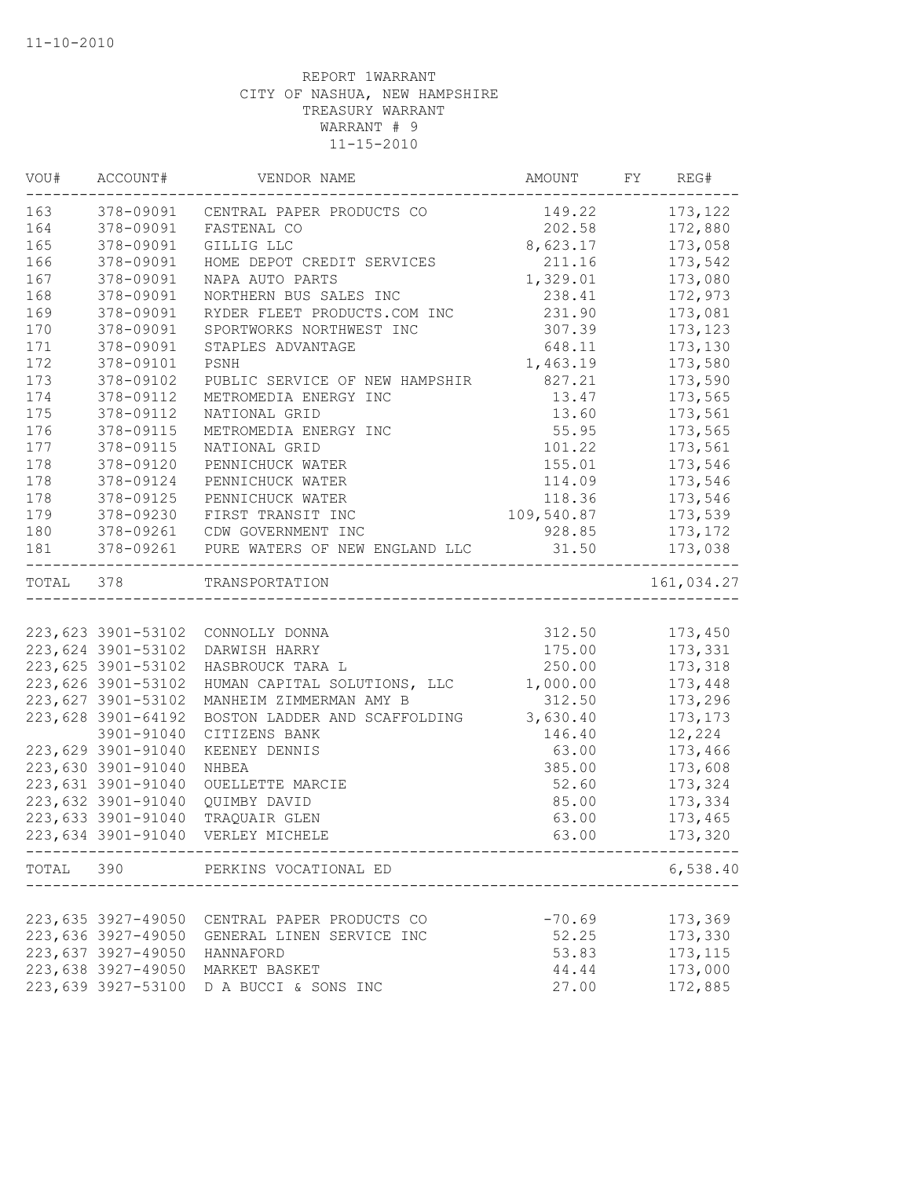11-10-2010

REPORT 1WARRANT
CITY OF NASHUA, NEW HAMPSHIRE
TREASURY WARRANT
WARRANT # 9
11-15-2010

| VOU# | ACCOUNT# | VENDOR NAME | AMOUNT | FY | REG# |
|---|---|---|---|---|---|
| 163 | 378-09091 | CENTRAL PAPER PRODUCTS CO | 149.22 | | 173,122 |
| 164 | 378-09091 | FASTENAL CO | 202.58 | | 172,880 |
| 165 | 378-09091 | GILLIG LLC | 8,623.17 | | 173,058 |
| 166 | 378-09091 | HOME DEPOT CREDIT SERVICES | 211.16 | | 173,542 |
| 167 | 378-09091 | NAPA AUTO PARTS | 1,329.01 | | 173,080 |
| 168 | 378-09091 | NORTHERN BUS SALES INC | 238.41 | | 172,973 |
| 169 | 378-09091 | RYDER FLEET PRODUCTS.COM INC | 231.90 | | 173,081 |
| 170 | 378-09091 | SPORTWORKS NORTHWEST INC | 307.39 | | 173,123 |
| 171 | 378-09091 | STAPLES ADVANTAGE | 648.11 | | 173,130 |
| 172 | 378-09101 | PSNH | 1,463.19 | | 173,580 |
| 173 | 378-09102 | PUBLIC SERVICE OF NEW HAMPSHIR | 827.21 | | 173,590 |
| 174 | 378-09112 | METROMEDIA ENERGY INC | 13.47 | | 173,565 |
| 175 | 378-09112 | NATIONAL GRID | 13.60 | | 173,561 |
| 176 | 378-09115 | METROMEDIA ENERGY INC | 55.95 | | 173,565 |
| 177 | 378-09115 | NATIONAL GRID | 101.22 | | 173,561 |
| 178 | 378-09120 | PENNICHUCK WATER | 155.01 | | 173,546 |
| 178 | 378-09124 | PENNICHUCK WATER | 114.09 | | 173,546 |
| 178 | 378-09125 | PENNICHUCK WATER | 118.36 | | 173,546 |
| 179 | 378-09230 | FIRST TRANSIT INC | 109,540.87 | | 173,539 |
| 180 | 378-09261 | CDW GOVERNMENT INC | 928.85 | | 173,172 |
| 181 | 378-09261 | PURE WATERS OF NEW ENGLAND LLC | 31.50 | | 173,038 |
| TOTAL | 378 | TRANSPORTATION | | | 161,034.27 |
| 223,623 | 3901-53102 | CONNOLLY DONNA | 312.50 | | 173,450 |
| 223,624 | 3901-53102 | DARWISH HARRY | 175.00 | | 173,331 |
| 223,625 | 3901-53102 | HASBROUCK TARA L | 250.00 | | 173,318 |
| 223,626 | 3901-53102 | HUMAN CAPITAL SOLUTIONS, LLC | 1,000.00 | | 173,448 |
| 223,627 | 3901-53102 | MANHEIM ZIMMERMAN AMY B | 312.50 | | 173,296 |
| 223,628 | 3901-64192 | BOSTON LADDER AND SCAFFOLDING | 3,630.40 | | 173,173 |
| | 3901-91040 | CITIZENS BANK | 146.40 | | 12,224 |
| 223,629 | 3901-91040 | KEENEY DENNIS | 63.00 | | 173,466 |
| 223,630 | 3901-91040 | NHBEA | 385.00 | | 173,608 |
| 223,631 | 3901-91040 | OUELLETTE MARCIE | 52.60 | | 173,324 |
| 223,632 | 3901-91040 | QUIMBY DAVID | 85.00 | | 173,334 |
| 223,633 | 3901-91040 | TRAQUAIR GLEN | 63.00 | | 173,465 |
| 223,634 | 3901-91040 | VERLEY MICHELE | 63.00 | | 173,320 |
| TOTAL | 390 | PERKINS VOCATIONAL ED | | | 6,538.40 |
| 223,635 | 3927-49050 | CENTRAL PAPER PRODUCTS CO | -70.69 | | 173,369 |
| 223,636 | 3927-49050 | GENERAL LINEN SERVICE INC | 52.25 | | 173,330 |
| 223,637 | 3927-49050 | HANNAFORD | 53.83 | | 173,115 |
| 223,638 | 3927-49050 | MARKET BASKET | 44.44 | | 173,000 |
| 223,639 | 3927-53100 | D A BUCCI & SONS INC | 27.00 | | 172,885 |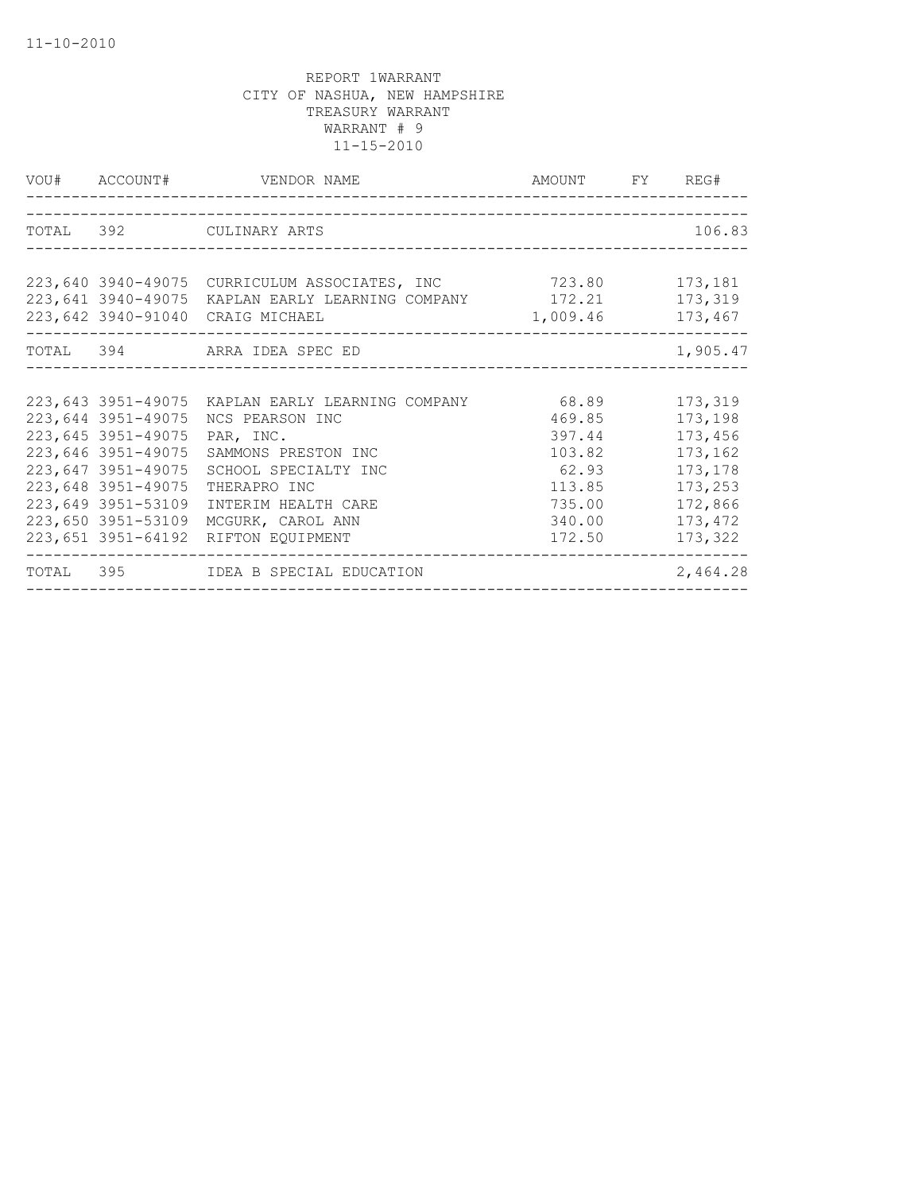11-10-2010

REPORT 1WARRANT
CITY OF NASHUA, NEW HAMPSHIRE
TREASURY WARRANT
WARRANT # 9
11-15-2010

| VOU# | ACCOUNT# | VENDOR NAME | AMOUNT | FY | REG# |
|---|---|---|---|---|---|
| TOTAL | 392 | CULINARY ARTS | | | 106.83 |
| 223,640 | 3940-49075 | CURRICULUM ASSOCIATES, INC | 723.80 | | 173,181 |
| 223,641 | 3940-49075 | KAPLAN EARLY LEARNING COMPANY | 172.21 | | 173,319 |
| 223,642 | 3940-91040 | CRAIG MICHAEL | 1,009.46 | | 173,467 |
| TOTAL | 394 | ARRA IDEA SPEC ED | | | 1,905.47 |
| 223,643 | 3951-49075 | KAPLAN EARLY LEARNING COMPANY | 68.89 | | 173,319 |
| 223,644 | 3951-49075 | NCS PEARSON INC | 469.85 | | 173,198 |
| 223,645 | 3951-49075 | PAR, INC. | 397.44 | | 173,456 |
| 223,646 | 3951-49075 | SAMMONS PRESTON INC | 103.82 | | 173,162 |
| 223,647 | 3951-49075 | SCHOOL SPECIALTY INC | 62.93 | | 173,178 |
| 223,648 | 3951-49075 | THERAPRO INC | 113.85 | | 173,253 |
| 223,649 | 3951-53109 | INTERIM HEALTH CARE | 735.00 | | 172,866 |
| 223,650 | 3951-53109 | MCGURK, CAROL ANN | 340.00 | | 173,472 |
| 223,651 | 3951-64192 | RIFTON EQUIPMENT | 172.50 | | 173,322 |
| TOTAL | 395 | IDEA B SPECIAL EDUCATION | | | 2,464.28 |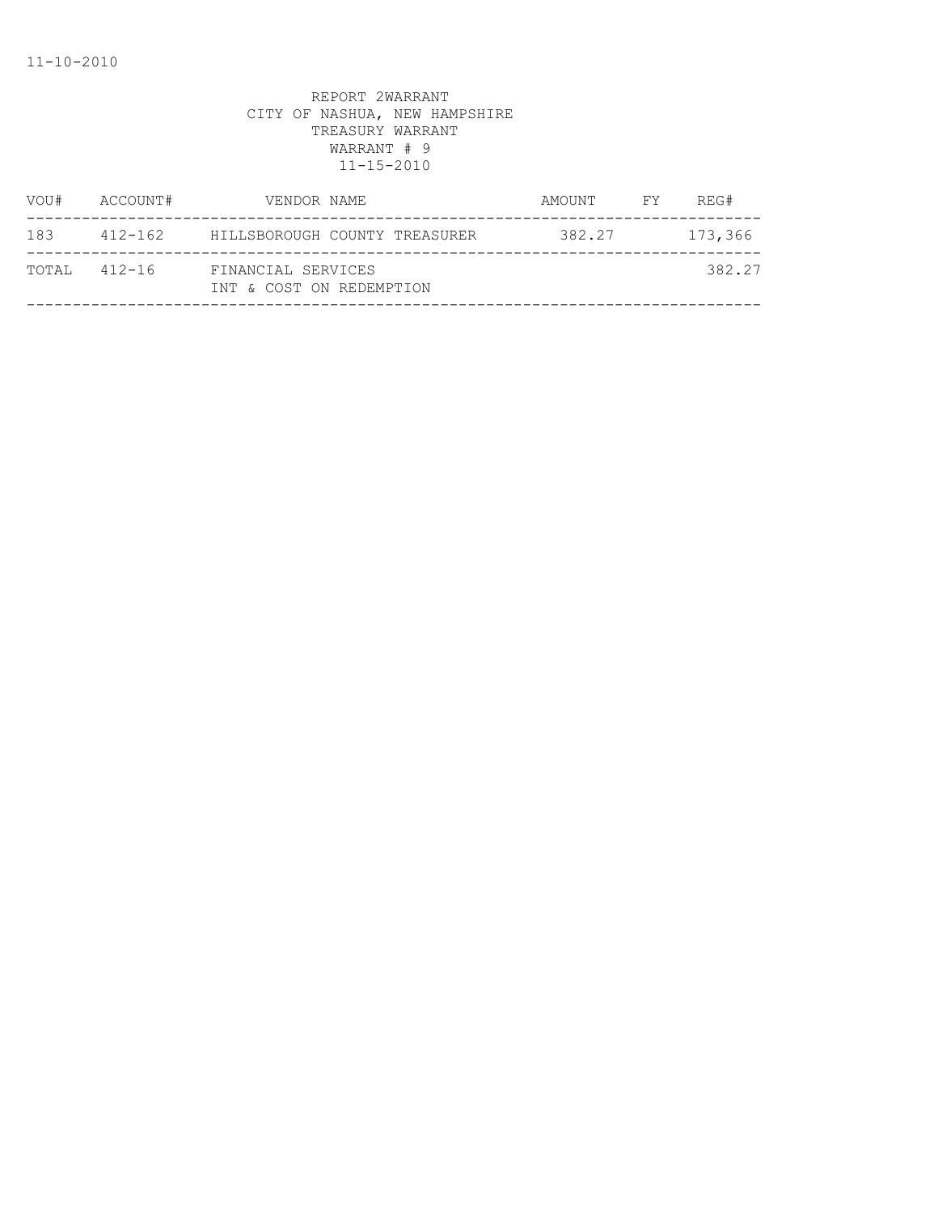11-10-2010

REPORT 2WARRANT
CITY OF NASHUA, NEW HAMPSHIRE
TREASURY WARRANT
WARRANT # 9
11-15-2010

| VOU# | ACCOUNT# | VENDOR NAME | AMOUNT | FY | REG# |
|---|---|---|---|---|---|
| 183 | 412-162 | HILLSBOROUGH COUNTY TREASURER | 382.27 | | 173,366 |
| TOTAL | 412-16 | FINANCIAL SERVICES<br>INT & COST ON REDEMPTION | | | 382.27 |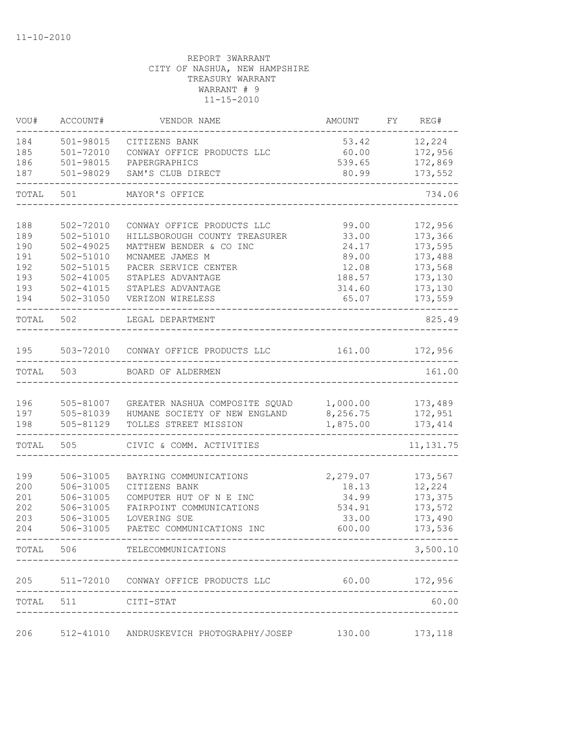11-10-2010

REPORT 3WARRANT
CITY OF NASHUA, NEW HAMPSHIRE
TREASURY WARRANT
WARRANT # 9
11-15-2010

| VOU# | ACCOUNT# | VENDOR NAME | AMOUNT | FY | REG# |
|---|---|---|---|---|---|
| 184 | 501-98015 | CITIZENS BANK | 53.42 | | 12,224 |
| 185 | 501-72010 | CONWAY OFFICE PRODUCTS LLC | 60.00 | | 172,956 |
| 186 | 501-98015 | PAPERGRAPHICS | 539.65 | | 172,869 |
| 187 | 501-98029 | SAM'S CLUB DIRECT | 80.99 | | 173,552 |
| TOTAL | 501 | MAYOR'S OFFICE | | | 734.06 |
| 188 | 502-72010 | CONWAY OFFICE PRODUCTS LLC | 99.00 | | 172,956 |
| 189 | 502-51010 | HILLSBOROUGH COUNTY TREASURER | 33.00 | | 173,366 |
| 190 | 502-49025 | MATTHEW BENDER & CO INC | 24.17 | | 173,595 |
| 191 | 502-51010 | MCNAMEE JAMES M | 89.00 | | 173,488 |
| 192 | 502-51015 | PACER SERVICE CENTER | 12.08 | | 173,568 |
| 193 | 502-41005 | STAPLES ADVANTAGE | 188.57 | | 173,130 |
| 193 | 502-41015 | STAPLES ADVANTAGE | 314.60 | | 173,130 |
| 194 | 502-31050 | VERIZON WIRELESS | 65.07 | | 173,559 |
| TOTAL | 502 | LEGAL DEPARTMENT | | | 825.49 |
| 195 | 503-72010 | CONWAY OFFICE PRODUCTS LLC | 161.00 | | 172,956 |
| TOTAL | 503 | BOARD OF ALDERMEN | | | 161.00 |
| 196 | 505-81007 | GREATER NASHUA COMPOSITE SQUAD | 1,000.00 | | 173,489 |
| 197 | 505-81039 | HUMANE SOCIETY OF NEW ENGLAND | 8,256.75 | | 172,951 |
| 198 | 505-81129 | TOLLES STREET MISSION | 1,875.00 | | 173,414 |
| TOTAL | 505 | CIVIC & COMM. ACTIVITIES | | | 11,131.75 |
| 199 | 506-31005 | BAYRING COMMUNICATIONS | 2,279.07 | | 173,567 |
| 200 | 506-31005 | CITIZENS BANK | 18.13 | | 12,224 |
| 201 | 506-31005 | COMPUTER HUT OF N E INC | 34.99 | | 173,375 |
| 202 | 506-31005 | FAIRPOINT COMMUNICATIONS | 534.91 | | 173,572 |
| 203 | 506-31005 | LOVERING SUE | 33.00 | | 173,490 |
| 204 | 506-31005 | PAETEC COMMUNICATIONS INC | 600.00 | | 173,536 |
| TOTAL | 506 | TELECOMMUNICATIONS | | | 3,500.10 |
| 205 | 511-72010 | CONWAY OFFICE PRODUCTS LLC | 60.00 | | 172,956 |
| TOTAL | 511 | CITI-STAT | | | 60.00 |
| 206 | 512-41010 | ANDRUSKEVICH PHOTOGRAPHY/JOSEP | 130.00 | | 173,118 |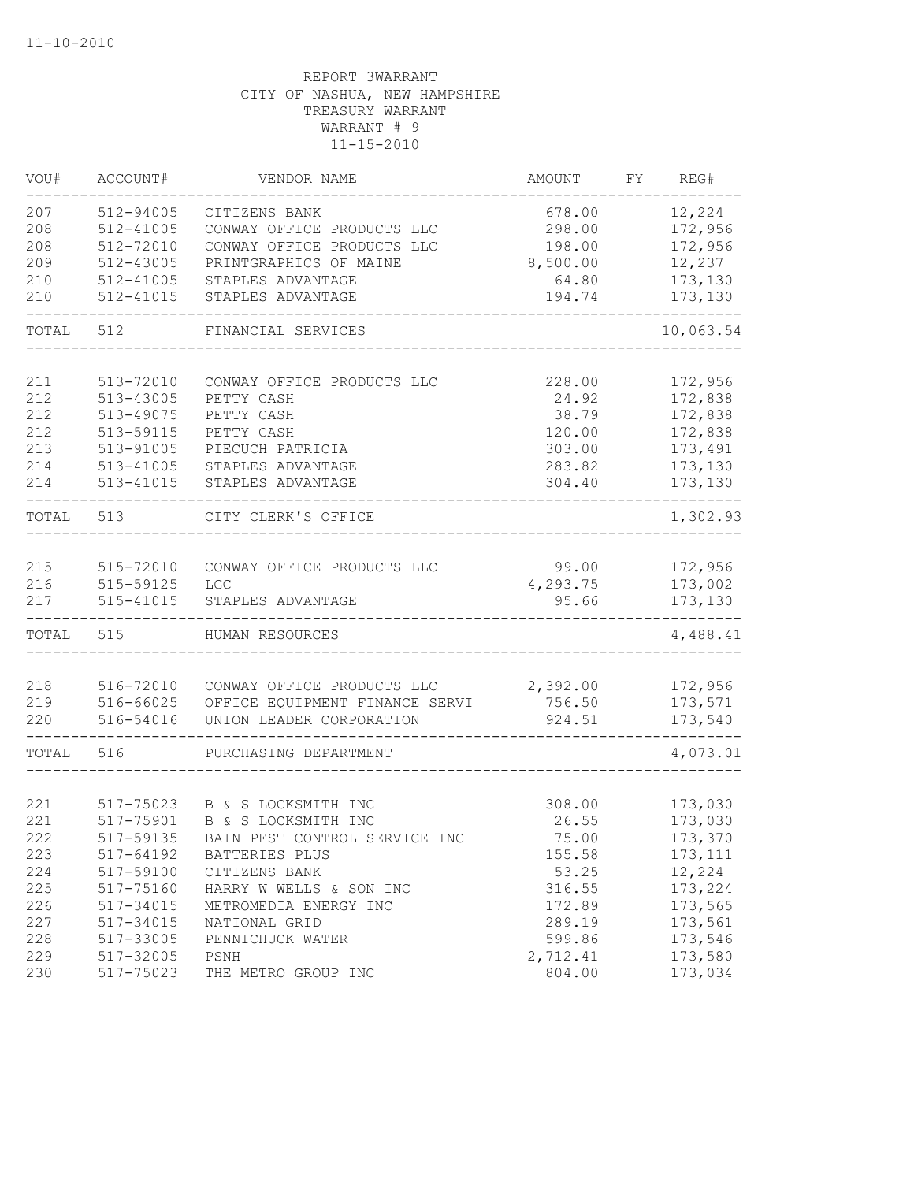11-10-2010

REPORT 3WARRANT
CITY OF NASHUA, NEW HAMPSHIRE
TREASURY WARRANT
WARRANT # 9
11-15-2010

| VOU# | ACCOUNT# | VENDOR NAME | AMOUNT | FY | REG# |
|---|---|---|---|---|---|
| 207 | 512-94005 | CITIZENS BANK | 678.00 | | 12,224 |
| 208 | 512-41005 | CONWAY OFFICE PRODUCTS LLC | 298.00 | | 172,956 |
| 208 | 512-72010 | CONWAY OFFICE PRODUCTS LLC | 198.00 | | 172,956 |
| 209 | 512-43005 | PRINTGRAPHICS OF MAINE | 8,500.00 | | 12,237 |
| 210 | 512-41005 | STAPLES ADVANTAGE | 64.80 | | 173,130 |
| 210 | 512-41015 | STAPLES ADVANTAGE | 194.74 | | 173,130 |
| TOTAL | 512 | FINANCIAL SERVICES | | | 10,063.54 |
| 211 | 513-72010 | CONWAY OFFICE PRODUCTS LLC | 228.00 | | 172,956 |
| 212 | 513-43005 | PETTY CASH | 24.92 | | 172,838 |
| 212 | 513-49075 | PETTY CASH | 38.79 | | 172,838 |
| 212 | 513-59115 | PETTY CASH | 120.00 | | 172,838 |
| 213 | 513-91005 | PIECUCH PATRICIA | 303.00 | | 173,491 |
| 214 | 513-41005 | STAPLES ADVANTAGE | 283.82 | | 173,130 |
| 214 | 513-41015 | STAPLES ADVANTAGE | 304.40 | | 173,130 |
| TOTAL | 513 | CITY CLERK'S OFFICE | | | 1,302.93 |
| 215 | 515-72010 | CONWAY OFFICE PRODUCTS LLC | 99.00 | | 172,956 |
| 216 | 515-59125 | LGC | 4,293.75 | | 173,002 |
| 217 | 515-41015 | STAPLES ADVANTAGE | 95.66 | | 173,130 |
| TOTAL | 515 | HUMAN RESOURCES | | | 4,488.41 |
| 218 | 516-72010 | CONWAY OFFICE PRODUCTS LLC | 2,392.00 | | 172,956 |
| 219 | 516-66025 | OFFICE EQUIPMENT FINANCE SERVI | 756.50 | | 173,571 |
| 220 | 516-54016 | UNION LEADER CORPORATION | 924.51 | | 173,540 |
| TOTAL | 516 | PURCHASING DEPARTMENT | | | 4,073.01 |
| 221 | 517-75023 | B & S LOCKSMITH INC | 308.00 | | 173,030 |
| 221 | 517-75901 | B & S LOCKSMITH INC | 26.55 | | 173,030 |
| 222 | 517-59135 | BAIN PEST CONTROL SERVICE INC | 75.00 | | 173,370 |
| 223 | 517-64192 | BATTERIES PLUS | 155.58 | | 173,111 |
| 224 | 517-59100 | CITIZENS BANK | 53.25 | | 12,224 |
| 225 | 517-75160 | HARRY W WELLS & SON INC | 316.55 | | 173,224 |
| 226 | 517-34015 | METROMEDIA ENERGY INC | 172.89 | | 173,565 |
| 227 | 517-34015 | NATIONAL GRID | 289.19 | | 173,561 |
| 228 | 517-33005 | PENNICHUCK WATER | 599.86 | | 173,546 |
| 229 | 517-32005 | PSNH | 2,712.41 | | 173,580 |
| 230 | 517-75023 | THE METRO GROUP INC | 804.00 | | 173,034 |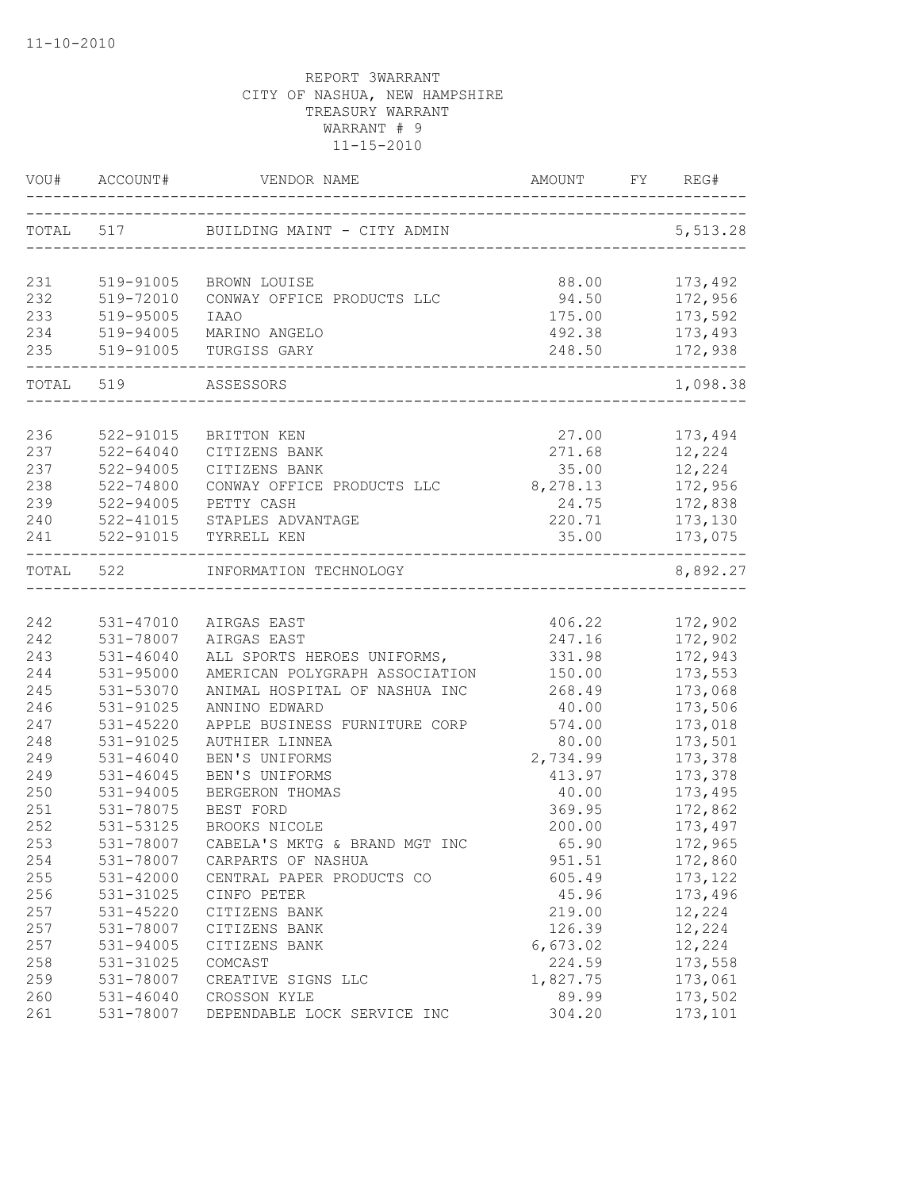11-10-2010

REPORT 3WARRANT
CITY OF NASHUA, NEW HAMPSHIRE
TREASURY WARRANT
WARRANT # 9
11-15-2010

| VOU# | ACCOUNT# | VENDOR NAME | AMOUNT | FY | REG# |
|---|---|---|---|---|---|
| TOTAL | 517 | BUILDING MAINT - CITY ADMIN | | | 5,513.28 |
| 231 | 519-91005 | BROWN LOUISE | 88.00 | | 173,492 |
| 232 | 519-72010 | CONWAY OFFICE PRODUCTS LLC | 94.50 | | 172,956 |
| 233 | 519-95005 | IAAO | 175.00 | | 173,592 |
| 234 | 519-94005 | MARINO ANGELO | 492.38 | | 173,493 |
| 235 | 519-91005 | TURGISS GARY | 248.50 | | 172,938 |
| TOTAL | 519 | ASSESSORS | | | 1,098.38 |
| 236 | 522-91015 | BRITTON KEN | 27.00 | | 173,494 |
| 237 | 522-64040 | CITIZENS BANK | 271.68 | | 12,224 |
| 237 | 522-94005 | CITIZENS BANK | 35.00 | | 12,224 |
| 238 | 522-74800 | CONWAY OFFICE PRODUCTS LLC | 8,278.13 | | 172,956 |
| 239 | 522-94005 | PETTY CASH | 24.75 | | 172,838 |
| 240 | 522-41015 | STAPLES ADVANTAGE | 220.71 | | 173,130 |
| 241 | 522-91015 | TYRRELL KEN | 35.00 | | 173,075 |
| TOTAL | 522 | INFORMATION TECHNOLOGY | | | 8,892.27 |
| 242 | 531-47010 | AIRGAS EAST | 406.22 | | 172,902 |
| 242 | 531-78007 | AIRGAS EAST | 247.16 | | 172,902 |
| 243 | 531-46040 | ALL SPORTS HEROES UNIFORMS, | 331.98 | | 172,943 |
| 244 | 531-95000 | AMERICAN POLYGRAPH ASSOCIATION | 150.00 | | 173,553 |
| 245 | 531-53070 | ANIMAL HOSPITAL OF NASHUA INC | 268.49 | | 173,068 |
| 246 | 531-91025 | ANNINO EDWARD | 40.00 | | 173,506 |
| 247 | 531-45220 | APPLE BUSINESS FURNITURE CORP | 574.00 | | 173,018 |
| 248 | 531-91025 | AUTHIER LINNEA | 80.00 | | 173,501 |
| 249 | 531-46040 | BEN'S UNIFORMS | 2,734.99 | | 173,378 |
| 249 | 531-46045 | BEN'S UNIFORMS | 413.97 | | 173,378 |
| 250 | 531-94005 | BERGERON THOMAS | 40.00 | | 173,495 |
| 251 | 531-78075 | BEST FORD | 369.95 | | 172,862 |
| 252 | 531-53125 | BROOKS NICOLE | 200.00 | | 173,497 |
| 253 | 531-78007 | CABELA'S MKTG & BRAND MGT INC | 65.90 | | 172,965 |
| 254 | 531-78007 | CARPARTS OF NASHUA | 951.51 | | 172,860 |
| 255 | 531-42000 | CENTRAL PAPER PRODUCTS CO | 605.49 | | 173,122 |
| 256 | 531-31025 | CINFO PETER | 45.96 | | 173,496 |
| 257 | 531-45220 | CITIZENS BANK | 219.00 | | 12,224 |
| 257 | 531-78007 | CITIZENS BANK | 126.39 | | 12,224 |
| 257 | 531-94005 | CITIZENS BANK | 6,673.02 | | 12,224 |
| 258 | 531-31025 | COMCAST | 224.59 | | 173,558 |
| 259 | 531-78007 | CREATIVE SIGNS LLC | 1,827.75 | | 173,061 |
| 260 | 531-46040 | CROSSON KYLE | 89.99 | | 173,502 |
| 261 | 531-78007 | DEPENDABLE LOCK SERVICE INC | 304.20 | | 173,101 |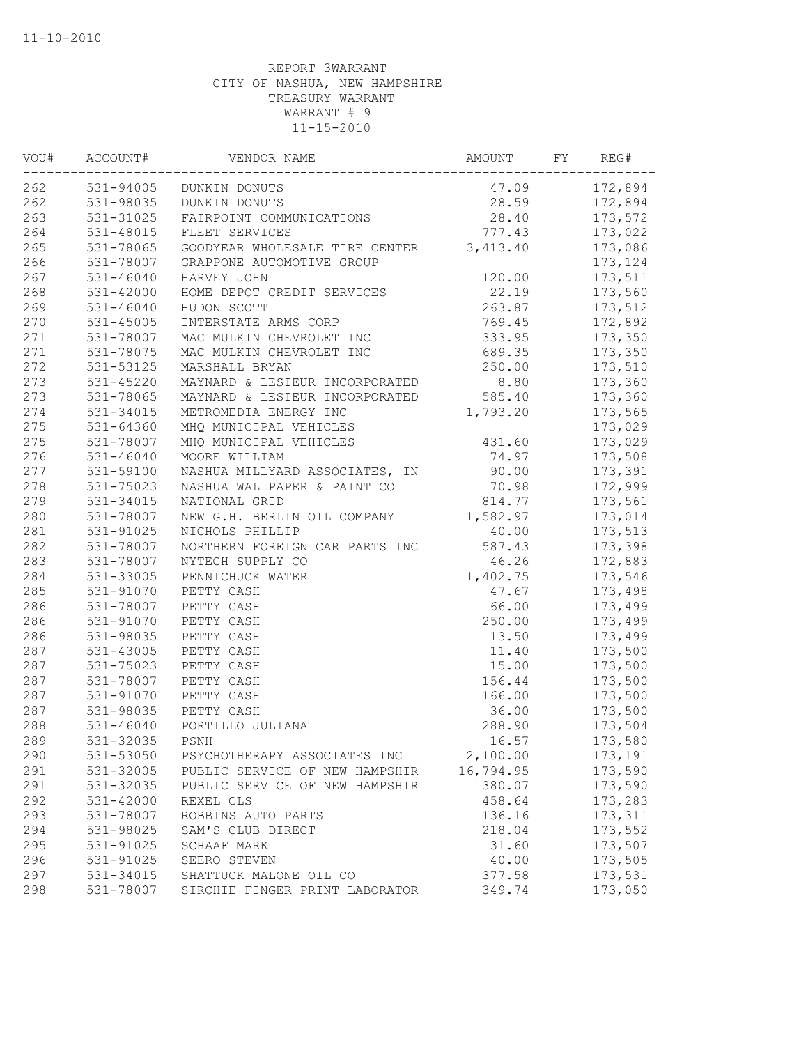11-10-2010

REPORT 3WARRANT
CITY OF NASHUA, NEW HAMPSHIRE
TREASURY WARRANT
WARRANT # 9
11-15-2010

| VOU# | ACCOUNT# | VENDOR NAME | AMOUNT | FY | REG# |
|---|---|---|---|---|---|
| 262 | 531-94005 | DUNKIN DONUTS | 47.09 | | 172,894 |
| 262 | 531-98035 | DUNKIN DONUTS | 28.59 | | 172,894 |
| 263 | 531-31025 | FAIRPOINT COMMUNICATIONS | 28.40 | | 173,572 |
| 264 | 531-48015 | FLEET SERVICES | 777.43 | | 173,022 |
| 265 | 531-78065 | GOODYEAR WHOLESALE TIRE CENTER | 3,413.40 | | 173,086 |
| 266 | 531-78007 | GRAPPONE AUTOMOTIVE GROUP | | | 173,124 |
| 267 | 531-46040 | HARVEY JOHN | 120.00 | | 173,511 |
| 268 | 531-42000 | HOME DEPOT CREDIT SERVICES | 22.19 | | 173,560 |
| 269 | 531-46040 | HUDON SCOTT | 263.87 | | 173,512 |
| 270 | 531-45005 | INTERSTATE ARMS CORP | 769.45 | | 172,892 |
| 271 | 531-78007 | MAC MULKIN CHEVROLET INC | 333.95 | | 173,350 |
| 271 | 531-78075 | MAC MULKIN CHEVROLET INC | 689.35 | | 173,350 |
| 272 | 531-53125 | MARSHALL BRYAN | 250.00 | | 173,510 |
| 273 | 531-45220 | MAYNARD & LESIEUR INCORPORATED | 8.80 | | 173,360 |
| 273 | 531-78065 | MAYNARD & LESIEUR INCORPORATED | 585.40 | | 173,360 |
| 274 | 531-34015 | METROMEDIA ENERGY INC | 1,793.20 | | 173,565 |
| 275 | 531-64360 | MHQ MUNICIPAL VEHICLES | | | 173,029 |
| 275 | 531-78007 | MHQ MUNICIPAL VEHICLES | 431.60 | | 173,029 |
| 276 | 531-46040 | MOORE WILLIAM | 74.97 | | 173,508 |
| 277 | 531-59100 | NASHUA MILLYARD ASSOCIATES, IN | 90.00 | | 173,391 |
| 278 | 531-75023 | NASHUA WALLPAPER & PAINT CO | 70.98 | | 172,999 |
| 279 | 531-34015 | NATIONAL GRID | 814.77 | | 173,561 |
| 280 | 531-78007 | NEW G.H. BERLIN OIL COMPANY | 1,582.97 | | 173,014 |
| 281 | 531-91025 | NICHOLS PHILLIP | 40.00 | | 173,513 |
| 282 | 531-78007 | NORTHERN FOREIGN CAR PARTS INC | 587.43 | | 173,398 |
| 283 | 531-78007 | NYTECH SUPPLY CO | 46.26 | | 172,883 |
| 284 | 531-33005 | PENNICHUCK WATER | 1,402.75 | | 173,546 |
| 285 | 531-91070 | PETTY CASH | 47.67 | | 173,498 |
| 286 | 531-78007 | PETTY CASH | 66.00 | | 173,499 |
| 286 | 531-91070 | PETTY CASH | 250.00 | | 173,499 |
| 286 | 531-98035 | PETTY CASH | 13.50 | | 173,499 |
| 287 | 531-43005 | PETTY CASH | 11.40 | | 173,500 |
| 287 | 531-75023 | PETTY CASH | 15.00 | | 173,500 |
| 287 | 531-78007 | PETTY CASH | 156.44 | | 173,500 |
| 287 | 531-91070 | PETTY CASH | 166.00 | | 173,500 |
| 287 | 531-98035 | PETTY CASH | 36.00 | | 173,500 |
| 288 | 531-46040 | PORTILLO JULIANA | 288.90 | | 173,504 |
| 289 | 531-32035 | PSNH | 16.57 | | 173,580 |
| 290 | 531-53050 | PSYCHOTHERAPY ASSOCIATES INC | 2,100.00 | | 173,191 |
| 291 | 531-32005 | PUBLIC SERVICE OF NEW HAMPSHIR | 16,794.95 | | 173,590 |
| 291 | 531-32035 | PUBLIC SERVICE OF NEW HAMPSHIR | 380.07 | | 173,590 |
| 292 | 531-42000 | REXEL CLS | 458.64 | | 173,283 |
| 293 | 531-78007 | ROBBINS AUTO PARTS | 136.16 | | 173,311 |
| 294 | 531-98025 | SAM'S CLUB DIRECT | 218.04 | | 173,552 |
| 295 | 531-91025 | SCHAAF MARK | 31.60 | | 173,507 |
| 296 | 531-91025 | SEERO STEVEN | 40.00 | | 173,505 |
| 297 | 531-34015 | SHATTUCK MALONE OIL CO | 377.58 | | 173,531 |
| 298 | 531-78007 | SIRCHIE FINGER PRINT LABORATOR | 349.74 | | 173,050 |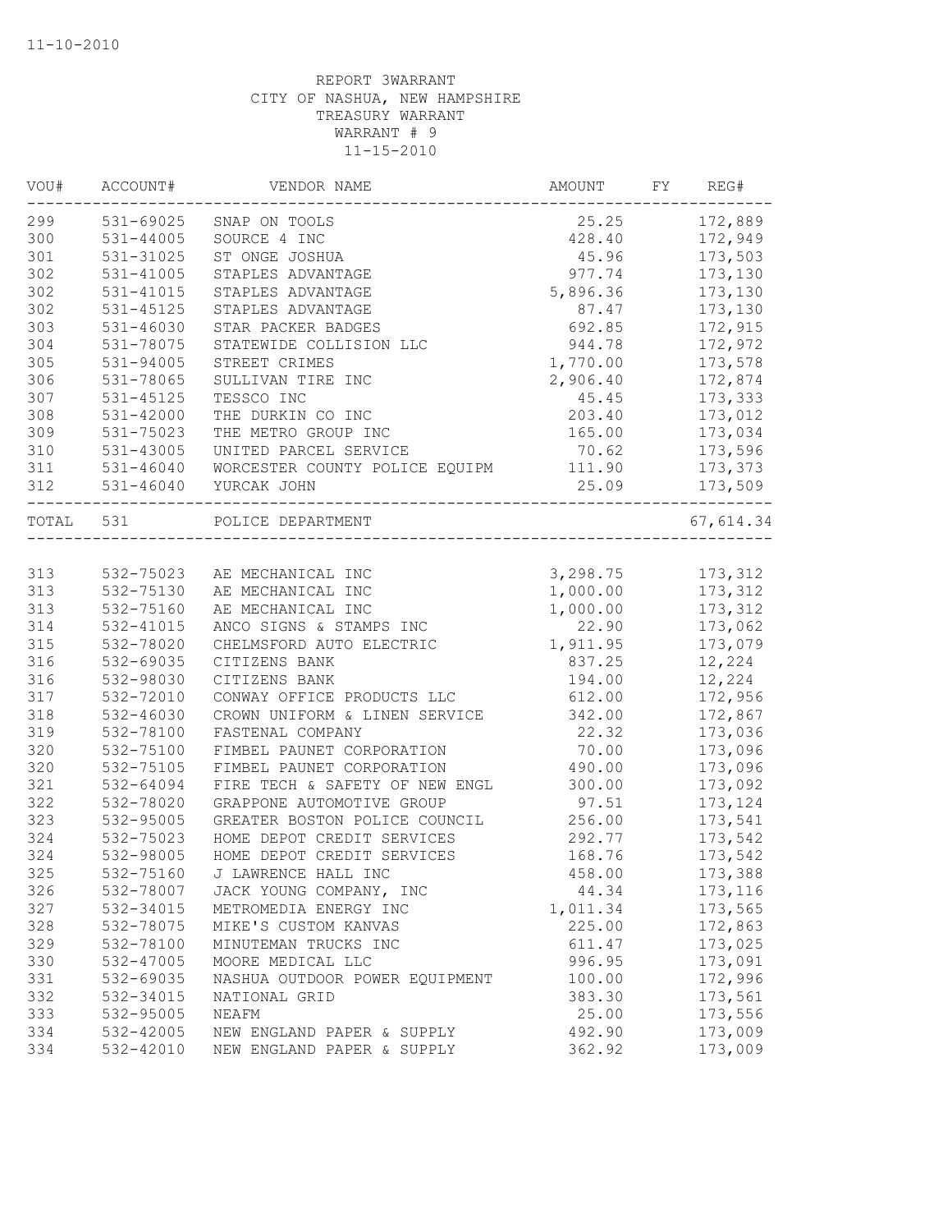11-10-2010

REPORT 3WARRANT
CITY OF NASHUA, NEW HAMPSHIRE
TREASURY WARRANT
WARRANT # 9
11-15-2010

| VOU# | ACCOUNT# | VENDOR NAME | AMOUNT | FY | REG# |
|---|---|---|---|---|---|
| 299 | 531-69025 | SNAP ON TOOLS | 25.25 | | 172,889 |
| 300 | 531-44005 | SOURCE 4 INC | 428.40 | | 172,949 |
| 301 | 531-31025 | ST ONGE JOSHUA | 45.96 | | 173,503 |
| 302 | 531-41005 | STAPLES ADVANTAGE | 977.74 | | 173,130 |
| 302 | 531-41015 | STAPLES ADVANTAGE | 5,896.36 | | 173,130 |
| 302 | 531-45125 | STAPLES ADVANTAGE | 87.47 | | 173,130 |
| 303 | 531-46030 | STAR PACKER BADGES | 692.85 | | 172,915 |
| 304 | 531-78075 | STATEWIDE COLLISION LLC | 944.78 | | 172,972 |
| 305 | 531-94005 | STREET CRIMES | 1,770.00 | | 173,578 |
| 306 | 531-78065 | SULLIVAN TIRE INC | 2,906.40 | | 172,874 |
| 307 | 531-45125 | TESSCO INC | 45.45 | | 173,333 |
| 308 | 531-42000 | THE DURKIN CO INC | 203.40 | | 173,012 |
| 309 | 531-75023 | THE METRO GROUP INC | 165.00 | | 173,034 |
| 310 | 531-43005 | UNITED PARCEL SERVICE | 70.62 | | 173,596 |
| 311 | 531-46040 | WORCESTER COUNTY POLICE EQUIPM | 111.90 | | 173,373 |
| 312 | 531-46040 | YURCAK JOHN | 25.09 | | 173,509 |
| TOTAL | 531 | POLICE DEPARTMENT | | | 67,614.34 |

| VOU# | ACCOUNT# | VENDOR NAME | AMOUNT | FY | REG# |
|---|---|---|---|---|---|
| 313 | 532-75023 | AE MECHANICAL INC | 3,298.75 | | 173,312 |
| 313 | 532-75130 | AE MECHANICAL INC | 1,000.00 | | 173,312 |
| 313 | 532-75160 | AE MECHANICAL INC | 1,000.00 | | 173,312 |
| 314 | 532-41015 | ANCO SIGNS & STAMPS INC | 22.90 | | 173,062 |
| 315 | 532-78020 | CHELMSFORD AUTO ELECTRIC | 1,911.95 | | 173,079 |
| 316 | 532-69035 | CITIZENS BANK | 837.25 | | 12,224 |
| 316 | 532-98030 | CITIZENS BANK | 194.00 | | 12,224 |
| 317 | 532-72010 | CONWAY OFFICE PRODUCTS LLC | 612.00 | | 172,956 |
| 318 | 532-46030 | CROWN UNIFORM & LINEN SERVICE | 342.00 | | 172,867 |
| 319 | 532-78100 | FASTENAL COMPANY | 22.32 | | 173,036 |
| 320 | 532-75100 | FIMBEL PAUNET CORPORATION | 70.00 | | 173,096 |
| 320 | 532-75105 | FIMBEL PAUNET CORPORATION | 490.00 | | 173,096 |
| 321 | 532-64094 | FIRE TECH & SAFETY OF NEW ENGL | 300.00 | | 173,092 |
| 322 | 532-78020 | GRAPPONE AUTOMOTIVE GROUP | 97.51 | | 173,124 |
| 323 | 532-95005 | GREATER BOSTON POLICE COUNCIL | 256.00 | | 173,541 |
| 324 | 532-75023 | HOME DEPOT CREDIT SERVICES | 292.77 | | 173,542 |
| 324 | 532-98005 | HOME DEPOT CREDIT SERVICES | 168.76 | | 173,542 |
| 325 | 532-75160 | J LAWRENCE HALL INC | 458.00 | | 173,388 |
| 326 | 532-78007 | JACK YOUNG COMPANY, INC | 44.34 | | 173,116 |
| 327 | 532-34015 | METROMEDIA ENERGY INC | 1,011.34 | | 173,565 |
| 328 | 532-78075 | MIKE'S CUSTOM KANVAS | 225.00 | | 172,863 |
| 329 | 532-78100 | MINUTEMAN TRUCKS INC | 611.47 | | 173,025 |
| 330 | 532-47005 | MOORE MEDICAL LLC | 996.95 | | 173,091 |
| 331 | 532-69035 | NASHUA OUTDOOR POWER EQUIPMENT | 100.00 | | 172,996 |
| 332 | 532-34015 | NATIONAL GRID | 383.30 | | 173,561 |
| 333 | 532-95005 | NEAFM | 25.00 | | 173,556 |
| 334 | 532-42005 | NEW ENGLAND PAPER & SUPPLY | 492.90 | | 173,009 |
| 334 | 532-42010 | NEW ENGLAND PAPER & SUPPLY | 362.92 | | 173,009 |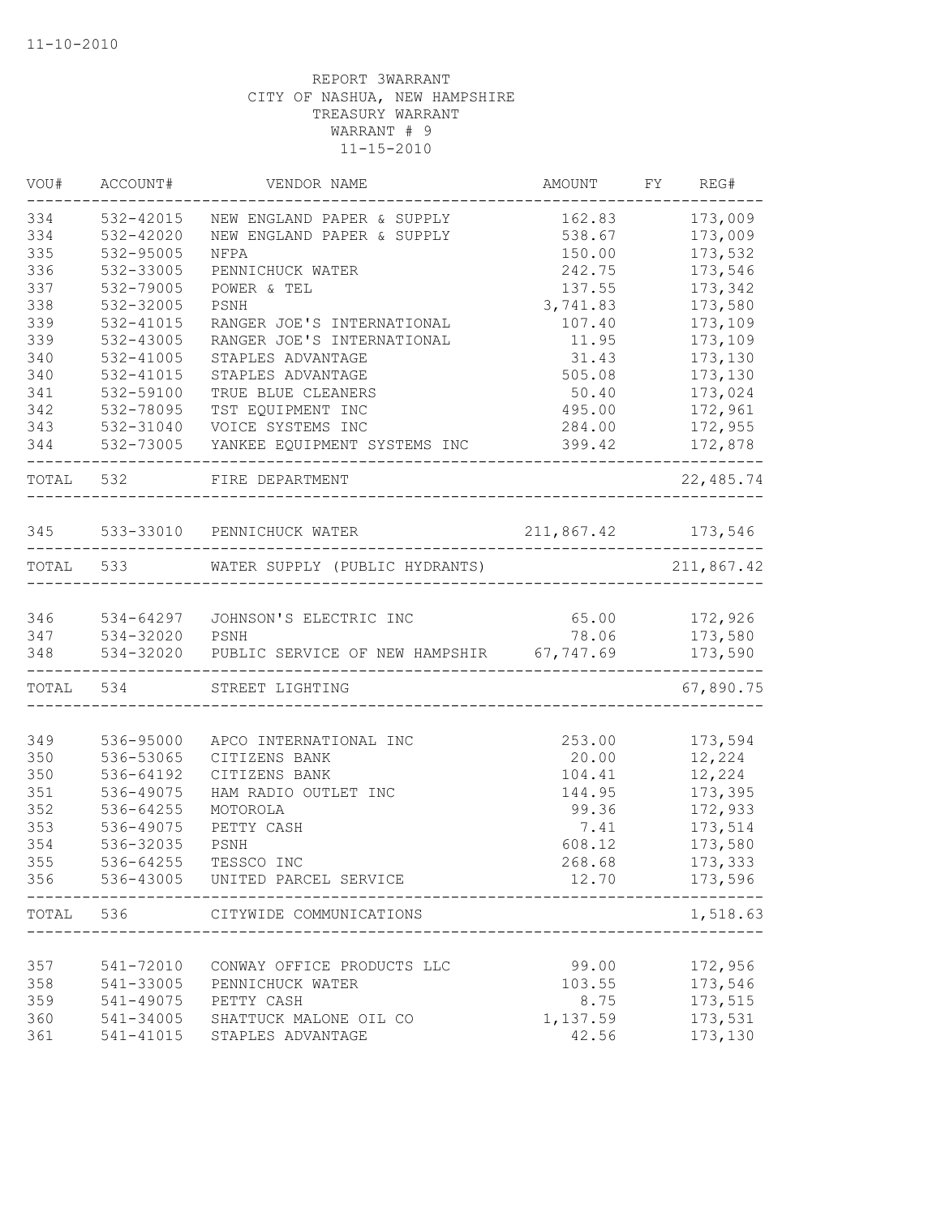11-10-2010

REPORT 3WARRANT
CITY OF NASHUA, NEW HAMPSHIRE
TREASURY WARRANT
WARRANT # 9
11-15-2010

| VOU# | ACCOUNT# | VENDOR NAME | AMOUNT | FY | REG# |
|---|---|---|---|---|---|
| 334 | 532-42015 | NEW ENGLAND PAPER & SUPPLY | 162.83 | | 173,009 |
| 334 | 532-42020 | NEW ENGLAND PAPER & SUPPLY | 538.67 | | 173,009 |
| 335 | 532-95005 | NFPA | 150.00 | | 173,532 |
| 336 | 532-33005 | PENNICHUCK WATER | 242.75 | | 173,546 |
| 337 | 532-79005 | POWER & TEL | 137.55 | | 173,342 |
| 338 | 532-32005 | PSNH | 3,741.83 | | 173,580 |
| 339 | 532-41015 | RANGER JOE'S INTERNATIONAL | 107.40 | | 173,109 |
| 339 | 532-43005 | RANGER JOE'S INTERNATIONAL | 11.95 | | 173,109 |
| 340 | 532-41005 | STAPLES ADVANTAGE | 31.43 | | 173,130 |
| 340 | 532-41015 | STAPLES ADVANTAGE | 505.08 | | 173,130 |
| 341 | 532-59100 | TRUE BLUE CLEANERS | 50.40 | | 173,024 |
| 342 | 532-78095 | TST EQUIPMENT INC | 495.00 | | 172,961 |
| 343 | 532-31040 | VOICE SYSTEMS INC | 284.00 | | 172,955 |
| 344 | 532-73005 | YANKEE EQUIPMENT SYSTEMS INC | 399.42 | | 172,878 |
| TOTAL | 532 | FIRE DEPARTMENT | | | 22,485.74 |
| 345 | 533-33010 | PENNICHUCK WATER | 211,867.42 | | 173,546 |
| TOTAL | 533 | WATER SUPPLY (PUBLIC HYDRANTS) | | | 211,867.42 |
| 346 | 534-64297 | JOHNSON'S ELECTRIC INC | 65.00 | | 172,926 |
| 347 | 534-32020 | PSNH | 78.06 | | 173,580 |
| 348 | 534-32020 | PUBLIC SERVICE OF NEW HAMPSHIR | 67,747.69 | | 173,590 |
| TOTAL | 534 | STREET LIGHTING | | | 67,890.75 |
| 349 | 536-95000 | APCO INTERNATIONAL INC | 253.00 | | 173,594 |
| 350 | 536-53065 | CITIZENS BANK | 20.00 | | 12,224 |
| 350 | 536-64192 | CITIZENS BANK | 104.41 | | 12,224 |
| 351 | 536-49075 | HAM RADIO OUTLET INC | 144.95 | | 173,395 |
| 352 | 536-64255 | MOTOROLA | 99.36 | | 172,933 |
| 353 | 536-49075 | PETTY CASH | 7.41 | | 173,514 |
| 354 | 536-32035 | PSNH | 608.12 | | 173,580 |
| 355 | 536-64255 | TESSCO INC | 268.68 | | 173,333 |
| 356 | 536-43005 | UNITED PARCEL SERVICE | 12.70 | | 173,596 |
| TOTAL | 536 | CITYWIDE COMMUNICATIONS | | | 1,518.63 |
| 357 | 541-72010 | CONWAY OFFICE PRODUCTS LLC | 99.00 | | 172,956 |
| 358 | 541-33005 | PENNICHUCK WATER | 103.55 | | 173,546 |
| 359 | 541-49075 | PETTY CASH | 8.75 | | 173,515 |
| 360 | 541-34005 | SHATTUCK MALONE OIL CO | 1,137.59 | | 173,531 |
| 361 | 541-41015 | STAPLES ADVANTAGE | 42.56 | | 173,130 |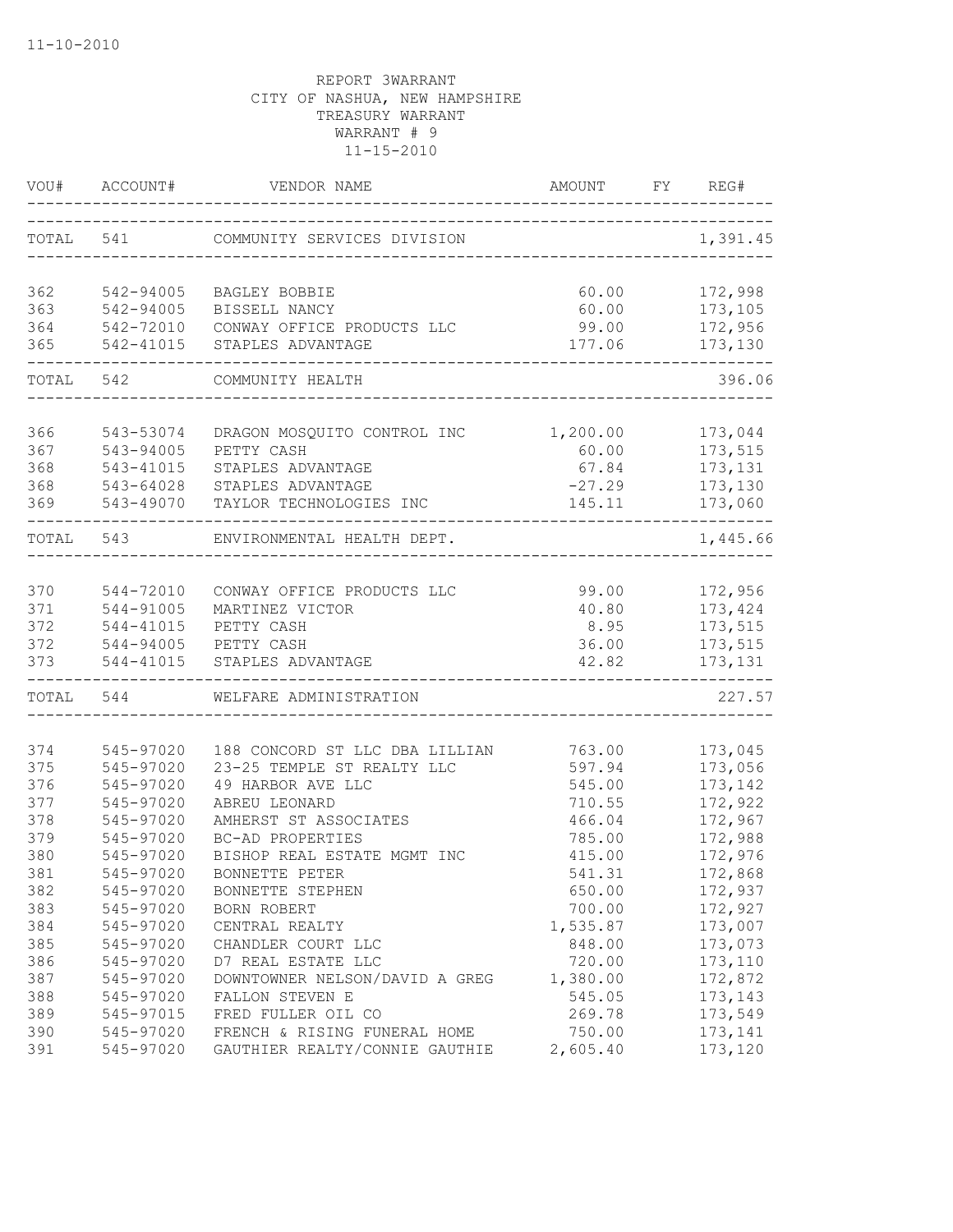REPORT 3WARRANT
CITY OF NASHUA, NEW HAMPSHIRE
TREASURY WARRANT
WARRANT # 9
11-15-2010

| VOU# | ACCOUNT# | VENDOR NAME | AMOUNT | FY | REG# |
|---|---|---|---|---|---|
| TOTAL | 541 | COMMUNITY SERVICES DIVISION | | | 1,391.45 |
| 362 | 542-94005 | BAGLEY BOBBIE | 60.00 | | 172,998 |
| 363 | 542-94005 | BISSELL NANCY | 60.00 | | 173,105 |
| 364 | 542-72010 | CONWAY OFFICE PRODUCTS LLC | 99.00 | | 172,956 |
| 365 | 542-41015 | STAPLES ADVANTAGE | 177.06 | | 173,130 |
| TOTAL | 542 | COMMUNITY HEALTH | | | 396.06 |
| 366 | 543-53074 | DRAGON MOSQUITO CONTROL INC | 1,200.00 | | 173,044 |
| 367 | 543-94005 | PETTY CASH | 60.00 | | 173,515 |
| 368 | 543-41015 | STAPLES ADVANTAGE | 67.84 | | 173,131 |
| 368 | 543-64028 | STAPLES ADVANTAGE | -27.29 | | 173,130 |
| 369 | 543-49070 | TAYLOR TECHNOLOGIES INC | 145.11 | | 173,060 |
| TOTAL | 543 | ENVIRONMENTAL HEALTH DEPT. | | | 1,445.66 |
| 370 | 544-72010 | CONWAY OFFICE PRODUCTS LLC | 99.00 | | 172,956 |
| 371 | 544-91005 | MARTINEZ VICTOR | 40.80 | | 173,424 |
| 372 | 544-41015 | PETTY CASH | 8.95 | | 173,515 |
| 372 | 544-94005 | PETTY CASH | 36.00 | | 173,515 |
| 373 | 544-41015 | STAPLES ADVANTAGE | 42.82 | | 173,131 |
| TOTAL | 544 | WELFARE ADMINISTRATION | | | 227.57 |
| 374 | 545-97020 | 188 CONCORD ST LLC DBA LILLIAN | 763.00 | | 173,045 |
| 375 | 545-97020 | 23-25 TEMPLE ST REALTY LLC | 597.94 | | 173,056 |
| 376 | 545-97020 | 49 HARBOR AVE LLC | 545.00 | | 173,142 |
| 377 | 545-97020 | ABREU LEONARD | 710.55 | | 172,922 |
| 378 | 545-97020 | AMHERST ST ASSOCIATES | 466.04 | | 172,967 |
| 379 | 545-97020 | BC-AD PROPERTIES | 785.00 | | 172,988 |
| 380 | 545-97020 | BISHOP REAL ESTATE MGMT INC | 415.00 | | 172,976 |
| 381 | 545-97020 | BONNETTE PETER | 541.31 | | 172,868 |
| 382 | 545-97020 | BONNETTE STEPHEN | 650.00 | | 172,937 |
| 383 | 545-97020 | BORN ROBERT | 700.00 | | 172,927 |
| 384 | 545-97020 | CENTRAL REALTY | 1,535.87 | | 173,007 |
| 385 | 545-97020 | CHANDLER COURT LLC | 848.00 | | 173,073 |
| 386 | 545-97020 | D7 REAL ESTATE LLC | 720.00 | | 173,110 |
| 387 | 545-97020 | DOWNTOWNER NELSON/DAVID A GREG | 1,380.00 | | 172,872 |
| 388 | 545-97020 | FALLON STEVEN E | 545.05 | | 173,143 |
| 389 | 545-97015 | FRED FULLER OIL CO | 269.78 | | 173,549 |
| 390 | 545-97020 | FRENCH & RISING FUNERAL HOME | 750.00 | | 173,141 |
| 391 | 545-97020 | GAUTHIER REALTY/CONNIE GAUTHIE | 2,605.40 | | 173,120 |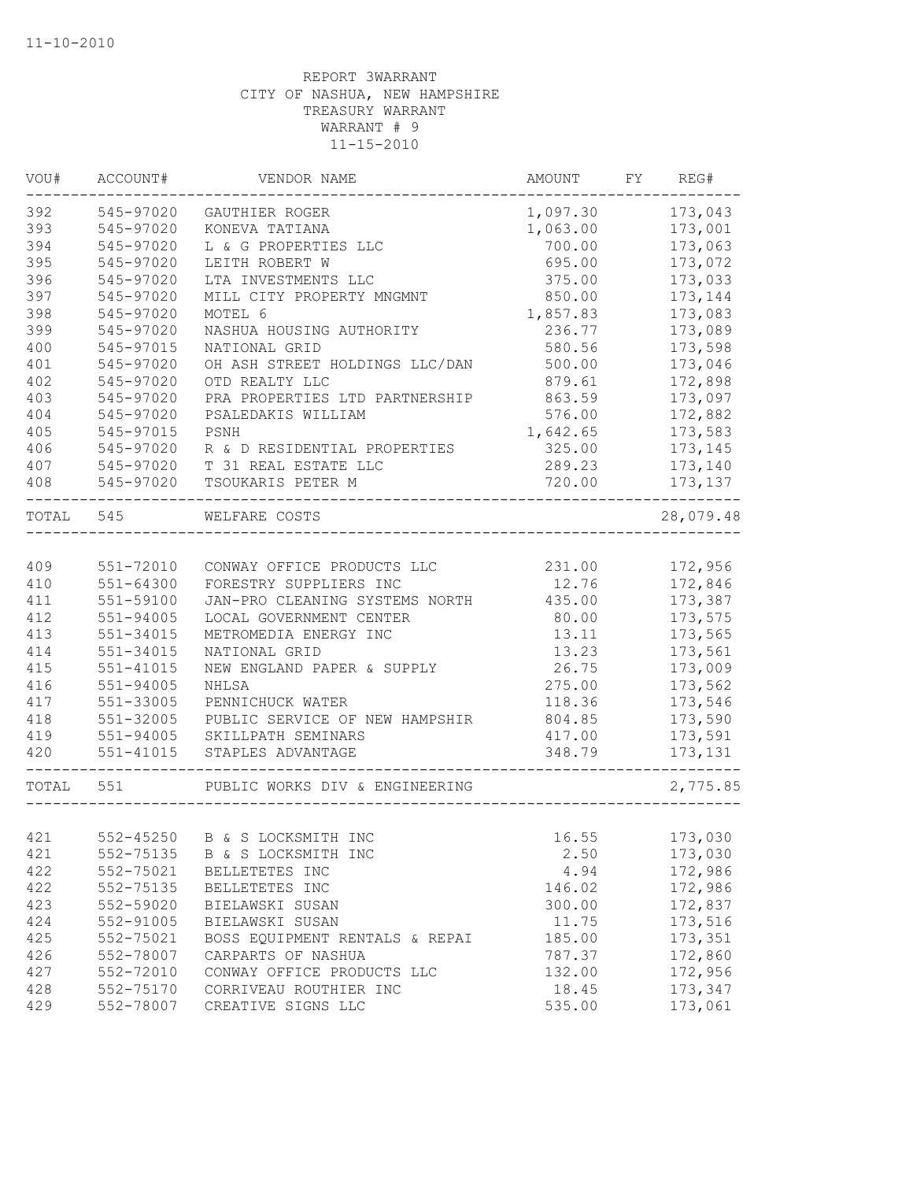11-10-2010

REPORT 3WARRANT
CITY OF NASHUA, NEW HAMPSHIRE
TREASURY WARRANT
WARRANT # 9
11-15-2010

| VOU# | ACCOUNT# | VENDOR NAME | AMOUNT | FY | REG# |
|---|---|---|---|---|---|
| 392 | 545-97020 | GAUTHIER ROGER | 1,097.30 | | 173,043 |
| 393 | 545-97020 | KONEVA TATIANA | 1,063.00 | | 173,001 |
| 394 | 545-97020 | L & G PROPERTIES LLC | 700.00 | | 173,063 |
| 395 | 545-97020 | LEITH ROBERT W | 695.00 | | 173,072 |
| 396 | 545-97020 | LTA INVESTMENTS LLC | 375.00 | | 173,033 |
| 397 | 545-97020 | MILL CITY PROPERTY MNGMNT | 850.00 | | 173,144 |
| 398 | 545-97020 | MOTEL 6 | 1,857.83 | | 173,083 |
| 399 | 545-97020 | NASHUA HOUSING AUTHORITY | 236.77 | | 173,089 |
| 400 | 545-97015 | NATIONAL GRID | 580.56 | | 173,598 |
| 401 | 545-97020 | OH ASH STREET HOLDINGS LLC/DAN | 500.00 | | 173,046 |
| 402 | 545-97020 | OTD REALTY LLC | 879.61 | | 172,898 |
| 403 | 545-97020 | PRA PROPERTIES LTD PARTNERSHIP | 863.59 | | 173,097 |
| 404 | 545-97020 | PSALEDAKIS WILLIAM | 576.00 | | 172,882 |
| 405 | 545-97015 | PSNH | 1,642.65 | | 173,583 |
| 406 | 545-97020 | R & D RESIDENTIAL PROPERTIES | 325.00 | | 173,145 |
| 407 | 545-97020 | T 31 REAL ESTATE LLC | 289.23 | | 173,140 |
| 408 | 545-97020 | TSOUKARIS PETER M | 720.00 | | 173,137 |
| TOTAL | 545 | WELFARE COSTS | | | 28,079.48 |
| 409 | 551-72010 | CONWAY OFFICE PRODUCTS LLC | 231.00 | | 172,956 |
| 410 | 551-64300 | FORESTRY SUPPLIERS INC | 12.76 | | 172,846 |
| 411 | 551-59100 | JAN-PRO CLEANING SYSTEMS NORTH | 435.00 | | 173,387 |
| 412 | 551-94005 | LOCAL GOVERNMENT CENTER | 80.00 | | 173,575 |
| 413 | 551-34015 | METROMEDIA ENERGY INC | 13.11 | | 173,565 |
| 414 | 551-34015 | NATIONAL GRID | 13.23 | | 173,561 |
| 415 | 551-41015 | NEW ENGLAND PAPER & SUPPLY | 26.75 | | 173,009 |
| 416 | 551-94005 | NHLSA | 275.00 | | 173,562 |
| 417 | 551-33005 | PENNICHUCK WATER | 118.36 | | 173,546 |
| 418 | 551-32005 | PUBLIC SERVICE OF NEW HAMPSHIR | 804.85 | | 173,590 |
| 419 | 551-94005 | SKILLPATH SEMINARS | 417.00 | | 173,591 |
| 420 | 551-41015 | STAPLES ADVANTAGE | 348.79 | | 173,131 |
| TOTAL | 551 | PUBLIC WORKS DIV & ENGINEERING | | | 2,775.85 |
| 421 | 552-45250 | B & S LOCKSMITH INC | 16.55 | | 173,030 |
| 421 | 552-75135 | B & S LOCKSMITH INC | 2.50 | | 173,030 |
| 422 | 552-75021 | BELLETETES INC | 4.94 | | 172,986 |
| 422 | 552-75135 | BELLETETES INC | 146.02 | | 172,986 |
| 423 | 552-59020 | BIELAWSKI SUSAN | 300.00 | | 172,837 |
| 424 | 552-91005 | BIELAWSKI SUSAN | 11.75 | | 173,516 |
| 425 | 552-75021 | BOSS EQUIPMENT RENTALS & REPAI | 185.00 | | 173,351 |
| 426 | 552-78007 | CARPARTS OF NASHUA | 787.37 | | 172,860 |
| 427 | 552-72010 | CONWAY OFFICE PRODUCTS LLC | 132.00 | | 172,956 |
| 428 | 552-75170 | CORRIVEAU ROUTHIER INC | 18.45 | | 173,347 |
| 429 | 552-78007 | CREATIVE SIGNS LLC | 535.00 | | 173,061 |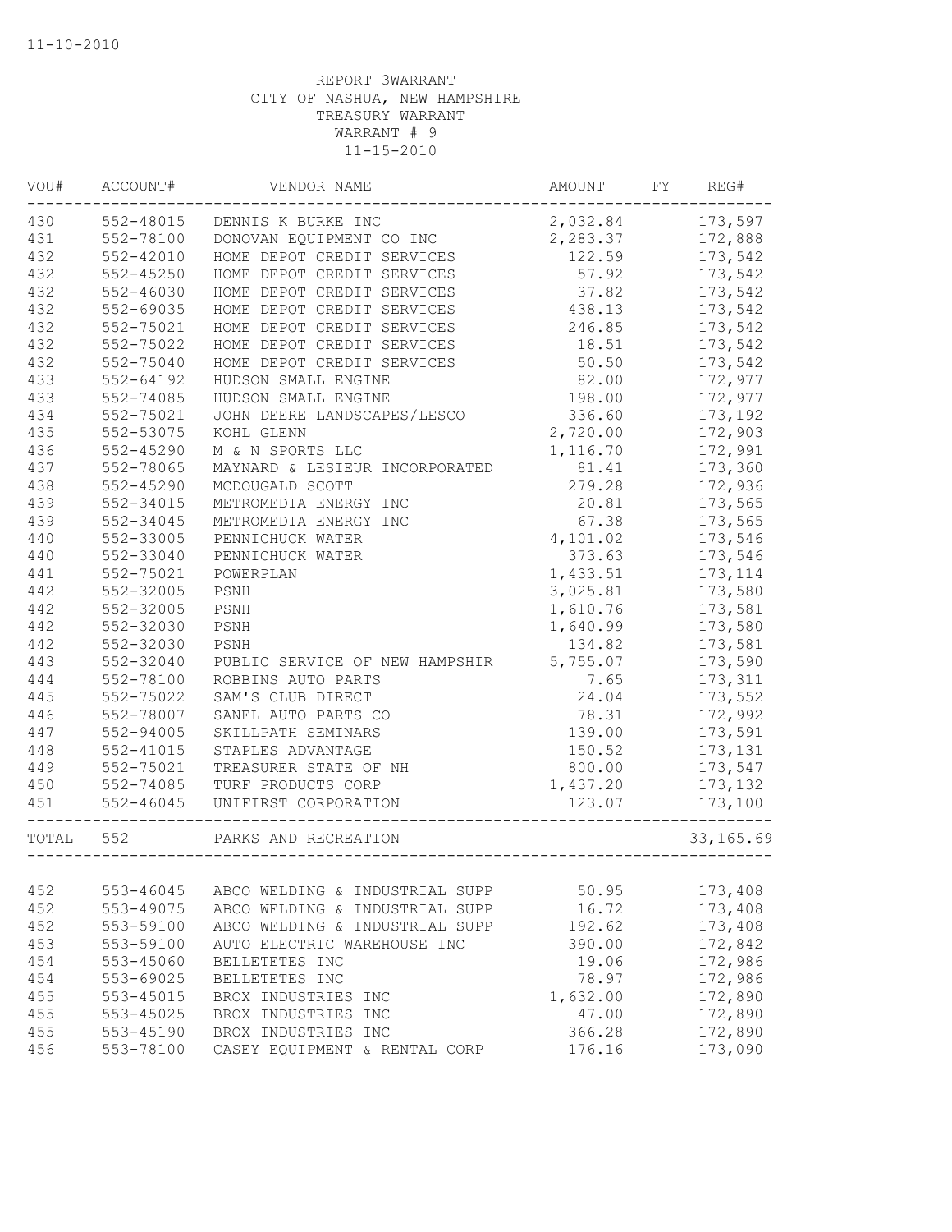11-10-2010

REPORT 3WARRANT
CITY OF NASHUA, NEW HAMPSHIRE
TREASURY WARRANT
WARRANT # 9
11-15-2010

| VOU# | ACCOUNT# | VENDOR NAME | AMOUNT | FY | REG# |
|---|---|---|---|---|---|
| 430 | 552-48015 | DENNIS K BURKE INC | 2,032.84 | | 173,597 |
| 431 | 552-78100 | DONOVAN EQUIPMENT CO INC | 2,283.37 | | 172,888 |
| 432 | 552-42010 | HOME DEPOT CREDIT SERVICES | 122.59 | | 173,542 |
| 432 | 552-45250 | HOME DEPOT CREDIT SERVICES | 57.92 | | 173,542 |
| 432 | 552-46030 | HOME DEPOT CREDIT SERVICES | 37.82 | | 173,542 |
| 432 | 552-69035 | HOME DEPOT CREDIT SERVICES | 438.13 | | 173,542 |
| 432 | 552-75021 | HOME DEPOT CREDIT SERVICES | 246.85 | | 173,542 |
| 432 | 552-75022 | HOME DEPOT CREDIT SERVICES | 18.51 | | 173,542 |
| 432 | 552-75040 | HOME DEPOT CREDIT SERVICES | 50.50 | | 173,542 |
| 433 | 552-64192 | HUDSON SMALL ENGINE | 82.00 | | 172,977 |
| 433 | 552-74085 | HUDSON SMALL ENGINE | 198.00 | | 172,977 |
| 434 | 552-75021 | JOHN DEERE LANDSCAPES/LESCO | 336.60 | | 173,192 |
| 435 | 552-53075 | KOHL GLENN | 2,720.00 | | 172,903 |
| 436 | 552-45290 | M & N SPORTS LLC | 1,116.70 | | 172,991 |
| 437 | 552-78065 | MAYNARD & LESIEUR INCORPORATED | 81.41 | | 173,360 |
| 438 | 552-45290 | MCDOUGALD SCOTT | 279.28 | | 172,936 |
| 439 | 552-34015 | METROMEDIA ENERGY INC | 20.81 | | 173,565 |
| 439 | 552-34045 | METROMEDIA ENERGY INC | 67.38 | | 173,565 |
| 440 | 552-33005 | PENNICHUCK WATER | 4,101.02 | | 173,546 |
| 440 | 552-33040 | PENNICHUCK WATER | 373.63 | | 173,546 |
| 441 | 552-75021 | POWERPLAN | 1,433.51 | | 173,114 |
| 442 | 552-32005 | PSNH | 3,025.81 | | 173,580 |
| 442 | 552-32005 | PSNH | 1,610.76 | | 173,581 |
| 442 | 552-32030 | PSNH | 1,640.99 | | 173,580 |
| 442 | 552-32030 | PSNH | 134.82 | | 173,581 |
| 443 | 552-32040 | PUBLIC SERVICE OF NEW HAMPSHIR | 5,755.07 | | 173,590 |
| 444 | 552-78100 | ROBBINS AUTO PARTS | 7.65 | | 173,311 |
| 445 | 552-75022 | SAM'S CLUB DIRECT | 24.04 | | 173,552 |
| 446 | 552-78007 | SANEL AUTO PARTS CO | 78.31 | | 172,992 |
| 447 | 552-94005 | SKILLPATH SEMINARS | 139.00 | | 173,591 |
| 448 | 552-41015 | STAPLES ADVANTAGE | 150.52 | | 173,131 |
| 449 | 552-75021 | TREASURER STATE OF NH | 800.00 | | 173,547 |
| 450 | 552-74085 | TURF PRODUCTS CORP | 1,437.20 | | 173,132 |
| 451 | 552-46045 | UNIFIRST CORPORATION | 123.07 | | 173,100 |
| TOTAL | 552 | PARKS AND RECREATION | | | 33,165.69 |
| 452 | 553-46045 | ABCO WELDING & INDUSTRIAL SUPP | 50.95 | | 173,408 |
| 452 | 553-49075 | ABCO WELDING & INDUSTRIAL SUPP | 16.72 | | 173,408 |
| 452 | 553-59100 | ABCO WELDING & INDUSTRIAL SUPP | 192.62 | | 173,408 |
| 453 | 553-59100 | AUTO ELECTRIC WAREHOUSE INC | 390.00 | | 172,842 |
| 454 | 553-45060 | BELLETETES INC | 19.06 | | 172,986 |
| 454 | 553-69025 | BELLETETES INC | 78.97 | | 172,986 |
| 455 | 553-45015 | BROX INDUSTRIES INC | 1,632.00 | | 172,890 |
| 455 | 553-45025 | BROX INDUSTRIES INC | 47.00 | | 172,890 |
| 455 | 553-45190 | BROX INDUSTRIES INC | 366.28 | | 172,890 |
| 456 | 553-78100 | CASEY EQUIPMENT & RENTAL CORP | 176.16 | | 173,090 |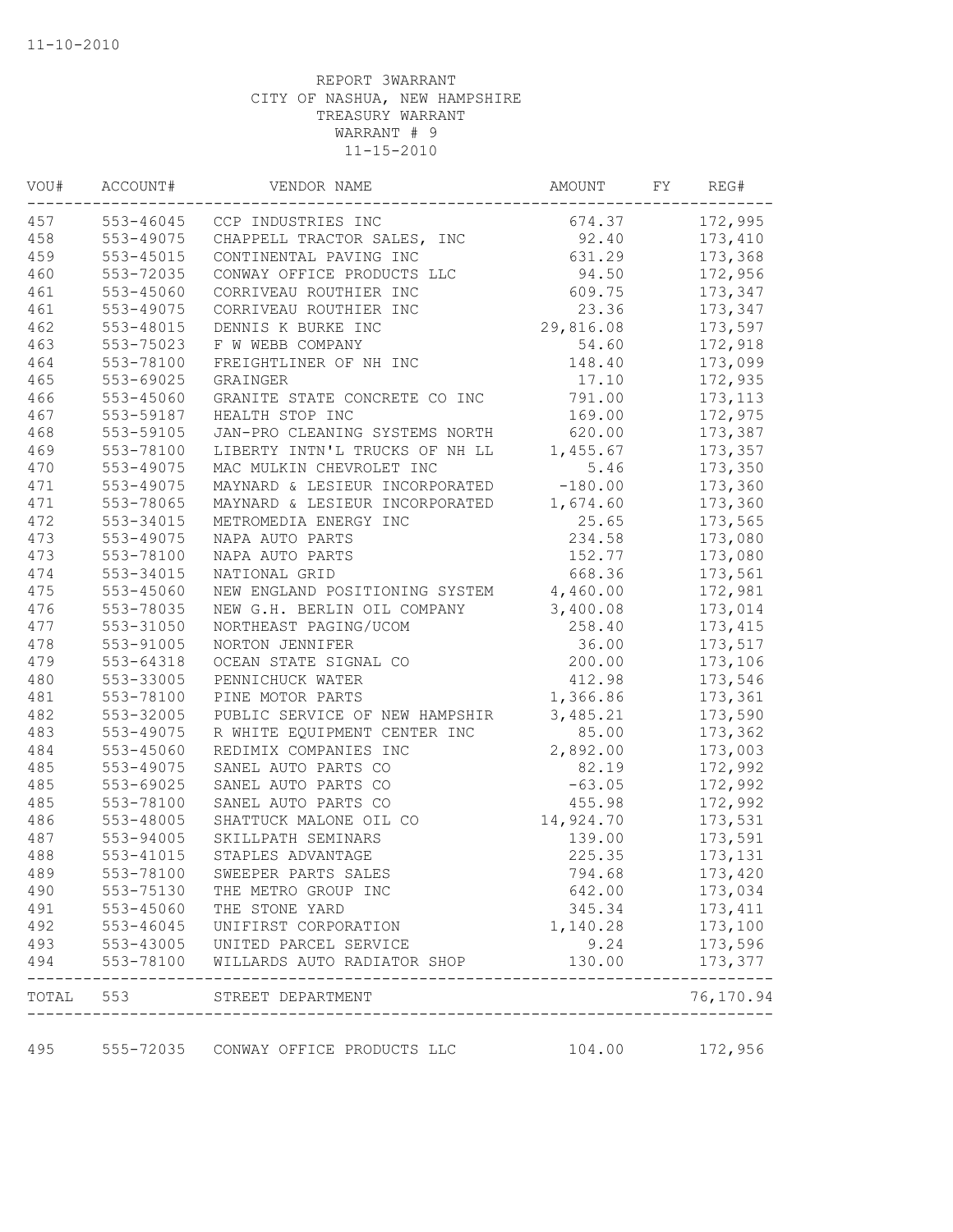11-10-2010

REPORT 3WARRANT
CITY OF NASHUA, NEW HAMPSHIRE
TREASURY WARRANT
WARRANT # 9
11-15-2010

| VOU# | ACCOUNT# | VENDOR NAME | AMOUNT | FY | REG# |
|---|---|---|---|---|---|
| 457 | 553-46045 | CCP INDUSTRIES INC | 674.37 | | 172,995 |
| 458 | 553-49075 | CHAPPELL TRACTOR SALES, INC | 92.40 | | 173,410 |
| 459 | 553-45015 | CONTINENTAL PAVING INC | 631.29 | | 173,368 |
| 460 | 553-72035 | CONWAY OFFICE PRODUCTS LLC | 94.50 | | 172,956 |
| 461 | 553-45060 | CORRIVEAU ROUTHIER INC | 609.75 | | 173,347 |
| 461 | 553-49075 | CORRIVEAU ROUTHIER INC | 23.36 | | 173,347 |
| 462 | 553-48015 | DENNIS K BURKE INC | 29,816.08 | | 173,597 |
| 463 | 553-75023 | F W WEBB COMPANY | 54.60 | | 172,918 |
| 464 | 553-78100 | FREIGHTLINER OF NH INC | 148.40 | | 173,099 |
| 465 | 553-69025 | GRAINGER | 17.10 | | 172,935 |
| 466 | 553-45060 | GRANITE STATE CONCRETE CO INC | 791.00 | | 173,113 |
| 467 | 553-59187 | HEALTH STOP INC | 169.00 | | 172,975 |
| 468 | 553-59105 | JAN-PRO CLEANING SYSTEMS NORTH | 620.00 | | 173,387 |
| 469 | 553-78100 | LIBERTY INTN'L TRUCKS OF NH LL | 1,455.67 | | 173,357 |
| 470 | 553-49075 | MAC MULKIN CHEVROLET INC | 5.46 | | 173,350 |
| 471 | 553-49075 | MAYNARD & LESIEUR INCORPORATED | -180.00 | | 173,360 |
| 471 | 553-78065 | MAYNARD & LESIEUR INCORPORATED | 1,674.60 | | 173,360 |
| 472 | 553-34015 | METROMEDIA ENERGY INC | 25.65 | | 173,565 |
| 473 | 553-49075 | NAPA AUTO PARTS | 234.58 | | 173,080 |
| 473 | 553-78100 | NAPA AUTO PARTS | 152.77 | | 173,080 |
| 474 | 553-34015 | NATIONAL GRID | 668.36 | | 173,561 |
| 475 | 553-45060 | NEW ENGLAND POSITIONING SYSTEM | 4,460.00 | | 172,981 |
| 476 | 553-78035 | NEW G.H. BERLIN OIL COMPANY | 3,400.08 | | 173,014 |
| 477 | 553-31050 | NORTHEAST PAGING/UCOM | 258.40 | | 173,415 |
| 478 | 553-91005 | NORTON JENNIFER | 36.00 | | 173,517 |
| 479 | 553-64318 | OCEAN STATE SIGNAL CO | 200.00 | | 173,106 |
| 480 | 553-33005 | PENNICHUCK WATER | 412.98 | | 173,546 |
| 481 | 553-78100 | PINE MOTOR PARTS | 1,366.86 | | 173,361 |
| 482 | 553-32005 | PUBLIC SERVICE OF NEW HAMPSHIR | 3,485.21 | | 173,590 |
| 483 | 553-49075 | R WHITE EQUIPMENT CENTER INC | 85.00 | | 173,362 |
| 484 | 553-45060 | REDIMIX COMPANIES INC | 2,892.00 | | 173,003 |
| 485 | 553-49075 | SANEL AUTO PARTS CO | 82.19 | | 172,992 |
| 485 | 553-69025 | SANEL AUTO PARTS CO | -63.05 | | 172,992 |
| 485 | 553-78100 | SANEL AUTO PARTS CO | 455.98 | | 172,992 |
| 486 | 553-48005 | SHATTUCK MALONE OIL CO | 14,924.70 | | 173,531 |
| 487 | 553-94005 | SKILLPATH SEMINARS | 139.00 | | 173,591 |
| 488 | 553-41015 | STAPLES ADVANTAGE | 225.35 | | 173,131 |
| 489 | 553-78100 | SWEEPER PARTS SALES | 794.68 | | 173,420 |
| 490 | 553-75130 | THE METRO GROUP INC | 642.00 | | 173,034 |
| 491 | 553-45060 | THE STONE YARD | 345.34 | | 173,411 |
| 492 | 553-46045 | UNIFIRST CORPORATION | 1,140.28 | | 173,100 |
| 493 | 553-43005 | UNITED PARCEL SERVICE | 9.24 | | 173,596 |
| 494 | 553-78100 | WILLARDS AUTO RADIATOR SHOP | 130.00 | | 173,377 |
| TOTAL | 553 | STREET DEPARTMENT | | | 76,170.94 |
| 495 | 555-72035 | CONWAY OFFICE PRODUCTS LLC | 104.00 | | 172,956 |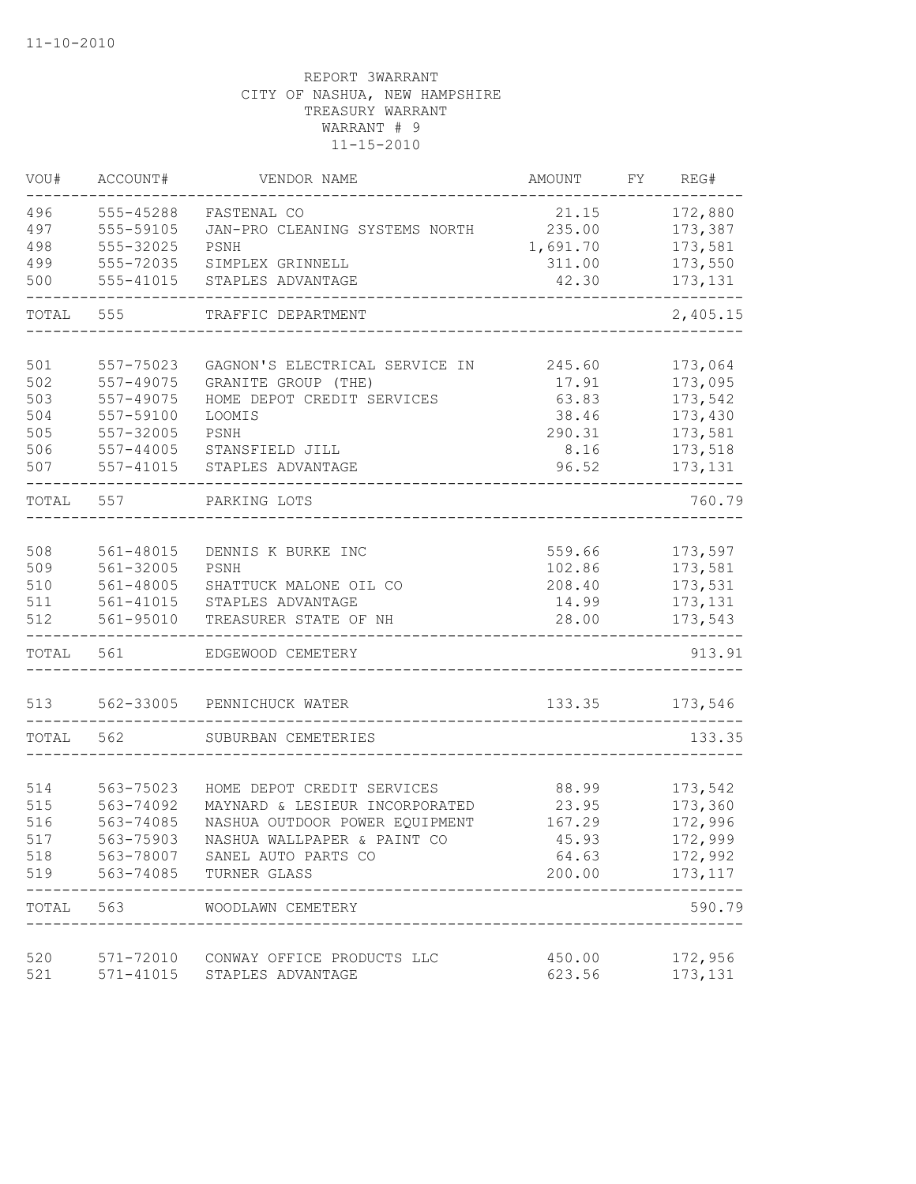11-10-2010

REPORT 3WARRANT
CITY OF NASHUA, NEW HAMPSHIRE
TREASURY WARRANT
WARRANT # 9
11-15-2010

| VOU# | ACCOUNT# | VENDOR NAME | AMOUNT | FY | REG# |
|---|---|---|---|---|---|
| 496 | 555-45288 | FASTENAL CO | 21.15 | | 172,880 |
| 497 | 555-59105 | JAN-PRO CLEANING SYSTEMS NORTH | 235.00 | | 173,387 |
| 498 | 555-32025 | PSNH | 1,691.70 | | 173,581 |
| 499 | 555-72035 | SIMPLEX GRINNELL | 311.00 | | 173,550 |
| 500 | 555-41015 | STAPLES ADVANTAGE | 42.30 | | 173,131 |
| TOTAL | 555 | TRAFFIC DEPARTMENT | | | 2,405.15 |
| 501 | 557-75023 | GAGNON'S ELECTRICAL SERVICE IN | 245.60 | | 173,064 |
| 502 | 557-49075 | GRANITE GROUP (THE) | 17.91 | | 173,095 |
| 503 | 557-49075 | HOME DEPOT CREDIT SERVICES | 63.83 | | 173,542 |
| 504 | 557-59100 | LOOMIS | 38.46 | | 173,430 |
| 505 | 557-32005 | PSNH | 290.31 | | 173,581 |
| 506 | 557-44005 | STANSFIELD JILL | 8.16 | | 173,518 |
| 507 | 557-41015 | STAPLES ADVANTAGE | 96.52 | | 173,131 |
| TOTAL | 557 | PARKING LOTS | | | 760.79 |
| 508 | 561-48015 | DENNIS K BURKE INC | 559.66 | | 173,597 |
| 509 | 561-32005 | PSNH | 102.86 | | 173,581 |
| 510 | 561-48005 | SHATTUCK MALONE OIL CO | 208.40 | | 173,531 |
| 511 | 561-41015 | STAPLES ADVANTAGE | 14.99 | | 173,131 |
| 512 | 561-95010 | TREASURER STATE OF NH | 28.00 | | 173,543 |
| TOTAL | 561 | EDGEWOOD CEMETERY | | | 913.91 |
| 513 | 562-33005 | PENNICHUCK WATER | 133.35 | | 173,546 |
| TOTAL | 562 | SUBURBAN CEMETERIES | | | 133.35 |
| 514 | 563-75023 | HOME DEPOT CREDIT SERVICES | 88.99 | | 173,542 |
| 515 | 563-74092 | MAYNARD & LESIEUR INCORPORATED | 23.95 | | 173,360 |
| 516 | 563-74085 | NASHUA OUTDOOR POWER EQUIPMENT | 167.29 | | 172,996 |
| 517 | 563-75903 | NASHUA WALLPAPER & PAINT CO | 45.93 | | 172,999 |
| 518 | 563-78007 | SANEL AUTO PARTS CO | 64.63 | | 172,992 |
| 519 | 563-74085 | TURNER GLASS | 200.00 | | 173,117 |
| TOTAL | 563 | WOODLAWN CEMETERY | | | 590.79 |
| 520 | 571-72010 | CONWAY OFFICE PRODUCTS LLC | 450.00 | | 172,956 |
| 521 | 571-41015 | STAPLES ADVANTAGE | 623.56 | | 173,131 |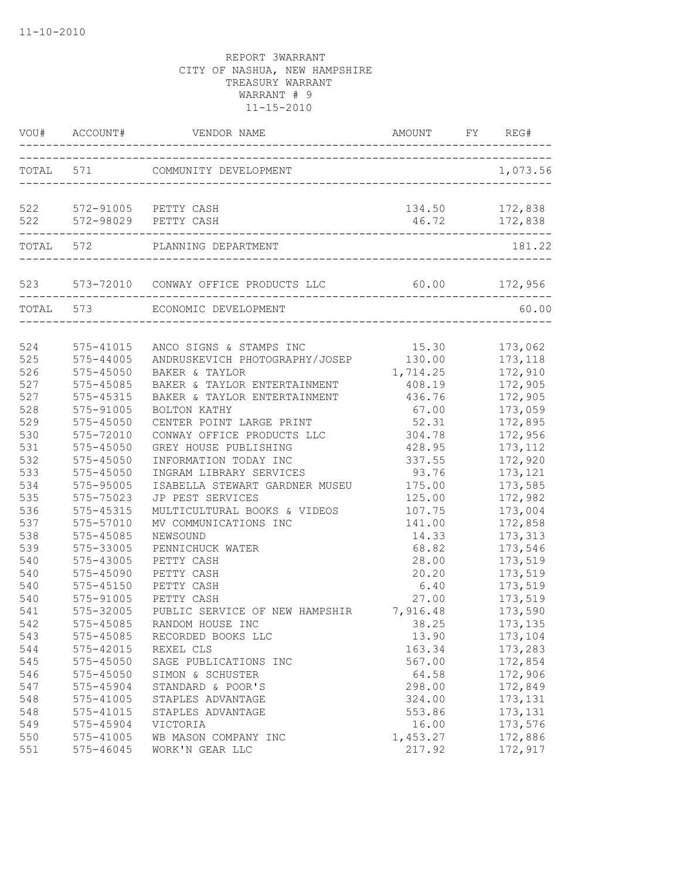11-10-2010

REPORT 3WARRANT
CITY OF NASHUA, NEW HAMPSHIRE
TREASURY WARRANT
WARRANT # 9
11-15-2010

| VOU# | ACCOUNT# | VENDOR NAME | AMOUNT | FY | REG# |
|---|---|---|---|---|---|
| TOTAL | 571 | COMMUNITY DEVELOPMENT | | | 1,073.56 |
| 522 | 572-91005 | PETTY CASH | 134.50 | | 172,838 |
| 522 | 572-98029 | PETTY CASH | 46.72 | | 172,838 |
| TOTAL | 572 | PLANNING DEPARTMENT | | | 181.22 |
| 523 | 573-72010 | CONWAY OFFICE PRODUCTS LLC | 60.00 | | 172,956 |
| TOTAL | 573 | ECONOMIC DEVELOPMENT | | | 60.00 |
| 524 | 575-41015 | ANCO SIGNS & STAMPS INC | 15.30 | | 173,062 |
| 525 | 575-44005 | ANDRUSKEVICH PHOTOGRAPHY/JOSEP | 130.00 | | 173,118 |
| 526 | 575-45050 | BAKER & TAYLOR | 1,714.25 | | 172,910 |
| 527 | 575-45085 | BAKER & TAYLOR ENTERTAINMENT | 408.19 | | 172,905 |
| 527 | 575-45315 | BAKER & TAYLOR ENTERTAINMENT | 436.76 | | 172,905 |
| 528 | 575-91005 | BOLTON KATHY | 67.00 | | 173,059 |
| 529 | 575-45050 | CENTER POINT LARGE PRINT | 52.31 | | 172,895 |
| 530 | 575-72010 | CONWAY OFFICE PRODUCTS LLC | 304.78 | | 172,956 |
| 531 | 575-45050 | GREY HOUSE PUBLISHING | 428.95 | | 173,112 |
| 532 | 575-45050 | INFORMATION TODAY INC | 337.55 | | 172,920 |
| 533 | 575-45050 | INGRAM LIBRARY SERVICES | 93.76 | | 173,121 |
| 534 | 575-95005 | ISABELLA STEWART GARDNER MUSEU | 175.00 | | 173,585 |
| 535 | 575-75023 | JP PEST SERVICES | 125.00 | | 172,982 |
| 536 | 575-45315 | MULTICULTURAL BOOKS & VIDEOS | 107.75 | | 173,004 |
| 537 | 575-57010 | MV COMMUNICATIONS INC | 141.00 | | 172,858 |
| 538 | 575-45085 | NEWSOUND | 14.33 | | 173,313 |
| 539 | 575-33005 | PENNICHUCK WATER | 68.82 | | 173,546 |
| 540 | 575-43005 | PETTY CASH | 28.00 | | 173,519 |
| 540 | 575-45090 | PETTY CASH | 20.20 | | 173,519 |
| 540 | 575-45150 | PETTY CASH | 6.40 | | 173,519 |
| 540 | 575-91005 | PETTY CASH | 27.00 | | 173,519 |
| 541 | 575-32005 | PUBLIC SERVICE OF NEW HAMPSHIR | 7,916.48 | | 173,590 |
| 542 | 575-45085 | RANDOM HOUSE INC | 38.25 | | 173,135 |
| 543 | 575-45085 | RECORDED BOOKS LLC | 13.90 | | 173,104 |
| 544 | 575-42015 | REXEL CLS | 163.34 | | 173,283 |
| 545 | 575-45050 | SAGE PUBLICATIONS INC | 567.00 | | 172,854 |
| 546 | 575-45050 | SIMON & SCHUSTER | 64.58 | | 172,906 |
| 547 | 575-45904 | STANDARD & POOR'S | 298.00 | | 172,849 |
| 548 | 575-41005 | STAPLES ADVANTAGE | 324.00 | | 173,131 |
| 548 | 575-41015 | STAPLES ADVANTAGE | 553.86 | | 173,131 |
| 549 | 575-45904 | VICTORIA | 16.00 | | 173,576 |
| 550 | 575-41005 | WB MASON COMPANY INC | 1,453.27 | | 172,886 |
| 551 | 575-46045 | WORK'N GEAR LLC | 217.92 | | 172,917 |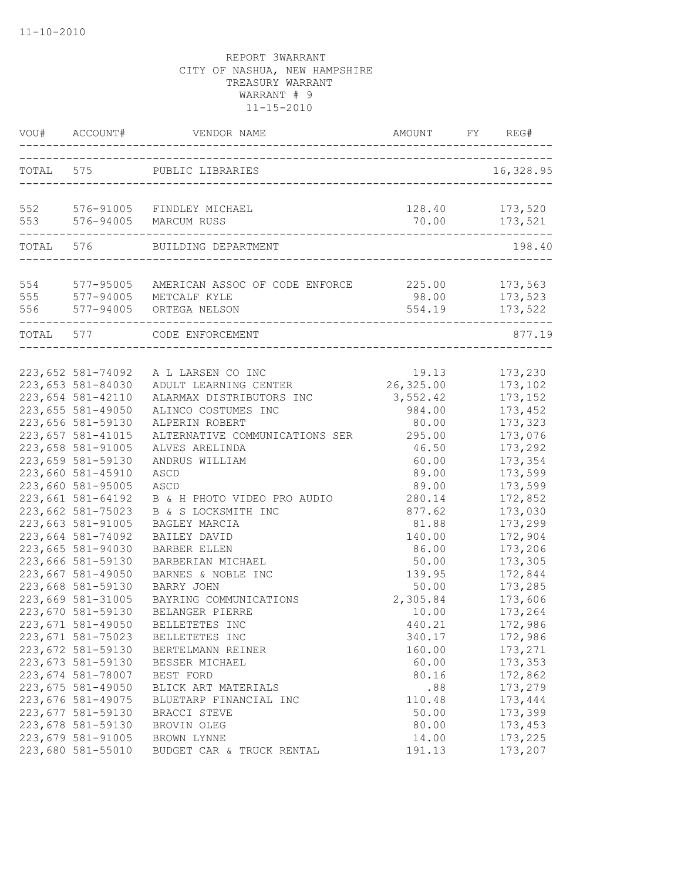11-10-2010

REPORT 3WARRANT
CITY OF NASHUA, NEW HAMPSHIRE
TREASURY WARRANT
WARRANT # 9
11-15-2010

| VOU# | ACCOUNT# | VENDOR NAME | AMOUNT | FY | REG# |
|---|---|---|---|---|---|
| TOTAL | 575 | PUBLIC LIBRARIES | | | 16,328.95 |
| 552 | 576-91005 | FINDLEY MICHAEL | 128.40 | | 173,520 |
| 553 | 576-94005 | MARCUM RUSS | 70.00 | | 173,521 |
| TOTAL | 576 | BUILDING DEPARTMENT | | | 198.40 |
| 554 | 577-95005 | AMERICAN ASSOC OF CODE ENFORCE | 225.00 | | 173,563 |
| 555 | 577-94005 | METCALF KYLE | 98.00 | | 173,523 |
| 556 | 577-94005 | ORTEGA NELSON | 554.19 | | 173,522 |
| TOTAL | 577 | CODE ENFORCEMENT | | | 877.19 |
| 223,652 | 581-74092 | A L LARSEN CO INC | 19.13 | | 173,230 |
| 223,653 | 581-84030 | ADULT LEARNING CENTER | 26,325.00 | | 173,102 |
| 223,654 | 581-42110 | ALARMAX DISTRIBUTORS INC | 3,552.42 | | 173,152 |
| 223,655 | 581-49050 | ALINCO COSTUMES INC | 984.00 | | 173,452 |
| 223,656 | 581-59130 | ALPERIN ROBERT | 80.00 | | 173,323 |
| 223,657 | 581-41015 | ALTERNATIVE COMMUNICATIONS SER | 295.00 | | 173,076 |
| 223,658 | 581-91005 | ALVES ARELINDA | 46.50 | | 173,292 |
| 223,659 | 581-59130 | ANDRUS WILLIAM | 60.00 | | 173,354 |
| 223,660 | 581-45910 | ASCD | 89.00 | | 173,599 |
| 223,660 | 581-95005 | ASCD | 89.00 | | 173,599 |
| 223,661 | 581-64192 | B & H PHOTO VIDEO PRO AUDIO | 280.14 | | 172,852 |
| 223,662 | 581-75023 | B & S LOCKSMITH INC | 877.62 | | 173,030 |
| 223,663 | 581-91005 | BAGLEY MARCIA | 81.88 | | 173,299 |
| 223,664 | 581-74092 | BAILEY DAVID | 140.00 | | 172,904 |
| 223,665 | 581-94030 | BARBER ELLEN | 86.00 | | 173,206 |
| 223,666 | 581-59130 | BARBERIAN MICHAEL | 50.00 | | 173,305 |
| 223,667 | 581-49050 | BARNES & NOBLE INC | 139.95 | | 172,844 |
| 223,668 | 581-59130 | BARRY JOHN | 50.00 | | 173,285 |
| 223,669 | 581-31005 | BAYRING COMMUNICATIONS | 2,305.84 | | 173,606 |
| 223,670 | 581-59130 | BELANGER PIERRE | 10.00 | | 173,264 |
| 223,671 | 581-49050 | BELLETETES INC | 440.21 | | 172,986 |
| 223,671 | 581-75023 | BELLETETES INC | 340.17 | | 172,986 |
| 223,672 | 581-59130 | BERTELMANN REINER | 160.00 | | 173,271 |
| 223,673 | 581-59130 | BESSER MICHAEL | 60.00 | | 173,353 |
| 223,674 | 581-78007 | BEST FORD | 80.16 | | 172,862 |
| 223,675 | 581-49050 | BLICK ART MATERIALS | .88 | | 173,279 |
| 223,676 | 581-49075 | BLUETARP FINANCIAL INC | 110.48 | | 173,444 |
| 223,677 | 581-59130 | BRACCI STEVE | 50.00 | | 173,399 |
| 223,678 | 581-59130 | BROVIN OLEG | 80.00 | | 173,453 |
| 223,679 | 581-91005 | BROWN LYNNE | 14.00 | | 173,225 |
| 223,680 | 581-55010 | BUDGET CAR & TRUCK RENTAL | 191.13 | | 173,207 |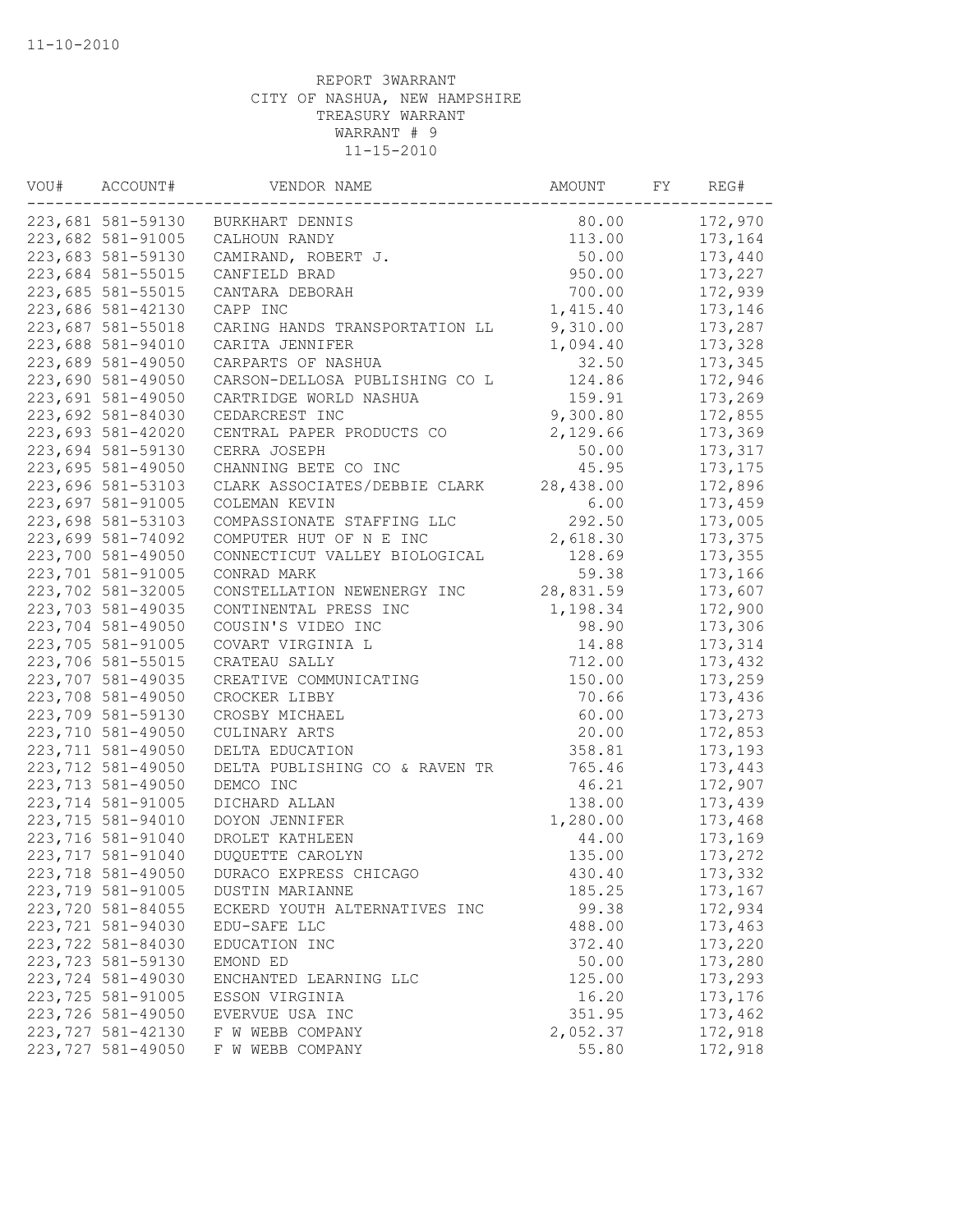REPORT 3WARRANT
CITY OF NASHUA, NEW HAMPSHIRE
TREASURY WARRANT
WARRANT # 9
11-15-2010

| VOU# | ACCOUNT# | VENDOR NAME | AMOUNT | FY | REG# |
|---|---|---|---|---|---|
| 223,681 | 581-59130 | BURKHART DENNIS | 80.00 | | 172,970 |
| 223,682 | 581-91005 | CALHOUN RANDY | 113.00 | | 173,164 |
| 223,683 | 581-59130 | CAMIRAND, ROBERT J. | 50.00 | | 173,440 |
| 223,684 | 581-55015 | CANFIELD BRAD | 950.00 | | 173,227 |
| 223,685 | 581-55015 | CANTARA DEBORAH | 700.00 | | 172,939 |
| 223,686 | 581-42130 | CAPP INC | 1,415.40 | | 173,146 |
| 223,687 | 581-55018 | CARING HANDS TRANSPORTATION LL | 9,310.00 | | 173,287 |
| 223,688 | 581-94010 | CARITA JENNIFER | 1,094.40 | | 173,328 |
| 223,689 | 581-49050 | CARPARTS OF NASHUA | 32.50 | | 173,345 |
| 223,690 | 581-49050 | CARSON-DELLOSA PUBLISHING CO L | 124.86 | | 172,946 |
| 223,691 | 581-49050 | CARTRIDGE WORLD NASHUA | 159.91 | | 173,269 |
| 223,692 | 581-84030 | CEDARCREST INC | 9,300.80 | | 172,855 |
| 223,693 | 581-42020 | CENTRAL PAPER PRODUCTS CO | 2,129.66 | | 173,369 |
| 223,694 | 581-59130 | CERRA JOSEPH | 50.00 | | 173,317 |
| 223,695 | 581-49050 | CHANNING BETE CO INC | 45.95 | | 173,175 |
| 223,696 | 581-53103 | CLARK ASSOCIATES/DEBBIE CLARK | 28,438.00 | | 172,896 |
| 223,697 | 581-91005 | COLEMAN KEVIN | 6.00 | | 173,459 |
| 223,698 | 581-53103 | COMPASSIONATE STAFFING LLC | 292.50 | | 173,005 |
| 223,699 | 581-74092 | COMPUTER HUT OF N E INC | 2,618.30 | | 173,375 |
| 223,700 | 581-49050 | CONNECTICUT VALLEY BIOLOGICAL | 128.69 | | 173,355 |
| 223,701 | 581-91005 | CONRAD MARK | 59.38 | | 173,166 |
| 223,702 | 581-32005 | CONSTELLATION NEWENERGY INC | 28,831.59 | | 173,607 |
| 223,703 | 581-49035 | CONTINENTAL PRESS INC | 1,198.34 | | 172,900 |
| 223,704 | 581-49050 | COUSIN'S VIDEO INC | 98.90 | | 173,306 |
| 223,705 | 581-91005 | COVART VIRGINIA L | 14.88 | | 173,314 |
| 223,706 | 581-55015 | CRATEAU SALLY | 712.00 | | 173,432 |
| 223,707 | 581-49035 | CREATIVE COMMUNICATING | 150.00 | | 173,259 |
| 223,708 | 581-49050 | CROCKER LIBBY | 70.66 | | 173,436 |
| 223,709 | 581-59130 | CROSBY MICHAEL | 60.00 | | 173,273 |
| 223,710 | 581-49050 | CULINARY ARTS | 20.00 | | 172,853 |
| 223,711 | 581-49050 | DELTA EDUCATION | 358.81 | | 173,193 |
| 223,712 | 581-49050 | DELTA PUBLISHING CO & RAVEN TR | 765.46 | | 173,443 |
| 223,713 | 581-49050 | DEMCO INC | 46.21 | | 172,907 |
| 223,714 | 581-91005 | DICHARD ALLAN | 138.00 | | 173,439 |
| 223,715 | 581-94010 | DOYON JENNIFER | 1,280.00 | | 173,468 |
| 223,716 | 581-91040 | DROLET KATHLEEN | 44.00 | | 173,169 |
| 223,717 | 581-91040 | DUQUETTE CAROLYN | 135.00 | | 173,272 |
| 223,718 | 581-49050 | DURACO EXPRESS CHICAGO | 430.40 | | 173,332 |
| 223,719 | 581-91005 | DUSTIN MARIANNE | 185.25 | | 173,167 |
| 223,720 | 581-84055 | ECKERD YOUTH ALTERNATIVES INC | 99.38 | | 172,934 |
| 223,721 | 581-94030 | EDU-SAFE LLC | 488.00 | | 173,463 |
| 223,722 | 581-84030 | EDUCATION INC | 372.40 | | 173,220 |
| 223,723 | 581-59130 | EMOND ED | 50.00 | | 173,280 |
| 223,724 | 581-49030 | ENCHANTED LEARNING LLC | 125.00 | | 173,293 |
| 223,725 | 581-91005 | ESSON VIRGINIA | 16.20 | | 173,176 |
| 223,726 | 581-49050 | EVERVUE USA INC | 351.95 | | 173,462 |
| 223,727 | 581-42130 | F W WEBB COMPANY | 2,052.37 | | 172,918 |
| 223,727 | 581-49050 | F W WEBB COMPANY | 55.80 | | 172,918 |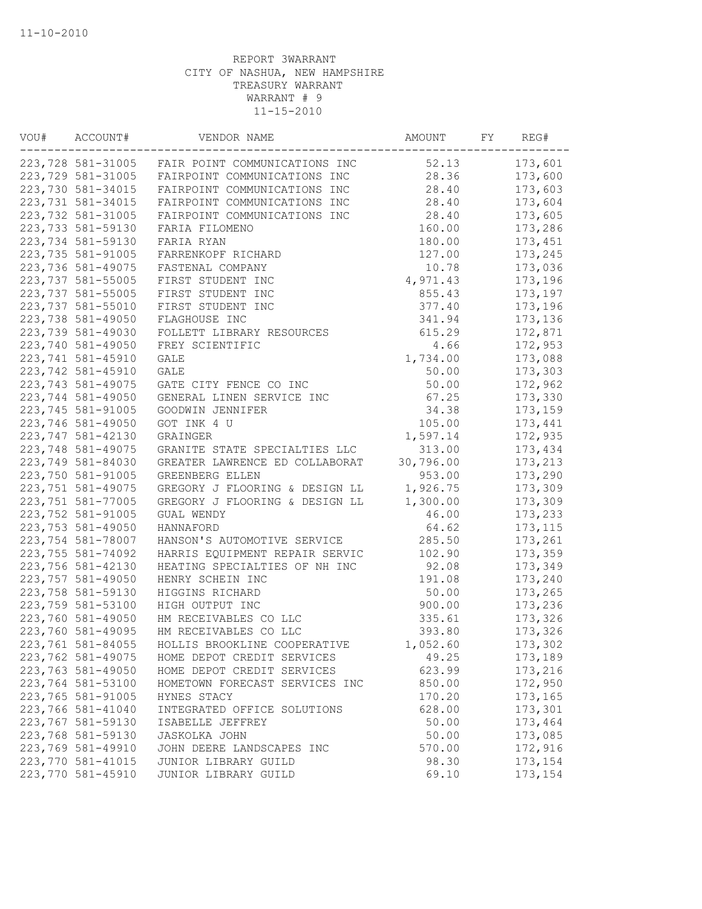11-10-2010

REPORT 3WARRANT
CITY OF NASHUA, NEW HAMPSHIRE
TREASURY WARRANT
WARRANT # 9
11-15-2010

| VOU# | ACCOUNT# | VENDOR NAME | AMOUNT | FY | REG# |
|---|---|---|---|---|---|
| 223,728 | 581-31005 | FAIR POINT COMMUNICATIONS INC | 52.13 | | 173,601 |
| 223,729 | 581-31005 | FAIRPOINT COMMUNICATIONS INC | 28.36 | | 173,600 |
| 223,730 | 581-34015 | FAIRPOINT COMMUNICATIONS INC | 28.40 | | 173,603 |
| 223,731 | 581-34015 | FAIRPOINT COMMUNICATIONS INC | 28.40 | | 173,604 |
| 223,732 | 581-31005 | FAIRPOINT COMMUNICATIONS INC | 28.40 | | 173,605 |
| 223,733 | 581-59130 | FARIA FILOMENO | 160.00 | | 173,286 |
| 223,734 | 581-59130 | FARIA RYAN | 180.00 | | 173,451 |
| 223,735 | 581-91005 | FARRENKOPF RICHARD | 127.00 | | 173,245 |
| 223,736 | 581-49075 | FASTENAL COMPANY | 10.78 | | 173,036 |
| 223,737 | 581-55005 | FIRST STUDENT INC | 4,971.43 | | 173,196 |
| 223,737 | 581-55005 | FIRST STUDENT INC | 855.43 | | 173,197 |
| 223,737 | 581-55010 | FIRST STUDENT INC | 377.40 | | 173,196 |
| 223,738 | 581-49050 | FLAGHOUSE INC | 341.94 | | 173,136 |
| 223,739 | 581-49030 | FOLLETT LIBRARY RESOURCES | 615.29 | | 172,871 |
| 223,740 | 581-49050 | FREY SCIENTIFIC | 4.66 | | 172,953 |
| 223,741 | 581-45910 | GALE | 1,734.00 | | 173,088 |
| 223,742 | 581-45910 | GALE | 50.00 | | 173,303 |
| 223,743 | 581-49075 | GATE CITY FENCE CO INC | 50.00 | | 172,962 |
| 223,744 | 581-49050 | GENERAL LINEN SERVICE INC | 67.25 | | 173,330 |
| 223,745 | 581-91005 | GOODWIN JENNIFER | 34.38 | | 173,159 |
| 223,746 | 581-49050 | GOT INK 4 U | 105.00 | | 173,441 |
| 223,747 | 581-42130 | GRAINGER | 1,597.14 | | 172,935 |
| 223,748 | 581-49075 | GRANITE STATE SPECIALTIES LLC | 313.00 | | 173,434 |
| 223,749 | 581-84030 | GREATER LAWRENCE ED COLLABORAT | 30,796.00 | | 173,213 |
| 223,750 | 581-91005 | GREENBERG ELLEN | 953.00 | | 173,290 |
| 223,751 | 581-49075 | GREGORY J FLOORING & DESIGN LL | 1,926.75 | | 173,309 |
| 223,751 | 581-77005 | GREGORY J FLOORING & DESIGN LL | 1,300.00 | | 173,309 |
| 223,752 | 581-91005 | GUAL WENDY | 46.00 | | 173,233 |
| 223,753 | 581-49050 | HANNAFORD | 64.62 | | 173,115 |
| 223,754 | 581-78007 | HANSON'S AUTOMOTIVE SERVICE | 285.50 | | 173,261 |
| 223,755 | 581-74092 | HARRIS EQUIPMENT REPAIR SERVIC | 102.90 | | 173,359 |
| 223,756 | 581-42130 | HEATING SPECIALTIES OF NH INC | 92.08 | | 173,349 |
| 223,757 | 581-49050 | HENRY SCHEIN INC | 191.08 | | 173,240 |
| 223,758 | 581-59130 | HIGGINS RICHARD | 50.00 | | 173,265 |
| 223,759 | 581-53100 | HIGH OUTPUT INC | 900.00 | | 173,236 |
| 223,760 | 581-49050 | HM RECEIVABLES CO LLC | 335.61 | | 173,326 |
| 223,760 | 581-49095 | HM RECEIVABLES CO LLC | 393.80 | | 173,326 |
| 223,761 | 581-84055 | HOLLIS BROOKLINE COOPERATIVE | 1,052.60 | | 173,302 |
| 223,762 | 581-49075 | HOME DEPOT CREDIT SERVICES | 49.25 | | 173,189 |
| 223,763 | 581-49050 | HOME DEPOT CREDIT SERVICES | 623.99 | | 173,216 |
| 223,764 | 581-53100 | HOMETOWN FORECAST SERVICES INC | 850.00 | | 172,950 |
| 223,765 | 581-91005 | HYNES STACY | 170.20 | | 173,165 |
| 223,766 | 581-41040 | INTEGRATED OFFICE SOLUTIONS | 628.00 | | 173,301 |
| 223,767 | 581-59130 | ISABELLE JEFFREY | 50.00 | | 173,464 |
| 223,768 | 581-59130 | JASKOLKA JOHN | 50.00 | | 173,085 |
| 223,769 | 581-49910 | JOHN DEERE LANDSCAPES INC | 570.00 | | 172,916 |
| 223,770 | 581-41015 | JUNIOR LIBRARY GUILD | 98.30 | | 173,154 |
| 223,770 | 581-45910 | JUNIOR LIBRARY GUILD | 69.10 | | 173,154 |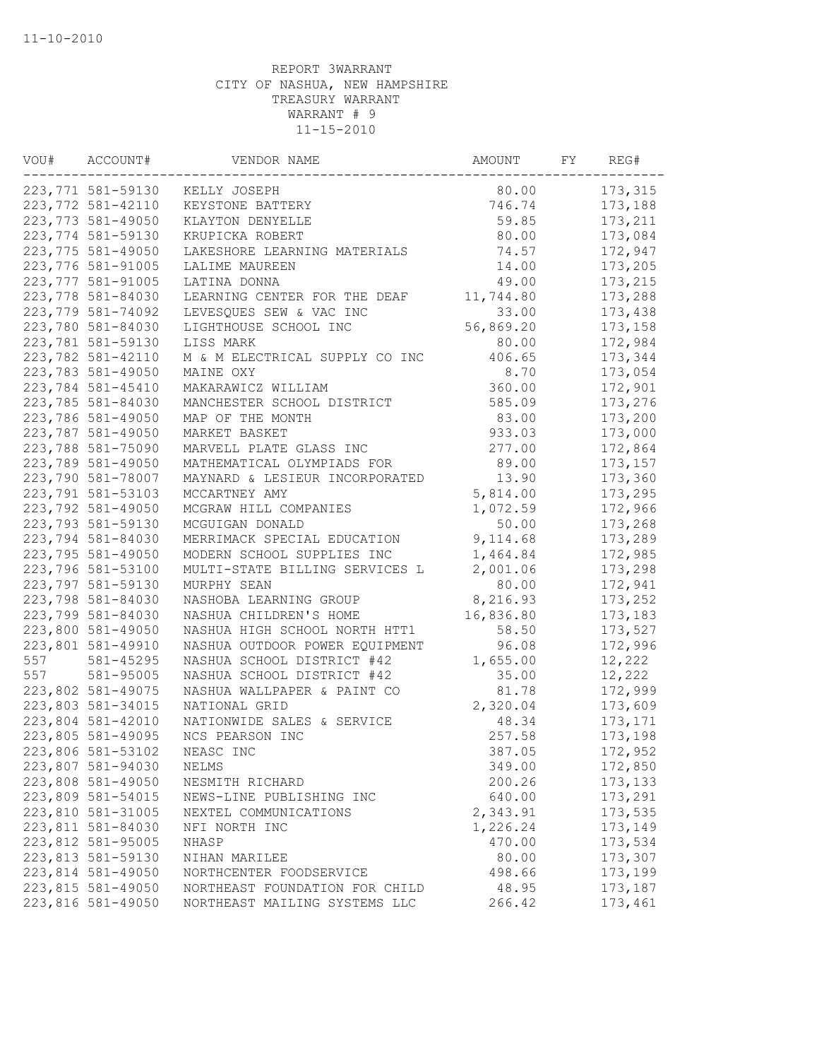11-10-2010

REPORT 3WARRANT
CITY OF NASHUA, NEW HAMPSHIRE
TREASURY WARRANT
WARRANT # 9
11-15-2010

| VOU# | ACCOUNT# | VENDOR NAME | AMOUNT | FY | REG# |
|---|---|---|---|---|---|
| 223,771 | 581-59130 | KELLY JOSEPH | 80.00 | | 173,315 |
| 223,772 | 581-42110 | KEYSTONE BATTERY | 746.74 | | 173,188 |
| 223,773 | 581-49050 | KLAYTON DENYELLE | 59.85 | | 173,211 |
| 223,774 | 581-59130 | KRUPICKA ROBERT | 80.00 | | 173,084 |
| 223,775 | 581-49050 | LAKESHORE LEARNING MATERIALS | 74.57 | | 172,947 |
| 223,776 | 581-91005 | LALIME MAUREEN | 14.00 | | 173,205 |
| 223,777 | 581-91005 | LATINA DONNA | 49.00 | | 173,215 |
| 223,778 | 581-84030 | LEARNING CENTER FOR THE DEAF | 11,744.80 | | 173,288 |
| 223,779 | 581-74092 | LEVESQUES SEW & VAC INC | 33.00 | | 173,438 |
| 223,780 | 581-84030 | LIGHTHOUSE SCHOOL INC | 56,869.20 | | 173,158 |
| 223,781 | 581-59130 | LISS MARK | 80.00 | | 172,984 |
| 223,782 | 581-42110 | M & M ELECTRICAL SUPPLY CO INC | 406.65 | | 173,344 |
| 223,783 | 581-49050 | MAINE OXY | 8.70 | | 173,054 |
| 223,784 | 581-45410 | MAKARAWICZ WILLIAM | 360.00 | | 172,901 |
| 223,785 | 581-84030 | MANCHESTER SCHOOL DISTRICT | 585.09 | | 173,276 |
| 223,786 | 581-49050 | MAP OF THE MONTH | 83.00 | | 173,200 |
| 223,787 | 581-49050 | MARKET BASKET | 933.03 | | 173,000 |
| 223,788 | 581-75090 | MARVELL PLATE GLASS INC | 277.00 | | 172,864 |
| 223,789 | 581-49050 | MATHEMATICAL OLYMPIADS FOR | 89.00 | | 173,157 |
| 223,790 | 581-78007 | MAYNARD & LESIEUR INCORPORATED | 13.90 | | 173,360 |
| 223,791 | 581-53103 | MCCARTNEY AMY | 5,814.00 | | 173,295 |
| 223,792 | 581-49050 | MCGRAW HILL COMPANIES | 1,072.59 | | 172,966 |
| 223,793 | 581-59130 | MCGUIGAN DONALD | 50.00 | | 173,268 |
| 223,794 | 581-84030 | MERRIMACK SPECIAL EDUCATION | 9,114.68 | | 173,289 |
| 223,795 | 581-49050 | MODERN SCHOOL SUPPLIES INC | 1,464.84 | | 172,985 |
| 223,796 | 581-53100 | MULTI-STATE BILLING SERVICES L | 2,001.06 | | 173,298 |
| 223,797 | 581-59130 | MURPHY SEAN | 80.00 | | 172,941 |
| 223,798 | 581-84030 | NASHOBA LEARNING GROUP | 8,216.93 | | 173,252 |
| 223,799 | 581-84030 | NASHUA CHILDREN'S HOME | 16,836.80 | | 173,183 |
| 223,800 | 581-49050 | NASHUA HIGH SCHOOL NORTH HTT1 | 58.50 | | 173,527 |
| 223,801 | 581-49910 | NASHUA OUTDOOR POWER EQUIPMENT | 96.08 | | 172,996 |
| 557 | 581-45295 | NASHUA SCHOOL DISTRICT #42 | 1,655.00 | | 12,222 |
| 557 | 581-95005 | NASHUA SCHOOL DISTRICT #42 | 35.00 | | 12,222 |
| 223,802 | 581-49075 | NASHUA WALLPAPER & PAINT CO | 81.78 | | 172,999 |
| 223,803 | 581-34015 | NATIONAL GRID | 2,320.04 | | 173,609 |
| 223,804 | 581-42010 | NATIONWIDE SALES & SERVICE | 48.34 | | 173,171 |
| 223,805 | 581-49095 | NCS PEARSON INC | 257.58 | | 173,198 |
| 223,806 | 581-53102 | NEASC INC | 387.05 | | 172,952 |
| 223,807 | 581-94030 | NELMS | 349.00 | | 172,850 |
| 223,808 | 581-49050 | NESMITH RICHARD | 200.26 | | 173,133 |
| 223,809 | 581-54015 | NEWS-LINE PUBLISHING INC | 640.00 | | 173,291 |
| 223,810 | 581-31005 | NEXTEL COMMUNICATIONS | 2,343.91 | | 173,535 |
| 223,811 | 581-84030 | NFI NORTH INC | 1,226.24 | | 173,149 |
| 223,812 | 581-95005 | NHASP | 470.00 | | 173,534 |
| 223,813 | 581-59130 | NIHAN MARILEE | 80.00 | | 173,307 |
| 223,814 | 581-49050 | NORTHCENTER FOODSERVICE | 498.66 | | 173,199 |
| 223,815 | 581-49050 | NORTHEAST FOUNDATION FOR CHILD | 48.95 | | 173,187 |
| 223,816 | 581-49050 | NORTHEAST MAILING SYSTEMS LLC | 266.42 | | 173,461 |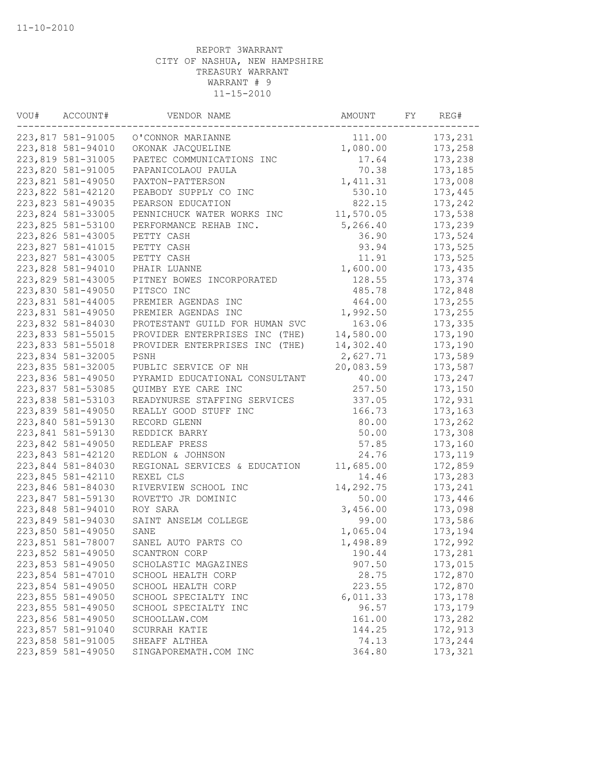11-10-2010

REPORT 3WARRANT
CITY OF NASHUA, NEW HAMPSHIRE
TREASURY WARRANT
WARRANT # 9
11-15-2010

| VOU# | ACCOUNT# | VENDOR NAME | AMOUNT | FY | REG# |
|---|---|---|---|---|---|
| 223,817 | 581-91005 | O'CONNOR MARIANNE | 111.00 | | 173,231 |
| 223,818 | 581-94010 | OKONAK JACQUELINE | 1,080.00 | | 173,258 |
| 223,819 | 581-31005 | PAETEC COMMUNICATIONS INC | 17.64 | | 173,238 |
| 223,820 | 581-91005 | PAPANICOLAOU PAULA | 70.38 | | 173,185 |
| 223,821 | 581-49050 | PAXTON-PATTERSON | 1,411.31 | | 173,008 |
| 223,822 | 581-42120 | PEABODY SUPPLY CO INC | 530.10 | | 173,445 |
| 223,823 | 581-49035 | PEARSON EDUCATION | 822.15 | | 173,242 |
| 223,824 | 581-33005 | PENNICHUCK WATER WORKS INC | 11,570.05 | | 173,538 |
| 223,825 | 581-53100 | PERFORMANCE REHAB INC. | 5,266.40 | | 173,239 |
| 223,826 | 581-43005 | PETTY CASH | 36.90 | | 173,524 |
| 223,827 | 581-41015 | PETTY CASH | 93.94 | | 173,525 |
| 223,827 | 581-43005 | PETTY CASH | 11.91 | | 173,525 |
| 223,828 | 581-94010 | PHAIR LUANNE | 1,600.00 | | 173,435 |
| 223,829 | 581-43005 | PITNEY BOWES INCORPORATED | 128.55 | | 173,374 |
| 223,830 | 581-49050 | PITSCO INC | 485.78 | | 172,848 |
| 223,831 | 581-44005 | PREMIER AGENDAS INC | 464.00 | | 173,255 |
| 223,831 | 581-49050 | PREMIER AGENDAS INC | 1,992.50 | | 173,255 |
| 223,832 | 581-84030 | PROTESTANT GUILD FOR HUMAN SVC | 163.06 | | 173,335 |
| 223,833 | 581-55015 | PROVIDER ENTERPRISES INC (THE) | 14,580.00 | | 173,190 |
| 223,833 | 581-55018 | PROVIDER ENTERPRISES INC (THE) | 14,302.40 | | 173,190 |
| 223,834 | 581-32005 | PSNH | 2,627.71 | | 173,589 |
| 223,835 | 581-32005 | PUBLIC SERVICE OF NH | 20,083.59 | | 173,587 |
| 223,836 | 581-49050 | PYRAMID EDUCATIONAL CONSULTANT | 40.00 | | 173,247 |
| 223,837 | 581-53085 | QUIMBY EYE CARE INC | 257.50 | | 173,150 |
| 223,838 | 581-53103 | READYNURSE STAFFING SERVICES | 337.05 | | 172,931 |
| 223,839 | 581-49050 | REALLY GOOD STUFF INC | 166.73 | | 173,163 |
| 223,840 | 581-59130 | RECORD GLENN | 80.00 | | 173,262 |
| 223,841 | 581-59130 | REDDICK BARRY | 50.00 | | 173,308 |
| 223,842 | 581-49050 | REDLEAF PRESS | 57.85 | | 173,160 |
| 223,843 | 581-42120 | REDLON & JOHNSON | 24.76 | | 173,119 |
| 223,844 | 581-84030 | REGIONAL SERVICES & EDUCATION | 11,685.00 | | 172,859 |
| 223,845 | 581-42110 | REXEL CLS | 14.46 | | 173,283 |
| 223,846 | 581-84030 | RIVERVIEW SCHOOL INC | 14,292.75 | | 173,241 |
| 223,847 | 581-59130 | ROVETTO JR DOMINIC | 50.00 | | 173,446 |
| 223,848 | 581-94010 | ROY SARA | 3,456.00 | | 173,098 |
| 223,849 | 581-94030 | SAINT ANSELM COLLEGE | 99.00 | | 173,586 |
| 223,850 | 581-49050 | SANE | 1,065.04 | | 173,194 |
| 223,851 | 581-78007 | SANEL AUTO PARTS CO | 1,498.89 | | 172,992 |
| 223,852 | 581-49050 | SCANTRON CORP | 190.44 | | 173,281 |
| 223,853 | 581-49050 | SCHOLASTIC MAGAZINES | 907.50 | | 173,015 |
| 223,854 | 581-47010 | SCHOOL HEALTH CORP | 28.75 | | 172,870 |
| 223,854 | 581-49050 | SCHOOL HEALTH CORP | 223.55 | | 172,870 |
| 223,855 | 581-49050 | SCHOOL SPECIALTY INC | 6,011.33 | | 173,178 |
| 223,855 | 581-49050 | SCHOOL SPECIALTY INC | 96.57 | | 173,179 |
| 223,856 | 581-49050 | SCHOOLLAW.COM | 161.00 | | 173,282 |
| 223,857 | 581-91040 | SCURRAH KATIE | 144.25 | | 172,913 |
| 223,858 | 581-91005 | SHEAFF ALTHEA | 74.13 | | 173,244 |
| 223,859 | 581-49050 | SINGAPOREMATH.COM INC | 364.80 | | 173,321 |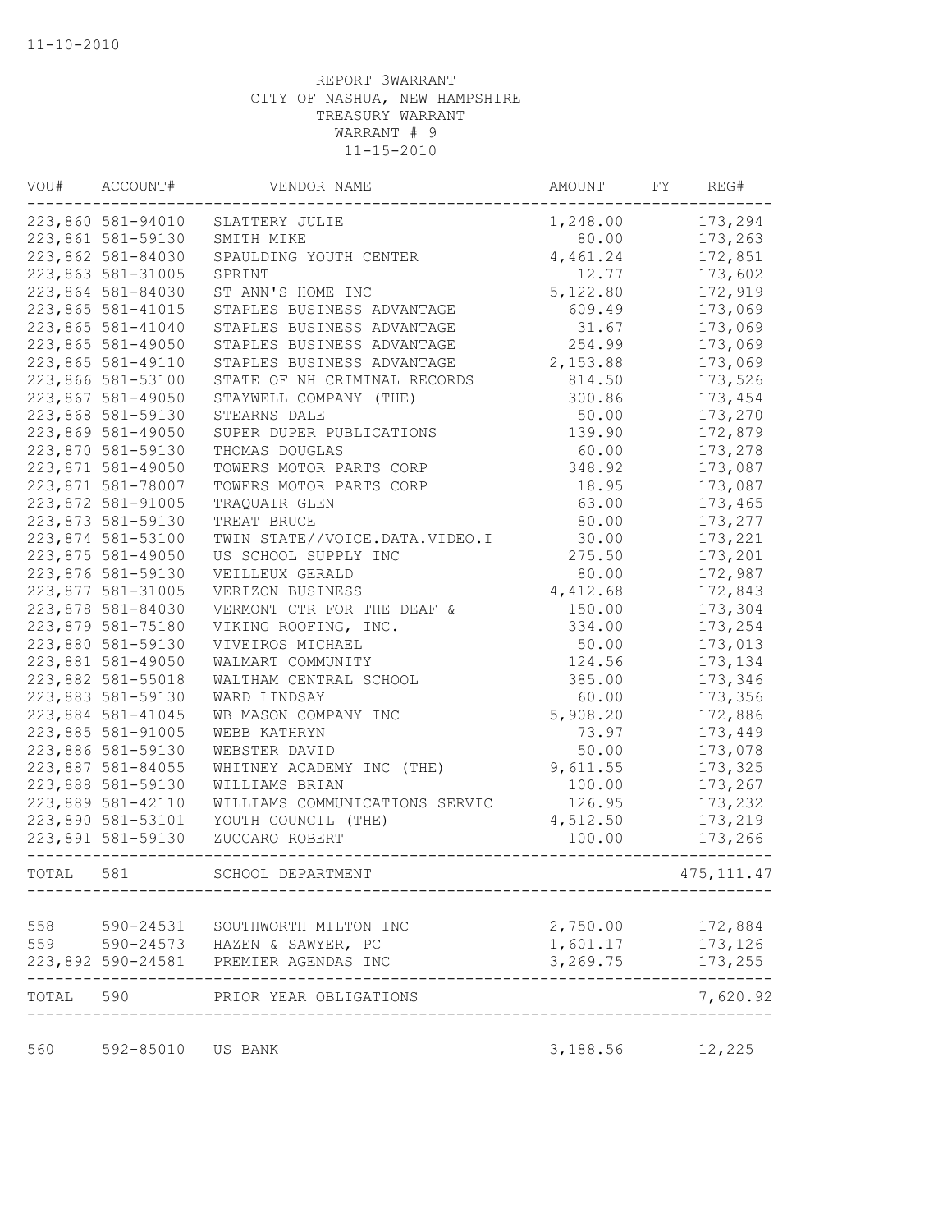11-10-2010

REPORT 3WARRANT
CITY OF NASHUA, NEW HAMPSHIRE
TREASURY WARRANT
WARRANT # 9
11-15-2010

| VOU# | ACCOUNT# | VENDOR NAME | AMOUNT | FY | REG# |
|---|---|---|---|---|---|
| 223,860 | 581-94010 | SLATTERY JULIE | 1,248.00 | | 173,294 |
| 223,861 | 581-59130 | SMITH MIKE | 80.00 | | 173,263 |
| 223,862 | 581-84030 | SPAULDING YOUTH CENTER | 4,461.24 | | 172,851 |
| 223,863 | 581-31005 | SPRINT | 12.77 | | 173,602 |
| 223,864 | 581-84030 | ST ANN'S HOME INC | 5,122.80 | | 172,919 |
| 223,865 | 581-41015 | STAPLES BUSINESS ADVANTAGE | 609.49 | | 173,069 |
| 223,865 | 581-41040 | STAPLES BUSINESS ADVANTAGE | 31.67 | | 173,069 |
| 223,865 | 581-49050 | STAPLES BUSINESS ADVANTAGE | 254.99 | | 173,069 |
| 223,865 | 581-49110 | STAPLES BUSINESS ADVANTAGE | 2,153.88 | | 173,069 |
| 223,866 | 581-53100 | STATE OF NH CRIMINAL RECORDS | 814.50 | | 173,526 |
| 223,867 | 581-49050 | STAYWELL COMPANY (THE) | 300.86 | | 173,454 |
| 223,868 | 581-59130 | STEARNS DALE | 50.00 | | 173,270 |
| 223,869 | 581-49050 | SUPER DUPER PUBLICATIONS | 139.90 | | 172,879 |
| 223,870 | 581-59130 | THOMAS DOUGLAS | 60.00 | | 173,278 |
| 223,871 | 581-49050 | TOWERS MOTOR PARTS CORP | 348.92 | | 173,087 |
| 223,871 | 581-78007 | TOWERS MOTOR PARTS CORP | 18.95 | | 173,087 |
| 223,872 | 581-91005 | TRAQUAIR GLEN | 63.00 | | 173,465 |
| 223,873 | 581-59130 | TREAT BRUCE | 80.00 | | 173,277 |
| 223,874 | 581-53100 | TWIN STATE//VOICE.DATA.VIDEO.I | 30.00 | | 173,221 |
| 223,875 | 581-49050 | US SCHOOL SUPPLY INC | 275.50 | | 173,201 |
| 223,876 | 581-59130 | VEILLEUX GERALD | 80.00 | | 172,987 |
| 223,877 | 581-31005 | VERIZON BUSINESS | 4,412.68 | | 172,843 |
| 223,878 | 581-84030 | VERMONT CTR FOR THE DEAF & | 150.00 | | 173,304 |
| 223,879 | 581-75180 | VIKING ROOFING, INC. | 334.00 | | 173,254 |
| 223,880 | 581-59130 | VIVEIROS MICHAEL | 50.00 | | 173,013 |
| 223,881 | 581-49050 | WALMART COMMUNITY | 124.56 | | 173,134 |
| 223,882 | 581-55018 | WALTHAM CENTRAL SCHOOL | 385.00 | | 173,346 |
| 223,883 | 581-59130 | WARD LINDSAY | 60.00 | | 173,356 |
| 223,884 | 581-41045 | WB MASON COMPANY INC | 5,908.20 | | 172,886 |
| 223,885 | 581-91005 | WEBB KATHRYN | 73.97 | | 173,449 |
| 223,886 | 581-59130 | WEBSTER DAVID | 50.00 | | 173,078 |
| 223,887 | 581-84055 | WHITNEY ACADEMY INC (THE) | 9,611.55 | | 173,325 |
| 223,888 | 581-59130 | WILLIAMS BRIAN | 100.00 | | 173,267 |
| 223,889 | 581-42110 | WILLIAMS COMMUNICATIONS SERVIC | 126.95 | | 173,232 |
| 223,890 | 581-53101 | YOUTH COUNCIL (THE) | 4,512.50 | | 173,219 |
| 223,891 | 581-59130 | ZUCCARO ROBERT | 100.00 | | 173,266 |
| TOTAL | 581 | SCHOOL DEPARTMENT | | | 475,111.47 |
| 558 | 590-24531 | SOUTHWORTH MILTON INC | 2,750.00 | | 172,884 |
| 559 | 590-24573 | HAZEN & SAWYER, PC | 1,601.17 | | 173,126 |
| 223,892 | 590-24581 | PREMIER AGENDAS INC | 3,269.75 | | 173,255 |
| TOTAL | 590 | PRIOR YEAR OBLIGATIONS | | | 7,620.92 |
| 560 | 592-85010 | US BANK | 3,188.56 | | 12,225 |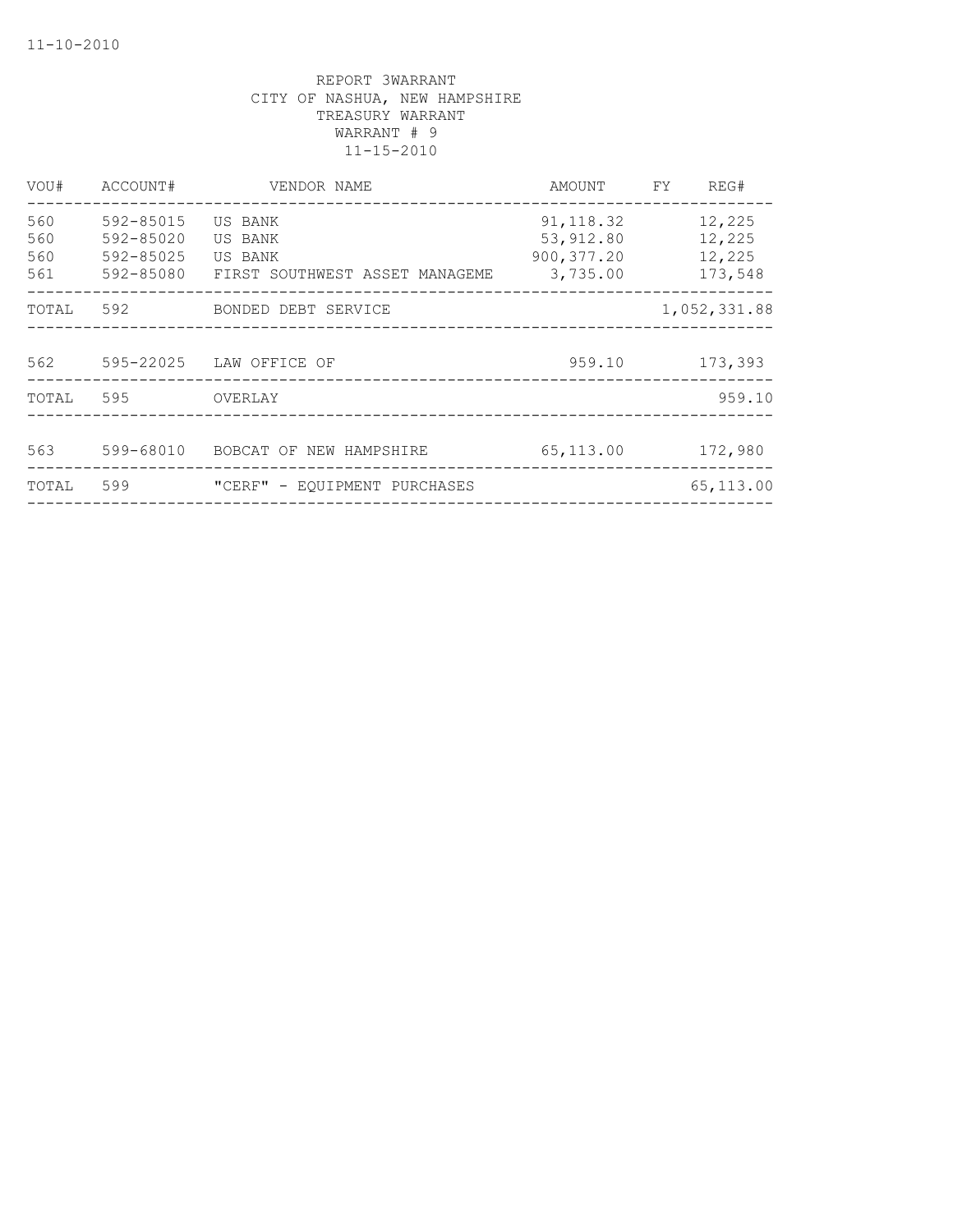11-10-2010

REPORT 3WARRANT
CITY OF NASHUA, NEW HAMPSHIRE
TREASURY WARRANT
WARRANT # 9
11-15-2010

| VOU# | ACCOUNT# | VENDOR NAME | AMOUNT | FY | REG# |
|---|---|---|---|---|---|
| 560 | 592-85015 | US BANK | 91,118.32 | | 12,225 |
| 560 | 592-85020 | US BANK | 53,912.80 | | 12,225 |
| 560 | 592-85025 | US BANK | 900,377.20 | | 12,225 |
| 561 | 592-85080 | FIRST SOUTHWEST ASSET MANAGEME | 3,735.00 | | 173,548 |
| TOTAL | 592 | BONDED DEBT SERVICE | | | 1,052,331.88 |
| 562 | 595-22025 | LAW OFFICE OF | 959.10 | | 173,393 |
| TOTAL | 595 | OVERLAY | | | 959.10 |
| 563 | 599-68010 | BOBCAT OF NEW HAMPSHIRE | 65,113.00 | | 172,980 |
| TOTAL | 599 | "CERF" - EQUIPMENT PURCHASES | | | 65,113.00 |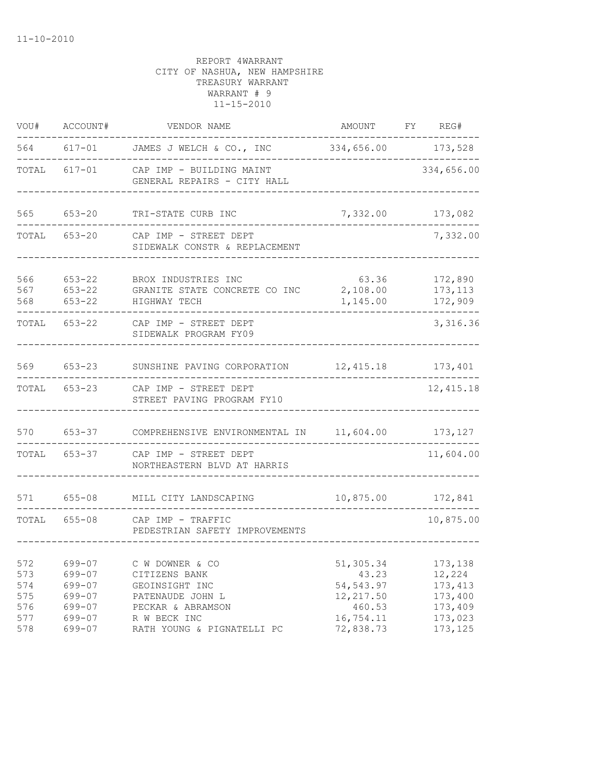11-10-2010

REPORT 4WARRANT
CITY OF NASHUA, NEW HAMPSHIRE
TREASURY WARRANT
WARRANT # 9
11-15-2010

| VOU# | ACCOUNT# | VENDOR NAME | AMOUNT | FY | REG# |
|---|---|---|---|---|---|
| 564 | 617-01 | JAMES J WELCH & CO., INC | 334,656.00 | | 173,528 |
| TOTAL | 617-01 | CAP IMP - BUILDING MAINT<br>GENERAL REPAIRS - CITY HALL | | | 334,656.00 |
| 565 | 653-20 | TRI-STATE CURB INC | 7,332.00 | | 173,082 |
| TOTAL | 653-20 | CAP IMP - STREET DEPT<br>SIDEWALK CONSTR & REPLACEMENT | | | 7,332.00 |
| 566 | 653-22 | BROX INDUSTRIES INC | 63.36 | | 172,890 |
| 567 | 653-22 | GRANITE STATE CONCRETE CO INC | 2,108.00 | | 173,113 |
| 568 | 653-22 | HIGHWAY TECH | 1,145.00 | | 172,909 |
| TOTAL | 653-22 | CAP IMP - STREET DEPT<br>SIDEWALK PROGRAM FY09 | | | 3,316.36 |
| 569 | 653-23 | SUNSHINE PAVING CORPORATION | 12,415.18 | | 173,401 |
| TOTAL | 653-23 | CAP IMP - STREET DEPT<br>STREET PAVING PROGRAM FY10 | | | 12,415.18 |
| 570 | 653-37 | COMPREHENSIVE ENVIRONMENTAL IN | 11,604.00 | | 173,127 |
| TOTAL | 653-37 | CAP IMP - STREET DEPT<br>NORTHEASTERN BLVD AT HARRIS | | | 11,604.00 |
| 571 | 655-08 | MILL CITY LANDSCAPING | 10,875.00 | | 172,841 |
| TOTAL | 655-08 | CAP IMP - TRAFFIC<br>PEDESTRIAN SAFETY IMPROVEMENTS | | | 10,875.00 |
| 572 | 699-07 | C W DOWNER & CO | 51,305.34 | | 173,138 |
| 573 | 699-07 | CITIZENS BANK | 43.23 | | 12,224 |
| 574 | 699-07 | GEOINSIGHT INC | 54,543.97 | | 173,413 |
| 575 | 699-07 | PATENAUDE JOHN L | 12,217.50 | | 173,400 |
| 576 | 699-07 | PECKAR & ABRAMSON | 460.53 | | 173,409 |
| 577 | 699-07 | R W BECK INC | 16,754.11 | | 173,023 |
| 578 | 699-07 | RATH YOUNG & PIGNATELLI PC | 72,838.73 | | 173,125 |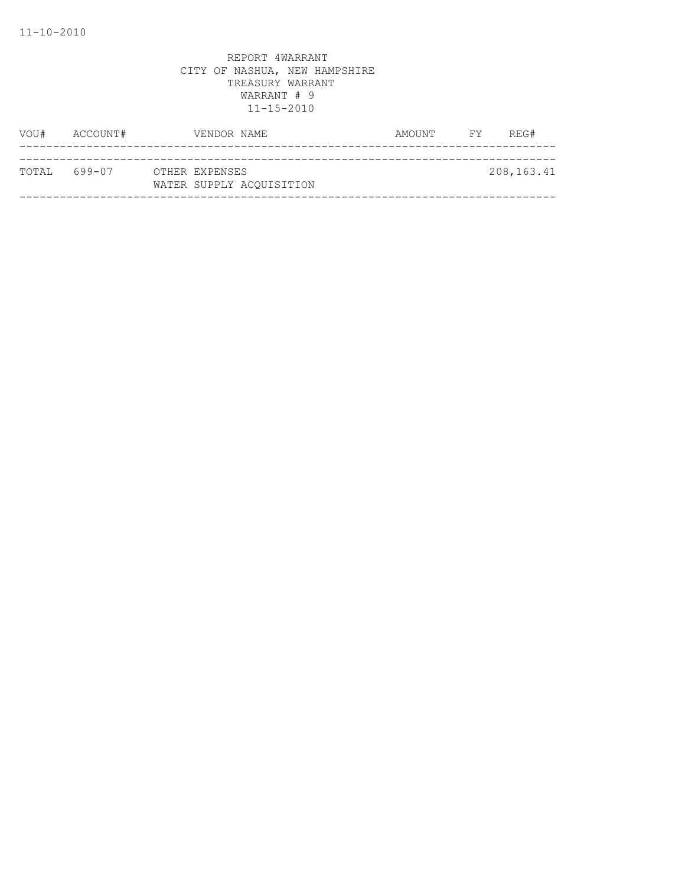REPORT 4WARRANT
CITY OF NASHUA, NEW HAMPSHIRE
TREASURY WARRANT
WARRANT # 9
11-15-2010

| VOU# | ACCOUNT# | VENDOR NAME | AMOUNT | FY | REG# |
|---|---|---|---|---|---|
| TOTAL | 699-07 | OTHER EXPENSES<br>WATER SUPPLY ACQUISITION | | | 208,163.41 |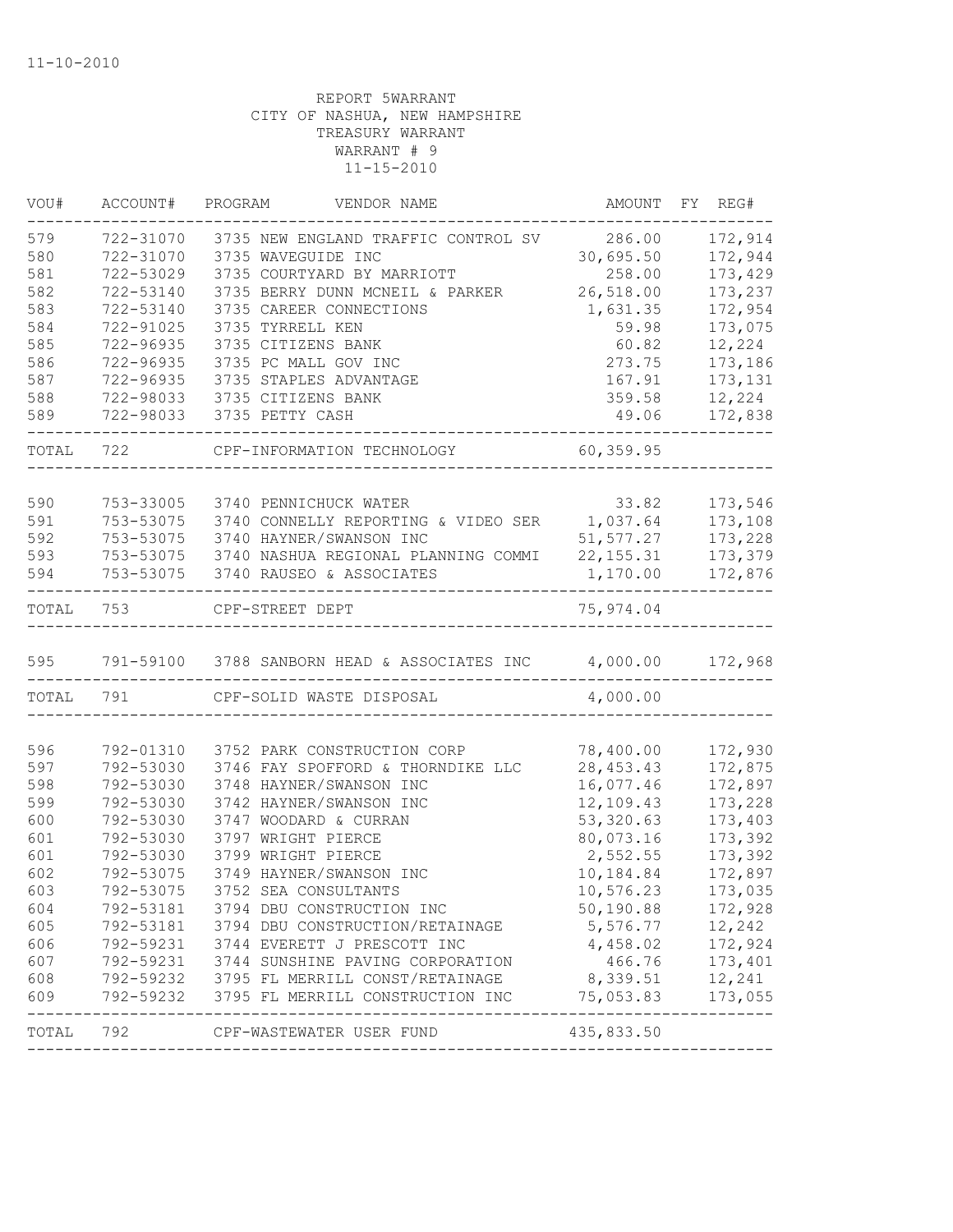11-10-2010

REPORT 5WARRANT
CITY OF NASHUA, NEW HAMPSHIRE
TREASURY WARRANT
WARRANT # 9
11-15-2010

| VOU# | ACCOUNT# | PROGRAM | VENDOR NAME | AMOUNT | FY | REG# |
|---|---|---|---|---|---|---|
| 579 | 722-31070 | 3735 | NEW ENGLAND TRAFFIC CONTROL SV | 286.00 | | 172,914 |
| 580 | 722-31070 | 3735 | WAVEGUIDE INC | 30,695.50 | | 172,944 |
| 581 | 722-53029 | 3735 | COURTYARD BY MARRIOTT | 258.00 | | 173,429 |
| 582 | 722-53140 | 3735 | BERRY DUNN MCNEIL & PARKER | 26,518.00 | | 173,237 |
| 583 | 722-53140 | 3735 | CAREER CONNECTIONS | 1,631.35 | | 172,954 |
| 584 | 722-91025 | 3735 | TYRRELL KEN | 59.98 | | 173,075 |
| 585 | 722-96935 | 3735 | CITIZENS BANK | 60.82 | | 12,224 |
| 586 | 722-96935 | 3735 | PC MALL GOV INC | 273.75 | | 173,186 |
| 587 | 722-96935 | 3735 | STAPLES ADVANTAGE | 167.91 | | 173,131 |
| 588 | 722-98033 | 3735 | CITIZENS BANK | 359.58 | | 12,224 |
| 589 | 722-98033 | 3735 | PETTY CASH | 49.06 | | 172,838 |
| TOTAL | 722 | | CPF-INFORMATION TECHNOLOGY | 60,359.95 | | |
| 590 | 753-33005 | 3740 | PENNICHUCK WATER | 33.82 | | 173,546 |
| 591 | 753-53075 | 3740 | CONNELLY REPORTING & VIDEO SER | 1,037.64 | | 173,108 |
| 592 | 753-53075 | 3740 | HAYNER/SWANSON INC | 51,577.27 | | 173,228 |
| 593 | 753-53075 | 3740 | NASHUA REGIONAL PLANNING COMMI | 22,155.31 | | 173,379 |
| 594 | 753-53075 | 3740 | RAUSEO & ASSOCIATES | 1,170.00 | | 172,876 |
| TOTAL | 753 | | CPF-STREET DEPT | 75,974.04 | | |
| 595 | 791-59100 | 3788 | SANBORN HEAD & ASSOCIATES INC | 4,000.00 | | 172,968 |
| TOTAL | 791 | | CPF-SOLID WASTE DISPOSAL | 4,000.00 | | |
| 596 | 792-01310 | 3752 | PARK CONSTRUCTION CORP | 78,400.00 | | 172,930 |
| 597 | 792-53030 | 3746 | FAY SPOFFORD & THORNDIKE LLC | 28,453.43 | | 172,875 |
| 598 | 792-53030 | 3748 | HAYNER/SWANSON INC | 16,077.46 | | 172,897 |
| 599 | 792-53030 | 3742 | HAYNER/SWANSON INC | 12,109.43 | | 173,228 |
| 600 | 792-53030 | 3747 | WOODARD & CURRAN | 53,320.63 | | 173,403 |
| 601 | 792-53030 | 3797 | WRIGHT PIERCE | 80,073.16 | | 173,392 |
| 601 | 792-53030 | 3799 | WRIGHT PIERCE | 2,552.55 | | 173,392 |
| 602 | 792-53075 | 3749 | HAYNER/SWANSON INC | 10,184.84 | | 172,897 |
| 603 | 792-53075 | 3752 | SEA CONSULTANTS | 10,576.23 | | 173,035 |
| 604 | 792-53181 | 3794 | DBU CONSTRUCTION INC | 50,190.88 | | 172,928 |
| 605 | 792-53181 | 3794 | DBU CONSTRUCTION/RETAINAGE | 5,576.77 | | 12,242 |
| 606 | 792-59231 | 3744 | EVERETT J PRESCOTT INC | 4,458.02 | | 172,924 |
| 607 | 792-59231 | 3744 | SUNSHINE PAVING CORPORATION | 466.76 | | 173,401 |
| 608 | 792-59232 | 3795 | FL MERRILL CONST/RETAINAGE | 8,339.51 | | 12,241 |
| 609 | 792-59232 | 3795 | FL MERRILL CONSTRUCTION INC | 75,053.83 | | 173,055 |
| TOTAL | 792 | | CPF-WASTEWATER USER FUND | 435,833.50 | | |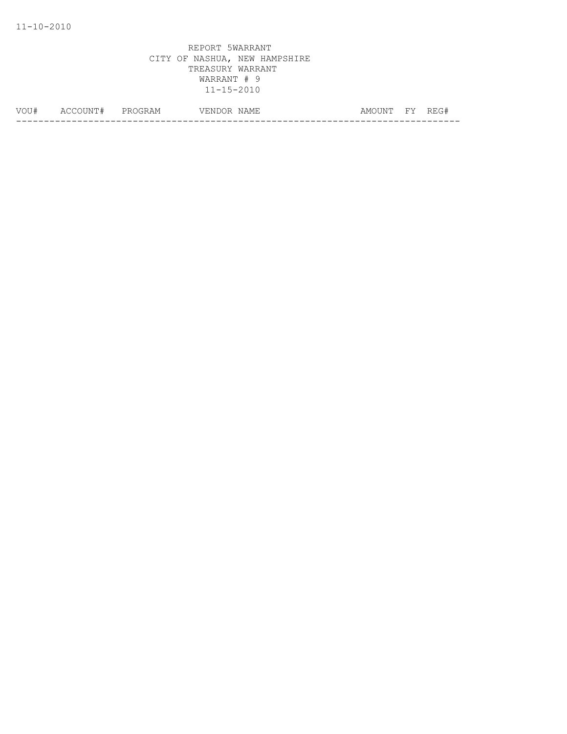11-10-2010

REPORT 5WARRANT
CITY OF NASHUA, NEW HAMPSHIRE
TREASURY WARRANT
WARRANT # 9
11-15-2010

| VOU# | ACCOUNT# | PROGRAM | VENDOR NAME | AMOUNT | FY | REG# |
|---|---|---|---|---|---|---|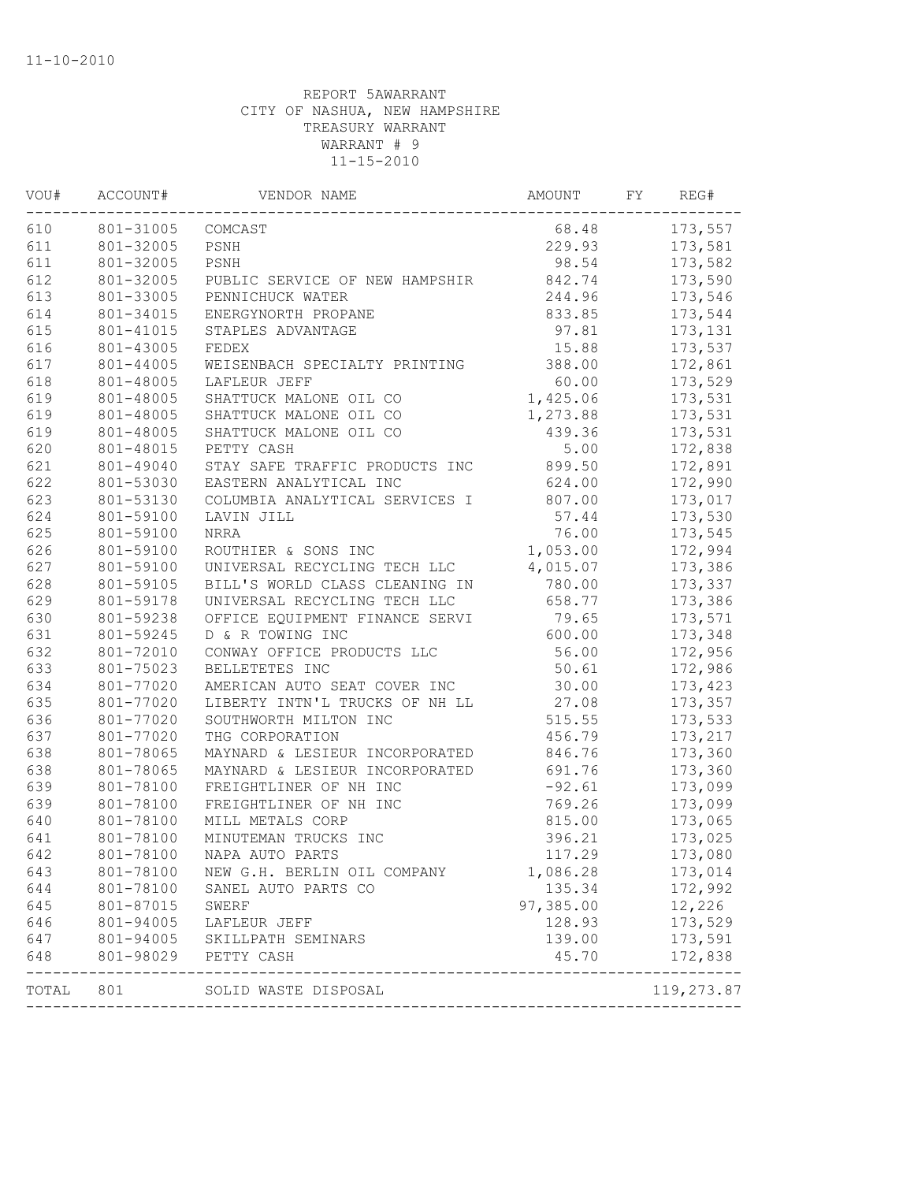11-10-2010

REPORT 5AWARRANT
CITY OF NASHUA, NEW HAMPSHIRE
TREASURY WARRANT
WARRANT # 9
11-15-2010

| VOU# | ACCOUNT# | VENDOR NAME | AMOUNT | FY | REG# |
|---|---|---|---|---|---|
| 610 | 801-31005 | COMCAST | 68.48 | | 173,557 |
| 611 | 801-32005 | PSNH | 229.93 | | 173,581 |
| 611 | 801-32005 | PSNH | 98.54 | | 173,582 |
| 612 | 801-32005 | PUBLIC SERVICE OF NEW HAMPSHIR | 842.74 | | 173,590 |
| 613 | 801-33005 | PENNICHUCK WATER | 244.96 | | 173,546 |
| 614 | 801-34015 | ENERGYNORTH PROPANE | 833.85 | | 173,544 |
| 615 | 801-41015 | STAPLES ADVANTAGE | 97.81 | | 173,131 |
| 616 | 801-43005 | FEDEX | 15.88 | | 173,537 |
| 617 | 801-44005 | WEISENBACH SPECIALTY PRINTING | 388.00 | | 172,861 |
| 618 | 801-48005 | LAFLEUR JEFF | 60.00 | | 173,529 |
| 619 | 801-48005 | SHATTUCK MALONE OIL CO | 1,425.06 | | 173,531 |
| 619 | 801-48005 | SHATTUCK MALONE OIL CO | 1,273.88 | | 173,531 |
| 619 | 801-48005 | SHATTUCK MALONE OIL CO | 439.36 | | 173,531 |
| 620 | 801-48015 | PETTY CASH | 5.00 | | 172,838 |
| 621 | 801-49040 | STAY SAFE TRAFFIC PRODUCTS INC | 899.50 | | 172,891 |
| 622 | 801-53030 | EASTERN ANALYTICAL INC | 624.00 | | 172,990 |
| 623 | 801-53130 | COLUMBIA ANALYTICAL SERVICES I | 807.00 | | 173,017 |
| 624 | 801-59100 | LAVIN JILL | 57.44 | | 173,530 |
| 625 | 801-59100 | NRRA | 76.00 | | 173,545 |
| 626 | 801-59100 | ROUTHIER & SONS INC | 1,053.00 | | 172,994 |
| 627 | 801-59100 | UNIVERSAL RECYCLING TECH LLC | 4,015.07 | | 173,386 |
| 628 | 801-59105 | BILL'S WORLD CLASS CLEANING IN | 780.00 | | 173,337 |
| 629 | 801-59178 | UNIVERSAL RECYCLING TECH LLC | 658.77 | | 173,386 |
| 630 | 801-59238 | OFFICE EQUIPMENT FINANCE SERVI | 79.65 | | 173,571 |
| 631 | 801-59245 | D & R TOWING INC | 600.00 | | 173,348 |
| 632 | 801-72010 | CONWAY OFFICE PRODUCTS LLC | 56.00 | | 172,956 |
| 633 | 801-75023 | BELLETETES INC | 50.61 | | 172,986 |
| 634 | 801-77020 | AMERICAN AUTO SEAT COVER INC | 30.00 | | 173,423 |
| 635 | 801-77020 | LIBERTY INTN'L TRUCKS OF NH LL | 27.08 | | 173,357 |
| 636 | 801-77020 | SOUTHWORTH MILTON INC | 515.55 | | 173,533 |
| 637 | 801-77020 | THG CORPORATION | 456.79 | | 173,217 |
| 638 | 801-78065 | MAYNARD & LESIEUR INCORPORATED | 846.76 | | 173,360 |
| 638 | 801-78065 | MAYNARD & LESIEUR INCORPORATED | 691.76 | | 173,360 |
| 639 | 801-78100 | FREIGHTLINER OF NH INC | -92.61 | | 173,099 |
| 639 | 801-78100 | FREIGHTLINER OF NH INC | 769.26 | | 173,099 |
| 640 | 801-78100 | MILL METALS CORP | 815.00 | | 173,065 |
| 641 | 801-78100 | MINUTEMAN TRUCKS INC | 396.21 | | 173,025 |
| 642 | 801-78100 | NAPA AUTO PARTS | 117.29 | | 173,080 |
| 643 | 801-78100 | NEW G.H. BERLIN OIL COMPANY | 1,086.28 | | 173,014 |
| 644 | 801-78100 | SANEL AUTO PARTS CO | 135.34 | | 172,992 |
| 645 | 801-87015 | SWERF | 97,385.00 | | 12,226 |
| 646 | 801-94005 | LAFLEUR JEFF | 128.93 | | 173,529 |
| 647 | 801-94005 | SKILLPATH SEMINARS | 139.00 | | 173,591 |
| 648 | 801-98029 | PETTY CASH | 45.70 | | 172,838 |
| TOTAL | 801 | SOLID WASTE DISPOSAL | | | 119,273.87 |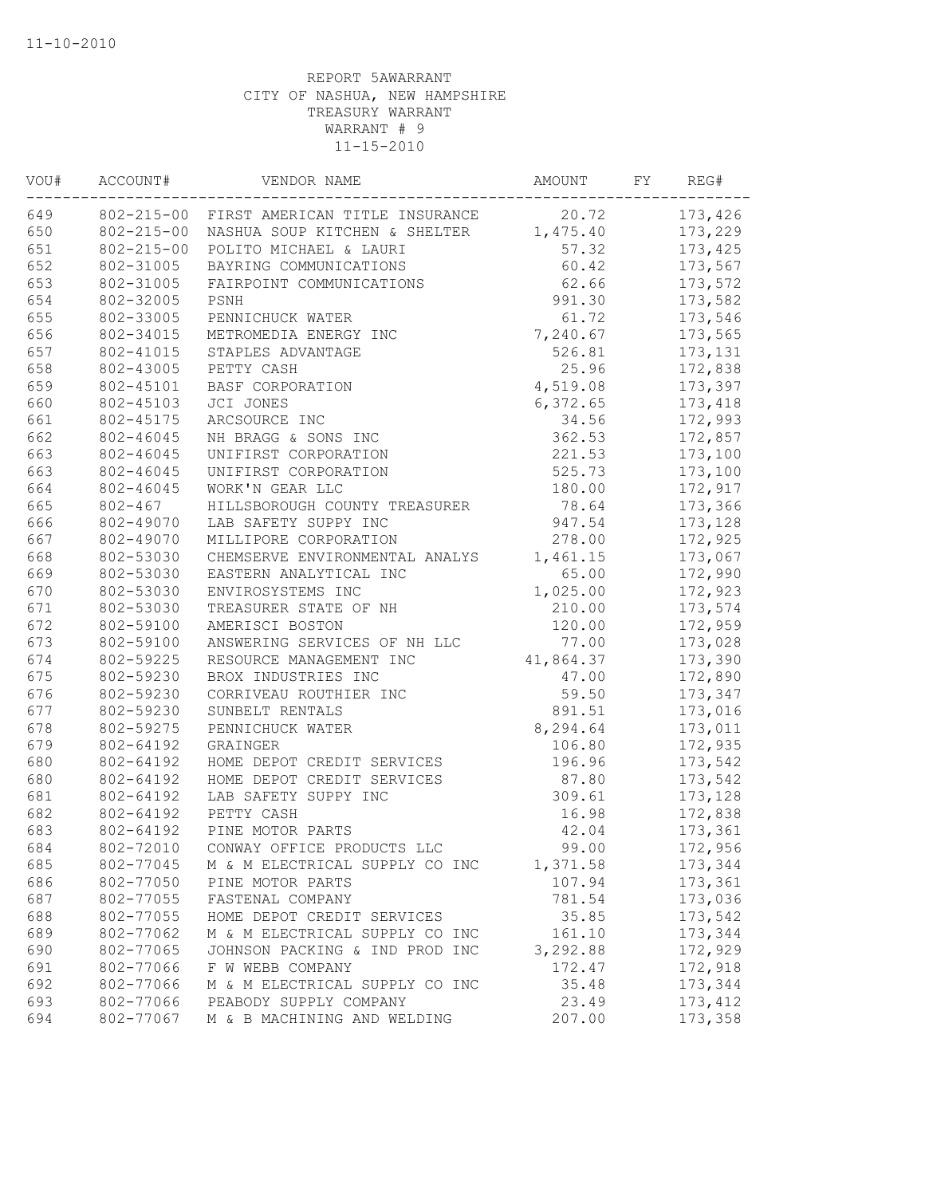11-10-2010

REPORT 5AWARRANT
CITY OF NASHUA, NEW HAMPSHIRE
TREASURY WARRANT
WARRANT # 9
11-15-2010

| VOU# | ACCOUNT# | VENDOR NAME | AMOUNT | FY | REG# |
|---|---|---|---|---|---|
| 649 | 802-215-00 | FIRST AMERICAN TITLE INSURANCE | 20.72 | | 173,426 |
| 650 | 802-215-00 | NASHUA SOUP KITCHEN & SHELTER | 1,475.40 | | 173,229 |
| 651 | 802-215-00 | POLITO MICHAEL & LAURI | 57.32 | | 173,425 |
| 652 | 802-31005 | BAYRING COMMUNICATIONS | 60.42 | | 173,567 |
| 653 | 802-31005 | FAIRPOINT COMMUNICATIONS | 62.66 | | 173,572 |
| 654 | 802-32005 | PSNH | 991.30 | | 173,582 |
| 655 | 802-33005 | PENNICHUCK WATER | 61.72 | | 173,546 |
| 656 | 802-34015 | METROMEDIA ENERGY INC | 7,240.67 | | 173,565 |
| 657 | 802-41015 | STAPLES ADVANTAGE | 526.81 | | 173,131 |
| 658 | 802-43005 | PETTY CASH | 25.96 | | 172,838 |
| 659 | 802-45101 | BASF CORPORATION | 4,519.08 | | 173,397 |
| 660 | 802-45103 | JCI JONES | 6,372.65 | | 173,418 |
| 661 | 802-45175 | ARCSOURCE INC | 34.56 | | 172,993 |
| 662 | 802-46045 | NH BRAGG & SONS INC | 362.53 | | 172,857 |
| 663 | 802-46045 | UNIFIRST CORPORATION | 221.53 | | 173,100 |
| 663 | 802-46045 | UNIFIRST CORPORATION | 525.73 | | 173,100 |
| 664 | 802-46045 | WORK'N GEAR LLC | 180.00 | | 172,917 |
| 665 | 802-467 | HILLSBOROUGH COUNTY TREASURER | 78.64 | | 173,366 |
| 666 | 802-49070 | LAB SAFETY SUPPY INC | 947.54 | | 173,128 |
| 667 | 802-49070 | MILLIPORE CORPORATION | 278.00 | | 172,925 |
| 668 | 802-53030 | CHEMSERVE ENVIRONMENTAL ANALYS | 1,461.15 | | 173,067 |
| 669 | 802-53030 | EASTERN ANALYTICAL INC | 65.00 | | 172,990 |
| 670 | 802-53030 | ENVIROSYSTEMS INC | 1,025.00 | | 172,923 |
| 671 | 802-53030 | TREASURER STATE OF NH | 210.00 | | 173,574 |
| 672 | 802-59100 | AMERISCI BOSTON | 120.00 | | 172,959 |
| 673 | 802-59100 | ANSWERING SERVICES OF NH LLC | 77.00 | | 173,028 |
| 674 | 802-59225 | RESOURCE MANAGEMENT INC | 41,864.37 | | 173,390 |
| 675 | 802-59230 | BROX INDUSTRIES INC | 47.00 | | 172,890 |
| 676 | 802-59230 | CORRIVEAU ROUTHIER INC | 59.50 | | 173,347 |
| 677 | 802-59230 | SUNBELT RENTALS | 891.51 | | 173,016 |
| 678 | 802-59275 | PENNICHUCK WATER | 8,294.64 | | 173,011 |
| 679 | 802-64192 | GRAINGER | 106.80 | | 172,935 |
| 680 | 802-64192 | HOME DEPOT CREDIT SERVICES | 196.96 | | 173,542 |
| 680 | 802-64192 | HOME DEPOT CREDIT SERVICES | 87.80 | | 173,542 |
| 681 | 802-64192 | LAB SAFETY SUPPY INC | 309.61 | | 173,128 |
| 682 | 802-64192 | PETTY CASH | 16.98 | | 172,838 |
| 683 | 802-64192 | PINE MOTOR PARTS | 42.04 | | 173,361 |
| 684 | 802-72010 | CONWAY OFFICE PRODUCTS LLC | 99.00 | | 172,956 |
| 685 | 802-77045 | M & M ELECTRICAL SUPPLY CO INC | 1,371.58 | | 173,344 |
| 686 | 802-77050 | PINE MOTOR PARTS | 107.94 | | 173,361 |
| 687 | 802-77055 | FASTENAL COMPANY | 781.54 | | 173,036 |
| 688 | 802-77055 | HOME DEPOT CREDIT SERVICES | 35.85 | | 173,542 |
| 689 | 802-77062 | M & M ELECTRICAL SUPPLY CO INC | 161.10 | | 173,344 |
| 690 | 802-77065 | JOHNSON PACKING & IND PROD INC | 3,292.88 | | 172,929 |
| 691 | 802-77066 | F W WEBB COMPANY | 172.47 | | 172,918 |
| 692 | 802-77066 | M & M ELECTRICAL SUPPLY CO INC | 35.48 | | 173,344 |
| 693 | 802-77066 | PEABODY SUPPLY COMPANY | 23.49 | | 173,412 |
| 694 | 802-77067 | M & B MACHINING AND WELDING | 207.00 | | 173,358 |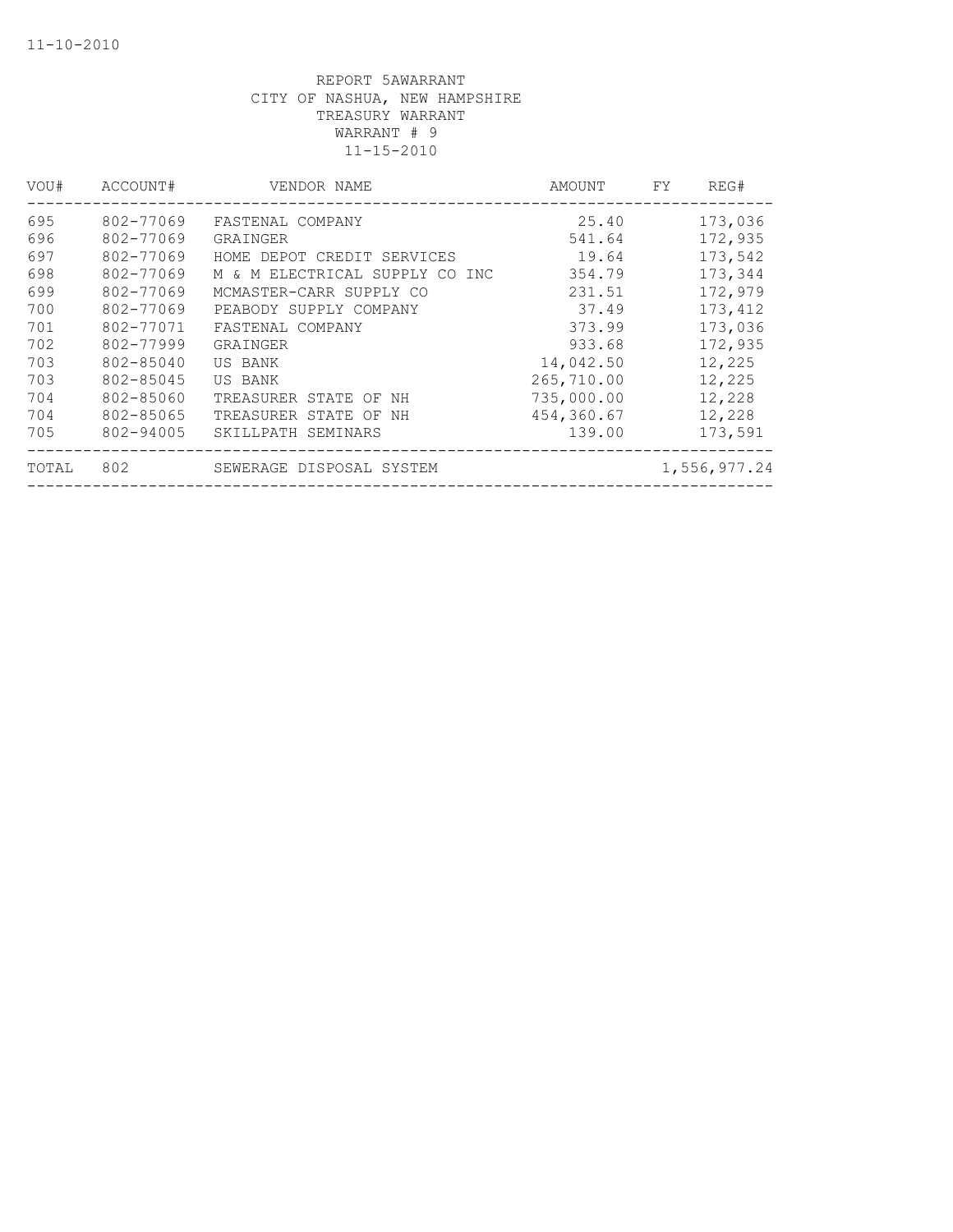11-10-2010

REPORT 5AWARRANT
CITY OF NASHUA, NEW HAMPSHIRE
TREASURY WARRANT
WARRANT # 9
11-15-2010

| VOU# | ACCOUNT# | VENDOR NAME | AMOUNT | FY | REG# |
|---|---|---|---|---|---|
| 695 | 802-77069 | FASTENAL COMPANY | 25.40 | | 173,036 |
| 696 | 802-77069 | GRAINGER | 541.64 | | 172,935 |
| 697 | 802-77069 | HOME DEPOT CREDIT SERVICES | 19.64 | | 173,542 |
| 698 | 802-77069 | M & M ELECTRICAL SUPPLY CO INC | 354.79 | | 173,344 |
| 699 | 802-77069 | MCMASTER-CARR SUPPLY CO | 231.51 | | 172,979 |
| 700 | 802-77069 | PEABODY SUPPLY COMPANY | 37.49 | | 173,412 |
| 701 | 802-77071 | FASTENAL COMPANY | 373.99 | | 173,036 |
| 702 | 802-77999 | GRAINGER | 933.68 | | 172,935 |
| 703 | 802-85040 | US BANK | 14,042.50 | | 12,225 |
| 703 | 802-85045 | US BANK | 265,710.00 | | 12,225 |
| 704 | 802-85060 | TREASURER STATE OF NH | 735,000.00 | | 12,228 |
| 704 | 802-85065 | TREASURER STATE OF NH | 454,360.67 | | 12,228 |
| 705 | 802-94005 | SKILLPATH SEMINARS | 139.00 | | 173,591 |
| TOTAL | 802 | SEWERAGE DISPOSAL SYSTEM | | | 1,556,977.24 |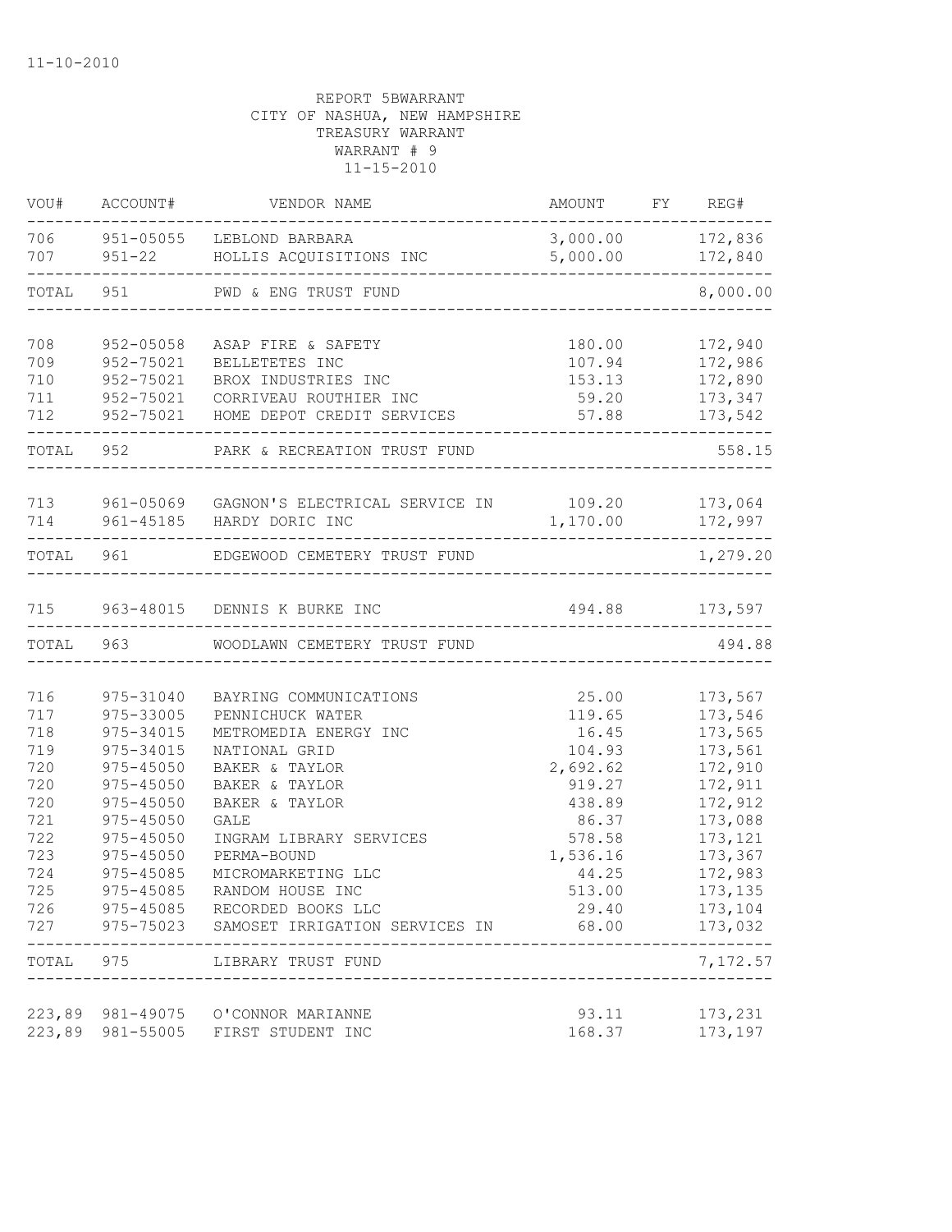11-10-2010

REPORT 5BWARRANT
CITY OF NASHUA, NEW HAMPSHIRE
TREASURY WARRANT
WARRANT # 9
11-15-2010

| VOU# | ACCOUNT# | VENDOR NAME | AMOUNT | FY | REG# |
|---|---|---|---|---|---|
| 706 | 951-05055 | LEBLOND BARBARA | 3,000.00 | | 172,836 |
| 707 | 951-22 | HOLLIS ACQUISITIONS INC | 5,000.00 | | 172,840 |
| TOTAL | 951 | PWD & ENG TRUST FUND | | | 8,000.00 |
| 708 | 952-05058 | ASAP FIRE & SAFETY | 180.00 | | 172,940 |
| 709 | 952-75021 | BELLETETES INC | 107.94 | | 172,986 |
| 710 | 952-75021 | BROX INDUSTRIES INC | 153.13 | | 172,890 |
| 711 | 952-75021 | CORRIVEAU ROUTHIER INC | 59.20 | | 173,347 |
| 712 | 952-75021 | HOME DEPOT CREDIT SERVICES | 57.88 | | 173,542 |
| TOTAL | 952 | PARK & RECREATION TRUST FUND | | | 558.15 |
| 713 | 961-05069 | GAGNON'S ELECTRICAL SERVICE IN | 109.20 | | 173,064 |
| 714 | 961-45185 | HARDY DORIC INC | 1,170.00 | | 172,997 |
| TOTAL | 961 | EDGEWOOD CEMETERY TRUST FUND | | | 1,279.20 |
| 715 | 963-48015 | DENNIS K BURKE INC | 494.88 | | 173,597 |
| TOTAL | 963 | WOODLAWN CEMETERY TRUST FUND | | | 494.88 |
| 716 | 975-31040 | BAYRING COMMUNICATIONS | 25.00 | | 173,567 |
| 717 | 975-33005 | PENNICHUCK WATER | 119.65 | | 173,546 |
| 718 | 975-34015 | METROMEDIA ENERGY INC | 16.45 | | 173,565 |
| 719 | 975-34015 | NATIONAL GRID | 104.93 | | 173,561 |
| 720 | 975-45050 | BAKER & TAYLOR | 2,692.62 | | 172,910 |
| 720 | 975-45050 | BAKER & TAYLOR | 919.27 | | 172,911 |
| 720 | 975-45050 | BAKER & TAYLOR | 438.89 | | 172,912 |
| 721 | 975-45050 | GALE | 86.37 | | 173,088 |
| 722 | 975-45050 | INGRAM LIBRARY SERVICES | 578.58 | | 173,121 |
| 723 | 975-45050 | PERMA-BOUND | 1,536.16 | | 173,367 |
| 724 | 975-45085 | MICROMARKETING LLC | 44.25 | | 172,983 |
| 725 | 975-45085 | RANDOM HOUSE INC | 513.00 | | 173,135 |
| 726 | 975-45085 | RECORDED BOOKS LLC | 29.40 | | 173,104 |
| 727 | 975-75023 | SAMOSET IRRIGATION SERVICES IN | 68.00 | | 173,032 |
| TOTAL | 975 | LIBRARY TRUST FUND | | | 7,172.57 |
| 223,89 | 981-49075 | O'CONNOR MARIANNE | 93.11 | | 173,231 |
| 223,89 | 981-55005 | FIRST STUDENT INC | 168.37 | | 173,197 |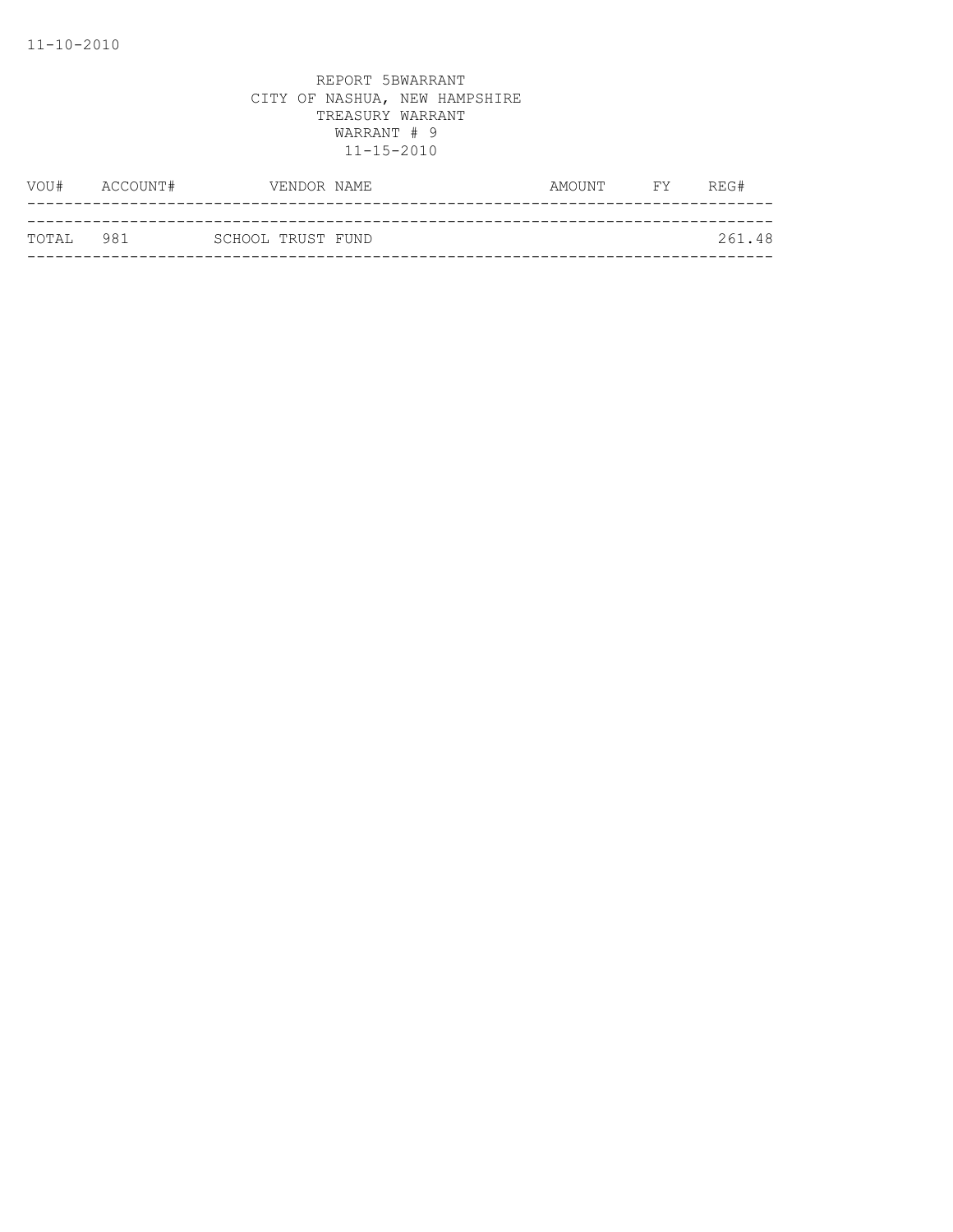11-10-2010

REPORT 5BWARRANT
CITY OF NASHUA, NEW HAMPSHIRE
TREASURY WARRANT
WARRANT # 9
11-15-2010

| VOU# | ACCOUNT# | VENDOR NAME | AMOUNT | FY | REG# |
|---|---|---|---|---|---|
| TOTAL | 981 | SCHOOL TRUST FUND | | | 261.48 |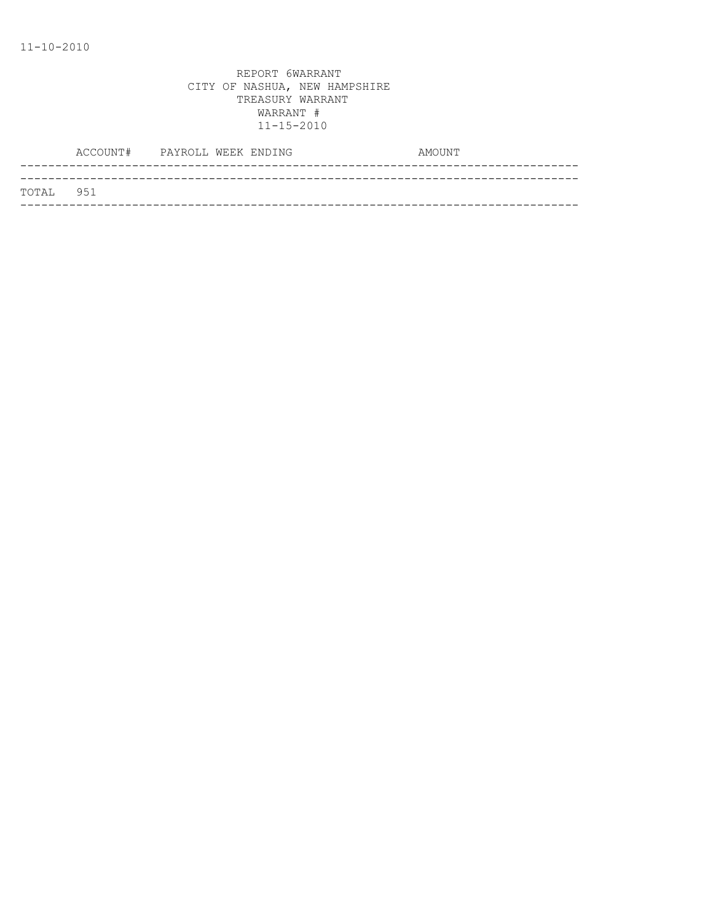11-10-2010

REPORT 6WARRANT
CITY OF NASHUA, NEW HAMPSHIRE
TREASURY WARRANT
WARRANT #
11-15-2010

| ACCOUNT# | PAYROLL WEEK ENDING | AMOUNT |
|---|---|---|
| TOTAL 951 | | |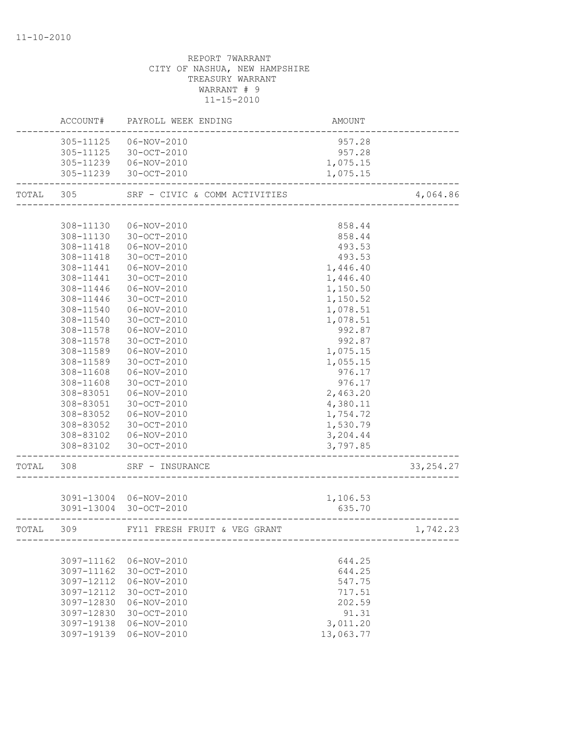11-10-2010

REPORT 7WARRANT
CITY OF NASHUA, NEW HAMPSHIRE
TREASURY WARRANT
WARRANT # 9
11-15-2010

| | ACCOUNT# | PAYROLL WEEK ENDING | AMOUNT | |
|---|---|---|---|---|
| | 305-11125 | 06-NOV-2010 | 957.28 | |
| | 305-11125 | 30-OCT-2010 | 957.28 | |
| | 305-11239 | 06-NOV-2010 | 1,075.15 | |
| | 305-11239 | 30-OCT-2010 | 1,075.15 | |
| TOTAL | 305 | SRF - CIVIC & COMM ACTIVITIES | | 4,064.86 |
| | 308-11130 | 06-NOV-2010 | 858.44 | |
| | 308-11130 | 30-OCT-2010 | 858.44 | |
| | 308-11418 | 06-NOV-2010 | 493.53 | |
| | 308-11418 | 30-OCT-2010 | 493.53 | |
| | 308-11441 | 06-NOV-2010 | 1,446.40 | |
| | 308-11441 | 30-OCT-2010 | 1,446.40 | |
| | 308-11446 | 06-NOV-2010 | 1,150.50 | |
| | 308-11446 | 30-OCT-2010 | 1,150.52 | |
| | 308-11540 | 06-NOV-2010 | 1,078.51 | |
| | 308-11540 | 30-OCT-2010 | 1,078.51 | |
| | 308-11578 | 06-NOV-2010 | 992.87 | |
| | 308-11578 | 30-OCT-2010 | 992.87 | |
| | 308-11589 | 06-NOV-2010 | 1,075.15 | |
| | 308-11589 | 30-OCT-2010 | 1,055.15 | |
| | 308-11608 | 06-NOV-2010 | 976.17 | |
| | 308-11608 | 30-OCT-2010 | 976.17 | |
| | 308-83051 | 06-NOV-2010 | 2,463.20 | |
| | 308-83051 | 30-OCT-2010 | 4,380.11 | |
| | 308-83052 | 06-NOV-2010 | 1,754.72 | |
| | 308-83052 | 30-OCT-2010 | 1,530.79 | |
| | 308-83102 | 06-NOV-2010 | 3,204.44 | |
| | 308-83102 | 30-OCT-2010 | 3,797.85 | |
| TOTAL | 308 | SRF - INSURANCE | | 33,254.27 |
| | 3091-13004 | 06-NOV-2010 | 1,106.53 | |
| | 3091-13004 | 30-OCT-2010 | 635.70 | |
| TOTAL | 309 | FY11 FRESH FRUIT & VEG GRANT | | 1,742.23 |
| | 3097-11162 | 06-NOV-2010 | 644.25 | |
| | 3097-11162 | 30-OCT-2010 | 644.25 | |
| | 3097-12112 | 06-NOV-2010 | 547.75 | |
| | 3097-12112 | 30-OCT-2010 | 717.51 | |
| | 3097-12830 | 06-NOV-2010 | 202.59 | |
| | 3097-12830 | 30-OCT-2010 | 91.31 | |
| | 3097-19138 | 06-NOV-2010 | 3,011.20 | |
| | 3097-19139 | 06-NOV-2010 | 13,063.77 | |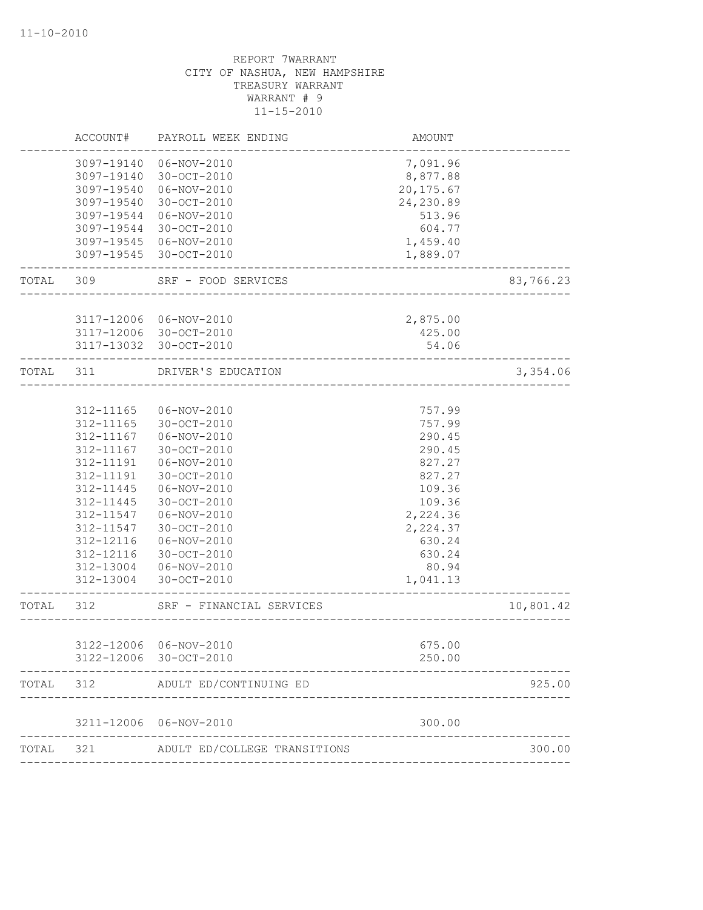REPORT 7WARRANT
CITY OF NASHUA, NEW HAMPSHIRE
TREASURY WARRANT
WARRANT # 9
11-15-2010

| | ACCOUNT# | PAYROLL WEEK ENDING | AMOUNT | |
|---|---|---|---|---|
| | 3097-19140 | 06-NOV-2010 | 7,091.96 | |
| | 3097-19140 | 30-OCT-2010 | 8,877.88 | |
| | 3097-19540 | 06-NOV-2010 | 20,175.67 | |
| | 3097-19540 | 30-OCT-2010 | 24,230.89 | |
| | 3097-19544 | 06-NOV-2010 | 513.96 | |
| | 3097-19544 | 30-OCT-2010 | 604.77 | |
| | 3097-19545 | 06-NOV-2010 | 1,459.40 | |
| | 3097-19545 | 30-OCT-2010 | 1,889.07 | |
| TOTAL | 309 | SRF - FOOD SERVICES | | 83,766.23 |
| | 3117-12006 | 06-NOV-2010 | 2,875.00 | |
| | 3117-12006 | 30-OCT-2010 | 425.00 | |
| | 3117-13032 | 30-OCT-2010 | 54.06 | |
| TOTAL | 311 | DRIVER'S EDUCATION | | 3,354.06 |
| | 312-11165 | 06-NOV-2010 | 757.99 | |
| | 312-11165 | 30-OCT-2010 | 757.99 | |
| | 312-11167 | 06-NOV-2010 | 290.45 | |
| | 312-11167 | 30-OCT-2010 | 290.45 | |
| | 312-11191 | 06-NOV-2010 | 827.27 | |
| | 312-11191 | 30-OCT-2010 | 827.27 | |
| | 312-11445 | 06-NOV-2010 | 109.36 | |
| | 312-11445 | 30-OCT-2010 | 109.36 | |
| | 312-11547 | 06-NOV-2010 | 2,224.36 | |
| | 312-11547 | 30-OCT-2010 | 2,224.37 | |
| | 312-12116 | 06-NOV-2010 | 630.24 | |
| | 312-12116 | 30-OCT-2010 | 630.24 | |
| | 312-13004 | 06-NOV-2010 | 80.94 | |
| | 312-13004 | 30-OCT-2010 | 1,041.13 | |
| TOTAL | 312 | SRF - FINANCIAL SERVICES | | 10,801.42 |
| | 3122-12006 | 06-NOV-2010 | 675.00 | |
| | 3122-12006 | 30-OCT-2010 | 250.00 | |
| TOTAL | 312 | ADULT ED/CONTINUING ED | | 925.00 |
| | 3211-12006 | 06-NOV-2010 | 300.00 | |
| TOTAL | 321 | ADULT ED/COLLEGE TRANSITIONS | | 300.00 |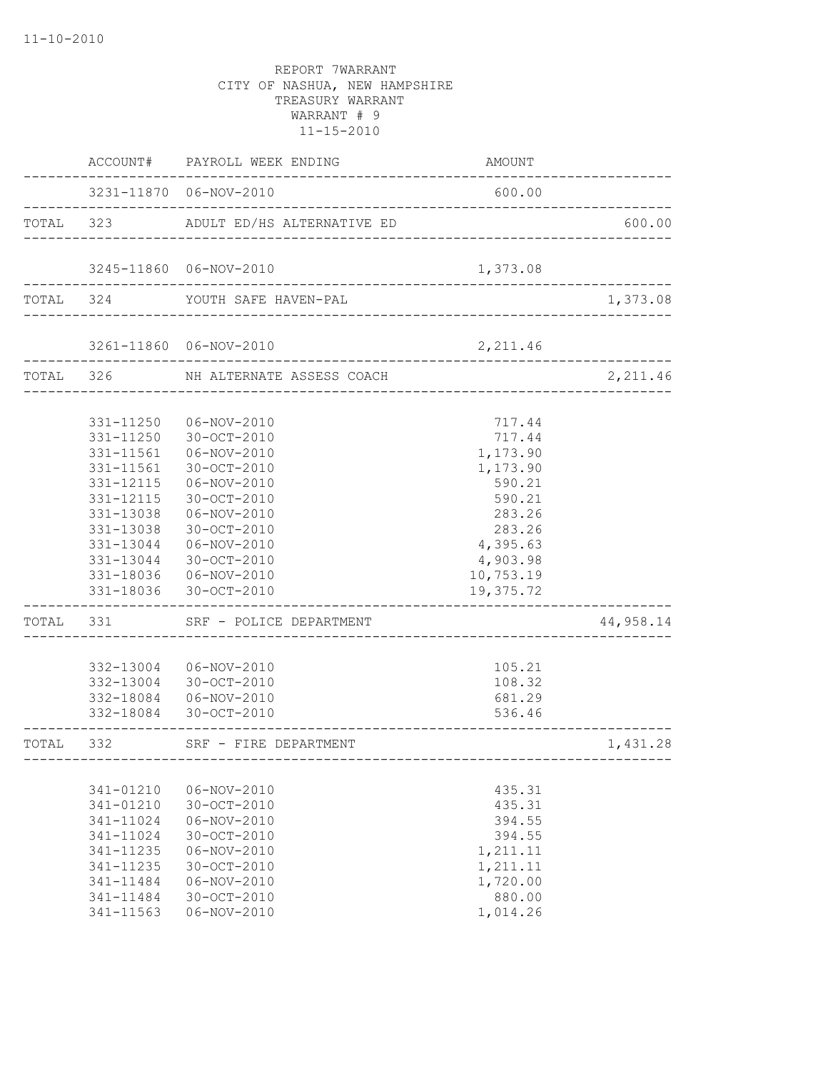11-10-2010

REPORT 7WARRANT
CITY OF NASHUA, NEW HAMPSHIRE
TREASURY WARRANT
WARRANT # 9
11-15-2010

| | ACCOUNT# | PAYROLL WEEK ENDING | AMOUNT | |
|---|---|---|---|---|
| | 3231-11870 | 06-NOV-2010 | 600.00 | |
| TOTAL | 323 | ADULT ED/HS ALTERNATIVE ED | | 600.00 |
| | 3245-11860 | 06-NOV-2010 | 1,373.08 | |
| TOTAL | 324 | YOUTH SAFE HAVEN-PAL | | 1,373.08 |
| | 3261-11860 | 06-NOV-2010 | 2,211.46 | |
| TOTAL | 326 | NH ALTERNATE ASSESS COACH | | 2,211.46 |
| | 331-11250 | 06-NOV-2010 | 717.44 | |
| | 331-11250 | 30-OCT-2010 | 717.44 | |
| | 331-11561 | 06-NOV-2010 | 1,173.90 | |
| | 331-11561 | 30-OCT-2010 | 1,173.90 | |
| | 331-12115 | 06-NOV-2010 | 590.21 | |
| | 331-12115 | 30-OCT-2010 | 590.21 | |
| | 331-13038 | 06-NOV-2010 | 283.26 | |
| | 331-13038 | 30-OCT-2010 | 283.26 | |
| | 331-13044 | 06-NOV-2010 | 4,395.63 | |
| | 331-13044 | 30-OCT-2010 | 4,903.98 | |
| | 331-18036 | 06-NOV-2010 | 10,753.19 | |
| | 331-18036 | 30-OCT-2010 | 19,375.72 | |
| TOTAL | 331 | SRF - POLICE DEPARTMENT | | 44,958.14 |
| | 332-13004 | 06-NOV-2010 | 105.21 | |
| | 332-13004 | 30-OCT-2010 | 108.32 | |
| | 332-18084 | 06-NOV-2010 | 681.29 | |
| | 332-18084 | 30-OCT-2010 | 536.46 | |
| TOTAL | 332 | SRF - FIRE DEPARTMENT | | 1,431.28 |
| | 341-01210 | 06-NOV-2010 | 435.31 | |
| | 341-01210 | 30-OCT-2010 | 435.31 | |
| | 341-11024 | 06-NOV-2010 | 394.55 | |
| | 341-11024 | 30-OCT-2010 | 394.55 | |
| | 341-11235 | 06-NOV-2010 | 1,211.11 | |
| | 341-11235 | 30-OCT-2010 | 1,211.11 | |
| | 341-11484 | 06-NOV-2010 | 1,720.00 | |
| | 341-11484 | 30-OCT-2010 | 880.00 | |
| | 341-11563 | 06-NOV-2010 | 1,014.26 | |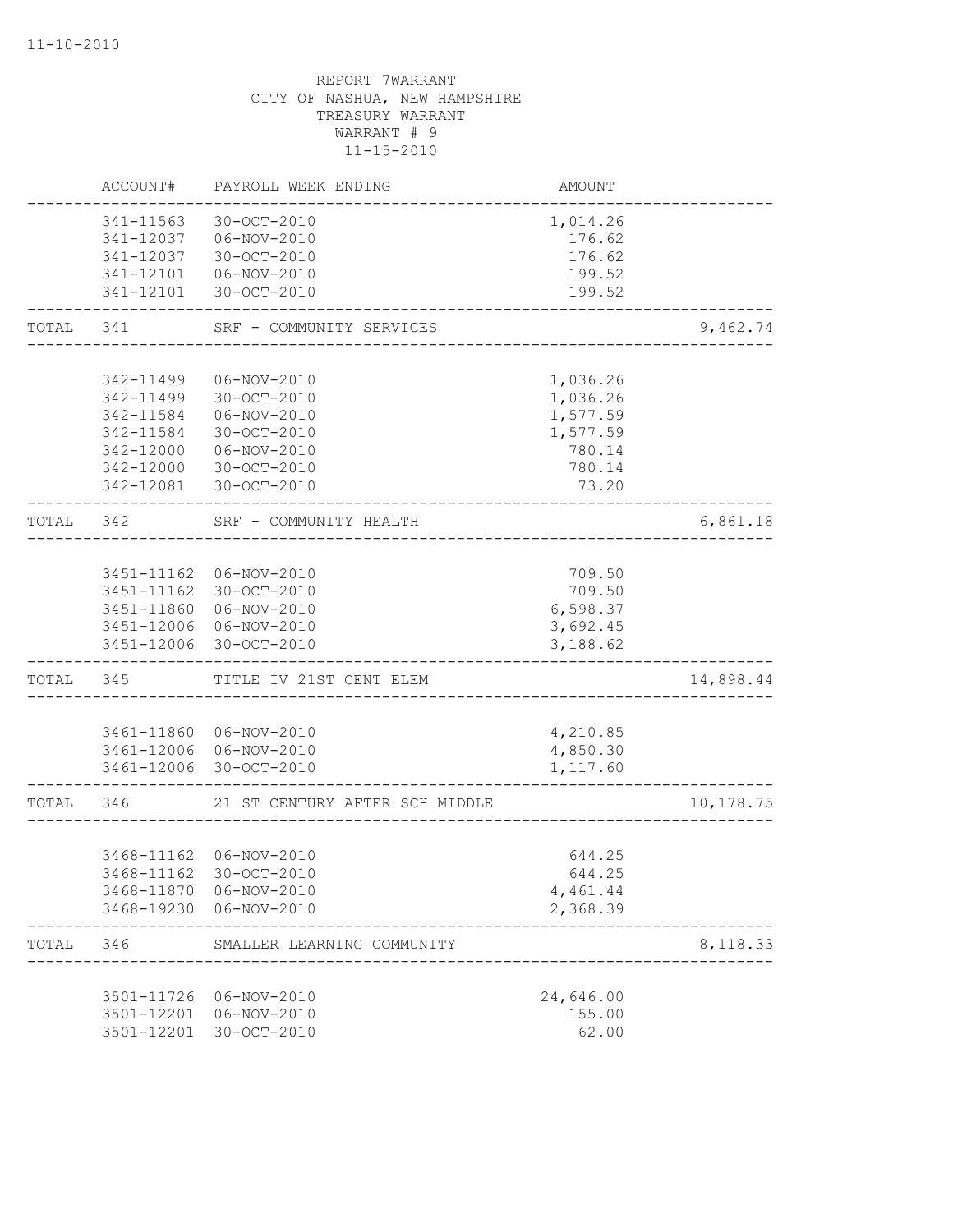11-10-2010

REPORT 7WARRANT
CITY OF NASHUA, NEW HAMPSHIRE
TREASURY WARRANT
WARRANT # 9
11-15-2010

| | ACCOUNT# | PAYROLL WEEK ENDING | AMOUNT | |
|---|---|---|---|---|
| | 341-11563 | 30-OCT-2010 | 1,014.26 | |
| | 341-12037 | 06-NOV-2010 | 176.62 | |
| | 341-12037 | 30-OCT-2010 | 176.62 | |
| | 341-12101 | 06-NOV-2010 | 199.52 | |
| | 341-12101 | 30-OCT-2010 | 199.52 | |
| TOTAL | 341 | SRF - COMMUNITY SERVICES | | 9,462.74 |
| | 342-11499 | 06-NOV-2010 | 1,036.26 | |
| | 342-11499 | 30-OCT-2010 | 1,036.26 | |
| | 342-11584 | 06-NOV-2010 | 1,577.59 | |
| | 342-11584 | 30-OCT-2010 | 1,577.59 | |
| | 342-12000 | 06-NOV-2010 | 780.14 | |
| | 342-12000 | 30-OCT-2010 | 780.14 | |
| | 342-12081 | 30-OCT-2010 | 73.20 | |
| TOTAL | 342 | SRF - COMMUNITY HEALTH | | 6,861.18 |
| | 3451-11162 | 06-NOV-2010 | 709.50 | |
| | 3451-11162 | 30-OCT-2010 | 709.50 | |
| | 3451-11860 | 06-NOV-2010 | 6,598.37 | |
| | 3451-12006 | 06-NOV-2010 | 3,692.45 | |
| | 3451-12006 | 30-OCT-2010 | 3,188.62 | |
| TOTAL | 345 | TITLE IV 21ST CENT ELEM | | 14,898.44 |
| | 3461-11860 | 06-NOV-2010 | 4,210.85 | |
| | 3461-12006 | 06-NOV-2010 | 4,850.30 | |
| | 3461-12006 | 30-OCT-2010 | 1,117.60 | |
| TOTAL | 346 | 21 ST CENTURY AFTER SCH MIDDLE | | 10,178.75 |
| | 3468-11162 | 06-NOV-2010 | 644.25 | |
| | 3468-11162 | 30-OCT-2010 | 644.25 | |
| | 3468-11870 | 06-NOV-2010 | 4,461.44 | |
| | 3468-19230 | 06-NOV-2010 | 2,368.39 | |
| TOTAL | 346 | SMALLER LEARNING COMMUNITY | | 8,118.33 |
| | 3501-11726 | 06-NOV-2010 | 24,646.00 | |
| | 3501-12201 | 06-NOV-2010 | 155.00 | |
| | 3501-12201 | 30-OCT-2010 | 62.00 | |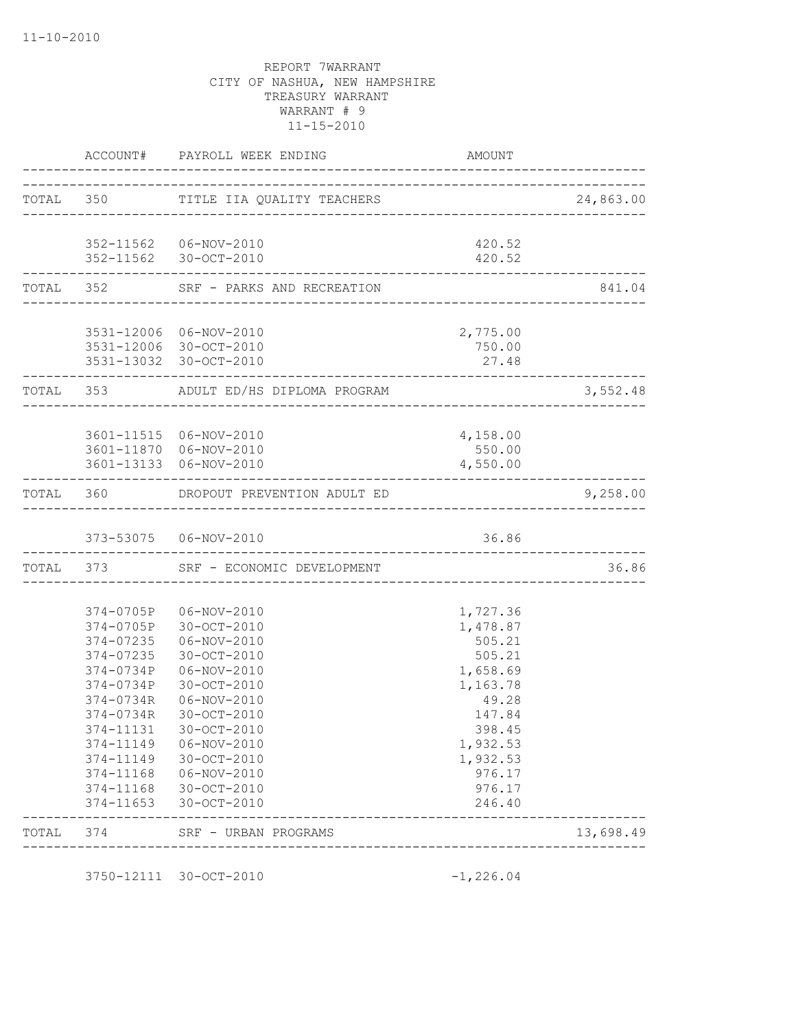11-10-2010

REPORT 7WARRANT
CITY OF NASHUA, NEW HAMPSHIRE
TREASURY WARRANT
WARRANT # 9
11-15-2010

| | ACCOUNT# | PAYROLL WEEK ENDING | AMOUNT | |
|---|---|---|---|---|
| TOTAL | 350 | TITLE IIA QUALITY TEACHERS | | 24,863.00 |
| | 352-11562 | 06-NOV-2010 | 420.52 | |
| | 352-11562 | 30-OCT-2010 | 420.52 | |
| TOTAL | 352 | SRF - PARKS AND RECREATION | | 841.04 |
| | 3531-12006 | 06-NOV-2010 | 2,775.00 | |
| | 3531-12006 | 30-OCT-2010 | 750.00 | |
| | 3531-13032 | 30-OCT-2010 | 27.48 | |
| TOTAL | 353 | ADULT ED/HS DIPLOMA PROGRAM | | 3,552.48 |
| | 3601-11515 | 06-NOV-2010 | 4,158.00 | |
| | 3601-11870 | 06-NOV-2010 | 550.00 | |
| | 3601-13133 | 06-NOV-2010 | 4,550.00 | |
| TOTAL | 360 | DROPOUT PREVENTION ADULT ED | | 9,258.00 |
| | 373-53075 | 06-NOV-2010 | 36.86 | |
| TOTAL | 373 | SRF - ECONOMIC DEVELOPMENT | | 36.86 |
| | 374-0705P | 06-NOV-2010 | 1,727.36 | |
| | 374-0705P | 30-OCT-2010 | 1,478.87 | |
| | 374-07235 | 06-NOV-2010 | 505.21 | |
| | 374-07235 | 30-OCT-2010 | 505.21 | |
| | 374-0734P | 06-NOV-2010 | 1,658.69 | |
| | 374-0734P | 30-OCT-2010 | 1,163.78 | |
| | 374-0734R | 06-NOV-2010 | 49.28 | |
| | 374-0734R | 30-OCT-2010 | 147.84 | |
| | 374-11131 | 30-OCT-2010 | 398.45 | |
| | 374-11149 | 06-NOV-2010 | 1,932.53 | |
| | 374-11149 | 30-OCT-2010 | 1,932.53 | |
| | 374-11168 | 06-NOV-2010 | 976.17 | |
| | 374-11168 | 30-OCT-2010 | 976.17 | |
| | 374-11653 | 30-OCT-2010 | 246.40 | |
| TOTAL | 374 | SRF - URBAN PROGRAMS | | 13,698.49 |
| | 3750-12111 | 30-OCT-2010 | -1,226.04 | |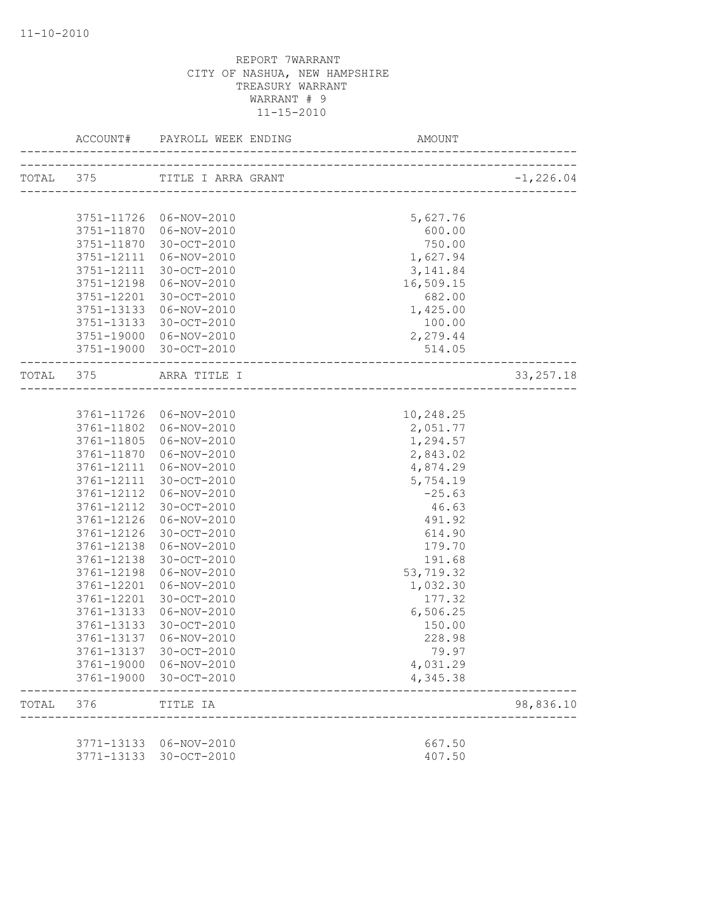11-10-2010

REPORT 7WARRANT
CITY OF NASHUA, NEW HAMPSHIRE
TREASURY WARRANT
WARRANT # 9
11-15-2010

| | ACCOUNT# | PAYROLL WEEK ENDING | AMOUNT | |
|---|---|---|---|---|
| TOTAL | 375 | TITLE I ARRA GRANT | | -1,226.04 |
| | 3751-11726 | 06-NOV-2010 | 5,627.76 | |
| | 3751-11870 | 06-NOV-2010 | 600.00 | |
| | 3751-11870 | 30-OCT-2010 | 750.00 | |
| | 3751-12111 | 06-NOV-2010 | 1,627.94 | |
| | 3751-12111 | 30-OCT-2010 | 3,141.84 | |
| | 3751-12198 | 06-NOV-2010 | 16,509.15 | |
| | 3751-12201 | 30-OCT-2010 | 682.00 | |
| | 3751-13133 | 06-NOV-2010 | 1,425.00 | |
| | 3751-13133 | 30-OCT-2010 | 100.00 | |
| | 3751-19000 | 06-NOV-2010 | 2,279.44 | |
| | 3751-19000 | 30-OCT-2010 | 514.05 | |
| TOTAL | 375 | ARRA TITLE I | | 33,257.18 |
| | 3761-11726 | 06-NOV-2010 | 10,248.25 | |
| | 3761-11802 | 06-NOV-2010 | 2,051.77 | |
| | 3761-11805 | 06-NOV-2010 | 1,294.57 | |
| | 3761-11870 | 06-NOV-2010 | 2,843.02 | |
| | 3761-12111 | 06-NOV-2010 | 4,874.29 | |
| | 3761-12111 | 30-OCT-2010 | 5,754.19 | |
| | 3761-12112 | 06-NOV-2010 | -25.63 | |
| | 3761-12112 | 30-OCT-2010 | 46.63 | |
| | 3761-12126 | 06-NOV-2010 | 491.92 | |
| | 3761-12126 | 30-OCT-2010 | 614.90 | |
| | 3761-12138 | 06-NOV-2010 | 179.70 | |
| | 3761-12138 | 30-OCT-2010 | 191.68 | |
| | 3761-12198 | 06-NOV-2010 | 53,719.32 | |
| | 3761-12201 | 06-NOV-2010 | 1,032.30 | |
| | 3761-12201 | 30-OCT-2010 | 177.32 | |
| | 3761-13133 | 06-NOV-2010 | 6,506.25 | |
| | 3761-13133 | 30-OCT-2010 | 150.00 | |
| | 3761-13137 | 06-NOV-2010 | 228.98 | |
| | 3761-13137 | 30-OCT-2010 | 79.97 | |
| | 3761-19000 | 06-NOV-2010 | 4,031.29 | |
| | 3761-19000 | 30-OCT-2010 | 4,345.38 | |
| TOTAL | 376 | TITLE IA | | 98,836.10 |
| | 3771-13133 | 06-NOV-2010 | 667.50 | |
| | 3771-13133 | 30-OCT-2010 | 407.50 | |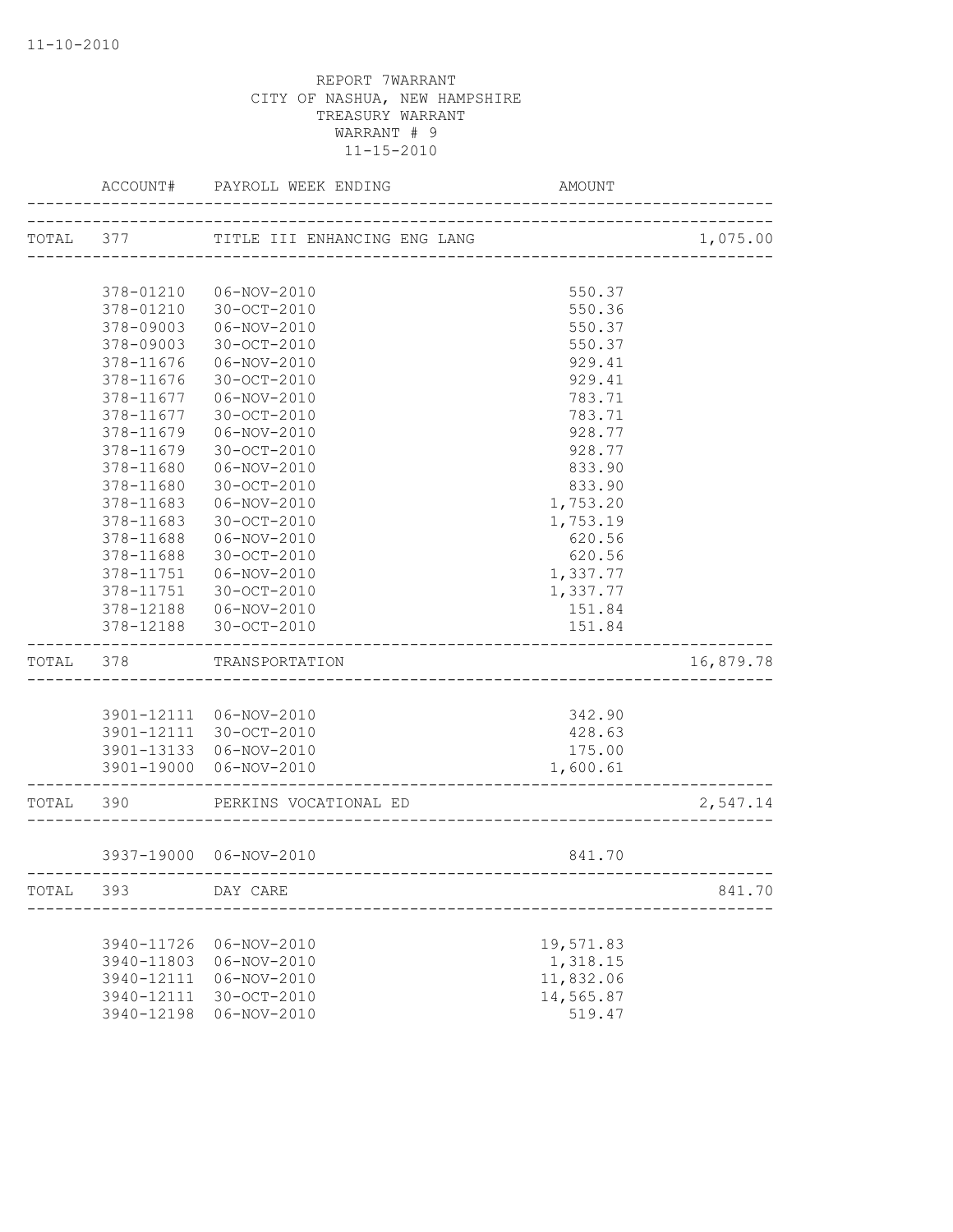REPORT 7WARRANT
CITY OF NASHUA, NEW HAMPSHIRE
TREASURY WARRANT
WARRANT # 9
11-15-2010

| | ACCOUNT# | PAYROLL WEEK ENDING | AMOUNT | |
|---|---|---|---|---|
| TOTAL | 377 | TITLE III ENHANCING ENG LANG | | 1,075.00 |
| | 378-01210 | 06-NOV-2010 | 550.37 | |
| | 378-01210 | 30-OCT-2010 | 550.36 | |
| | 378-09003 | 06-NOV-2010 | 550.37 | |
| | 378-09003 | 30-OCT-2010 | 550.37 | |
| | 378-11676 | 06-NOV-2010 | 929.41 | |
| | 378-11676 | 30-OCT-2010 | 929.41 | |
| | 378-11677 | 06-NOV-2010 | 783.71 | |
| | 378-11677 | 30-OCT-2010 | 783.71 | |
| | 378-11679 | 06-NOV-2010 | 928.77 | |
| | 378-11679 | 30-OCT-2010 | 928.77 | |
| | 378-11680 | 06-NOV-2010 | 833.90 | |
| | 378-11680 | 30-OCT-2010 | 833.90 | |
| | 378-11683 | 06-NOV-2010 | 1,753.20 | |
| | 378-11683 | 30-OCT-2010 | 1,753.19 | |
| | 378-11688 | 06-NOV-2010 | 620.56 | |
| | 378-11688 | 30-OCT-2010 | 620.56 | |
| | 378-11751 | 06-NOV-2010 | 1,337.77 | |
| | 378-11751 | 30-OCT-2010 | 1,337.77 | |
| | 378-12188 | 06-NOV-2010 | 151.84 | |
| | 378-12188 | 30-OCT-2010 | 151.84 | |
| TOTAL | 378 | TRANSPORTATION | | 16,879.78 |
| | 3901-12111 | 06-NOV-2010 | 342.90 | |
| | 3901-12111 | 30-OCT-2010 | 428.63 | |
| | 3901-13133 | 06-NOV-2010 | 175.00 | |
| | 3901-19000 | 06-NOV-2010 | 1,600.61 | |
| TOTAL | 390 | PERKINS VOCATIONAL ED | | 2,547.14 |
| | 3937-19000 | 06-NOV-2010 | 841.70 | |
| TOTAL | 393 | DAY CARE | | 841.70 |
| | 3940-11726 | 06-NOV-2010 | 19,571.83 | |
| | 3940-11803 | 06-NOV-2010 | 1,318.15 | |
| | 3940-12111 | 06-NOV-2010 | 11,832.06 | |
| | 3940-12111 | 30-OCT-2010 | 14,565.87 | |
| | 3940-12198 | 06-NOV-2010 | 519.47 | |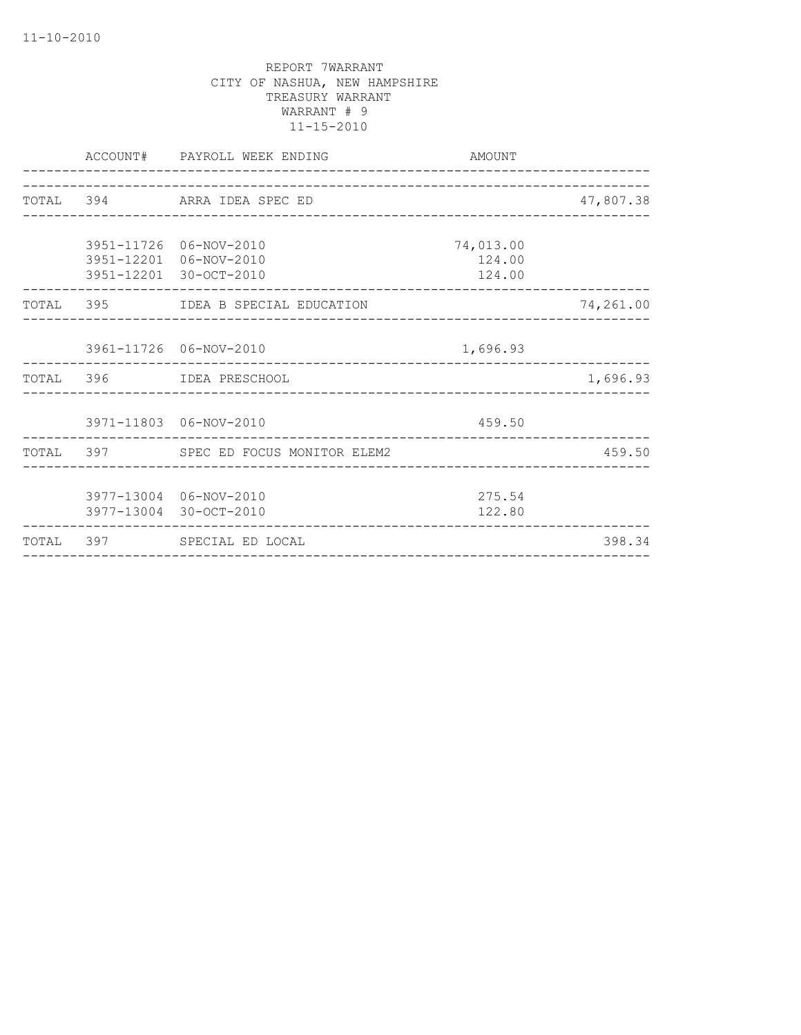11-10-2010

REPORT 7WARRANT
CITY OF NASHUA, NEW HAMPSHIRE
TREASURY WARRANT
WARRANT # 9
11-15-2010

| | ACCOUNT# | PAYROLL WEEK ENDING | AMOUNT | |
|---|---|---|---|---|
| TOTAL | 394 | ARRA IDEA SPEC ED | | 47,807.38 |
| | 3951-11726 | 06-NOV-2010 | 74,013.00 | |
| | 3951-12201 | 06-NOV-2010 | 124.00 | |
| | 3951-12201 | 30-OCT-2010 | 124.00 | |
| TOTAL | 395 | IDEA B SPECIAL EDUCATION | | 74,261.00 |
| | 3961-11726 | 06-NOV-2010 | 1,696.93 | |
| TOTAL | 396 | IDEA PRESCHOOL | | 1,696.93 |
| | 3971-11803 | 06-NOV-2010 | 459.50 | |
| TOTAL | 397 | SPEC ED FOCUS MONITOR ELEM2 | | 459.50 |
| | 3977-13004 | 06-NOV-2010 | 275.54 | |
| | 3977-13004 | 30-OCT-2010 | 122.80 | |
| TOTAL | 397 | SPECIAL ED LOCAL | | 398.34 |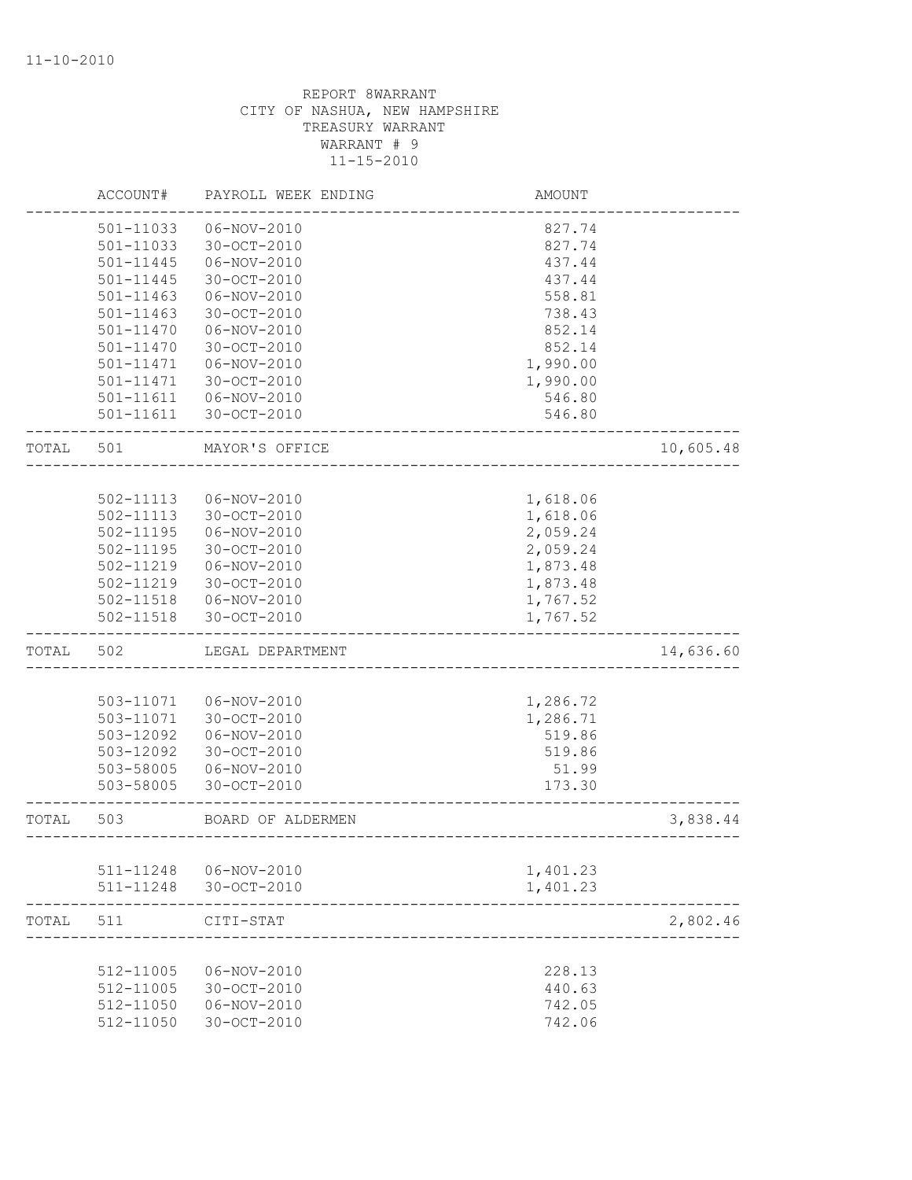11-10-2010

REPORT 8WARRANT
CITY OF NASHUA, NEW HAMPSHIRE
TREASURY WARRANT
WARRANT # 9
11-15-2010

| | ACCOUNT# | PAYROLL WEEK ENDING | AMOUNT | |
|---|---|---|---|---|
| | 501-11033 | 06-NOV-2010 | 827.74 | |
| | 501-11033 | 30-OCT-2010 | 827.74 | |
| | 501-11445 | 06-NOV-2010 | 437.44 | |
| | 501-11445 | 30-OCT-2010 | 437.44 | |
| | 501-11463 | 06-NOV-2010 | 558.81 | |
| | 501-11463 | 30-OCT-2010 | 738.43 | |
| | 501-11470 | 06-NOV-2010 | 852.14 | |
| | 501-11470 | 30-OCT-2010 | 852.14 | |
| | 501-11471 | 06-NOV-2010 | 1,990.00 | |
| | 501-11471 | 30-OCT-2010 | 1,990.00 | |
| | 501-11611 | 06-NOV-2010 | 546.80 | |
| | 501-11611 | 30-OCT-2010 | 546.80 | |
| TOTAL | 501 | MAYOR'S OFFICE | | 10,605.48 |
| | 502-11113 | 06-NOV-2010 | 1,618.06 | |
| | 502-11113 | 30-OCT-2010 | 1,618.06 | |
| | 502-11195 | 06-NOV-2010 | 2,059.24 | |
| | 502-11195 | 30-OCT-2010 | 2,059.24 | |
| | 502-11219 | 06-NOV-2010 | 1,873.48 | |
| | 502-11219 | 30-OCT-2010 | 1,873.48 | |
| | 502-11518 | 06-NOV-2010 | 1,767.52 | |
| | 502-11518 | 30-OCT-2010 | 1,767.52 | |
| TOTAL | 502 | LEGAL DEPARTMENT | | 14,636.60 |
| | 503-11071 | 06-NOV-2010 | 1,286.72 | |
| | 503-11071 | 30-OCT-2010 | 1,286.71 | |
| | 503-12092 | 06-NOV-2010 | 519.86 | |
| | 503-12092 | 30-OCT-2010 | 519.86 | |
| | 503-58005 | 06-NOV-2010 | 51.99 | |
| | 503-58005 | 30-OCT-2010 | 173.30 | |
| TOTAL | 503 | BOARD OF ALDERMEN | | 3,838.44 |
| | 511-11248 | 06-NOV-2010 | 1,401.23 | |
| | 511-11248 | 30-OCT-2010 | 1,401.23 | |
| TOTAL | 511 | CITI-STAT | | 2,802.46 |
| | 512-11005 | 06-NOV-2010 | 228.13 | |
| | 512-11005 | 30-OCT-2010 | 440.63 | |
| | 512-11050 | 06-NOV-2010 | 742.05 | |
| | 512-11050 | 30-OCT-2010 | 742.06 | |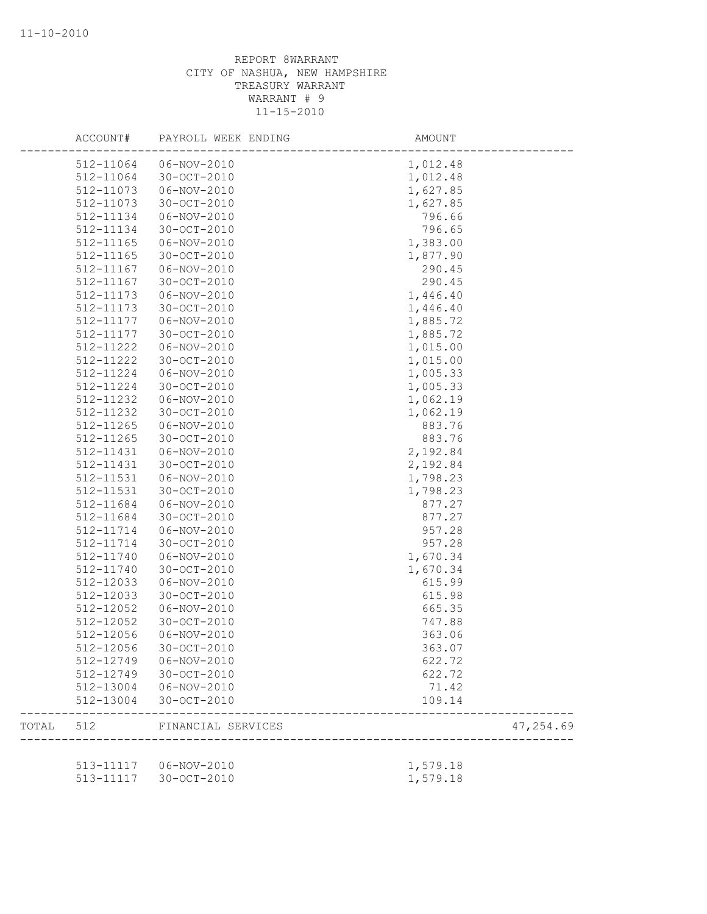REPORT 8WARRANT
CITY OF NASHUA, NEW HAMPSHIRE
TREASURY WARRANT
WARRANT # 9
11-15-2010

| ACCOUNT# | PAYROLL WEEK ENDING | AMOUNT | |
|---|---|---|---|
| 512-11064 | 06-NOV-2010 | 1,012.48 | |
| 512-11064 | 30-OCT-2010 | 1,012.48 | |
| 512-11073 | 06-NOV-2010 | 1,627.85 | |
| 512-11073 | 30-OCT-2010 | 1,627.85 | |
| 512-11134 | 06-NOV-2010 | 796.66 | |
| 512-11134 | 30-OCT-2010 | 796.65 | |
| 512-11165 | 06-NOV-2010 | 1,383.00 | |
| 512-11165 | 30-OCT-2010 | 1,877.90 | |
| 512-11167 | 06-NOV-2010 | 290.45 | |
| 512-11167 | 30-OCT-2010 | 290.45 | |
| 512-11173 | 06-NOV-2010 | 1,446.40 | |
| 512-11173 | 30-OCT-2010 | 1,446.40 | |
| 512-11177 | 06-NOV-2010 | 1,885.72 | |
| 512-11177 | 30-OCT-2010 | 1,885.72 | |
| 512-11222 | 06-NOV-2010 | 1,015.00 | |
| 512-11222 | 30-OCT-2010 | 1,015.00 | |
| 512-11224 | 06-NOV-2010 | 1,005.33 | |
| 512-11224 | 30-OCT-2010 | 1,005.33 | |
| 512-11232 | 06-NOV-2010 | 1,062.19 | |
| 512-11232 | 30-OCT-2010 | 1,062.19 | |
| 512-11265 | 06-NOV-2010 | 883.76 | |
| 512-11265 | 30-OCT-2010 | 883.76 | |
| 512-11431 | 06-NOV-2010 | 2,192.84 | |
| 512-11431 | 30-OCT-2010 | 2,192.84 | |
| 512-11531 | 06-NOV-2010 | 1,798.23 | |
| 512-11531 | 30-OCT-2010 | 1,798.23 | |
| 512-11684 | 06-NOV-2010 | 877.27 | |
| 512-11684 | 30-OCT-2010 | 877.27 | |
| 512-11714 | 06-NOV-2010 | 957.28 | |
| 512-11714 | 30-OCT-2010 | 957.28 | |
| 512-11740 | 06-NOV-2010 | 1,670.34 | |
| 512-11740 | 30-OCT-2010 | 1,670.34 | |
| 512-12033 | 06-NOV-2010 | 615.99 | |
| 512-12033 | 30-OCT-2010 | 615.98 | |
| 512-12052 | 06-NOV-2010 | 665.35 | |
| 512-12052 | 30-OCT-2010 | 747.88 | |
| 512-12056 | 06-NOV-2010 | 363.06 | |
| 512-12056 | 30-OCT-2010 | 363.07 | |
| 512-12749 | 06-NOV-2010 | 622.72 | |
| 512-12749 | 30-OCT-2010 | 622.72 | |
| 512-13004 | 06-NOV-2010 | 71.42 | |
| 512-13004 | 30-OCT-2010 | 109.14 | |
| TOTAL 512 | FINANCIAL SERVICES | | 47,254.69 |
| 513-11117 | 06-NOV-2010 | 1,579.18 | |
| 513-11117 | 30-OCT-2010 | 1,579.18 | |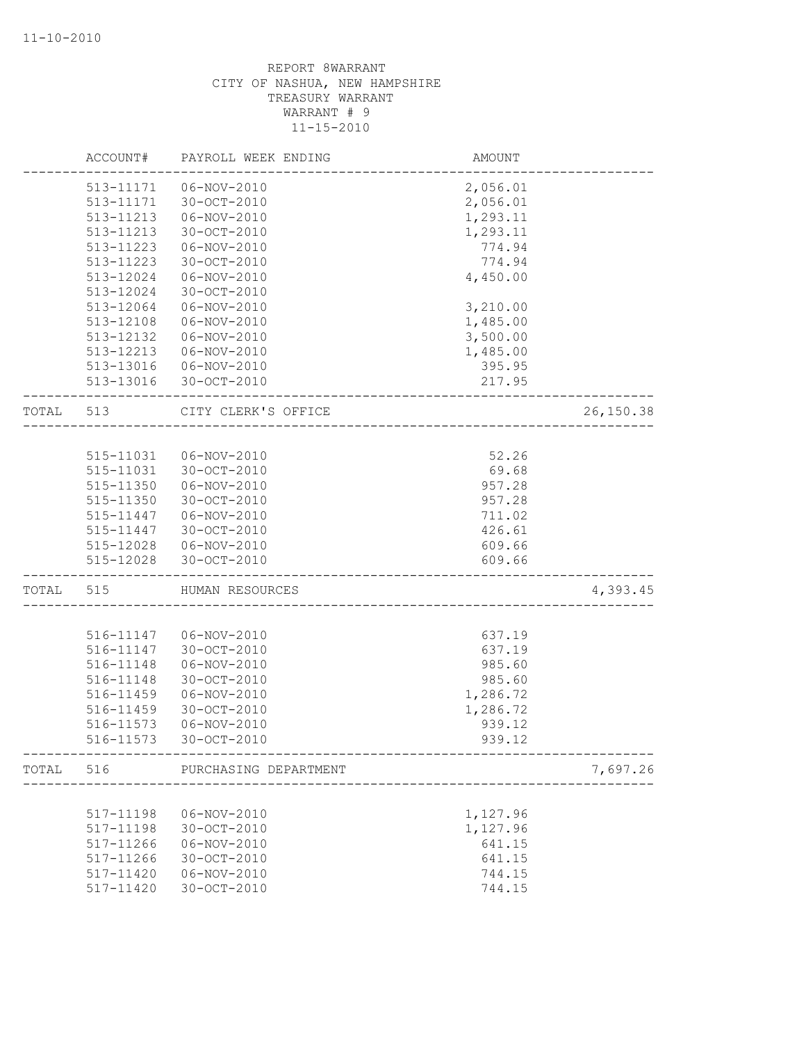REPORT 8WARRANT
CITY OF NASHUA, NEW HAMPSHIRE
TREASURY WARRANT
WARRANT # 9
11-15-2010

| ACCOUNT# | PAYROLL WEEK ENDING | AMOUNT | |
|---|---|---|---|
| 513-11171 | 06-NOV-2010 | 2,056.01 | |
| 513-11171 | 30-OCT-2010 | 2,056.01 | |
| 513-11213 | 06-NOV-2010 | 1,293.11 | |
| 513-11213 | 30-OCT-2010 | 1,293.11 | |
| 513-11223 | 06-NOV-2010 | 774.94 | |
| 513-11223 | 30-OCT-2010 | 774.94 | |
| 513-12024 | 06-NOV-2010 | 4,450.00 | |
| 513-12024 | 30-OCT-2010 | | |
| 513-12064 | 06-NOV-2010 | 3,210.00 | |
| 513-12108 | 06-NOV-2010 | 1,485.00 | |
| 513-12132 | 06-NOV-2010 | 3,500.00 | |
| 513-12213 | 06-NOV-2010 | 1,485.00 | |
| 513-13016 | 06-NOV-2010 | 395.95 | |
| 513-13016 | 30-OCT-2010 | 217.95 | |
| TOTAL 513 | CITY CLERK'S OFFICE | | 26,150.38 |
| 515-11031 | 06-NOV-2010 | 52.26 | |
| 515-11031 | 30-OCT-2010 | 69.68 | |
| 515-11350 | 06-NOV-2010 | 957.28 | |
| 515-11350 | 30-OCT-2010 | 957.28 | |
| 515-11447 | 06-NOV-2010 | 711.02 | |
| 515-11447 | 30-OCT-2010 | 426.61 | |
| 515-12028 | 06-NOV-2010 | 609.66 | |
| 515-12028 | 30-OCT-2010 | 609.66 | |
| TOTAL 515 | HUMAN RESOURCES | | 4,393.45 |
| 516-11147 | 06-NOV-2010 | 637.19 | |
| 516-11147 | 30-OCT-2010 | 637.19 | |
| 516-11148 | 06-NOV-2010 | 985.60 | |
| 516-11148 | 30-OCT-2010 | 985.60 | |
| 516-11459 | 06-NOV-2010 | 1,286.72 | |
| 516-11459 | 30-OCT-2010 | 1,286.72 | |
| 516-11573 | 06-NOV-2010 | 939.12 | |
| 516-11573 | 30-OCT-2010 | 939.12 | |
| TOTAL 516 | PURCHASING DEPARTMENT | | 7,697.26 |
| 517-11198 | 06-NOV-2010 | 1,127.96 | |
| 517-11198 | 30-OCT-2010 | 1,127.96 | |
| 517-11266 | 06-NOV-2010 | 641.15 | |
| 517-11266 | 30-OCT-2010 | 641.15 | |
| 517-11420 | 06-NOV-2010 | 744.15 | |
| 517-11420 | 30-OCT-2010 | 744.15 | |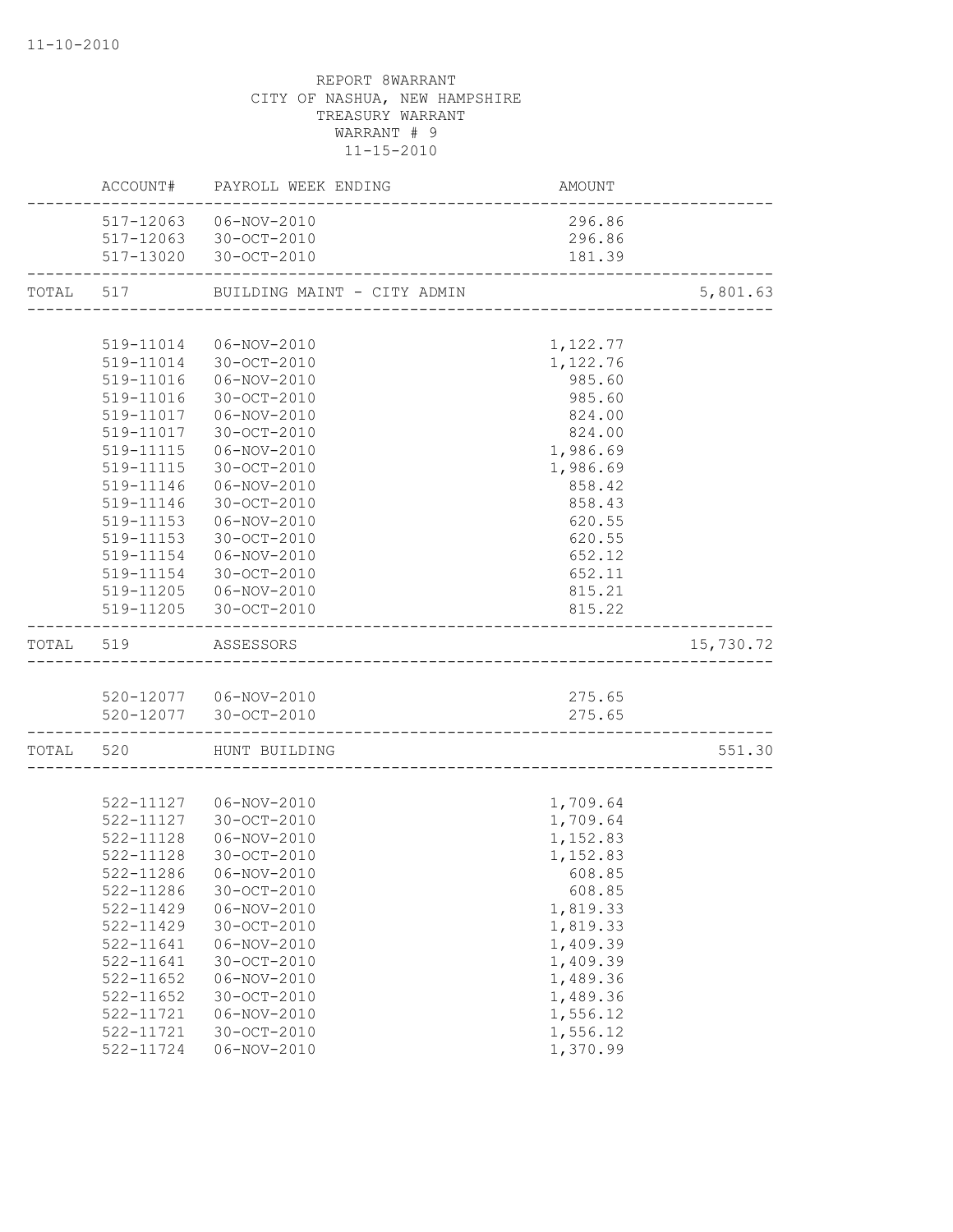REPORT 8WARRANT
CITY OF NASHUA, NEW HAMPSHIRE
TREASURY WARRANT
WARRANT # 9
11-15-2010

| | ACCOUNT# | PAYROLL WEEK ENDING | AMOUNT | |
|---|---|---|---|---|
| | 517-12063 | 06-NOV-2010 | 296.86 | |
| | 517-12063 | 30-OCT-2010 | 296.86 | |
| | 517-13020 | 30-OCT-2010 | 181.39 | |
| TOTAL | 517 | BUILDING MAINT - CITY ADMIN | | 5,801.63 |
| | 519-11014 | 06-NOV-2010 | 1,122.77 | |
| | 519-11014 | 30-OCT-2010 | 1,122.76 | |
| | 519-11016 | 06-NOV-2010 | 985.60 | |
| | 519-11016 | 30-OCT-2010 | 985.60 | |
| | 519-11017 | 06-NOV-2010 | 824.00 | |
| | 519-11017 | 30-OCT-2010 | 824.00 | |
| | 519-11115 | 06-NOV-2010 | 1,986.69 | |
| | 519-11115 | 30-OCT-2010 | 1,986.69 | |
| | 519-11146 | 06-NOV-2010 | 858.42 | |
| | 519-11146 | 30-OCT-2010 | 858.43 | |
| | 519-11153 | 06-NOV-2010 | 620.55 | |
| | 519-11153 | 30-OCT-2010 | 620.55 | |
| | 519-11154 | 06-NOV-2010 | 652.12 | |
| | 519-11154 | 30-OCT-2010 | 652.11 | |
| | 519-11205 | 06-NOV-2010 | 815.21 | |
| | 519-11205 | 30-OCT-2010 | 815.22 | |
| TOTAL | 519 | ASSESSORS | | 15,730.72 |
| | 520-12077 | 06-NOV-2010 | 275.65 | |
| | 520-12077 | 30-OCT-2010 | 275.65 | |
| TOTAL | 520 | HUNT BUILDING | | 551.30 |
| | 522-11127 | 06-NOV-2010 | 1,709.64 | |
| | 522-11127 | 30-OCT-2010 | 1,709.64 | |
| | 522-11128 | 06-NOV-2010 | 1,152.83 | |
| | 522-11128 | 30-OCT-2010 | 1,152.83 | |
| | 522-11286 | 06-NOV-2010 | 608.85 | |
| | 522-11286 | 30-OCT-2010 | 608.85 | |
| | 522-11429 | 06-NOV-2010 | 1,819.33 | |
| | 522-11429 | 30-OCT-2010 | 1,819.33 | |
| | 522-11641 | 06-NOV-2010 | 1,409.39 | |
| | 522-11641 | 30-OCT-2010 | 1,409.39 | |
| | 522-11652 | 06-NOV-2010 | 1,489.36 | |
| | 522-11652 | 30-OCT-2010 | 1,489.36 | |
| | 522-11721 | 06-NOV-2010 | 1,556.12 | |
| | 522-11721 | 30-OCT-2010 | 1,556.12 | |
| | 522-11724 | 06-NOV-2010 | 1,370.99 | |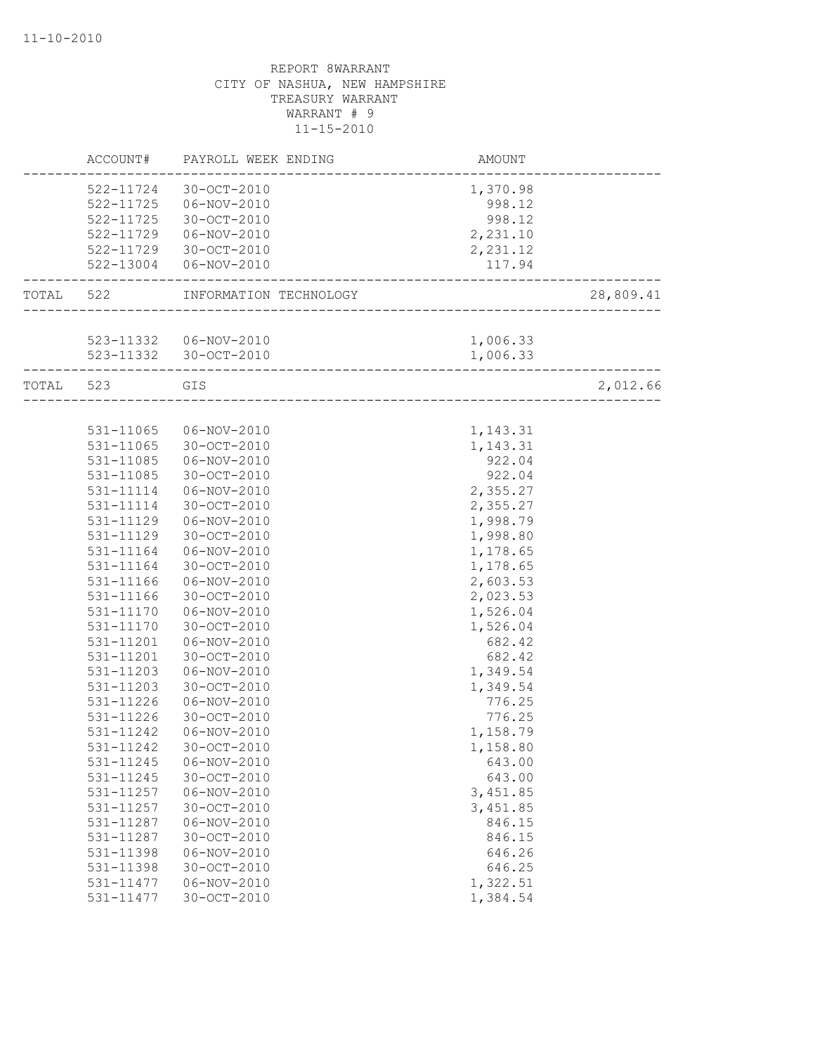REPORT 8WARRANT
CITY OF NASHUA, NEW HAMPSHIRE
TREASURY WARRANT
WARRANT # 9
11-15-2010

| | ACCOUNT# | PAYROLL WEEK ENDING | AMOUNT | |
|---|---|---|---|---|
| | 522-11724 | 30-OCT-2010 | 1,370.98 | |
| | 522-11725 | 06-NOV-2010 | 998.12 | |
| | 522-11725 | 30-OCT-2010 | 998.12 | |
| | 522-11729 | 06-NOV-2010 | 2,231.10 | |
| | 522-11729 | 30-OCT-2010 | 2,231.12 | |
| | 522-13004 | 06-NOV-2010 | 117.94 | |
| TOTAL | 522 | INFORMATION TECHNOLOGY | | 28,809.41 |
| | 523-11332 | 06-NOV-2010 | 1,006.33 | |
| | 523-11332 | 30-OCT-2010 | 1,006.33 | |
| TOTAL | 523 | GIS | | 2,012.66 |
| | 531-11065 | 06-NOV-2010 | 1,143.31 | |
| | 531-11065 | 30-OCT-2010 | 1,143.31 | |
| | 531-11085 | 06-NOV-2010 | 922.04 | |
| | 531-11085 | 30-OCT-2010 | 922.04 | |
| | 531-11114 | 06-NOV-2010 | 2,355.27 | |
| | 531-11114 | 30-OCT-2010 | 2,355.27 | |
| | 531-11129 | 06-NOV-2010 | 1,998.79 | |
| | 531-11129 | 30-OCT-2010 | 1,998.80 | |
| | 531-11164 | 06-NOV-2010 | 1,178.65 | |
| | 531-11164 | 30-OCT-2010 | 1,178.65 | |
| | 531-11166 | 06-NOV-2010 | 2,603.53 | |
| | 531-11166 | 30-OCT-2010 | 2,023.53 | |
| | 531-11170 | 06-NOV-2010 | 1,526.04 | |
| | 531-11170 | 30-OCT-2010 | 1,526.04 | |
| | 531-11201 | 06-NOV-2010 | 682.42 | |
| | 531-11201 | 30-OCT-2010 | 682.42 | |
| | 531-11203 | 06-NOV-2010 | 1,349.54 | |
| | 531-11203 | 30-OCT-2010 | 1,349.54 | |
| | 531-11226 | 06-NOV-2010 | 776.25 | |
| | 531-11226 | 30-OCT-2010 | 776.25 | |
| | 531-11242 | 06-NOV-2010 | 1,158.79 | |
| | 531-11242 | 30-OCT-2010 | 1,158.80 | |
| | 531-11245 | 06-NOV-2010 | 643.00 | |
| | 531-11245 | 30-OCT-2010 | 643.00 | |
| | 531-11257 | 06-NOV-2010 | 3,451.85 | |
| | 531-11257 | 30-OCT-2010 | 3,451.85 | |
| | 531-11287 | 06-NOV-2010 | 846.15 | |
| | 531-11287 | 30-OCT-2010 | 846.15 | |
| | 531-11398 | 06-NOV-2010 | 646.26 | |
| | 531-11398 | 30-OCT-2010 | 646.25 | |
| | 531-11477 | 06-NOV-2010 | 1,322.51 | |
| | 531-11477 | 30-OCT-2010 | 1,384.54 | |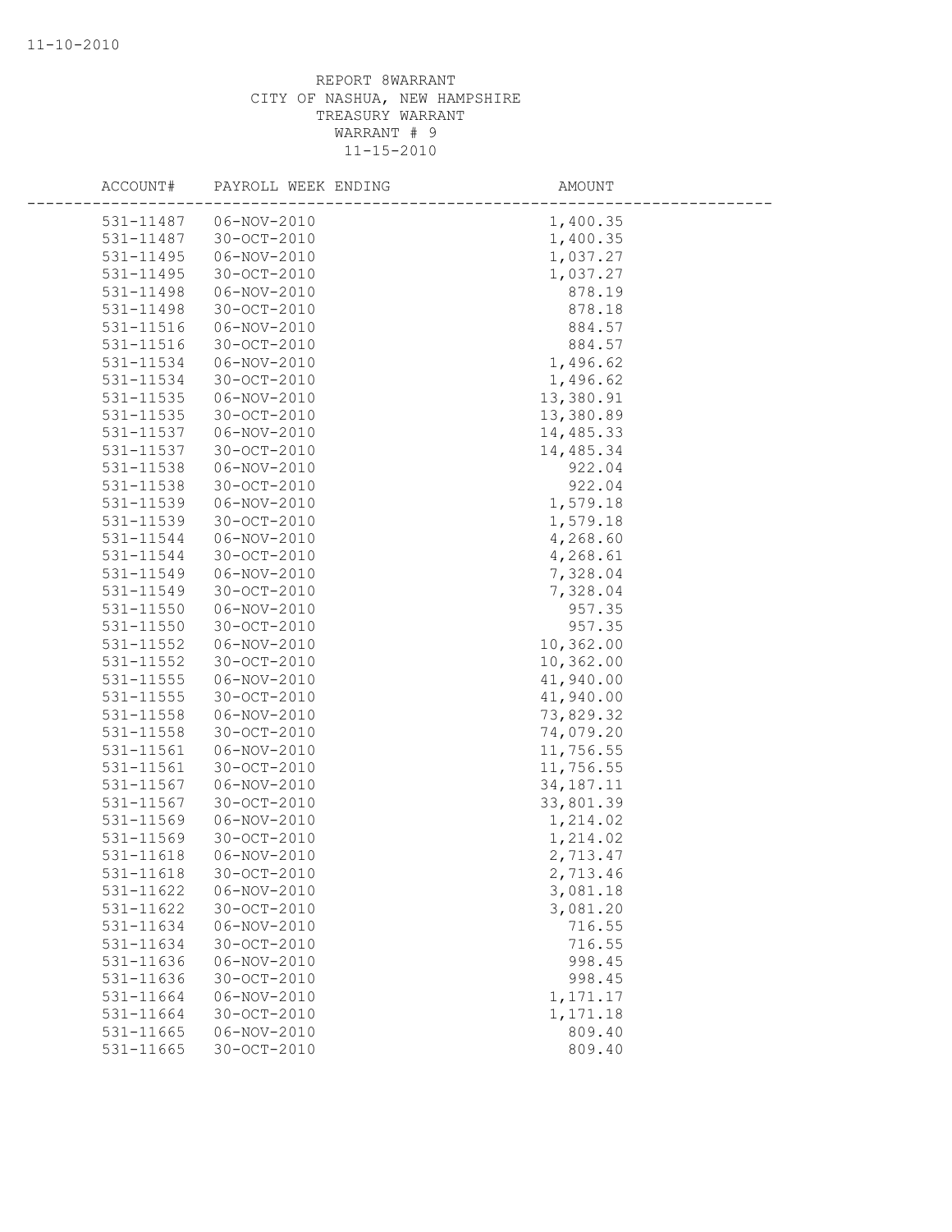REPORT 8WARRANT
CITY OF NASHUA, NEW HAMPSHIRE
TREASURY WARRANT
WARRANT # 9
11-15-2010

| ACCOUNT# | PAYROLL WEEK ENDING | AMOUNT |
|---|---|---|
| 531-11487 | 06-NOV-2010 | 1,400.35 |
| 531-11487 | 30-OCT-2010 | 1,400.35 |
| 531-11495 | 06-NOV-2010 | 1,037.27 |
| 531-11495 | 30-OCT-2010 | 1,037.27 |
| 531-11498 | 06-NOV-2010 | 878.19 |
| 531-11498 | 30-OCT-2010 | 878.18 |
| 531-11516 | 06-NOV-2010 | 884.57 |
| 531-11516 | 30-OCT-2010 | 884.57 |
| 531-11534 | 06-NOV-2010 | 1,496.62 |
| 531-11534 | 30-OCT-2010 | 1,496.62 |
| 531-11535 | 06-NOV-2010 | 13,380.91 |
| 531-11535 | 30-OCT-2010 | 13,380.89 |
| 531-11537 | 06-NOV-2010 | 14,485.33 |
| 531-11537 | 30-OCT-2010 | 14,485.34 |
| 531-11538 | 06-NOV-2010 | 922.04 |
| 531-11538 | 30-OCT-2010 | 922.04 |
| 531-11539 | 06-NOV-2010 | 1,579.18 |
| 531-11539 | 30-OCT-2010 | 1,579.18 |
| 531-11544 | 06-NOV-2010 | 4,268.60 |
| 531-11544 | 30-OCT-2010 | 4,268.61 |
| 531-11549 | 06-NOV-2010 | 7,328.04 |
| 531-11549 | 30-OCT-2010 | 7,328.04 |
| 531-11550 | 06-NOV-2010 | 957.35 |
| 531-11550 | 30-OCT-2010 | 957.35 |
| 531-11552 | 06-NOV-2010 | 10,362.00 |
| 531-11552 | 30-OCT-2010 | 10,362.00 |
| 531-11555 | 06-NOV-2010 | 41,940.00 |
| 531-11555 | 30-OCT-2010 | 41,940.00 |
| 531-11558 | 06-NOV-2010 | 73,829.32 |
| 531-11558 | 30-OCT-2010 | 74,079.20 |
| 531-11561 | 06-NOV-2010 | 11,756.55 |
| 531-11561 | 30-OCT-2010 | 11,756.55 |
| 531-11567 | 06-NOV-2010 | 34,187.11 |
| 531-11567 | 30-OCT-2010 | 33,801.39 |
| 531-11569 | 06-NOV-2010 | 1,214.02 |
| 531-11569 | 30-OCT-2010 | 1,214.02 |
| 531-11618 | 06-NOV-2010 | 2,713.47 |
| 531-11618 | 30-OCT-2010 | 2,713.46 |
| 531-11622 | 06-NOV-2010 | 3,081.18 |
| 531-11622 | 30-OCT-2010 | 3,081.20 |
| 531-11634 | 06-NOV-2010 | 716.55 |
| 531-11634 | 30-OCT-2010 | 716.55 |
| 531-11636 | 06-NOV-2010 | 998.45 |
| 531-11636 | 30-OCT-2010 | 998.45 |
| 531-11664 | 06-NOV-2010 | 1,171.17 |
| 531-11664 | 30-OCT-2010 | 1,171.18 |
| 531-11665 | 06-NOV-2010 | 809.40 |
| 531-11665 | 30-OCT-2010 | 809.40 |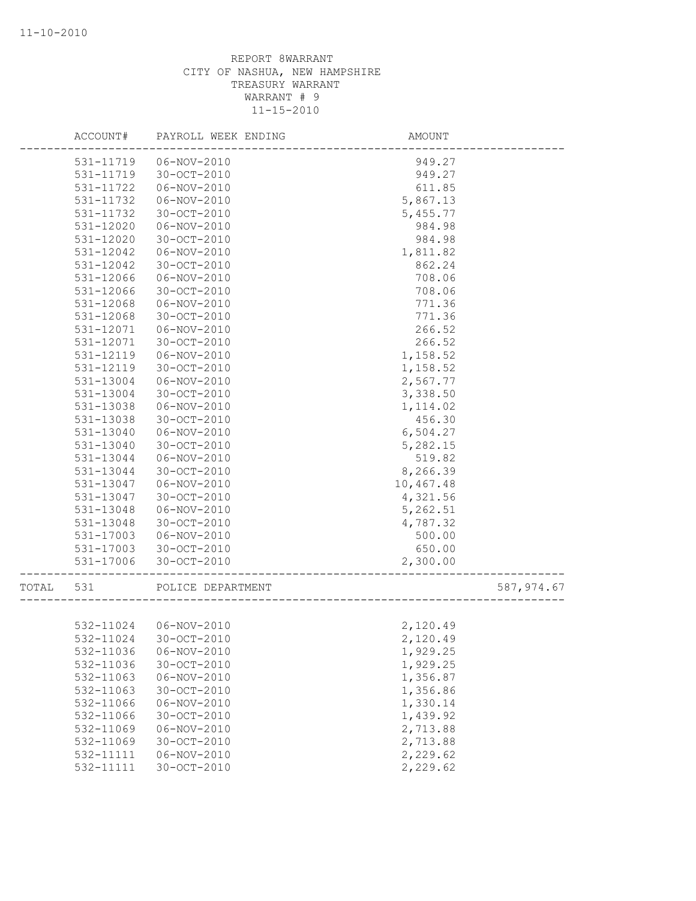REPORT 8WARRANT
CITY OF NASHUA, NEW HAMPSHIRE
TREASURY WARRANT
WARRANT # 9
11-15-2010

| ACCOUNT# | PAYROLL WEEK ENDING | AMOUNT | |
|---|---|---|---|
| 531-11719 | 06-NOV-2010 | 949.27 | |
| 531-11719 | 30-OCT-2010 | 949.27 | |
| 531-11722 | 06-NOV-2010 | 611.85 | |
| 531-11732 | 06-NOV-2010 | 5,867.13 | |
| 531-11732 | 30-OCT-2010 | 5,455.77 | |
| 531-12020 | 06-NOV-2010 | 984.98 | |
| 531-12020 | 30-OCT-2010 | 984.98 | |
| 531-12042 | 06-NOV-2010 | 1,811.82 | |
| 531-12042 | 30-OCT-2010 | 862.24 | |
| 531-12066 | 06-NOV-2010 | 708.06 | |
| 531-12066 | 30-OCT-2010 | 708.06 | |
| 531-12068 | 06-NOV-2010 | 771.36 | |
| 531-12068 | 30-OCT-2010 | 771.36 | |
| 531-12071 | 06-NOV-2010 | 266.52 | |
| 531-12071 | 30-OCT-2010 | 266.52 | |
| 531-12119 | 06-NOV-2010 | 1,158.52 | |
| 531-12119 | 30-OCT-2010 | 1,158.52 | |
| 531-13004 | 06-NOV-2010 | 2,567.77 | |
| 531-13004 | 30-OCT-2010 | 3,338.50 | |
| 531-13038 | 06-NOV-2010 | 1,114.02 | |
| 531-13038 | 30-OCT-2010 | 456.30 | |
| 531-13040 | 06-NOV-2010 | 6,504.27 | |
| 531-13040 | 30-OCT-2010 | 5,282.15 | |
| 531-13044 | 06-NOV-2010 | 519.82 | |
| 531-13044 | 30-OCT-2010 | 8,266.39 | |
| 531-13047 | 06-NOV-2010 | 10,467.48 | |
| 531-13047 | 30-OCT-2010 | 4,321.56 | |
| 531-13048 | 06-NOV-2010 | 5,262.51 | |
| 531-13048 | 30-OCT-2010 | 4,787.32 | |
| 531-17003 | 06-NOV-2010 | 500.00 | |
| 531-17003 | 30-OCT-2010 | 650.00 | |
| 531-17006 | 30-OCT-2010 | 2,300.00 | |
| TOTAL 531 | POLICE DEPARTMENT | | 587,974.67 |
| 532-11024 | 06-NOV-2010 | 2,120.49 | |
| 532-11024 | 30-OCT-2010 | 2,120.49 | |
| 532-11036 | 06-NOV-2010 | 1,929.25 | |
| 532-11036 | 30-OCT-2010 | 1,929.25 | |
| 532-11063 | 06-NOV-2010 | 1,356.87 | |
| 532-11063 | 30-OCT-2010 | 1,356.86 | |
| 532-11066 | 06-NOV-2010 | 1,330.14 | |
| 532-11066 | 30-OCT-2010 | 1,439.92 | |
| 532-11069 | 06-NOV-2010 | 2,713.88 | |
| 532-11069 | 30-OCT-2010 | 2,713.88 | |
| 532-11111 | 06-NOV-2010 | 2,229.62 | |
| 532-11111 | 30-OCT-2010 | 2,229.62 | |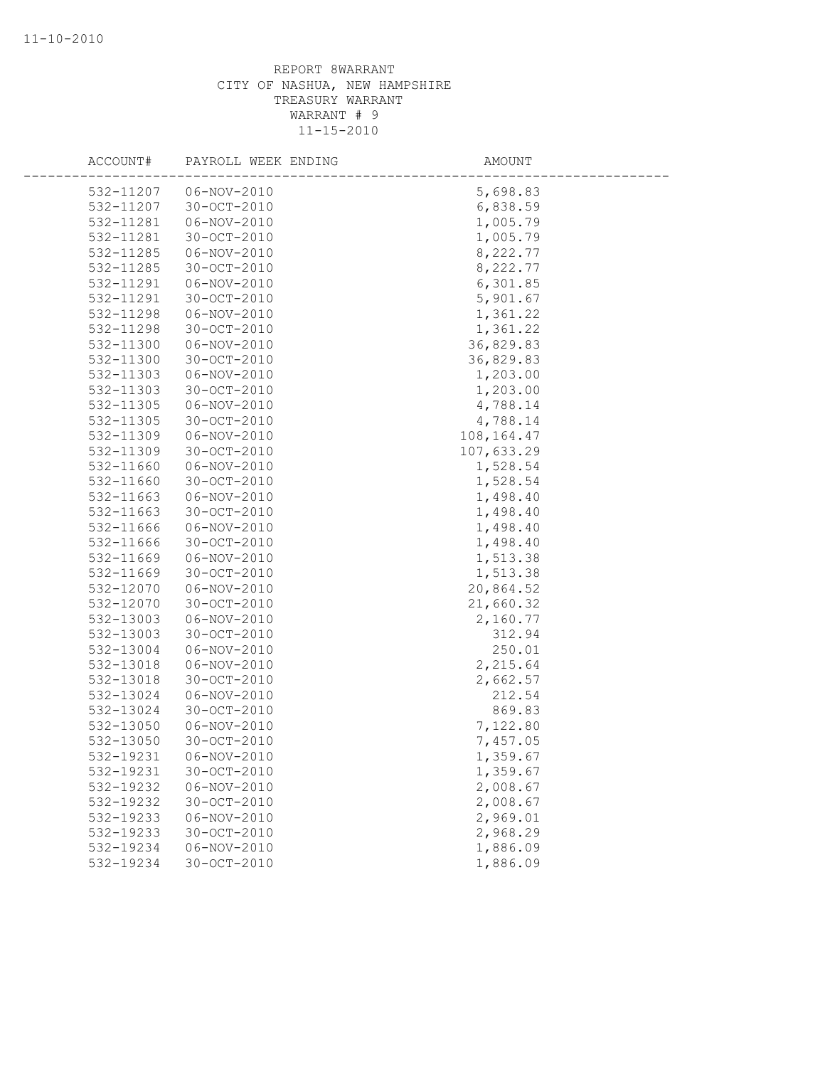REPORT 8WARRANT
CITY OF NASHUA, NEW HAMPSHIRE
TREASURY WARRANT
WARRANT # 9
11-15-2010

| ACCOUNT# | PAYROLL WEEK ENDING | AMOUNT |
|---|---|---|
| 532-11207 | 06-NOV-2010 | 5,698.83 |
| 532-11207 | 30-OCT-2010 | 6,838.59 |
| 532-11281 | 06-NOV-2010 | 1,005.79 |
| 532-11281 | 30-OCT-2010 | 1,005.79 |
| 532-11285 | 06-NOV-2010 | 8,222.77 |
| 532-11285 | 30-OCT-2010 | 8,222.77 |
| 532-11291 | 06-NOV-2010 | 6,301.85 |
| 532-11291 | 30-OCT-2010 | 5,901.67 |
| 532-11298 | 06-NOV-2010 | 1,361.22 |
| 532-11298 | 30-OCT-2010 | 1,361.22 |
| 532-11300 | 06-NOV-2010 | 36,829.83 |
| 532-11300 | 30-OCT-2010 | 36,829.83 |
| 532-11303 | 06-NOV-2010 | 1,203.00 |
| 532-11303 | 30-OCT-2010 | 1,203.00 |
| 532-11305 | 06-NOV-2010 | 4,788.14 |
| 532-11305 | 30-OCT-2010 | 4,788.14 |
| 532-11309 | 06-NOV-2010 | 108,164.47 |
| 532-11309 | 30-OCT-2010 | 107,633.29 |
| 532-11660 | 06-NOV-2010 | 1,528.54 |
| 532-11660 | 30-OCT-2010 | 1,528.54 |
| 532-11663 | 06-NOV-2010 | 1,498.40 |
| 532-11663 | 30-OCT-2010 | 1,498.40 |
| 532-11666 | 06-NOV-2010 | 1,498.40 |
| 532-11666 | 30-OCT-2010 | 1,498.40 |
| 532-11669 | 06-NOV-2010 | 1,513.38 |
| 532-11669 | 30-OCT-2010 | 1,513.38 |
| 532-12070 | 06-NOV-2010 | 20,864.52 |
| 532-12070 | 30-OCT-2010 | 21,660.32 |
| 532-13003 | 06-NOV-2010 | 2,160.77 |
| 532-13003 | 30-OCT-2010 | 312.94 |
| 532-13004 | 06-NOV-2010 | 250.01 |
| 532-13018 | 06-NOV-2010 | 2,215.64 |
| 532-13018 | 30-OCT-2010 | 2,662.57 |
| 532-13024 | 06-NOV-2010 | 212.54 |
| 532-13024 | 30-OCT-2010 | 869.83 |
| 532-13050 | 06-NOV-2010 | 7,122.80 |
| 532-13050 | 30-OCT-2010 | 7,457.05 |
| 532-19231 | 06-NOV-2010 | 1,359.67 |
| 532-19231 | 30-OCT-2010 | 1,359.67 |
| 532-19232 | 06-NOV-2010 | 2,008.67 |
| 532-19232 | 30-OCT-2010 | 2,008.67 |
| 532-19233 | 06-NOV-2010 | 2,969.01 |
| 532-19233 | 30-OCT-2010 | 2,968.29 |
| 532-19234 | 06-NOV-2010 | 1,886.09 |
| 532-19234 | 30-OCT-2010 | 1,886.09 |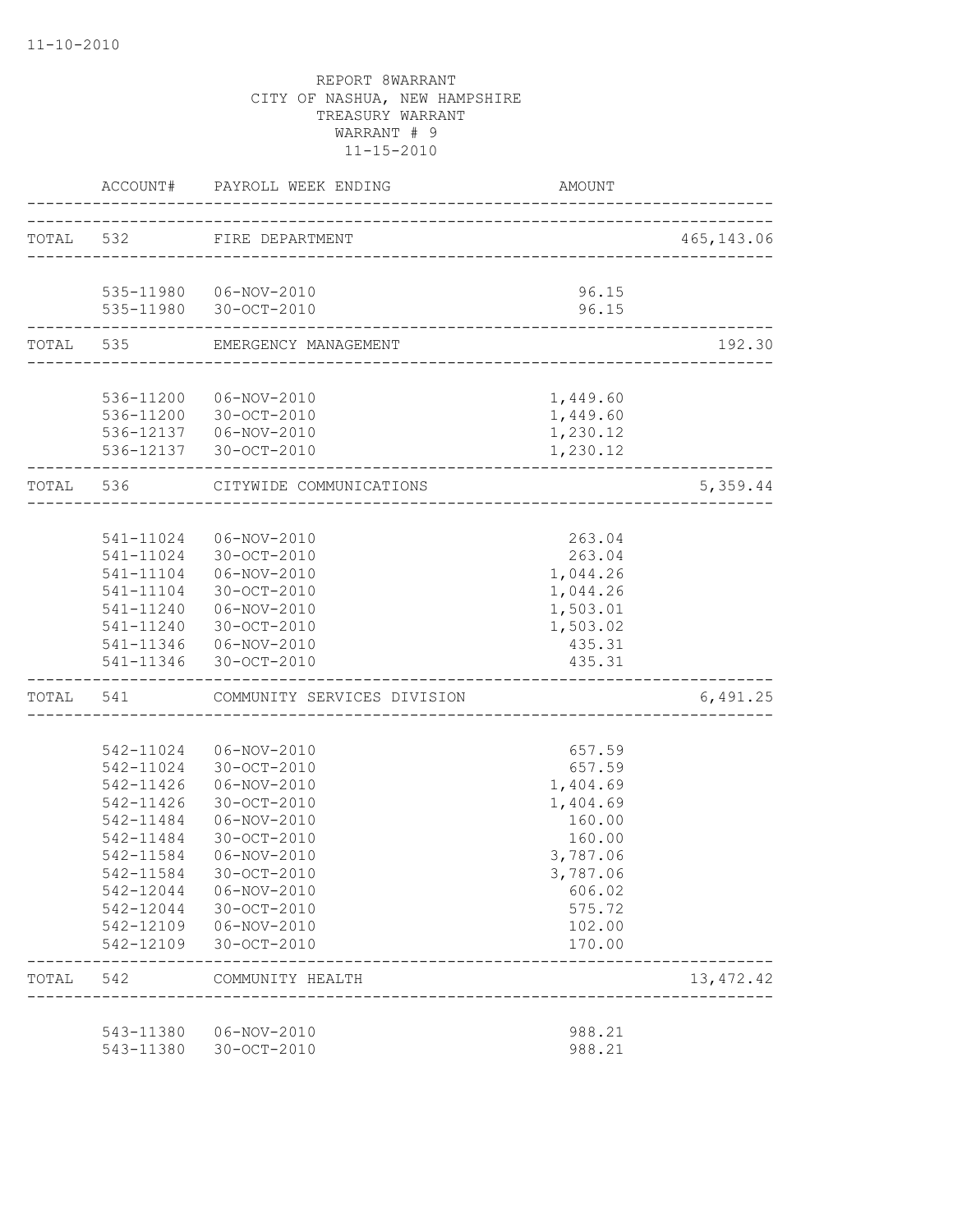11-10-2010

REPORT 8WARRANT
CITY OF NASHUA, NEW HAMPSHIRE
TREASURY WARRANT
WARRANT # 9
11-15-2010

| | ACCOUNT# | PAYROLL WEEK ENDING | AMOUNT | |
|---|---|---|---|---|
| TOTAL | 532 | FIRE DEPARTMENT | | 465,143.06 |
| | 535-11980 | 06-NOV-2010 | 96.15 | |
| | 535-11980 | 30-OCT-2010 | 96.15 | |
| TOTAL | 535 | EMERGENCY MANAGEMENT | | 192.30 |
| | 536-11200 | 06-NOV-2010 | 1,449.60 | |
| | 536-11200 | 30-OCT-2010 | 1,449.60 | |
| | 536-12137 | 06-NOV-2010 | 1,230.12 | |
| | 536-12137 | 30-OCT-2010 | 1,230.12 | |
| TOTAL | 536 | CITYWIDE COMMUNICATIONS | | 5,359.44 |
| | 541-11024 | 06-NOV-2010 | 263.04 | |
| | 541-11024 | 30-OCT-2010 | 263.04 | |
| | 541-11104 | 06-NOV-2010 | 1,044.26 | |
| | 541-11104 | 30-OCT-2010 | 1,044.26 | |
| | 541-11240 | 06-NOV-2010 | 1,503.01 | |
| | 541-11240 | 30-OCT-2010 | 1,503.02 | |
| | 541-11346 | 06-NOV-2010 | 435.31 | |
| | 541-11346 | 30-OCT-2010 | 435.31 | |
| TOTAL | 541 | COMMUNITY SERVICES DIVISION | | 6,491.25 |
| | 542-11024 | 06-NOV-2010 | 657.59 | |
| | 542-11024 | 30-OCT-2010 | 657.59 | |
| | 542-11426 | 06-NOV-2010 | 1,404.69 | |
| | 542-11426 | 30-OCT-2010 | 1,404.69 | |
| | 542-11484 | 06-NOV-2010 | 160.00 | |
| | 542-11484 | 30-OCT-2010 | 160.00 | |
| | 542-11584 | 06-NOV-2010 | 3,787.06 | |
| | 542-11584 | 30-OCT-2010 | 3,787.06 | |
| | 542-12044 | 06-NOV-2010 | 606.02 | |
| | 542-12044 | 30-OCT-2010 | 575.72 | |
| | 542-12109 | 06-NOV-2010 | 102.00 | |
| | 542-12109 | 30-OCT-2010 | 170.00 | |
| TOTAL | 542 | COMMUNITY HEALTH | | 13,472.42 |
| | 543-11380 | 06-NOV-2010 | 988.21 | |
| | 543-11380 | 30-OCT-2010 | 988.21 | |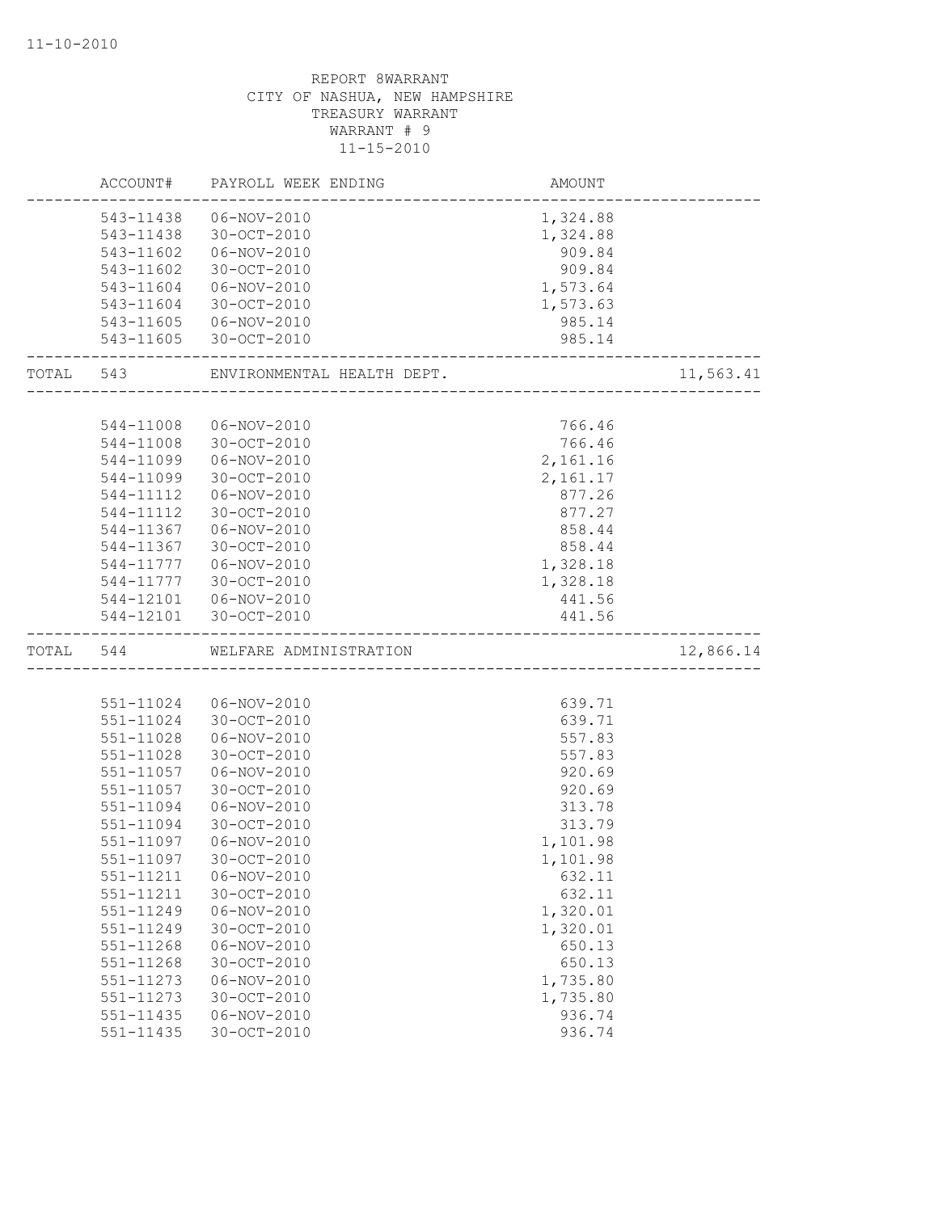11-10-2010

REPORT 8WARRANT
CITY OF NASHUA, NEW HAMPSHIRE
TREASURY WARRANT
WARRANT # 9
11-15-2010

| | ACCOUNT# | PAYROLL WEEK ENDING | AMOUNT | |
|---|---|---|---|---|
| | 543-11438 | 06-NOV-2010 | 1,324.88 | |
| | 543-11438 | 30-OCT-2010 | 1,324.88 | |
| | 543-11602 | 06-NOV-2010 | 909.84 | |
| | 543-11602 | 30-OCT-2010 | 909.84 | |
| | 543-11604 | 06-NOV-2010 | 1,573.64 | |
| | 543-11604 | 30-OCT-2010 | 1,573.63 | |
| | 543-11605 | 06-NOV-2010 | 985.14 | |
| | 543-11605 | 30-OCT-2010 | 985.14 | |
| TOTAL | 543 | ENVIRONMENTAL HEALTH DEPT. | | 11,563.41 |
| | 544-11008 | 06-NOV-2010 | 766.46 | |
| | 544-11008 | 30-OCT-2010 | 766.46 | |
| | 544-11099 | 06-NOV-2010 | 2,161.16 | |
| | 544-11099 | 30-OCT-2010 | 2,161.17 | |
| | 544-11112 | 06-NOV-2010 | 877.26 | |
| | 544-11112 | 30-OCT-2010 | 877.27 | |
| | 544-11367 | 06-NOV-2010 | 858.44 | |
| | 544-11367 | 30-OCT-2010 | 858.44 | |
| | 544-11777 | 06-NOV-2010 | 1,328.18 | |
| | 544-11777 | 30-OCT-2010 | 1,328.18 | |
| | 544-12101 | 06-NOV-2010 | 441.56 | |
| | 544-12101 | 30-OCT-2010 | 441.56 | |
| TOTAL | 544 | WELFARE ADMINISTRATION | | 12,866.14 |
| | 551-11024 | 06-NOV-2010 | 639.71 | |
| | 551-11024 | 30-OCT-2010 | 639.71 | |
| | 551-11028 | 06-NOV-2010 | 557.83 | |
| | 551-11028 | 30-OCT-2010 | 557.83 | |
| | 551-11057 | 06-NOV-2010 | 920.69 | |
| | 551-11057 | 30-OCT-2010 | 920.69 | |
| | 551-11094 | 06-NOV-2010 | 313.78 | |
| | 551-11094 | 30-OCT-2010 | 313.79 | |
| | 551-11097 | 06-NOV-2010 | 1,101.98 | |
| | 551-11097 | 30-OCT-2010 | 1,101.98 | |
| | 551-11211 | 06-NOV-2010 | 632.11 | |
| | 551-11211 | 30-OCT-2010 | 632.11 | |
| | 551-11249 | 06-NOV-2010 | 1,320.01 | |
| | 551-11249 | 30-OCT-2010 | 1,320.01 | |
| | 551-11268 | 06-NOV-2010 | 650.13 | |
| | 551-11268 | 30-OCT-2010 | 650.13 | |
| | 551-11273 | 06-NOV-2010 | 1,735.80 | |
| | 551-11273 | 30-OCT-2010 | 1,735.80 | |
| | 551-11435 | 06-NOV-2010 | 936.74 | |
| | 551-11435 | 30-OCT-2010 | 936.74 | |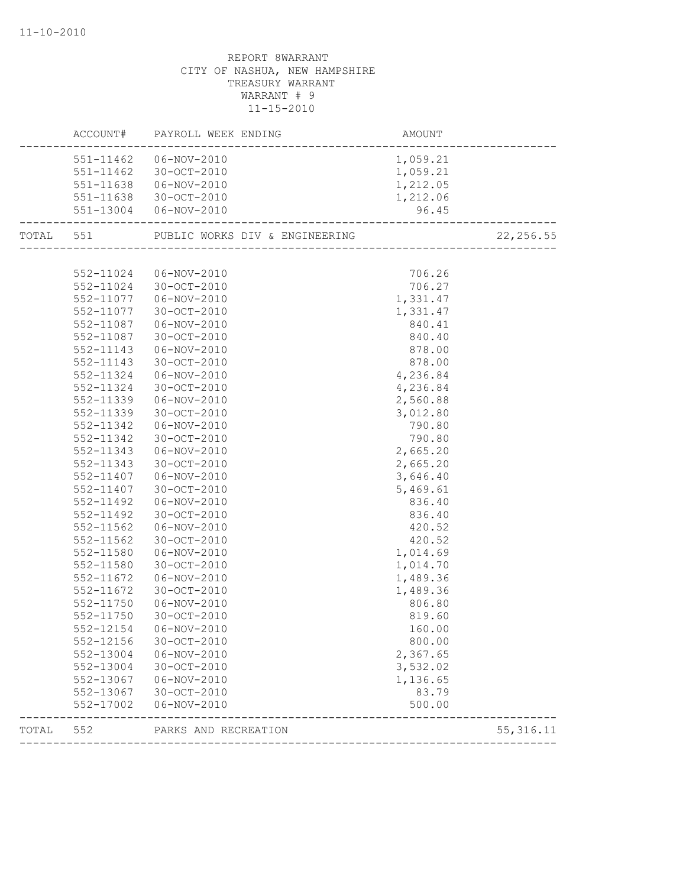REPORT 8WARRANT
CITY OF NASHUA, NEW HAMPSHIRE
TREASURY WARRANT
WARRANT # 9
11-15-2010

| | ACCOUNT# | PAYROLL WEEK ENDING | AMOUNT | |
|---|---|---|---|---|
| | 551-11462 | 06-NOV-2010 | 1,059.21 | |
| | 551-11462 | 30-OCT-2010 | 1,059.21 | |
| | 551-11638 | 06-NOV-2010 | 1,212.05 | |
| | 551-11638 | 30-OCT-2010 | 1,212.06 | |
| | 551-13004 | 06-NOV-2010 | 96.45 | |
| TOTAL | 551 | PUBLIC WORKS DIV & ENGINEERING | | 22,256.55 |
| | 552-11024 | 06-NOV-2010 | 706.26 | |
| | 552-11024 | 30-OCT-2010 | 706.27 | |
| | 552-11077 | 06-NOV-2010 | 1,331.47 | |
| | 552-11077 | 30-OCT-2010 | 1,331.47 | |
| | 552-11087 | 06-NOV-2010 | 840.41 | |
| | 552-11087 | 30-OCT-2010 | 840.40 | |
| | 552-11143 | 06-NOV-2010 | 878.00 | |
| | 552-11143 | 30-OCT-2010 | 878.00 | |
| | 552-11324 | 06-NOV-2010 | 4,236.84 | |
| | 552-11324 | 30-OCT-2010 | 4,236.84 | |
| | 552-11339 | 06-NOV-2010 | 2,560.88 | |
| | 552-11339 | 30-OCT-2010 | 3,012.80 | |
| | 552-11342 | 06-NOV-2010 | 790.80 | |
| | 552-11342 | 30-OCT-2010 | 790.80 | |
| | 552-11343 | 06-NOV-2010 | 2,665.20 | |
| | 552-11343 | 30-OCT-2010 | 2,665.20 | |
| | 552-11407 | 06-NOV-2010 | 3,646.40 | |
| | 552-11407 | 30-OCT-2010 | 5,469.61 | |
| | 552-11492 | 06-NOV-2010 | 836.40 | |
| | 552-11492 | 30-OCT-2010 | 836.40 | |
| | 552-11562 | 06-NOV-2010 | 420.52 | |
| | 552-11562 | 30-OCT-2010 | 420.52 | |
| | 552-11580 | 06-NOV-2010 | 1,014.69 | |
| | 552-11580 | 30-OCT-2010 | 1,014.70 | |
| | 552-11672 | 06-NOV-2010 | 1,489.36 | |
| | 552-11672 | 30-OCT-2010 | 1,489.36 | |
| | 552-11750 | 06-NOV-2010 | 806.80 | |
| | 552-11750 | 30-OCT-2010 | 819.60 | |
| | 552-12154 | 06-NOV-2010 | 160.00 | |
| | 552-12156 | 30-OCT-2010 | 800.00 | |
| | 552-13004 | 06-NOV-2010 | 2,367.65 | |
| | 552-13004 | 30-OCT-2010 | 3,532.02 | |
| | 552-13067 | 06-NOV-2010 | 1,136.65 | |
| | 552-13067 | 30-OCT-2010 | 83.79 | |
| | 552-17002 | 06-NOV-2010 | 500.00 | |
| TOTAL | 552 | PARKS AND RECREATION | | 55,316.11 |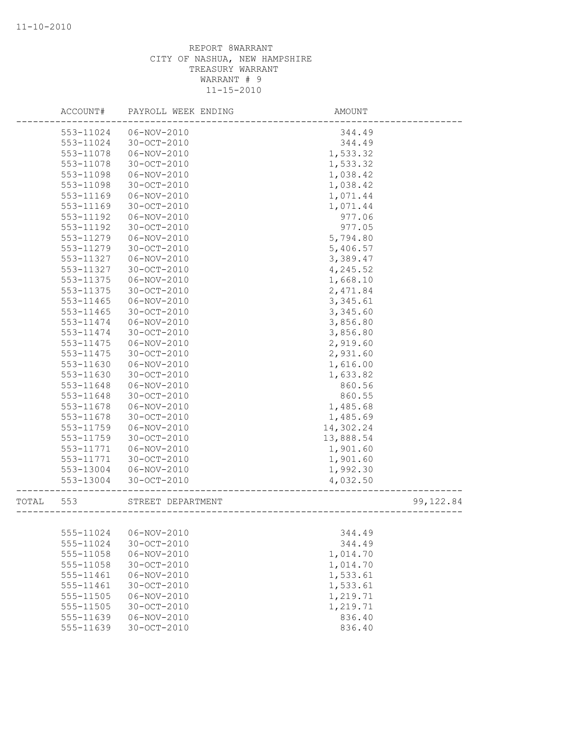REPORT 8WARRANT
CITY OF NASHUA, NEW HAMPSHIRE
TREASURY WARRANT
WARRANT # 9
11-15-2010

| | ACCOUNT# | PAYROLL WEEK ENDING | AMOUNT | |
|---|---|---|---|---|
| | 553-11024 | 06-NOV-2010 | 344.49 | |
| | 553-11024 | 30-OCT-2010 | 344.49 | |
| | 553-11078 | 06-NOV-2010 | 1,533.32 | |
| | 553-11078 | 30-OCT-2010 | 1,533.32 | |
| | 553-11098 | 06-NOV-2010 | 1,038.42 | |
| | 553-11098 | 30-OCT-2010 | 1,038.42 | |
| | 553-11169 | 06-NOV-2010 | 1,071.44 | |
| | 553-11169 | 30-OCT-2010 | 1,071.44 | |
| | 553-11192 | 06-NOV-2010 | 977.06 | |
| | 553-11192 | 30-OCT-2010 | 977.05 | |
| | 553-11279 | 06-NOV-2010 | 5,794.80 | |
| | 553-11279 | 30-OCT-2010 | 5,406.57 | |
| | 553-11327 | 06-NOV-2010 | 3,389.47 | |
| | 553-11327 | 30-OCT-2010 | 4,245.52 | |
| | 553-11375 | 06-NOV-2010 | 1,668.10 | |
| | 553-11375 | 30-OCT-2010 | 2,471.84 | |
| | 553-11465 | 06-NOV-2010 | 3,345.61 | |
| | 553-11465 | 30-OCT-2010 | 3,345.60 | |
| | 553-11474 | 06-NOV-2010 | 3,856.80 | |
| | 553-11474 | 30-OCT-2010 | 3,856.80 | |
| | 553-11475 | 06-NOV-2010 | 2,919.60 | |
| | 553-11475 | 30-OCT-2010 | 2,931.60 | |
| | 553-11630 | 06-NOV-2010 | 1,616.00 | |
| | 553-11630 | 30-OCT-2010 | 1,633.82 | |
| | 553-11648 | 06-NOV-2010 | 860.56 | |
| | 553-11648 | 30-OCT-2010 | 860.55 | |
| | 553-11678 | 06-NOV-2010 | 1,485.68 | |
| | 553-11678 | 30-OCT-2010 | 1,485.69 | |
| | 553-11759 | 06-NOV-2010 | 14,302.24 | |
| | 553-11759 | 30-OCT-2010 | 13,888.54 | |
| | 553-11771 | 06-NOV-2010 | 1,901.60 | |
| | 553-11771 | 30-OCT-2010 | 1,901.60 | |
| | 553-13004 | 06-NOV-2010 | 1,992.30 | |
| | 553-13004 | 30-OCT-2010 | 4,032.50 | |
| TOTAL | 553 | STREET DEPARTMENT | | 99,122.84 |

| | ACCOUNT# | PAYROLL WEEK ENDING | AMOUNT | |
|---|---|---|---|---|
| | 555-11024 | 06-NOV-2010 | 344.49 | |
| | 555-11024 | 30-OCT-2010 | 344.49 | |
| | 555-11058 | 06-NOV-2010 | 1,014.70 | |
| | 555-11058 | 30-OCT-2010 | 1,014.70 | |
| | 555-11461 | 06-NOV-2010 | 1,533.61 | |
| | 555-11461 | 30-OCT-2010 | 1,533.61 | |
| | 555-11505 | 06-NOV-2010 | 1,219.71 | |
| | 555-11505 | 30-OCT-2010 | 1,219.71 | |
| | 555-11639 | 06-NOV-2010 | 836.40 | |
| | 555-11639 | 30-OCT-2010 | 836.40 | |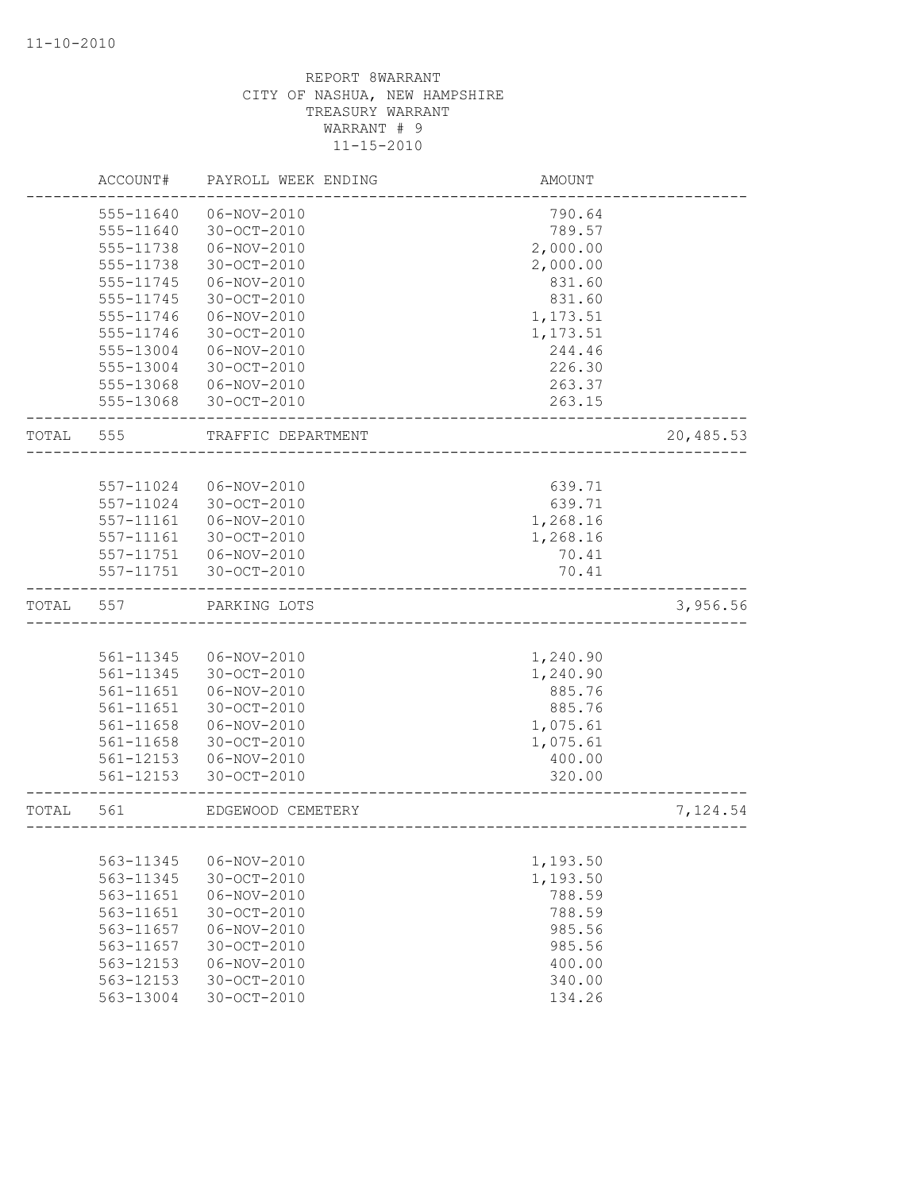REPORT 8WARRANT
CITY OF NASHUA, NEW HAMPSHIRE
TREASURY WARRANT
WARRANT # 9
11-15-2010

| | ACCOUNT# | PAYROLL WEEK ENDING | AMOUNT | |
|---|---|---|---|---|
| | 555-11640 | 06-NOV-2010 | 790.64 | |
| | 555-11640 | 30-OCT-2010 | 789.57 | |
| | 555-11738 | 06-NOV-2010 | 2,000.00 | |
| | 555-11738 | 30-OCT-2010 | 2,000.00 | |
| | 555-11745 | 06-NOV-2010 | 831.60 | |
| | 555-11745 | 30-OCT-2010 | 831.60 | |
| | 555-11746 | 06-NOV-2010 | 1,173.51 | |
| | 555-11746 | 30-OCT-2010 | 1,173.51 | |
| | 555-13004 | 06-NOV-2010 | 244.46 | |
| | 555-13004 | 30-OCT-2010 | 226.30 | |
| | 555-13068 | 06-NOV-2010 | 263.37 | |
| | 555-13068 | 30-OCT-2010 | 263.15 | |
| TOTAL | 555 | TRAFFIC DEPARTMENT | | 20,485.53 |
| | 557-11024 | 06-NOV-2010 | 639.71 | |
| | 557-11024 | 30-OCT-2010 | 639.71 | |
| | 557-11161 | 06-NOV-2010 | 1,268.16 | |
| | 557-11161 | 30-OCT-2010 | 1,268.16 | |
| | 557-11751 | 06-NOV-2010 | 70.41 | |
| | 557-11751 | 30-OCT-2010 | 70.41 | |
| TOTAL | 557 | PARKING LOTS | | 3,956.56 |
| | 561-11345 | 06-NOV-2010 | 1,240.90 | |
| | 561-11345 | 30-OCT-2010 | 1,240.90 | |
| | 561-11651 | 06-NOV-2010 | 885.76 | |
| | 561-11651 | 30-OCT-2010 | 885.76 | |
| | 561-11658 | 06-NOV-2010 | 1,075.61 | |
| | 561-11658 | 30-OCT-2010 | 1,075.61 | |
| | 561-12153 | 06-NOV-2010 | 400.00 | |
| | 561-12153 | 30-OCT-2010 | 320.00 | |
| TOTAL | 561 | EDGEWOOD CEMETERY | | 7,124.54 |
| | 563-11345 | 06-NOV-2010 | 1,193.50 | |
| | 563-11345 | 30-OCT-2010 | 1,193.50 | |
| | 563-11651 | 06-NOV-2010 | 788.59 | |
| | 563-11651 | 30-OCT-2010 | 788.59 | |
| | 563-11657 | 06-NOV-2010 | 985.56 | |
| | 563-11657 | 30-OCT-2010 | 985.56 | |
| | 563-12153 | 06-NOV-2010 | 400.00 | |
| | 563-12153 | 30-OCT-2010 | 340.00 | |
| | 563-13004 | 30-OCT-2010 | 134.26 | |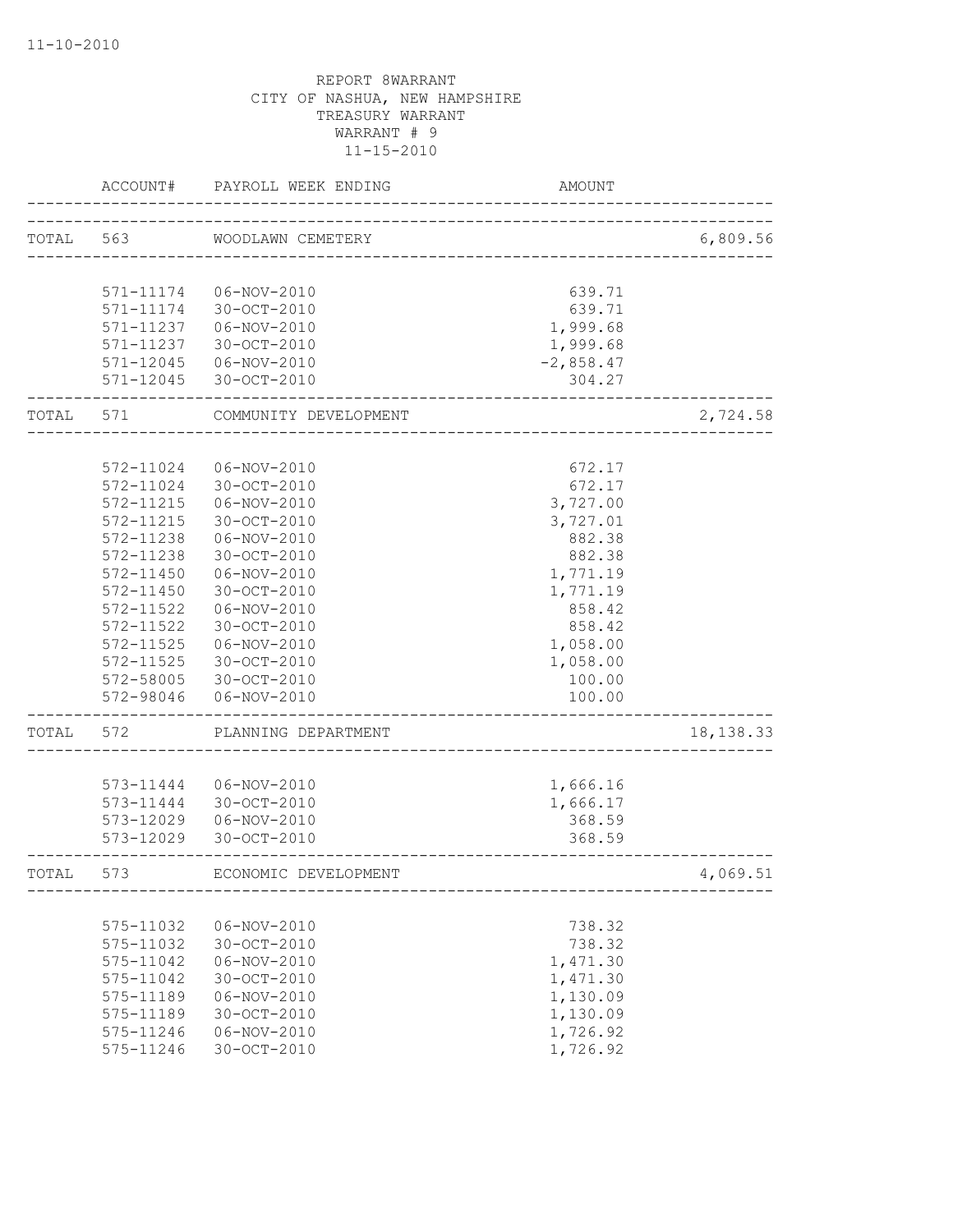11-10-2010

REPORT 8WARRANT
CITY OF NASHUA, NEW HAMPSHIRE
TREASURY WARRANT
WARRANT # 9
11-15-2010

| | ACCOUNT# | PAYROLL WEEK ENDING | AMOUNT | |
|---|---|---|---|---|
| TOTAL | 563 | WOODLAWN CEMETERY | | 6,809.56 |
| | 571-11174 | 06-NOV-2010 | 639.71 | |
| | 571-11174 | 30-OCT-2010 | 639.71 | |
| | 571-11237 | 06-NOV-2010 | 1,999.68 | |
| | 571-11237 | 30-OCT-2010 | 1,999.68 | |
| | 571-12045 | 06-NOV-2010 | -2,858.47 | |
| | 571-12045 | 30-OCT-2010 | 304.27 | |
| TOTAL | 571 | COMMUNITY DEVELOPMENT | | 2,724.58 |
| | 572-11024 | 06-NOV-2010 | 672.17 | |
| | 572-11024 | 30-OCT-2010 | 672.17 | |
| | 572-11215 | 06-NOV-2010 | 3,727.00 | |
| | 572-11215 | 30-OCT-2010 | 3,727.01 | |
| | 572-11238 | 06-NOV-2010 | 882.38 | |
| | 572-11238 | 30-OCT-2010 | 882.38 | |
| | 572-11450 | 06-NOV-2010 | 1,771.19 | |
| | 572-11450 | 30-OCT-2010 | 1,771.19 | |
| | 572-11522 | 06-NOV-2010 | 858.42 | |
| | 572-11522 | 30-OCT-2010 | 858.42 | |
| | 572-11525 | 06-NOV-2010 | 1,058.00 | |
| | 572-11525 | 30-OCT-2010 | 1,058.00 | |
| | 572-58005 | 30-OCT-2010 | 100.00 | |
| | 572-98046 | 06-NOV-2010 | 100.00 | |
| TOTAL | 572 | PLANNING DEPARTMENT | | 18,138.33 |
| | 573-11444 | 06-NOV-2010 | 1,666.16 | |
| | 573-11444 | 30-OCT-2010 | 1,666.17 | |
| | 573-12029 | 06-NOV-2010 | 368.59 | |
| | 573-12029 | 30-OCT-2010 | 368.59 | |
| TOTAL | 573 | ECONOMIC DEVELOPMENT | | 4,069.51 |
| | 575-11032 | 06-NOV-2010 | 738.32 | |
| | 575-11032 | 30-OCT-2010 | 738.32 | |
| | 575-11042 | 06-NOV-2010 | 1,471.30 | |
| | 575-11042 | 30-OCT-2010 | 1,471.30 | |
| | 575-11189 | 06-NOV-2010 | 1,130.09 | |
| | 575-11189 | 30-OCT-2010 | 1,130.09 | |
| | 575-11246 | 06-NOV-2010 | 1,726.92 | |
| | 575-11246 | 30-OCT-2010 | 1,726.92 | |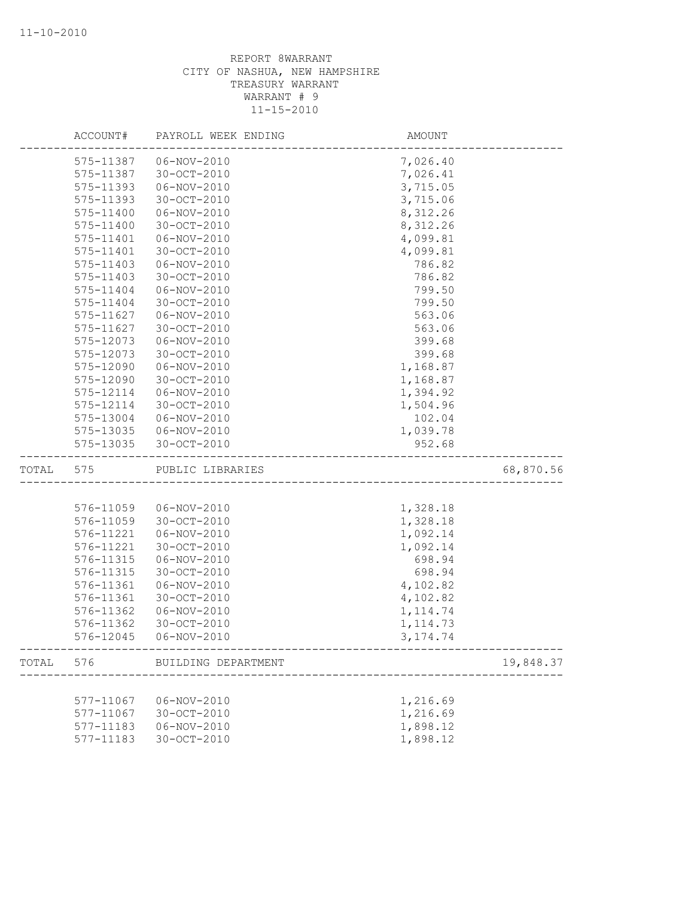REPORT 8WARRANT
CITY OF NASHUA, NEW HAMPSHIRE
TREASURY WARRANT
WARRANT # 9
11-15-2010

| | ACCOUNT# | PAYROLL WEEK ENDING | AMOUNT | |
|---|---|---|---|---|
| | 575-11387 | 06-NOV-2010 | 7,026.40 | |
| | 575-11387 | 30-OCT-2010 | 7,026.41 | |
| | 575-11393 | 06-NOV-2010 | 3,715.05 | |
| | 575-11393 | 30-OCT-2010 | 3,715.06 | |
| | 575-11400 | 06-NOV-2010 | 8,312.26 | |
| | 575-11400 | 30-OCT-2010 | 8,312.26 | |
| | 575-11401 | 06-NOV-2010 | 4,099.81 | |
| | 575-11401 | 30-OCT-2010 | 4,099.81 | |
| | 575-11403 | 06-NOV-2010 | 786.82 | |
| | 575-11403 | 30-OCT-2010 | 786.82 | |
| | 575-11404 | 06-NOV-2010 | 799.50 | |
| | 575-11404 | 30-OCT-2010 | 799.50 | |
| | 575-11627 | 06-NOV-2010 | 563.06 | |
| | 575-11627 | 30-OCT-2010 | 563.06 | |
| | 575-12073 | 06-NOV-2010 | 399.68 | |
| | 575-12073 | 30-OCT-2010 | 399.68 | |
| | 575-12090 | 06-NOV-2010 | 1,168.87 | |
| | 575-12090 | 30-OCT-2010 | 1,168.87 | |
| | 575-12114 | 06-NOV-2010 | 1,394.92 | |
| | 575-12114 | 30-OCT-2010 | 1,504.96 | |
| | 575-13004 | 06-NOV-2010 | 102.04 | |
| | 575-13035 | 06-NOV-2010 | 1,039.78 | |
| | 575-13035 | 30-OCT-2010 | 952.68 | |
| TOTAL | 575 | PUBLIC LIBRARIES | | 68,870.56 |
| | 576-11059 | 06-NOV-2010 | 1,328.18 | |
| | 576-11059 | 30-OCT-2010 | 1,328.18 | |
| | 576-11221 | 06-NOV-2010 | 1,092.14 | |
| | 576-11221 | 30-OCT-2010 | 1,092.14 | |
| | 576-11315 | 06-NOV-2010 | 698.94 | |
| | 576-11315 | 30-OCT-2010 | 698.94 | |
| | 576-11361 | 06-NOV-2010 | 4,102.82 | |
| | 576-11361 | 30-OCT-2010 | 4,102.82 | |
| | 576-11362 | 06-NOV-2010 | 1,114.74 | |
| | 576-11362 | 30-OCT-2010 | 1,114.73 | |
| | 576-12045 | 06-NOV-2010 | 3,174.74 | |
| TOTAL | 576 | BUILDING DEPARTMENT | | 19,848.37 |
| | 577-11067 | 06-NOV-2010 | 1,216.69 | |
| | 577-11067 | 30-OCT-2010 | 1,216.69 | |
| | 577-11183 | 06-NOV-2010 | 1,898.12 | |
| | 577-11183 | 30-OCT-2010 | 1,898.12 | |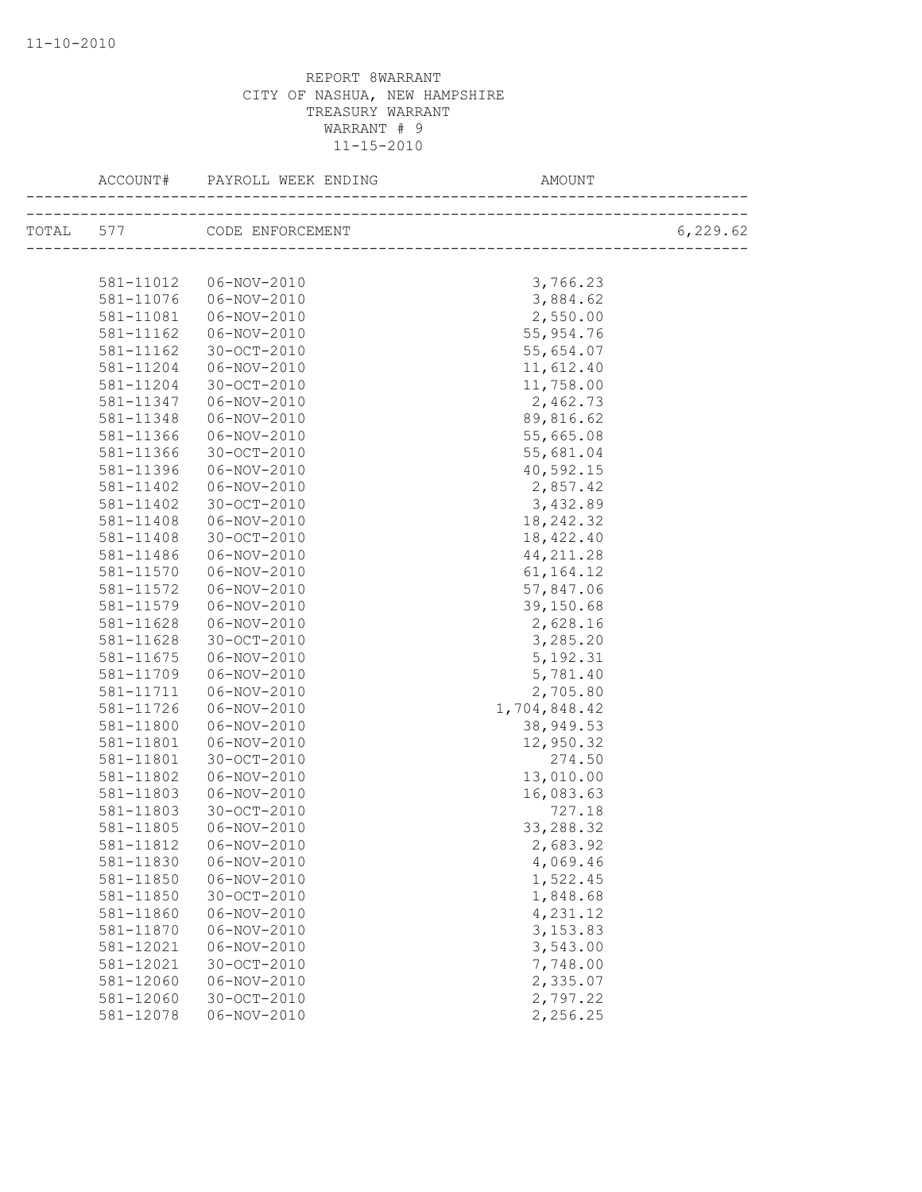REPORT 8WARRANT
CITY OF NASHUA, NEW HAMPSHIRE
TREASURY WARRANT
WARRANT # 9
11-15-2010

| ACCOUNT# | PAYROLL WEEK ENDING | AMOUNT | |
|---|---|---|---|
| TOTAL 577 | CODE ENFORCEMENT | | 6,229.62 |
| 581-11012 | 06-NOV-2010 | 3,766.23 | |
| 581-11076 | 06-NOV-2010 | 3,884.62 | |
| 581-11081 | 06-NOV-2010 | 2,550.00 | |
| 581-11162 | 06-NOV-2010 | 55,954.76 | |
| 581-11162 | 30-OCT-2010 | 55,654.07 | |
| 581-11204 | 06-NOV-2010 | 11,612.40 | |
| 581-11204 | 30-OCT-2010 | 11,758.00 | |
| 581-11347 | 06-NOV-2010 | 2,462.73 | |
| 581-11348 | 06-NOV-2010 | 89,816.62 | |
| 581-11366 | 06-NOV-2010 | 55,665.08 | |
| 581-11366 | 30-OCT-2010 | 55,681.04 | |
| 581-11396 | 06-NOV-2010 | 40,592.15 | |
| 581-11402 | 06-NOV-2010 | 2,857.42 | |
| 581-11402 | 30-OCT-2010 | 3,432.89 | |
| 581-11408 | 06-NOV-2010 | 18,242.32 | |
| 581-11408 | 30-OCT-2010 | 18,422.40 | |
| 581-11486 | 06-NOV-2010 | 44,211.28 | |
| 581-11570 | 06-NOV-2010 | 61,164.12 | |
| 581-11572 | 06-NOV-2010 | 57,847.06 | |
| 581-11579 | 06-NOV-2010 | 39,150.68 | |
| 581-11628 | 06-NOV-2010 | 2,628.16 | |
| 581-11628 | 30-OCT-2010 | 3,285.20 | |
| 581-11675 | 06-NOV-2010 | 5,192.31 | |
| 581-11709 | 06-NOV-2010 | 5,781.40 | |
| 581-11711 | 06-NOV-2010 | 2,705.80 | |
| 581-11726 | 06-NOV-2010 | 1,704,848.42 | |
| 581-11800 | 06-NOV-2010 | 38,949.53 | |
| 581-11801 | 06-NOV-2010 | 12,950.32 | |
| 581-11801 | 30-OCT-2010 | 274.50 | |
| 581-11802 | 06-NOV-2010 | 13,010.00 | |
| 581-11803 | 06-NOV-2010 | 16,083.63 | |
| 581-11803 | 30-OCT-2010 | 727.18 | |
| 581-11805 | 06-NOV-2010 | 33,288.32 | |
| 581-11812 | 06-NOV-2010 | 2,683.92 | |
| 581-11830 | 06-NOV-2010 | 4,069.46 | |
| 581-11850 | 06-NOV-2010 | 1,522.45 | |
| 581-11850 | 30-OCT-2010 | 1,848.68 | |
| 581-11860 | 06-NOV-2010 | 4,231.12 | |
| 581-11870 | 06-NOV-2010 | 3,153.83 | |
| 581-12021 | 06-NOV-2010 | 3,543.00 | |
| 581-12021 | 30-OCT-2010 | 7,748.00 | |
| 581-12060 | 06-NOV-2010 | 2,335.07 | |
| 581-12060 | 30-OCT-2010 | 2,797.22 | |
| 581-12078 | 06-NOV-2010 | 2,256.25 | |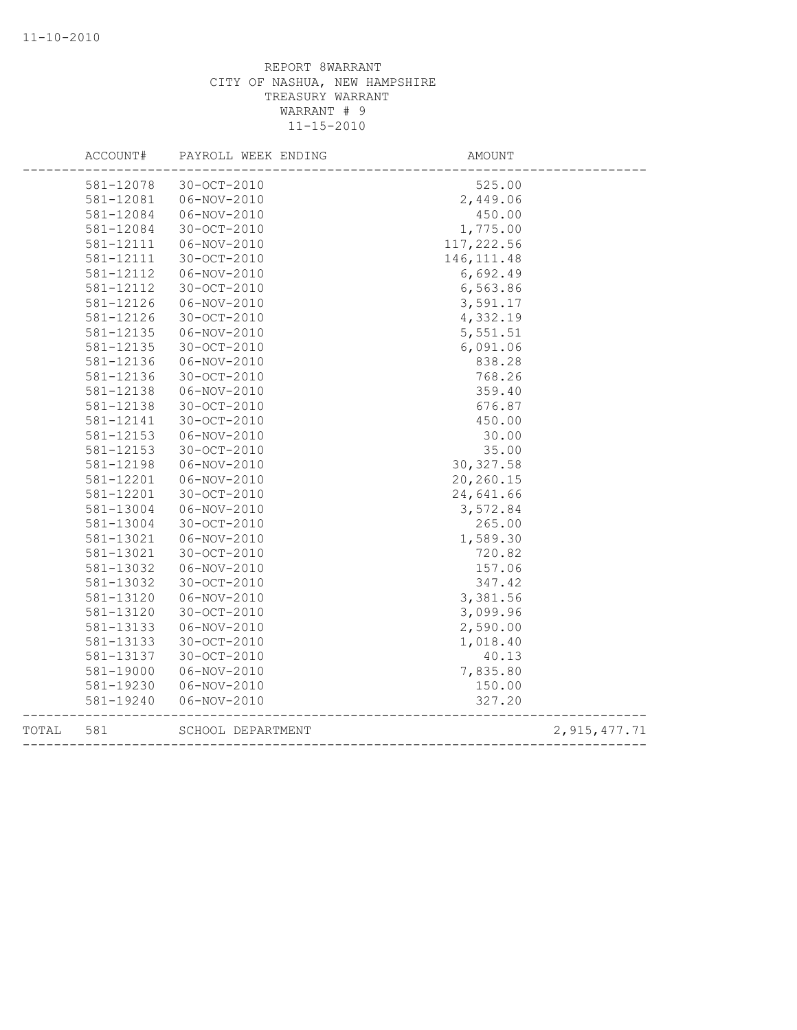REPORT 8WARRANT
CITY OF NASHUA, NEW HAMPSHIRE
TREASURY WARRANT
WARRANT # 9
11-15-2010

| | ACCOUNT# | PAYROLL WEEK ENDING | AMOUNT | |
|---|---|---|---|---|
| | 581-12078 | 30-OCT-2010 | 525.00 | |
| | 581-12081 | 06-NOV-2010 | 2,449.06 | |
| | 581-12084 | 06-NOV-2010 | 450.00 | |
| | 581-12084 | 30-OCT-2010 | 1,775.00 | |
| | 581-12111 | 06-NOV-2010 | 117,222.56 | |
| | 581-12111 | 30-OCT-2010 | 146,111.48 | |
| | 581-12112 | 06-NOV-2010 | 6,692.49 | |
| | 581-12112 | 30-OCT-2010 | 6,563.86 | |
| | 581-12126 | 06-NOV-2010 | 3,591.17 | |
| | 581-12126 | 30-OCT-2010 | 4,332.19 | |
| | 581-12135 | 06-NOV-2010 | 5,551.51 | |
| | 581-12135 | 30-OCT-2010 | 6,091.06 | |
| | 581-12136 | 06-NOV-2010 | 838.28 | |
| | 581-12136 | 30-OCT-2010 | 768.26 | |
| | 581-12138 | 06-NOV-2010 | 359.40 | |
| | 581-12138 | 30-OCT-2010 | 676.87 | |
| | 581-12141 | 30-OCT-2010 | 450.00 | |
| | 581-12153 | 06-NOV-2010 | 30.00 | |
| | 581-12153 | 30-OCT-2010 | 35.00 | |
| | 581-12198 | 06-NOV-2010 | 30,327.58 | |
| | 581-12201 | 06-NOV-2010 | 20,260.15 | |
| | 581-12201 | 30-OCT-2010 | 24,641.66 | |
| | 581-13004 | 06-NOV-2010 | 3,572.84 | |
| | 581-13004 | 30-OCT-2010 | 265.00 | |
| | 581-13021 | 06-NOV-2010 | 1,589.30 | |
| | 581-13021 | 30-OCT-2010 | 720.82 | |
| | 581-13032 | 06-NOV-2010 | 157.06 | |
| | 581-13032 | 30-OCT-2010 | 347.42 | |
| | 581-13120 | 06-NOV-2010 | 3,381.56 | |
| | 581-13120 | 30-OCT-2010 | 3,099.96 | |
| | 581-13133 | 06-NOV-2010 | 2,590.00 | |
| | 581-13133 | 30-OCT-2010 | 1,018.40 | |
| | 581-13137 | 30-OCT-2010 | 40.13 | |
| | 581-19000 | 06-NOV-2010 | 7,835.80 | |
| | 581-19230 | 06-NOV-2010 | 150.00 | |
| | 581-19240 | 06-NOV-2010 | 327.20 | |
| TOTAL | 581 | SCHOOL DEPARTMENT | | 2,915,477.71 |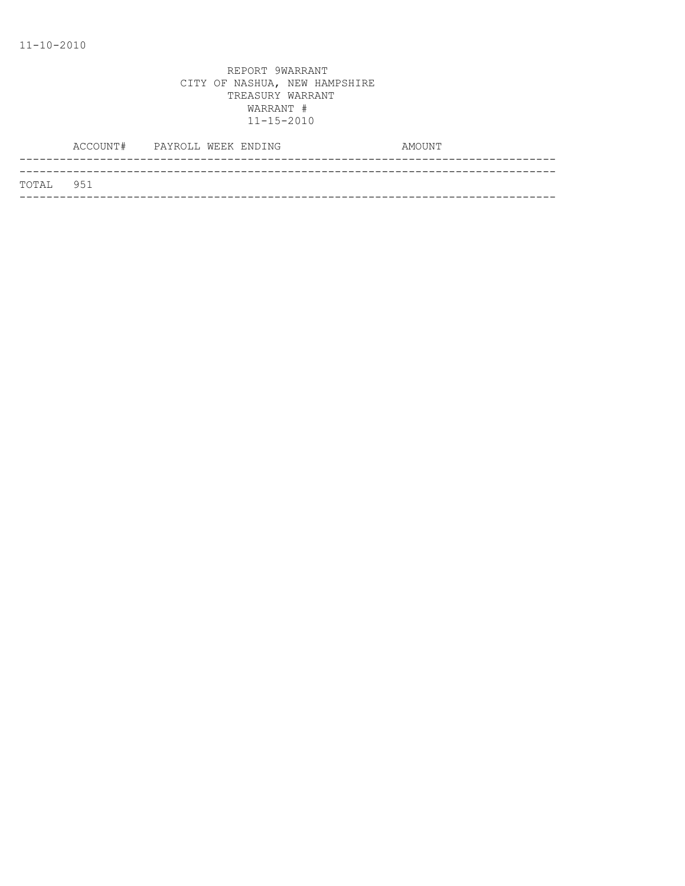11-10-2010

REPORT 9WARRANT
CITY OF NASHUA, NEW HAMPSHIRE
TREASURY WARRANT
WARRANT #
11-15-2010

| | ACCOUNT# | PAYROLL WEEK ENDING | AMOUNT |
|---|---|---|---|
| TOTAL | 951 | | |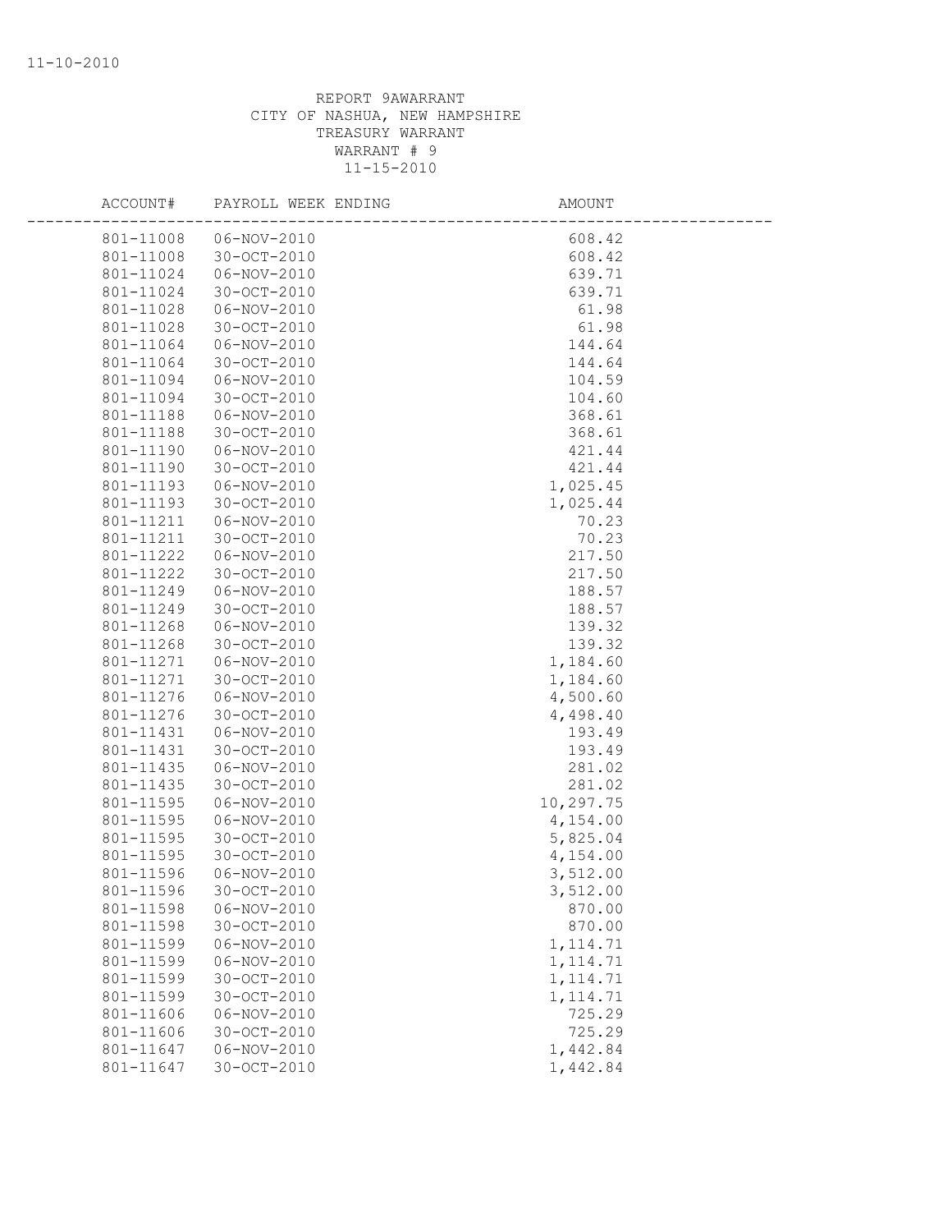REPORT 9AWARRANT
CITY OF NASHUA, NEW HAMPSHIRE
TREASURY WARRANT
WARRANT # 9
11-15-2010

| ACCOUNT# | PAYROLL WEEK ENDING | AMOUNT |
|---|---|---|
| 801-11008 | 06-NOV-2010 | 608.42 |
| 801-11008 | 30-OCT-2010 | 608.42 |
| 801-11024 | 06-NOV-2010 | 639.71 |
| 801-11024 | 30-OCT-2010 | 639.71 |
| 801-11028 | 06-NOV-2010 | 61.98 |
| 801-11028 | 30-OCT-2010 | 61.98 |
| 801-11064 | 06-NOV-2010 | 144.64 |
| 801-11064 | 30-OCT-2010 | 144.64 |
| 801-11094 | 06-NOV-2010 | 104.59 |
| 801-11094 | 30-OCT-2010 | 104.60 |
| 801-11188 | 06-NOV-2010 | 368.61 |
| 801-11188 | 30-OCT-2010 | 368.61 |
| 801-11190 | 06-NOV-2010 | 421.44 |
| 801-11190 | 30-OCT-2010 | 421.44 |
| 801-11193 | 06-NOV-2010 | 1,025.45 |
| 801-11193 | 30-OCT-2010 | 1,025.44 |
| 801-11211 | 06-NOV-2010 | 70.23 |
| 801-11211 | 30-OCT-2010 | 70.23 |
| 801-11222 | 06-NOV-2010 | 217.50 |
| 801-11222 | 30-OCT-2010 | 217.50 |
| 801-11249 | 06-NOV-2010 | 188.57 |
| 801-11249 | 30-OCT-2010 | 188.57 |
| 801-11268 | 06-NOV-2010 | 139.32 |
| 801-11268 | 30-OCT-2010 | 139.32 |
| 801-11271 | 06-NOV-2010 | 1,184.60 |
| 801-11271 | 30-OCT-2010 | 1,184.60 |
| 801-11276 | 06-NOV-2010 | 4,500.60 |
| 801-11276 | 30-OCT-2010 | 4,498.40 |
| 801-11431 | 06-NOV-2010 | 193.49 |
| 801-11431 | 30-OCT-2010 | 193.49 |
| 801-11435 | 06-NOV-2010 | 281.02 |
| 801-11435 | 30-OCT-2010 | 281.02 |
| 801-11595 | 06-NOV-2010 | 10,297.75 |
| 801-11595 | 06-NOV-2010 | 4,154.00 |
| 801-11595 | 30-OCT-2010 | 5,825.04 |
| 801-11595 | 30-OCT-2010 | 4,154.00 |
| 801-11596 | 06-NOV-2010 | 3,512.00 |
| 801-11596 | 30-OCT-2010 | 3,512.00 |
| 801-11598 | 06-NOV-2010 | 870.00 |
| 801-11598 | 30-OCT-2010 | 870.00 |
| 801-11599 | 06-NOV-2010 | 1,114.71 |
| 801-11599 | 06-NOV-2010 | 1,114.71 |
| 801-11599 | 30-OCT-2010 | 1,114.71 |
| 801-11599 | 30-OCT-2010 | 1,114.71 |
| 801-11606 | 06-NOV-2010 | 725.29 |
| 801-11606 | 30-OCT-2010 | 725.29 |
| 801-11647 | 06-NOV-2010 | 1,442.84 |
| 801-11647 | 30-OCT-2010 | 1,442.84 |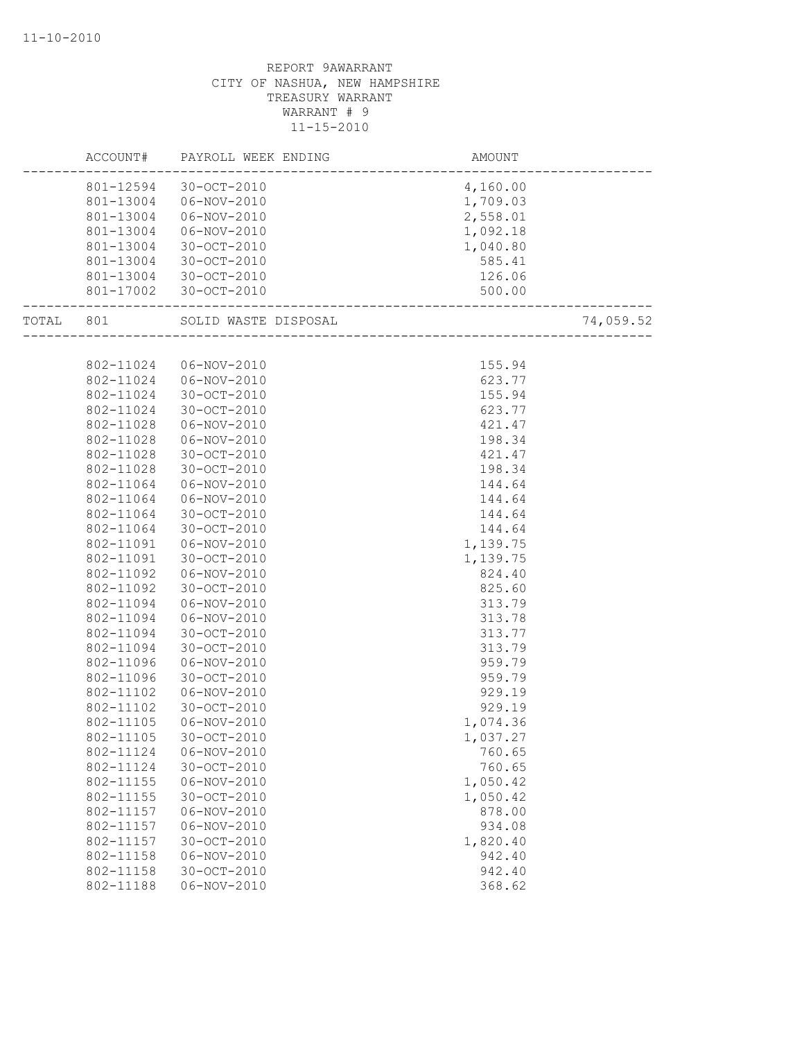11-10-2010

REPORT 9AWARRANT
CITY OF NASHUA, NEW HAMPSHIRE
TREASURY WARRANT
WARRANT # 9
11-15-2010

| | ACCOUNT# | PAYROLL WEEK ENDING | AMOUNT | |
|---|---|---|---|---|
| | 801-12594 | 30-OCT-2010 | 4,160.00 | |
| | 801-13004 | 06-NOV-2010 | 1,709.03 | |
| | 801-13004 | 06-NOV-2010 | 2,558.01 | |
| | 801-13004 | 06-NOV-2010 | 1,092.18 | |
| | 801-13004 | 30-OCT-2010 | 1,040.80 | |
| | 801-13004 | 30-OCT-2010 | 585.41 | |
| | 801-13004 | 30-OCT-2010 | 126.06 | |
| | 801-17002 | 30-OCT-2010 | 500.00 | |
| TOTAL | 801 | SOLID WASTE DISPOSAL | | 74,059.52 |
| | 802-11024 | 06-NOV-2010 | 155.94 | |
| | 802-11024 | 06-NOV-2010 | 623.77 | |
| | 802-11024 | 30-OCT-2010 | 155.94 | |
| | 802-11024 | 30-OCT-2010 | 623.77 | |
| | 802-11028 | 06-NOV-2010 | 421.47 | |
| | 802-11028 | 06-NOV-2010 | 198.34 | |
| | 802-11028 | 30-OCT-2010 | 421.47 | |
| | 802-11028 | 30-OCT-2010 | 198.34 | |
| | 802-11064 | 06-NOV-2010 | 144.64 | |
| | 802-11064 | 06-NOV-2010 | 144.64 | |
| | 802-11064 | 30-OCT-2010 | 144.64 | |
| | 802-11064 | 30-OCT-2010 | 144.64 | |
| | 802-11091 | 06-NOV-2010 | 1,139.75 | |
| | 802-11091 | 30-OCT-2010 | 1,139.75 | |
| | 802-11092 | 06-NOV-2010 | 824.40 | |
| | 802-11092 | 30-OCT-2010 | 825.60 | |
| | 802-11094 | 06-NOV-2010 | 313.79 | |
| | 802-11094 | 06-NOV-2010 | 313.78 | |
| | 802-11094 | 30-OCT-2010 | 313.77 | |
| | 802-11094 | 30-OCT-2010 | 313.79 | |
| | 802-11096 | 06-NOV-2010 | 959.79 | |
| | 802-11096 | 30-OCT-2010 | 959.79 | |
| | 802-11102 | 06-NOV-2010 | 929.19 | |
| | 802-11102 | 30-OCT-2010 | 929.19 | |
| | 802-11105 | 06-NOV-2010 | 1,074.36 | |
| | 802-11105 | 30-OCT-2010 | 1,037.27 | |
| | 802-11124 | 06-NOV-2010 | 760.65 | |
| | 802-11124 | 30-OCT-2010 | 760.65 | |
| | 802-11155 | 06-NOV-2010 | 1,050.42 | |
| | 802-11155 | 30-OCT-2010 | 1,050.42 | |
| | 802-11157 | 06-NOV-2010 | 878.00 | |
| | 802-11157 | 06-NOV-2010 | 934.08 | |
| | 802-11157 | 30-OCT-2010 | 1,820.40 | |
| | 802-11158 | 06-NOV-2010 | 942.40 | |
| | 802-11158 | 30-OCT-2010 | 942.40 | |
| | 802-11188 | 06-NOV-2010 | 368.62 | |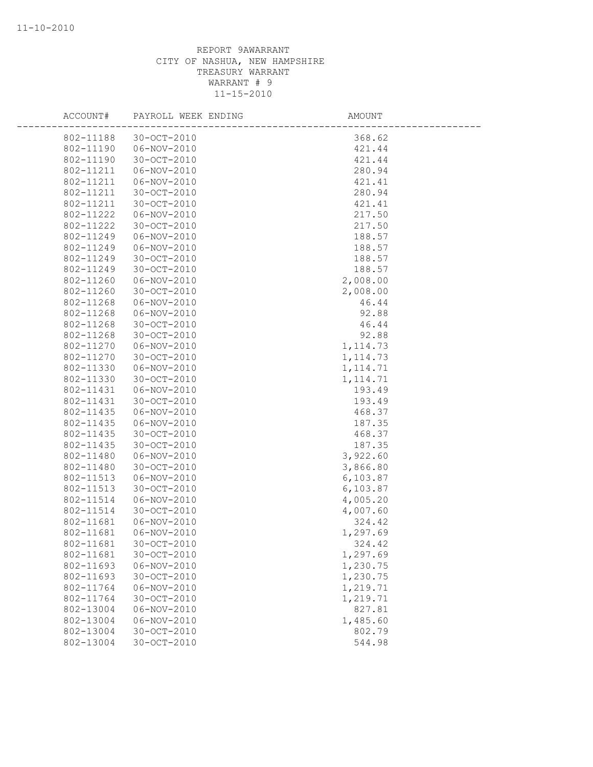REPORT 9AWARRANT
CITY OF NASHUA, NEW HAMPSHIRE
TREASURY WARRANT
WARRANT # 9
11-15-2010

| ACCOUNT# | PAYROLL WEEK ENDING | AMOUNT |
|---|---|---|
| 802-11188 | 30-OCT-2010 | 368.62 |
| 802-11190 | 06-NOV-2010 | 421.44 |
| 802-11190 | 30-OCT-2010 | 421.44 |
| 802-11211 | 06-NOV-2010 | 280.94 |
| 802-11211 | 06-NOV-2010 | 421.41 |
| 802-11211 | 30-OCT-2010 | 280.94 |
| 802-11211 | 30-OCT-2010 | 421.41 |
| 802-11222 | 06-NOV-2010 | 217.50 |
| 802-11222 | 30-OCT-2010 | 217.50 |
| 802-11249 | 06-NOV-2010 | 188.57 |
| 802-11249 | 06-NOV-2010 | 188.57 |
| 802-11249 | 30-OCT-2010 | 188.57 |
| 802-11249 | 30-OCT-2010 | 188.57 |
| 802-11260 | 06-NOV-2010 | 2,008.00 |
| 802-11260 | 30-OCT-2010 | 2,008.00 |
| 802-11268 | 06-NOV-2010 | 46.44 |
| 802-11268 | 06-NOV-2010 | 92.88 |
| 802-11268 | 30-OCT-2010 | 46.44 |
| 802-11268 | 30-OCT-2010 | 92.88 |
| 802-11270 | 06-NOV-2010 | 1,114.73 |
| 802-11270 | 30-OCT-2010 | 1,114.73 |
| 802-11330 | 06-NOV-2010 | 1,114.71 |
| 802-11330 | 30-OCT-2010 | 1,114.71 |
| 802-11431 | 06-NOV-2010 | 193.49 |
| 802-11431 | 30-OCT-2010 | 193.49 |
| 802-11435 | 06-NOV-2010 | 468.37 |
| 802-11435 | 06-NOV-2010 | 187.35 |
| 802-11435 | 30-OCT-2010 | 468.37 |
| 802-11435 | 30-OCT-2010 | 187.35 |
| 802-11480 | 06-NOV-2010 | 3,922.60 |
| 802-11480 | 30-OCT-2010 | 3,866.80 |
| 802-11513 | 06-NOV-2010 | 6,103.87 |
| 802-11513 | 30-OCT-2010 | 6,103.87 |
| 802-11514 | 06-NOV-2010 | 4,005.20 |
| 802-11514 | 30-OCT-2010 | 4,007.60 |
| 802-11681 | 06-NOV-2010 | 324.42 |
| 802-11681 | 06-NOV-2010 | 1,297.69 |
| 802-11681 | 30-OCT-2010 | 324.42 |
| 802-11681 | 30-OCT-2010 | 1,297.69 |
| 802-11693 | 06-NOV-2010 | 1,230.75 |
| 802-11693 | 30-OCT-2010 | 1,230.75 |
| 802-11764 | 06-NOV-2010 | 1,219.71 |
| 802-11764 | 30-OCT-2010 | 1,219.71 |
| 802-13004 | 06-NOV-2010 | 827.81 |
| 802-13004 | 06-NOV-2010 | 1,485.60 |
| 802-13004 | 30-OCT-2010 | 802.79 |
| 802-13004 | 30-OCT-2010 | 544.98 |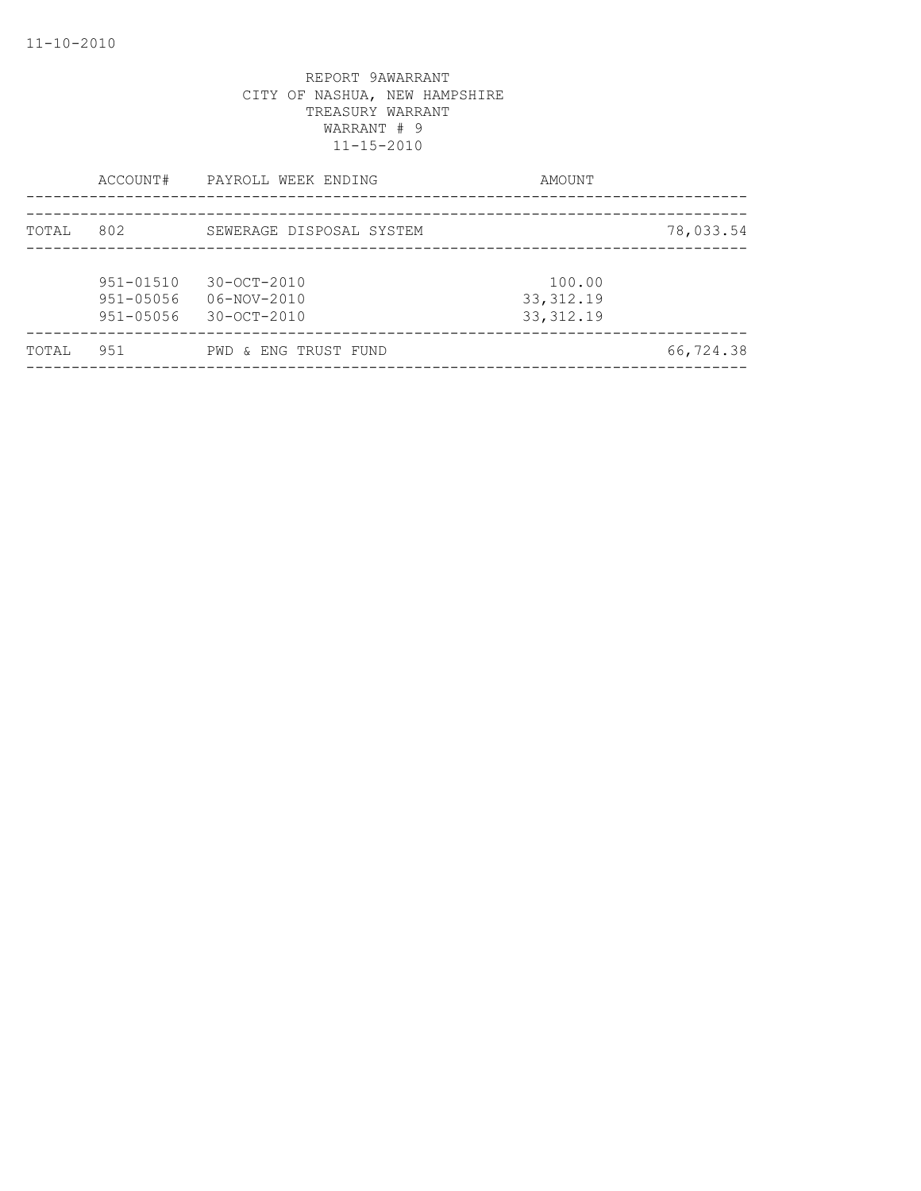REPORT 9AWARRANT
CITY OF NASHUA, NEW HAMPSHIRE
TREASURY WARRANT
WARRANT # 9
11-15-2010

| | ACCOUNT# | PAYROLL WEEK ENDING | AMOUNT | |
|---|---|---|---|---|
| TOTAL | 802 | SEWERAGE DISPOSAL SYSTEM | | 78,033.54 |
| | 951-01510 | 30-OCT-2010 | 100.00 | |
| | 951-05056 | 06-NOV-2010 | 33,312.19 | |
| | 951-05056 | 30-OCT-2010 | 33,312.19 | |
| TOTAL | 951 | PWD & ENG TRUST FUND | | 66,724.38 |